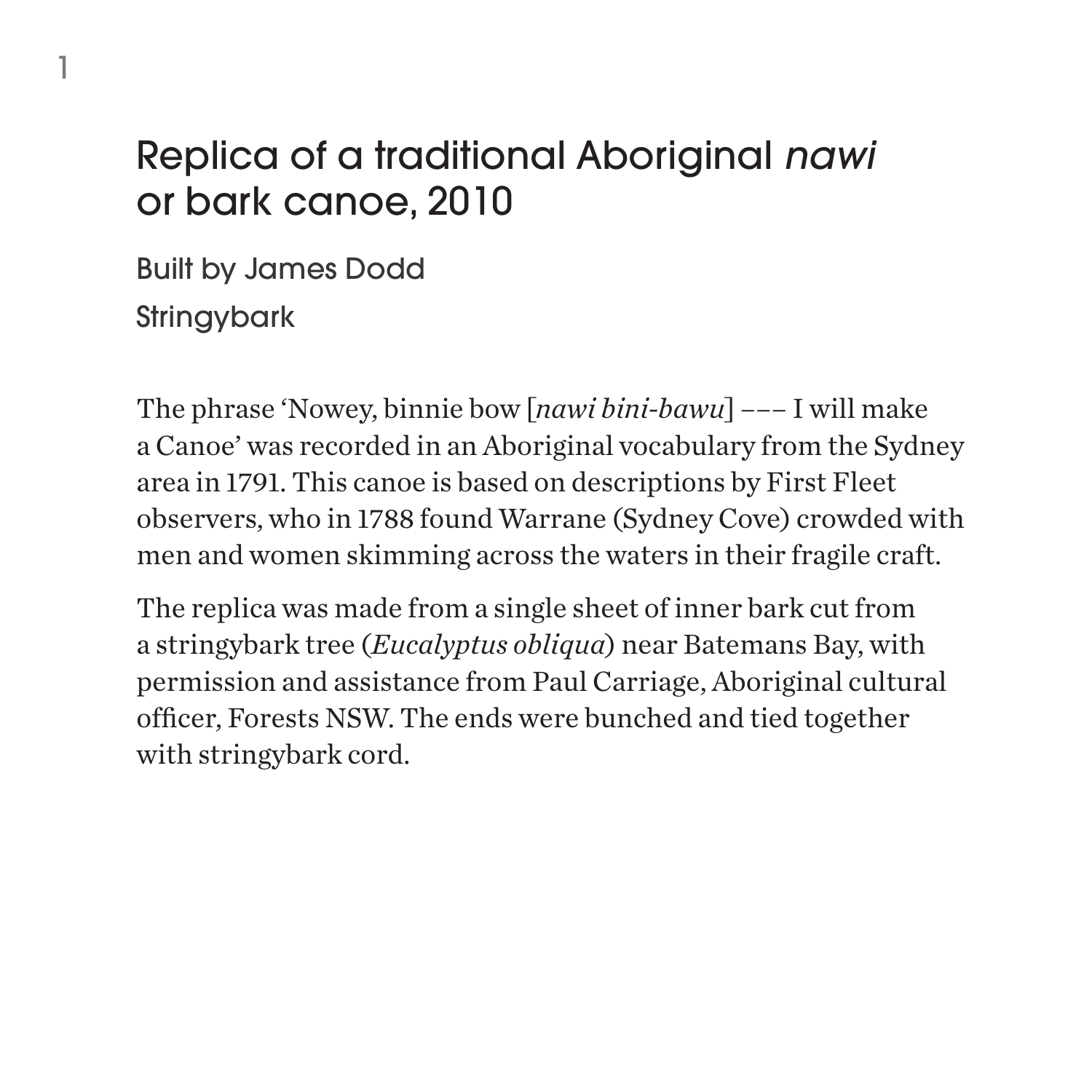# Replica of a traditional Aboriginal *nawi* or bark canoe, 2010

Built by James Dodd

Stringybark

The phrase 'Nowey, binnie bow [*nawi bini-bawu*] ––– I will make a Canoe' was recorded in an Aboriginal vocabulary from the Sydney area in 1791. This canoe is based on descriptions by First Fleet observers, who in 1788 found Warrane (Sydney Cove) crowded with men and women skimming across the waters in their fragile craft.

The replica was made from a single sheet of inner bark cut from a stringybark tree (*Eucalyptus obliqua*) near Batemans Bay, with permission and assistance from Paul Carriage, Aboriginal cultural officer, Forests NSW. The ends were bunched and tied together with stringybark cord.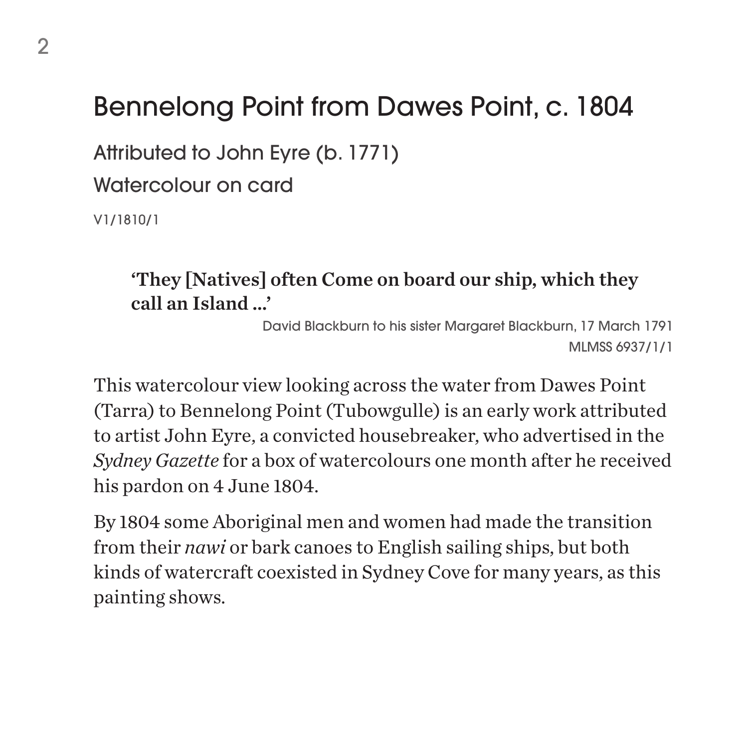# Bennelong Point from Dawes Point, c. 1804

Attributed to John Eyre (b. 1771)

Watercolour on card

V1/1810/1

> **'They [Natives] often Come on board our ship, which they call an Island ...'**
>
> David Blackburn to his sister Margaret Blackburn, 17 March 1791
>
> MLMSS 6937/1/1

This watercolour view looking across the water from Dawes Point (Tarra) to Bennelong Point (Tubowgulle) is an early work attributed to artist John Eyre, a convicted housebreaker, who advertised in the *Sydney Gazette* for a box of watercolours one month after he received his pardon on 4 June 1804.

By 1804 some Aboriginal men and women had made the transition from their *nawi* or bark canoes to English sailing ships, but both kinds of watercraft coexisted in Sydney Cove for many years, as this painting shows.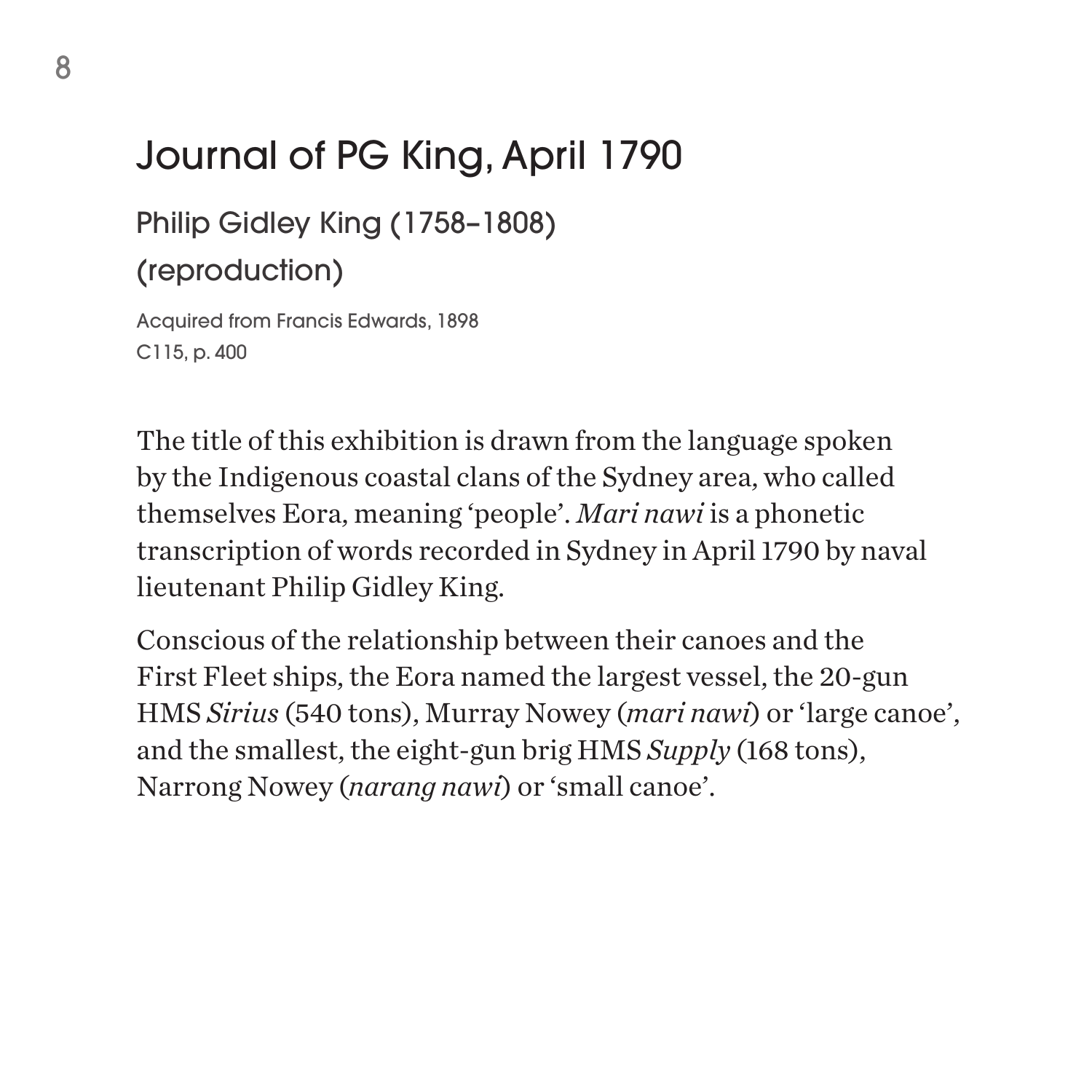# Journal of PG King, April 1790

## Philip Gidley King (1758–1808) (reproduction)

Acquired from Francis Edwards, 1898
C115, p. 400

The title of this exhibition is drawn from the language spoken by the Indigenous coastal clans of the Sydney area, who called themselves Eora, meaning 'people'. *Mari nawi* is a phonetic transcription of words recorded in Sydney in April 1790 by naval lieutenant Philip Gidley King.

Conscious of the relationship between their canoes and the First Fleet ships, the Eora named the largest vessel, the 20-gun HMS *Sirius* (540 tons), Murray Nowey (*mari nawi*) or 'large canoe', and the smallest, the eight-gun brig HMS *Supply* (168 tons), Narrong Nowey (*narang nawi*) or 'small canoe'.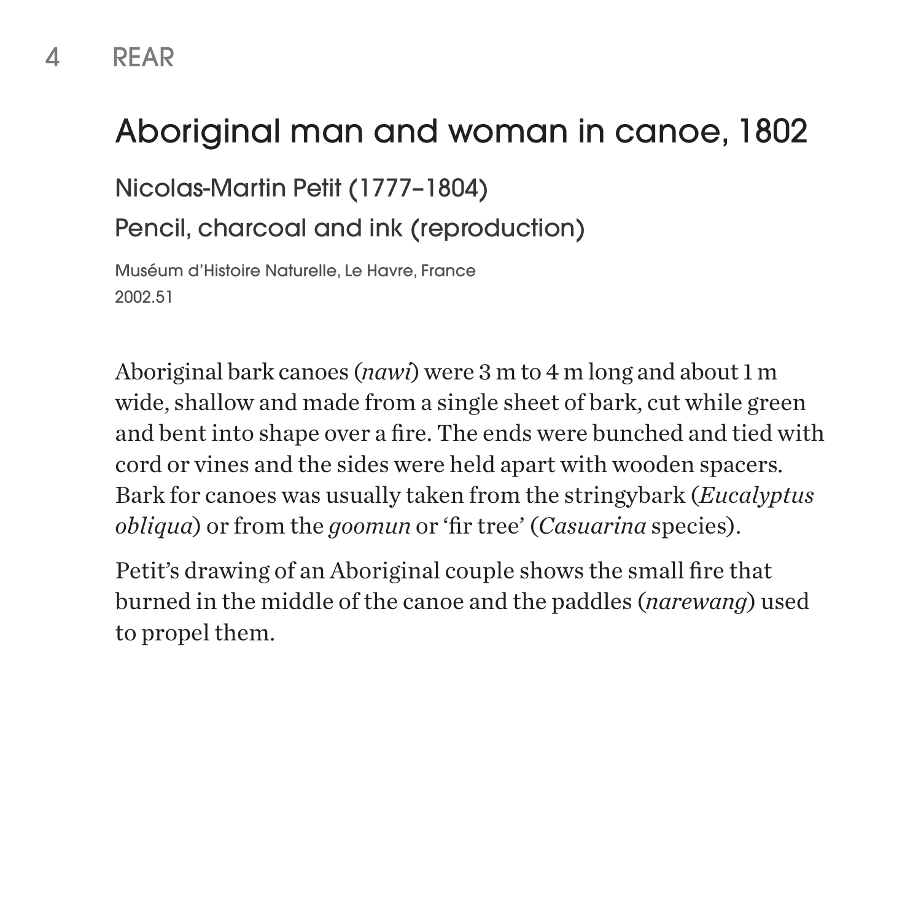# Aboriginal man and woman in canoe, 1802

Nicolas-Martin Petit (1777–1804)

Pencil, charcoal and ink (reproduction)

Muséum d'Histoire Naturelle, Le Havre, France
2002.51

Aboriginal bark canoes (*nawi*) were 3 m to 4 m long and about 1 m wide, shallow and made from a single sheet of bark, cut while green and bent into shape over a fire. The ends were bunched and tied with cord or vines and the sides were held apart with wooden spacers. Bark for canoes was usually taken from the stringybark (*Eucalyptus obliqua*) or from the *goomun* or 'fir tree' (*Casuarina* species).

Petit's drawing of an Aboriginal couple shows the small fire that burned in the middle of the canoe and the paddles (*narewang*) used to propel them.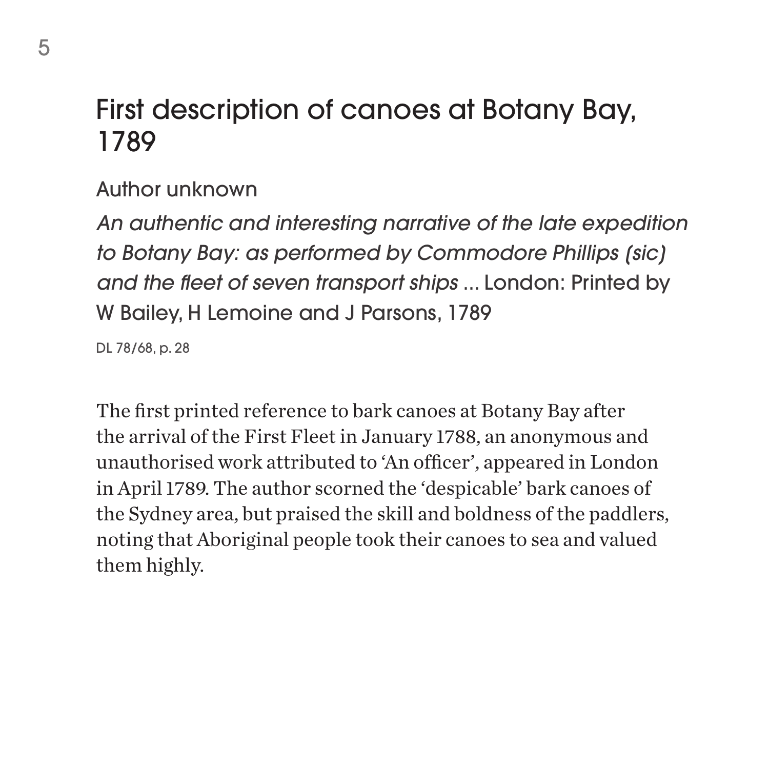## First description of canoes at Botany Bay, 1789

Author unknown

*An authentic and interesting narrative of the late expedition to Botany Bay: as performed by Commodore Phillips (sic) and the fleet of seven transport ships* ... London: Printed by W Bailey, H Lemoine and J Parsons, 1789

DL 78/68, p. 28

The first printed reference to bark canoes at Botany Bay after the arrival of the First Fleet in January 1788, an anonymous and unauthorised work attributed to 'An officer', appeared in London in April 1789. The author scorned the 'despicable' bark canoes of the Sydney area, but praised the skill and boldness of the paddlers, noting that Aboriginal people took their canoes to sea and valued them highly.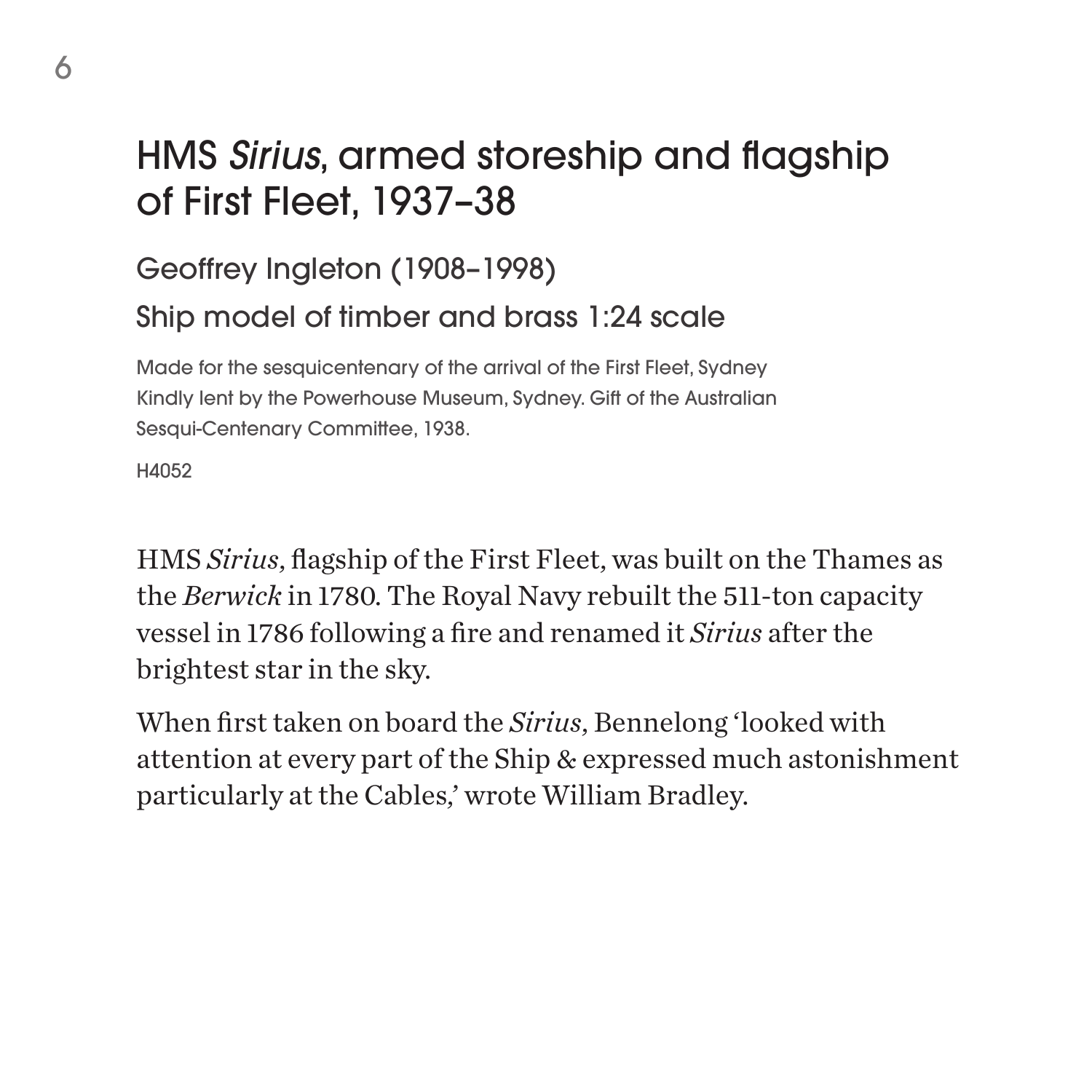# HMS *Sirius*, armed storeship and flagship of First Fleet, 1937–38

## Geoffrey Ingleton (1908–1998)

## Ship model of timber and brass 1:24 scale

Made for the sesquicentenary of the arrival of the First Fleet, Sydney
Kindly lent by the Powerhouse Museum, Sydney. Gift of the Australian Sesqui-Centenary Committee, 1938.

H4052

HMS *Sirius*, flagship of the First Fleet, was built on the Thames as the *Berwick* in 1780. The Royal Navy rebuilt the 511-ton capacity vessel in 1786 following a fire and renamed it *Sirius* after the brightest star in the sky.

When first taken on board the *Sirius*, Bennelong 'looked with attention at every part of the Ship & expressed much astonishment particularly at the Cables,' wrote William Bradley.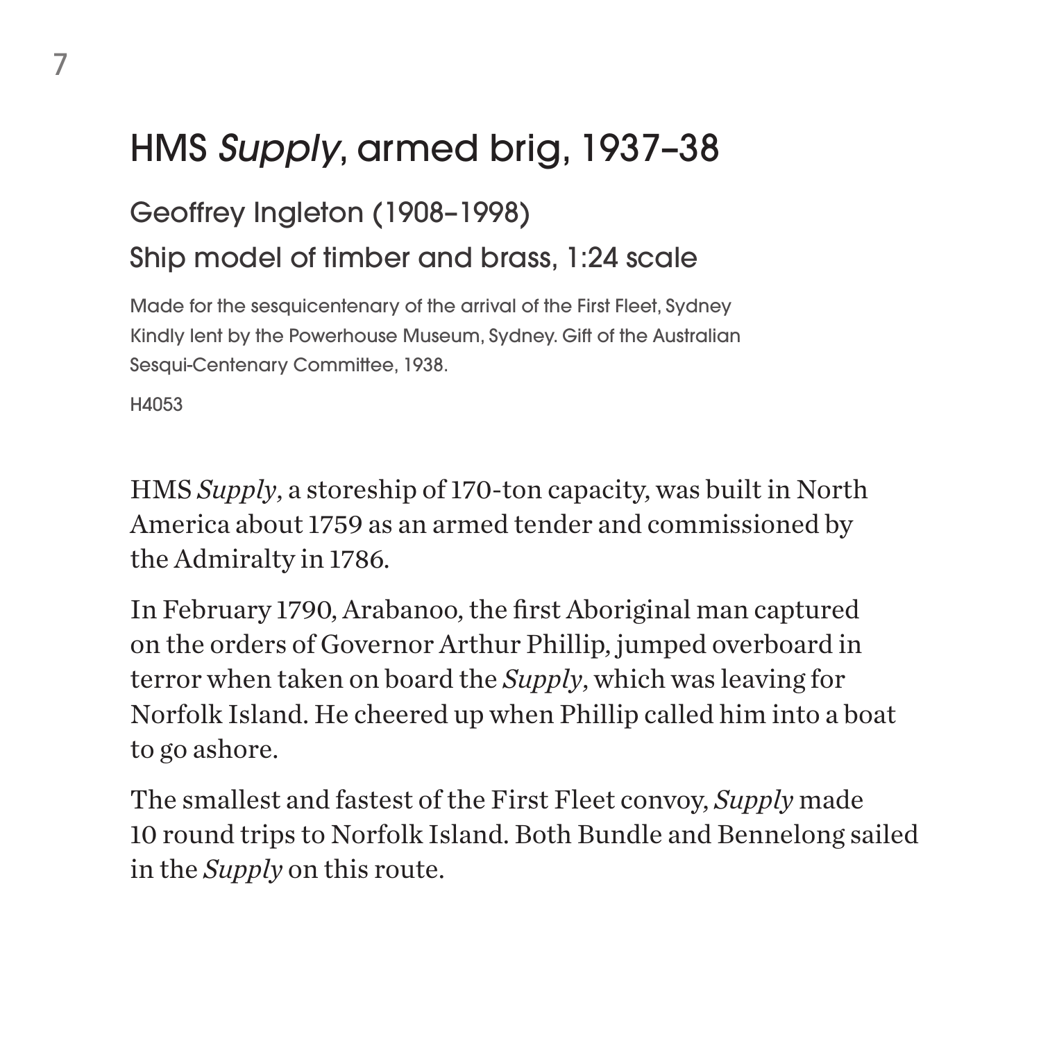# HMS *Supply*, armed brig, 1937–38

## Geoffrey Ingleton (1908–1998)

## Ship model of timber and brass, 1:24 scale

Made for the sesquicentenary of the arrival of the First Fleet, Sydney
Kindly lent by the Powerhouse Museum, Sydney. Gift of the Australian Sesqui-Centenary Committee, 1938.

H4053

HMS *Supply*, a storeship of 170-ton capacity, was built in North America about 1759 as an armed tender and commissioned by the Admiralty in 1786.

In February 1790, Arabanoo, the first Aboriginal man captured on the orders of Governor Arthur Phillip, jumped overboard in terror when taken on board the *Supply*, which was leaving for Norfolk Island. He cheered up when Phillip called him into a boat to go ashore.

The smallest and fastest of the First Fleet convoy, *Supply* made 10 round trips to Norfolk Island. Both Bundle and Bennelong sailed in the *Supply* on this route.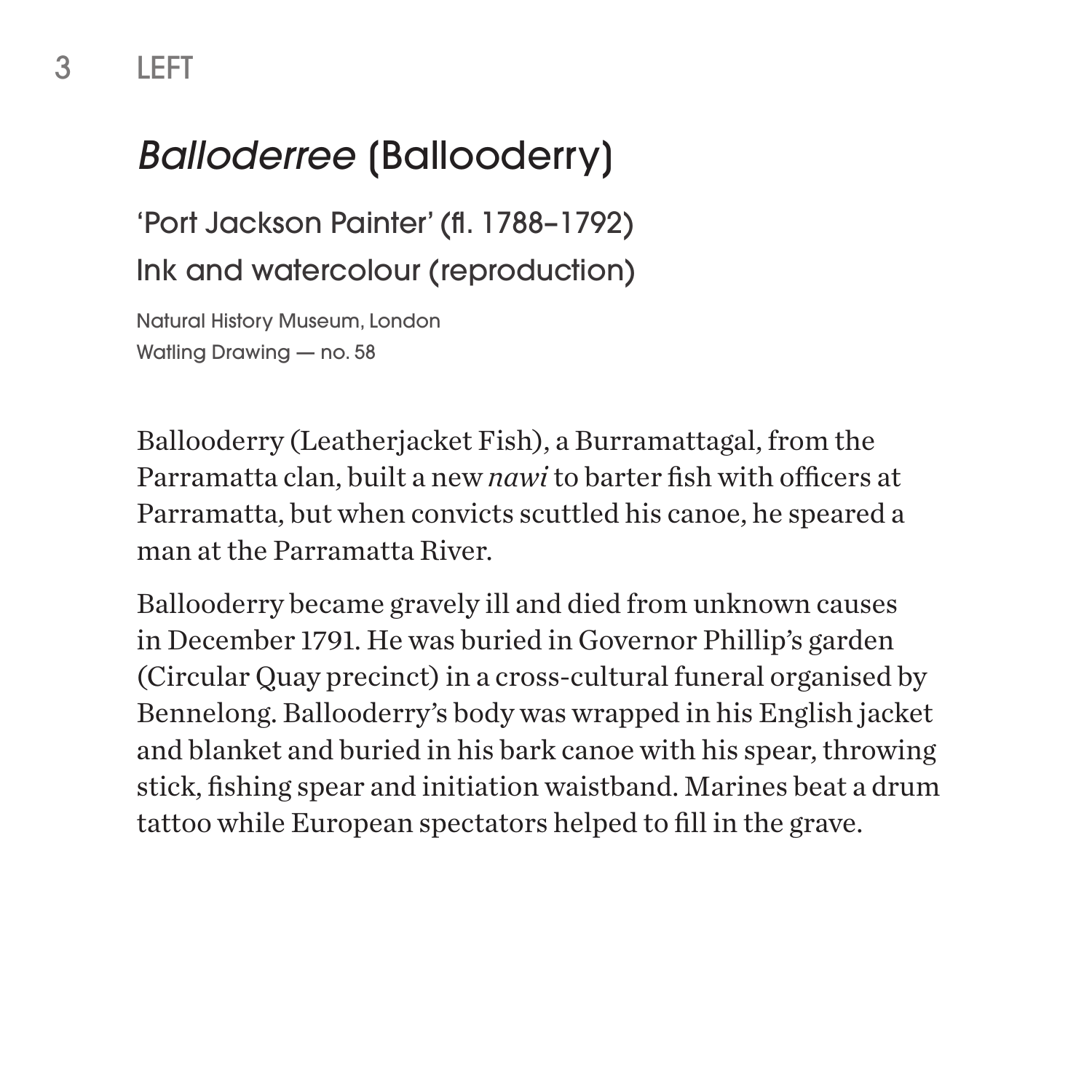3 LEFT

# *Balloderree* (Ballooderry)

'Port Jackson Painter' (fl. 1788–1792)

Ink and watercolour (reproduction)

Natural History Museum, London
Watling Drawing — no. 58

Ballooderry (Leatherjacket Fish), a Burramattagal, from the Parramatta clan, built a new *nawi* to barter fish with officers at Parramatta, but when convicts scuttled his canoe, he speared a man at the Parramatta River.

Ballooderry became gravely ill and died from unknown causes in December 1791. He was buried in Governor Phillip's garden (Circular Quay precinct) in a cross-cultural funeral organised by Bennelong. Ballooderry's body was wrapped in his English jacket and blanket and buried in his bark canoe with his spear, throwing stick, fishing spear and initiation waistband. Marines beat a drum tattoo while European spectators helped to fill in the grave.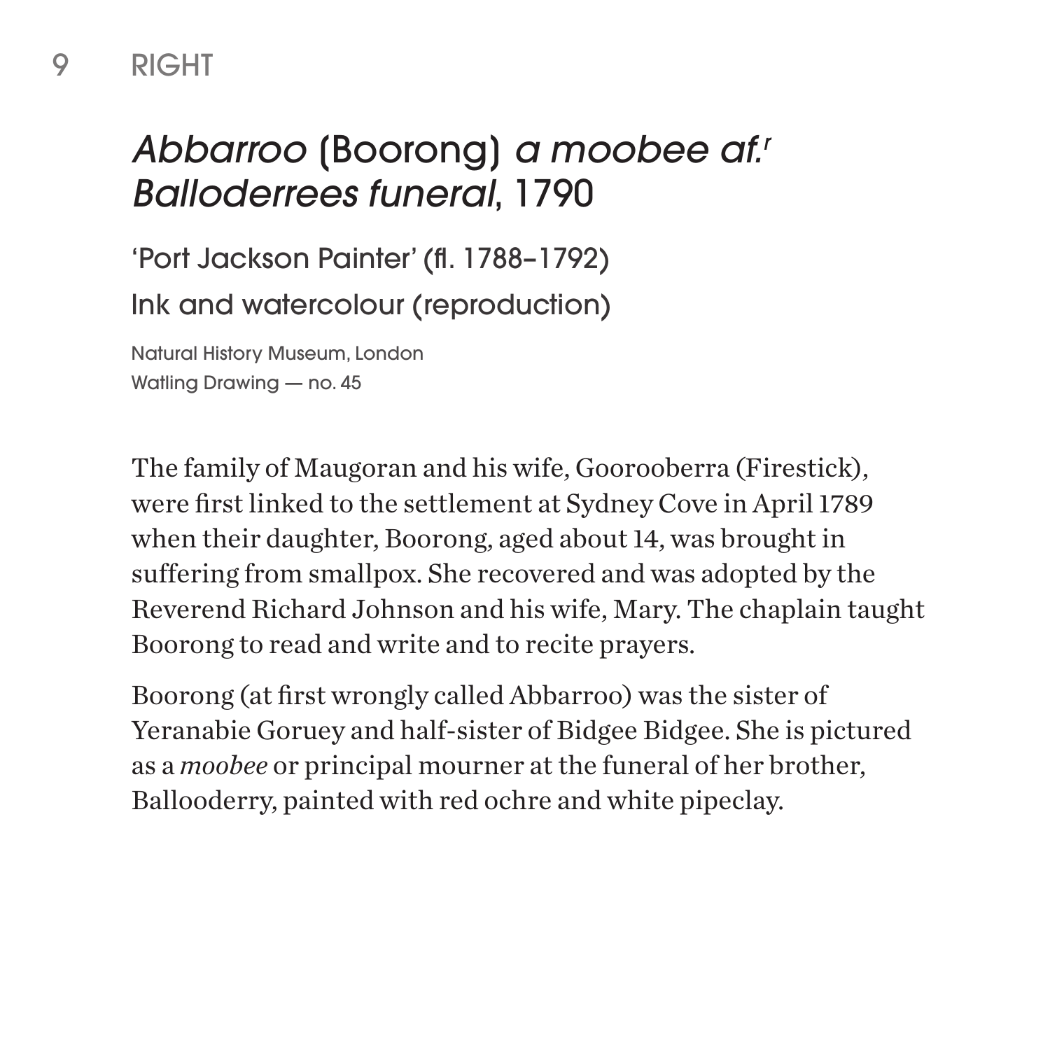9 RIGHT

## *Abbarroo* (Boorong) *a moobee af.ʳ Balloderrees funeral*, 1790

'Port Jackson Painter' (fl. 1788–1792)

Ink and watercolour (reproduction)

Natural History Museum, London
Watling Drawing — no. 45

The family of Maugoran and his wife, Gooroobera (Firestick), were first linked to the settlement at Sydney Cove in April 1789 when their daughter, Boorong, aged about 14, was brought in suffering from smallpox. She recovered and was adopted by the Reverend Richard Johnson and his wife, Mary. The chaplain taught Boorong to read and write and to recite prayers.

Boorong (at first wrongly called Abbarroo) was the sister of Yeranabie Goruey and half-sister of Bidgee Bidgee. She is pictured as a *moobee* or principal mourner at the funeral of her brother, Ballooderry, painted with red ochre and white pipeclay.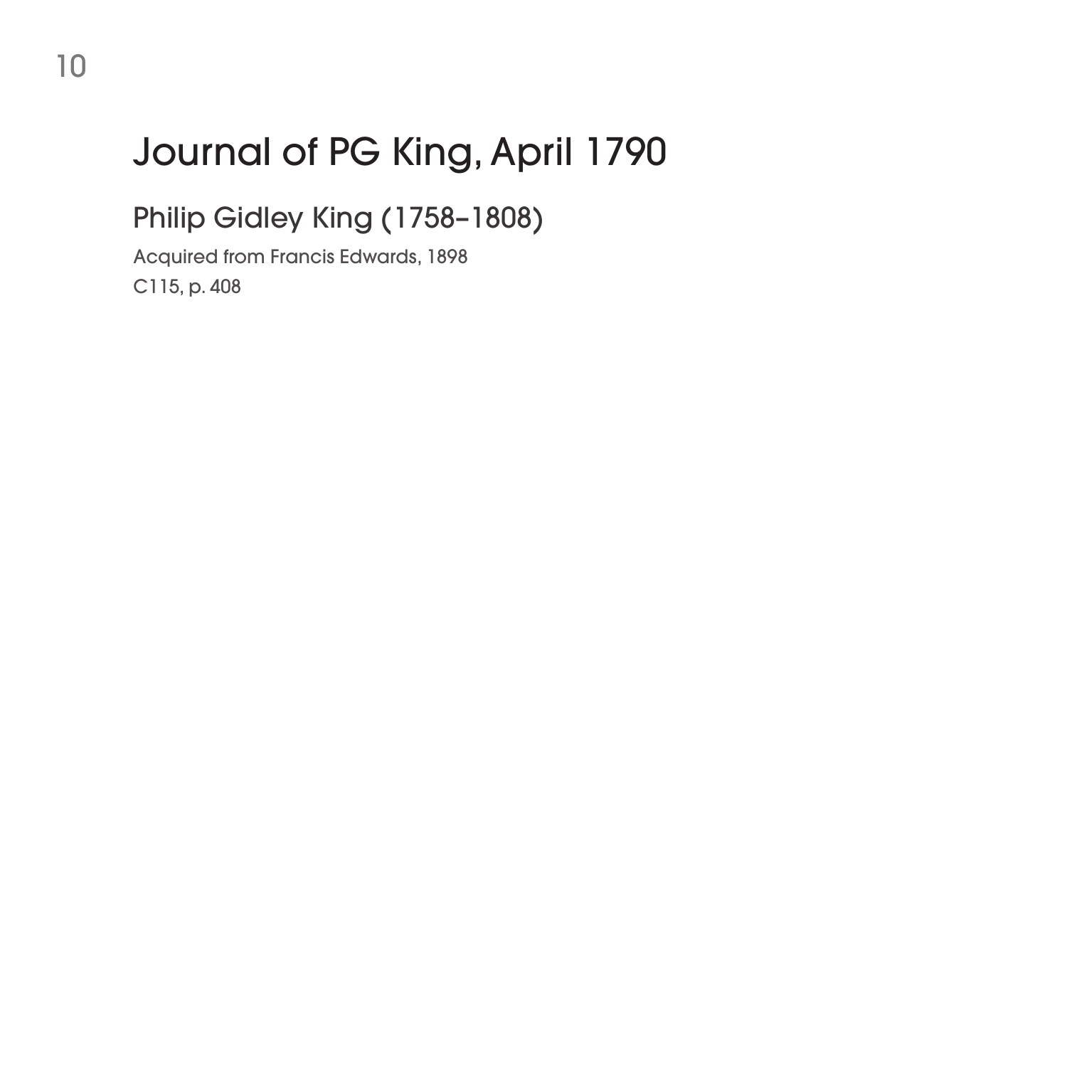# Journal of PG King, April 1790

## Philip Gidley King (1758–1808)

Acquired from Francis Edwards, 1898

C115, p. 408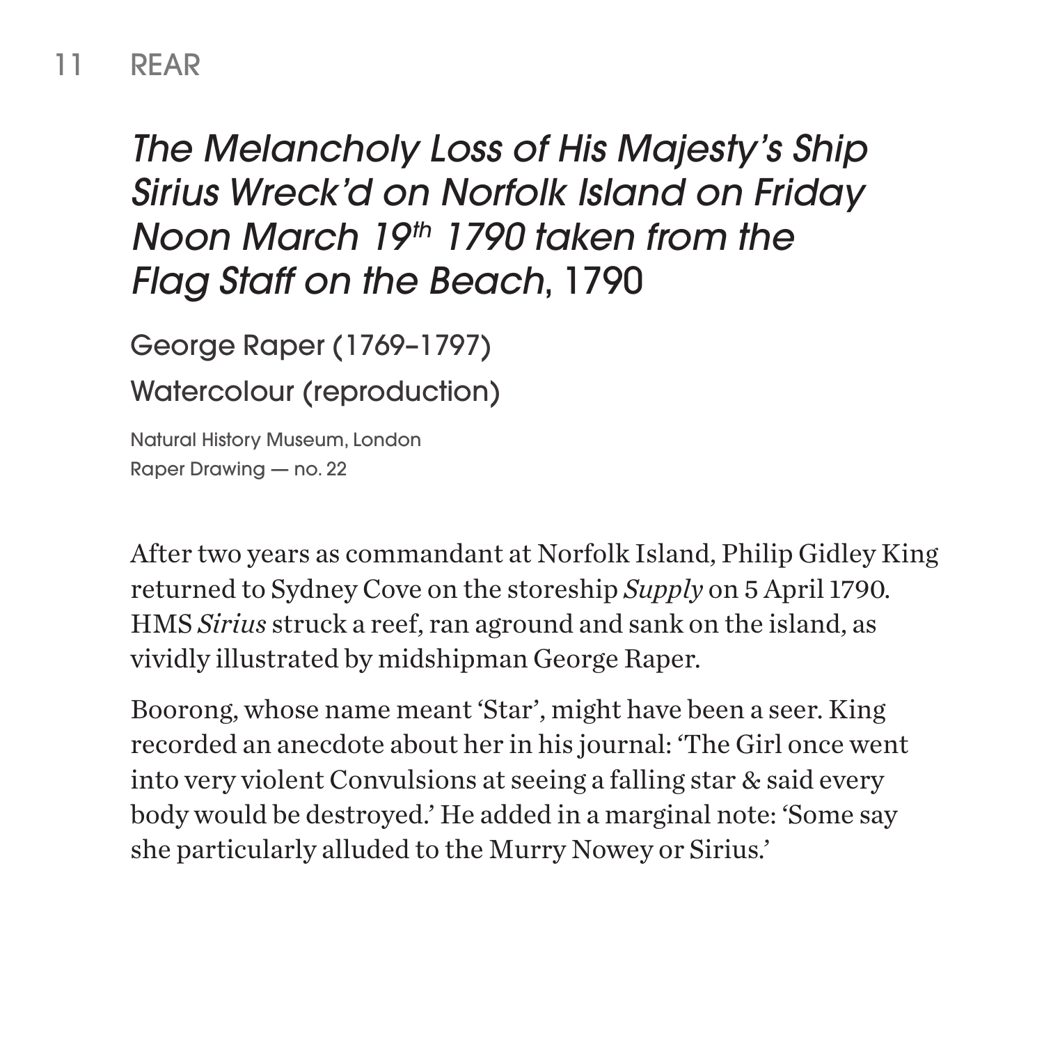## 11 REAR

# *The Melancholy Loss of His Majesty's Ship Sirius Wreck'd on Norfolk Island on Friday Noon March 19th 1790 taken from the Flag Staff on the Beach*, 1790

George Raper (1769–1797)

Watercolour (reproduction)

Natural History Museum, London
Raper Drawing — no. 22

After two years as commandant at Norfolk Island, Philip Gidley King returned to Sydney Cove on the storeship *Supply* on 5 April 1790. HMS *Sirius* struck a reef, ran aground and sank on the island, as vividly illustrated by midshipman George Raper.

Boorong, whose name meant 'Star', might have been a seer. King recorded an anecdote about her in his journal: 'The Girl once went into very violent Convulsions at seeing a falling star & said every body would be destroyed.' He added in a marginal note: 'Some say she particularly alluded to the Murry Nowey or Sirius.'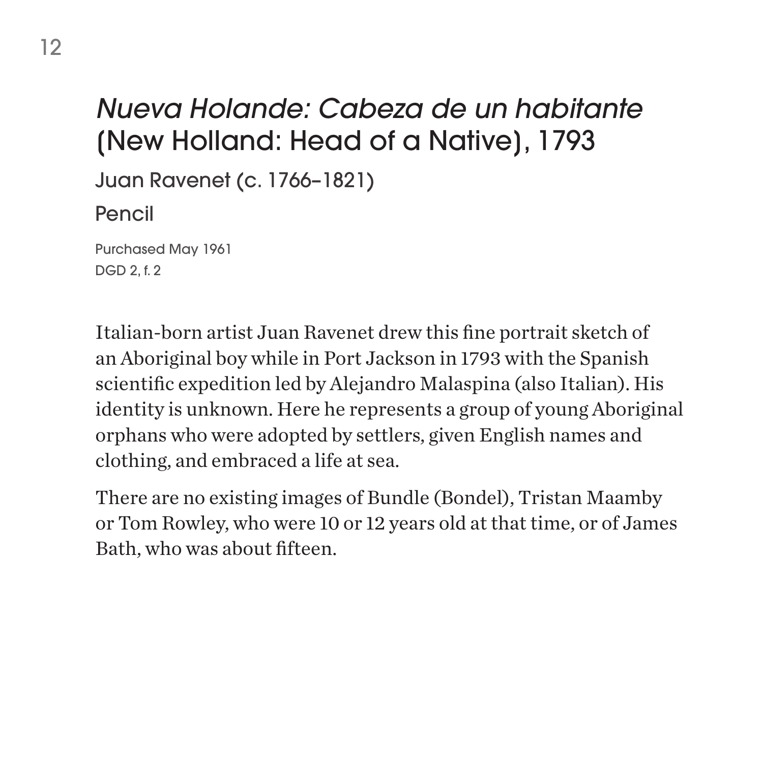## *Nueva Holande: Cabeza de un habitante* (New Holland: Head of a Native), 1793

Juan Ravenet (c. 1766–1821)

Pencil

Purchased May 1961
DGD 2, f. 2

Italian-born artist Juan Ravenet drew this fine portrait sketch of an Aboriginal boy while in Port Jackson in 1793 with the Spanish scientific expedition led by Alejandro Malaspina (also Italian). His identity is unknown. Here he represents a group of young Aboriginal orphans who were adopted by settlers, given English names and clothing, and embraced a life at sea.

There are no existing images of Bundle (Bondel), Tristan Maamby or Tom Rowley, who were 10 or 12 years old at that time, or of James Bath, who was about fifteen.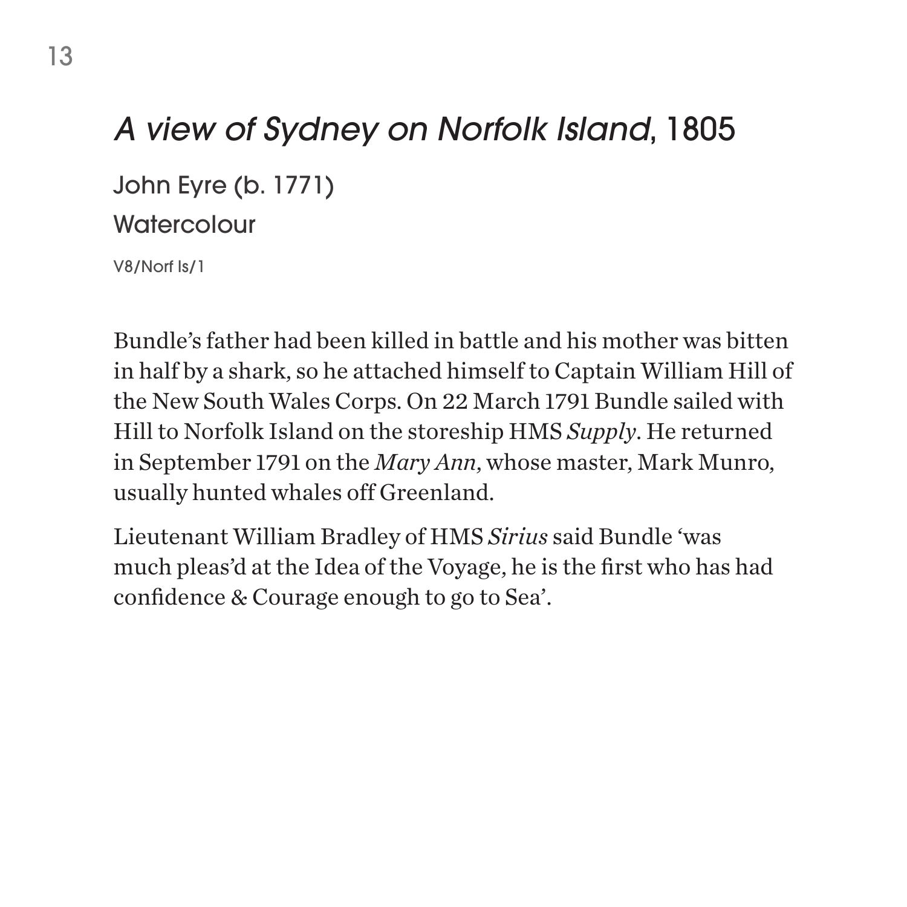## *A view of Sydney on Norfolk Island*, 1805

John Eyre (b. 1771)

Watercolour

V8/Norf Is/1

Bundle's father had been killed in battle and his mother was bitten in half by a shark, so he attached himself to Captain William Hill of the New South Wales Corps. On 22 March 1791 Bundle sailed with Hill to Norfolk Island on the storeship HMS *Supply*. He returned in September 1791 on the *Mary Ann*, whose master, Mark Munro, usually hunted whales off Greenland.

Lieutenant William Bradley of HMS *Sirius* said Bundle 'was much pleas'd at the Idea of the Voyage, he is the first who has had confidence & Courage enough to go to Sea'.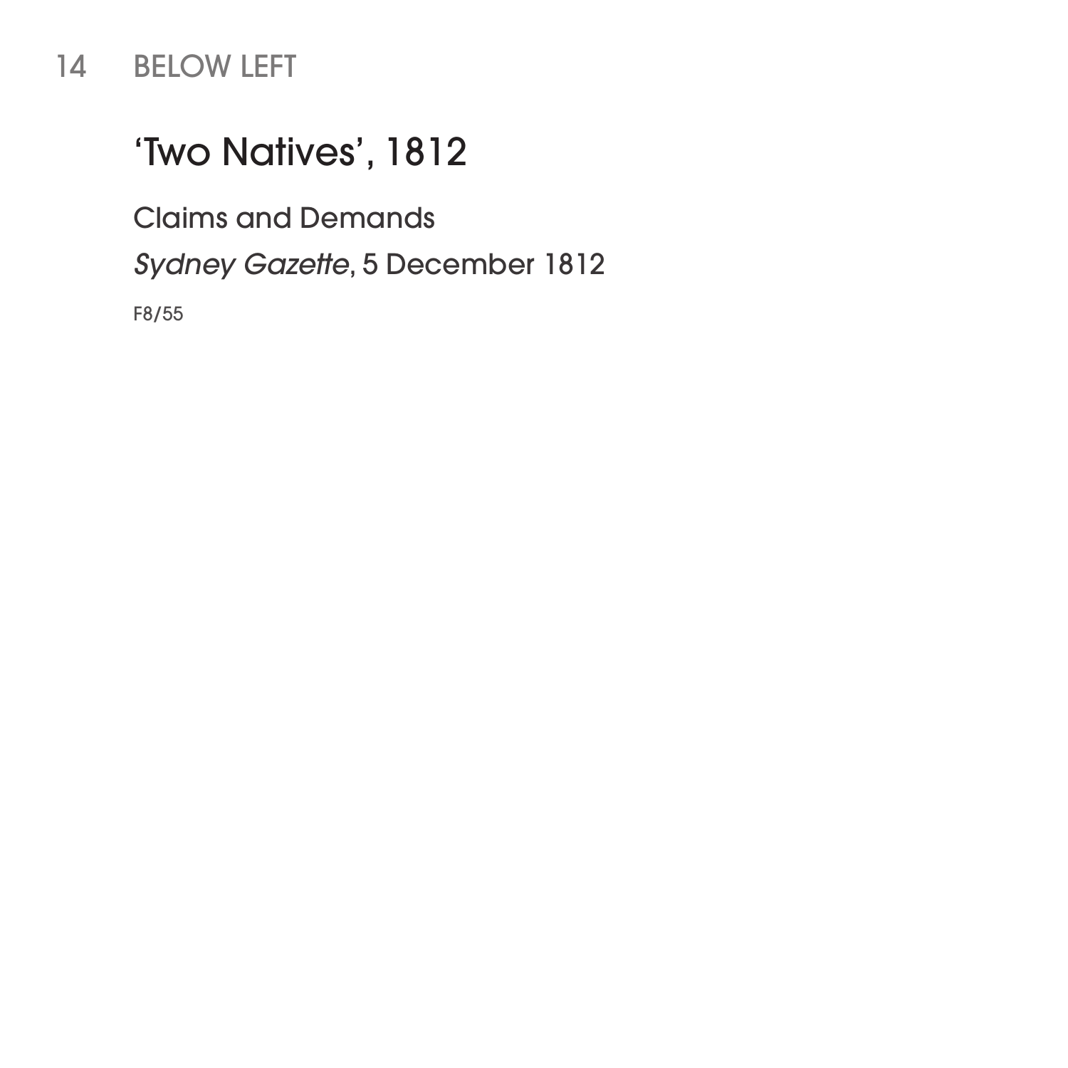14 BELOW LEFT

## 'Two Natives', 1812

Claims and Demands

*Sydney Gazette*, 5 December 1812

F8/55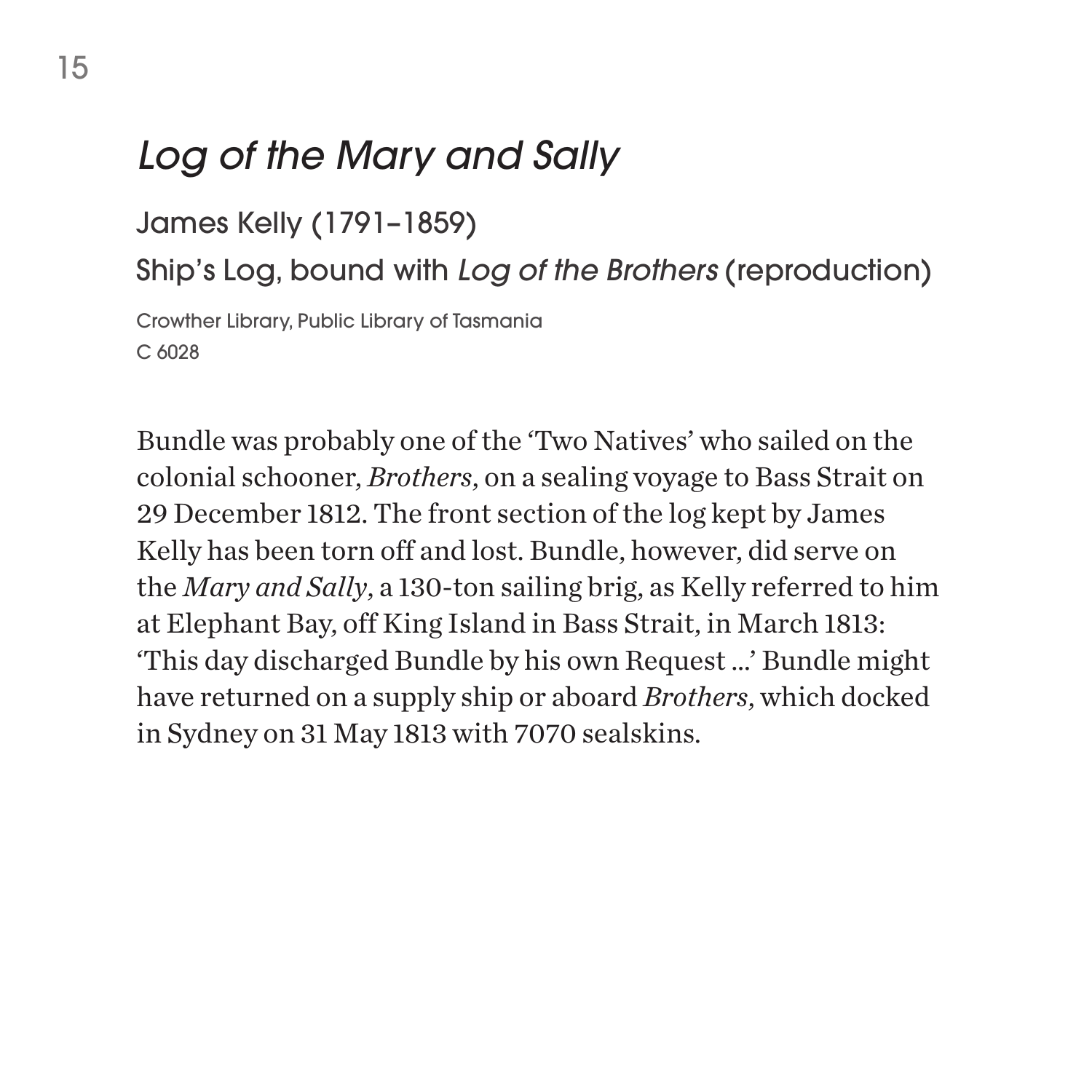# *Log of the Mary and Sally*

James Kelly (1791–1859)

Ship's Log, bound with *Log of the Brothers* (reproduction)

Crowther Library, Public Library of Tasmania
C 6028

Bundle was probably one of the 'Two Natives' who sailed on the colonial schooner, *Brothers,* on a sealing voyage to Bass Strait on 29 December 1812. The front section of the log kept by James Kelly has been torn off and lost. Bundle, however, did serve on the *Mary and Sally,* a 130-ton sailing brig, as Kelly referred to him at Elephant Bay, off King Island in Bass Strait, in March 1813: 'This day discharged Bundle by his own Request ...' Bundle might have returned on a supply ship or aboard *Brothers,* which docked in Sydney on 31 May 1813 with 7070 sealskins.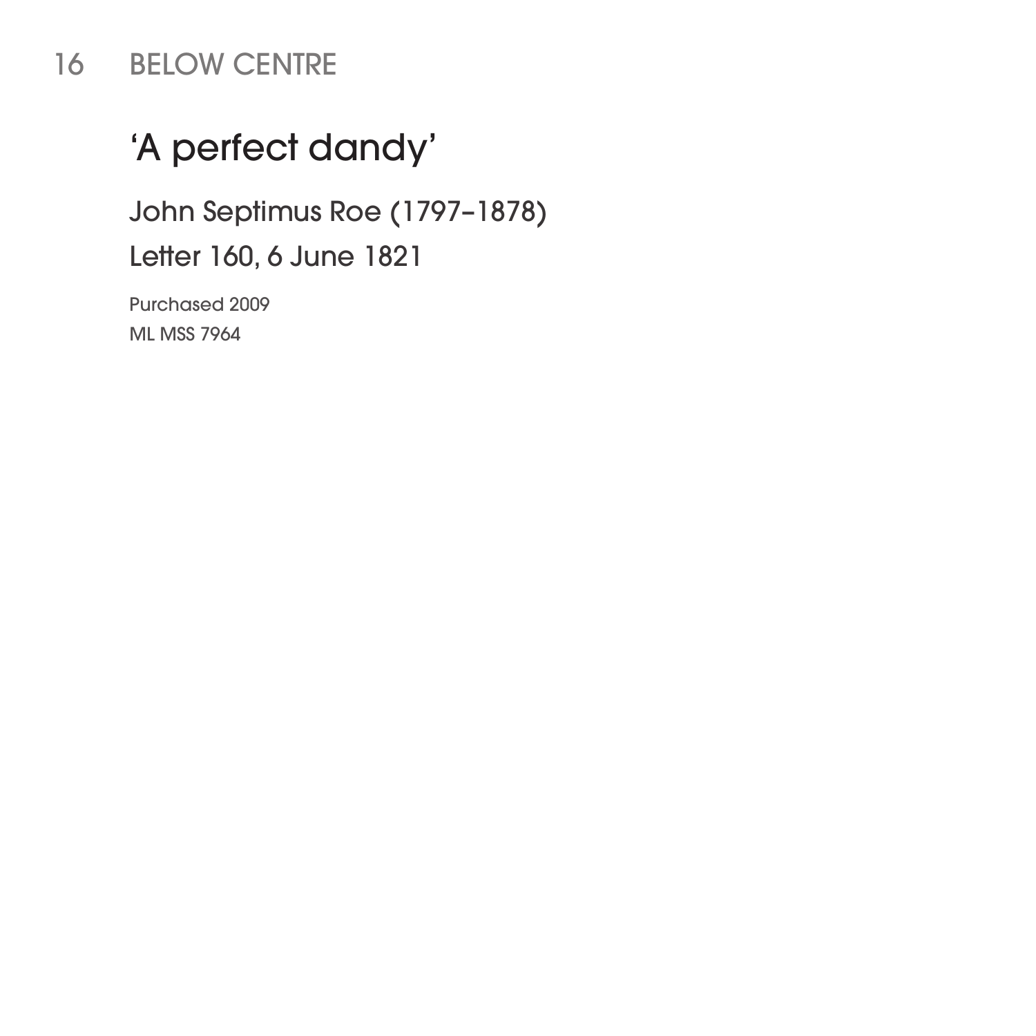# 'A perfect dandy'

John Septimus Roe (1797–1878)

Letter 160, 6 June 1821

Purchased 2009
ML MSS 7964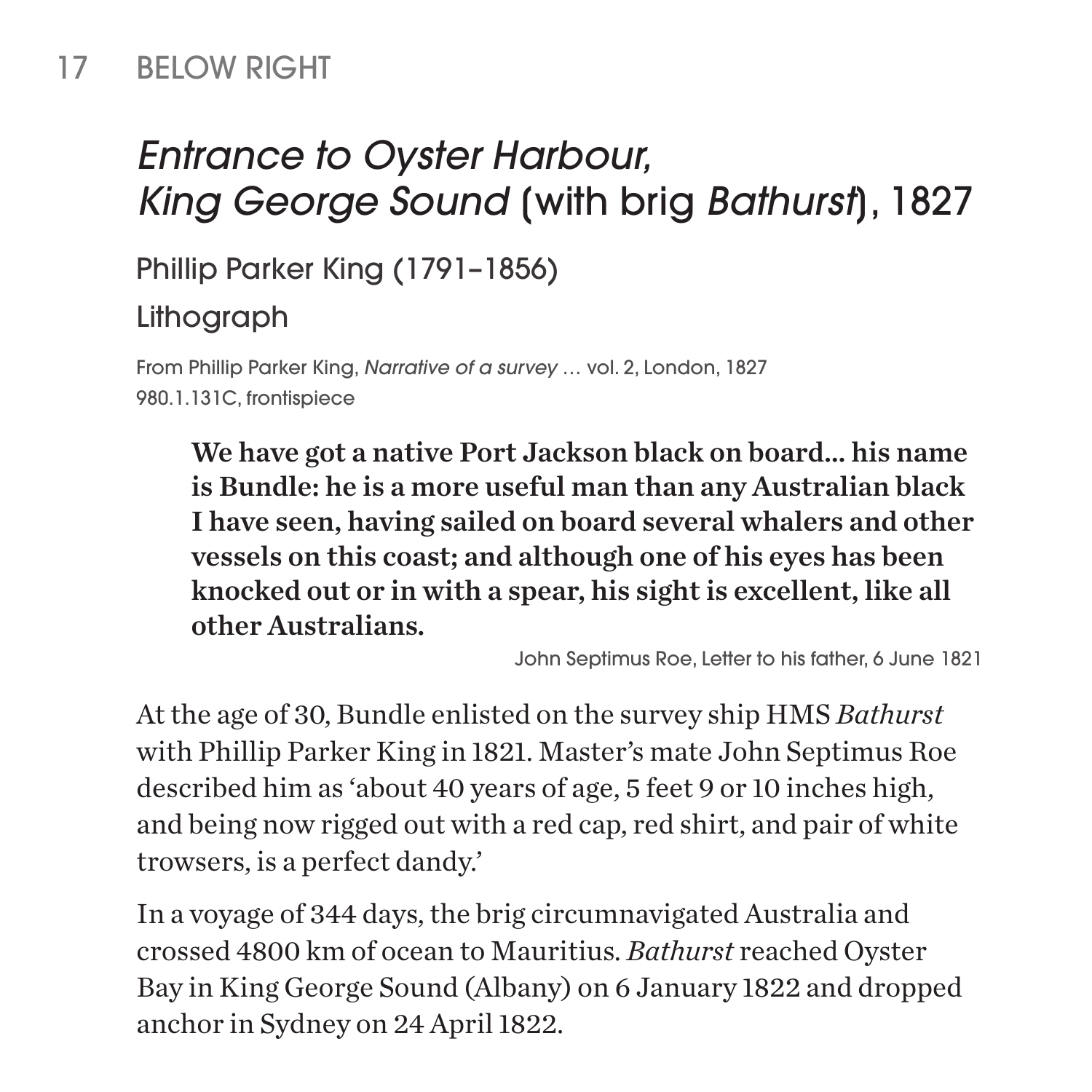17 BELOW RIGHT

# *Entrance to Oyster Harbour, King George Sound* (with brig *Bathurst*), 1827

Phillip Parker King (1791–1856)

Lithograph

From Phillip Parker King, *Narrative of a survey* … vol. 2, London, 1827
980.1.131C, frontispiece

> **We have got a native Port Jackson black on board… his name is Bundle: he is a more useful man than any Australian black I have seen, having sailed on board several whalers and other vessels on this coast; and although one of his eyes has been knocked out or in with a spear, his sight is excellent, like all other Australians.**
>
> John Septimus Roe, Letter to his father, 6 June 1821

At the age of 30, Bundle enlisted on the survey ship HMS *Bathurst* with Phillip Parker King in 1821. Master's mate John Septimus Roe described him as 'about 40 years of age, 5 feet 9 or 10 inches high, and being now rigged out with a red cap, red shirt, and pair of white trowsers, is a perfect dandy.'

In a voyage of 344 days, the brig circumnavigated Australia and crossed 4800 km of ocean to Mauritius. *Bathurst* reached Oyster Bay in King George Sound (Albany) on 6 January 1822 and dropped anchor in Sydney on 24 April 1822.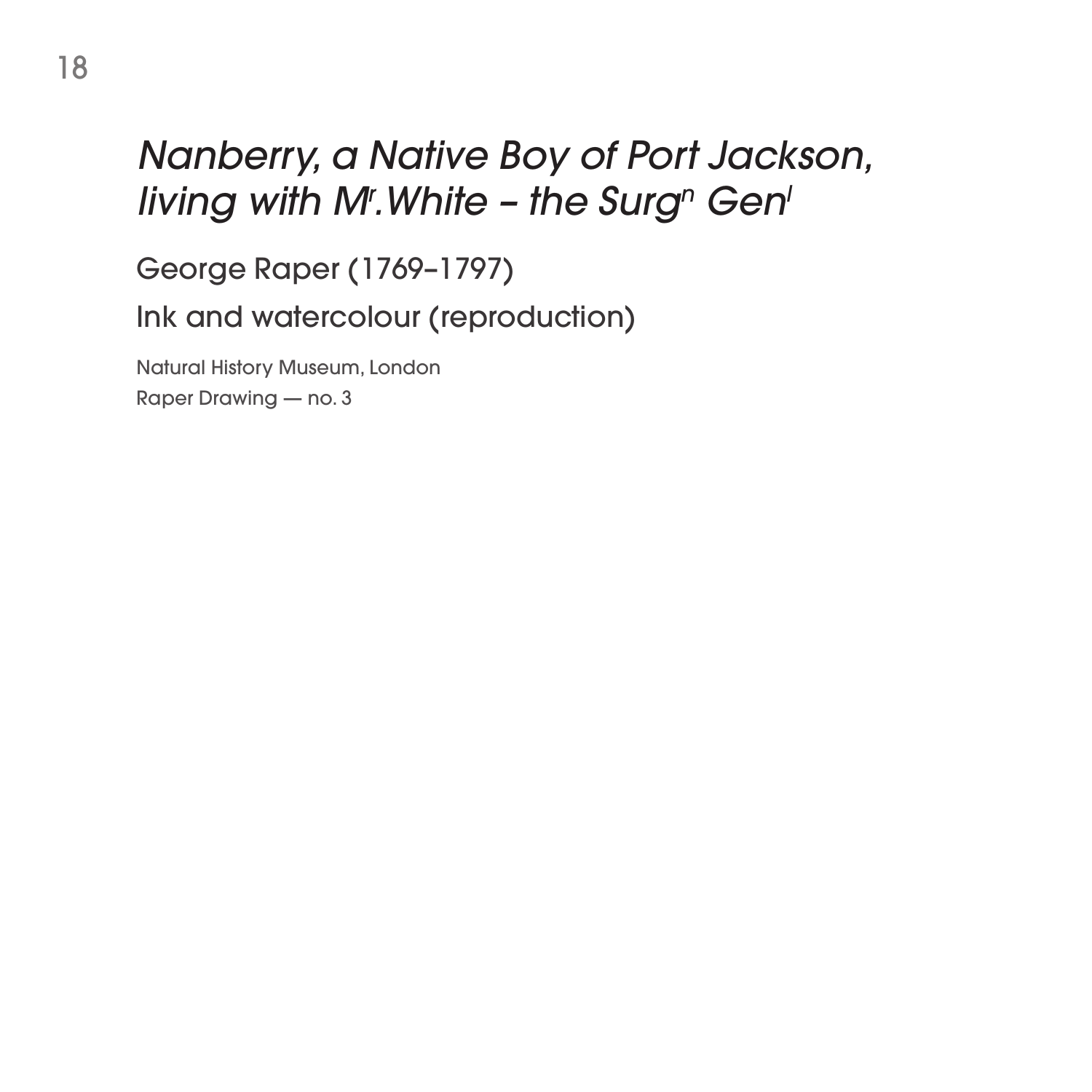# *Nanberry, a Native Boy of Port Jackson, living with Mr.White – the Surgn Genl*

George Raper (1769–1797)

Ink and watercolour (reproduction)

Natural History Museum, London
Raper Drawing — no. 3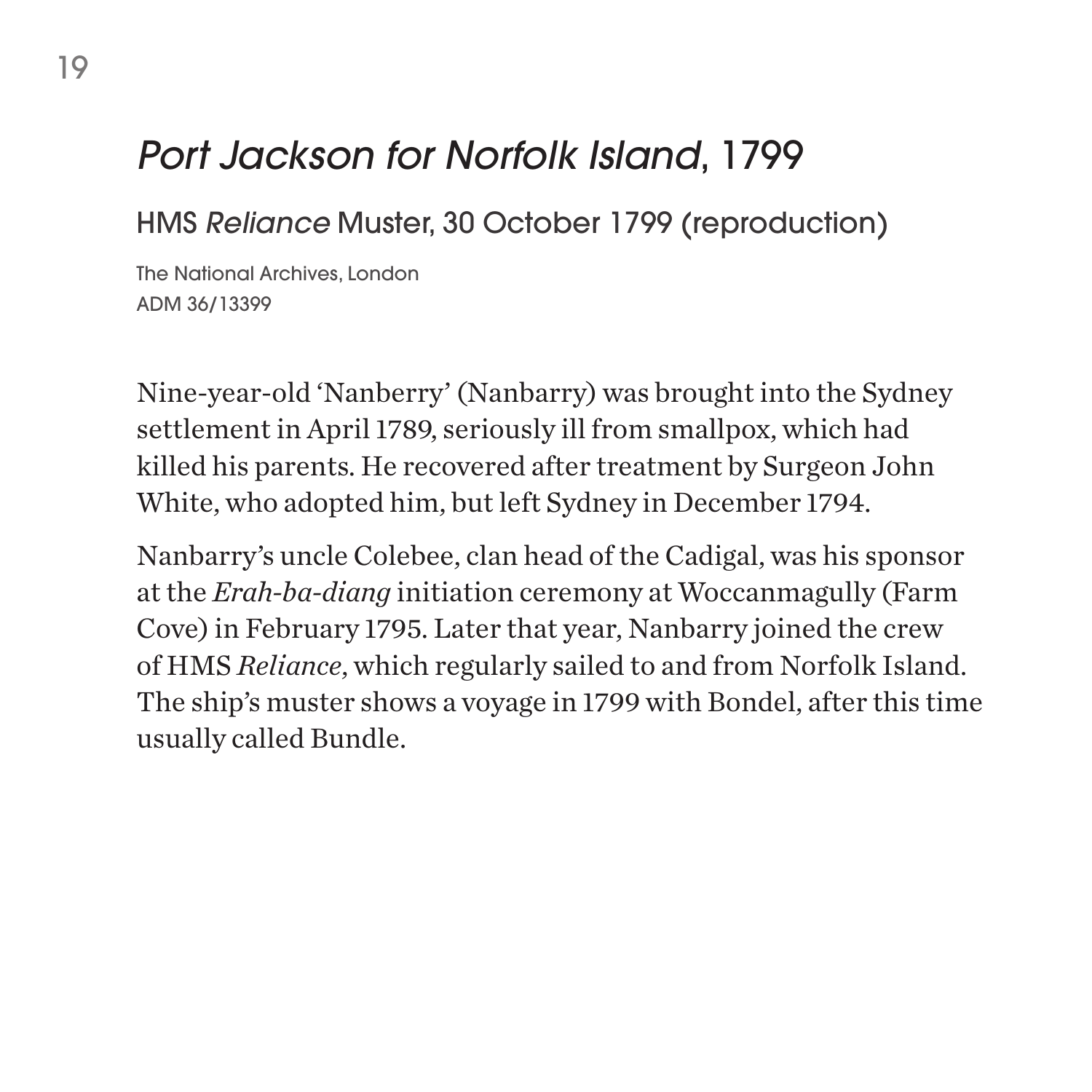# *Port Jackson for Norfolk Island*, 1799

## HMS *Reliance* Muster, 30 October 1799 (reproduction)

The National Archives, London
ADM 36/13399

Nine-year-old 'Nanberry' (Nanbarry) was brought into the Sydney settlement in April 1789, seriously ill from smallpox, which had killed his parents. He recovered after treatment by Surgeon John White, who adopted him, but left Sydney in December 1794.

Nanbarry's uncle Colebee, clan head of the Cadigal, was his sponsor at the *Erah-ba-diang* initiation ceremony at Woccanmagully (Farm Cove) in February 1795. Later that year, Nanbarry joined the crew of HMS *Reliance*, which regularly sailed to and from Norfolk Island. The ship's muster shows a voyage in 1799 with Bondel, after this time usually called Bundle.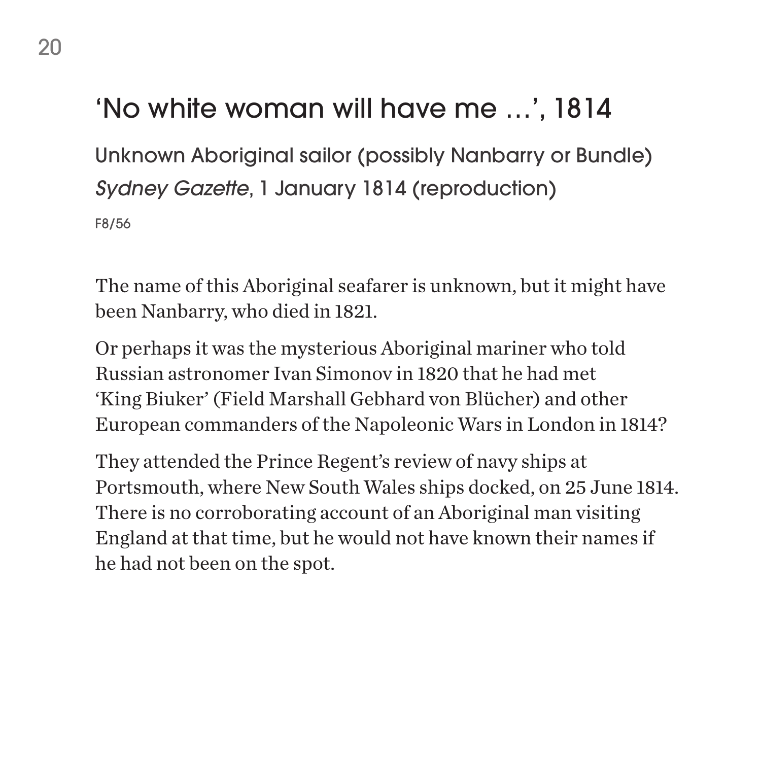## 'No white woman will have me …', 1814

Unknown Aboriginal sailor (possibly Nanbarry or Bundle)
*Sydney Gazette*, 1 January 1814 (reproduction)

F8/56

The name of this Aboriginal seafarer is unknown, but it might have been Nanbarry, who died in 1821.

Or perhaps it was the mysterious Aboriginal mariner who told Russian astronomer Ivan Simonov in 1820 that he had met 'King Biuker' (Field Marshall Gebhard von Blücher) and other European commanders of the Napoleonic Wars in London in 1814?

They attended the Prince Regent's review of navy ships at Portsmouth, where New South Wales ships docked, on 25 June 1814. There is no corroborating account of an Aboriginal man visiting England at that time, but he would not have known their names if he had not been on the spot.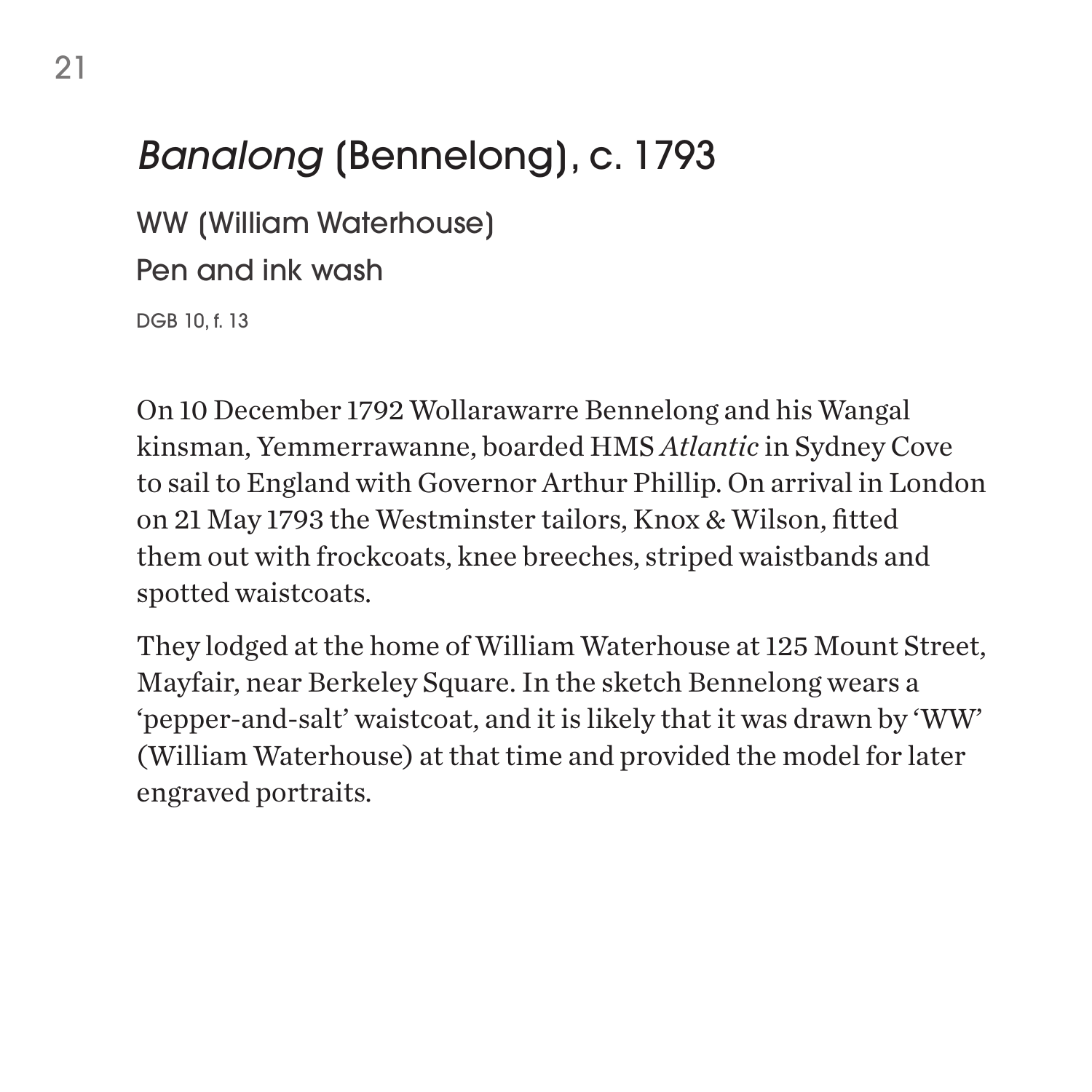## *Banalong* (Bennelong), c. 1793

WW (William Waterhouse)

Pen and ink wash

DGB 10, f. 13

On 10 December 1792 Wollarawarre Bennelong and his Wangal kinsman, Yemmerrawanne, boarded HMS *Atlantic* in Sydney Cove to sail to England with Governor Arthur Phillip. On arrival in London on 21 May 1793 the Westminster tailors, Knox & Wilson, fitted them out with frockcoats, knee breeches, striped waistbands and spotted waistcoats.

They lodged at the home of William Waterhouse at 125 Mount Street, Mayfair, near Berkeley Square. In the sketch Bennelong wears a 'pepper-and-salt' waistcoat, and it is likely that it was drawn by 'WW' (William Waterhouse) at that time and provided the model for later engraved portraits.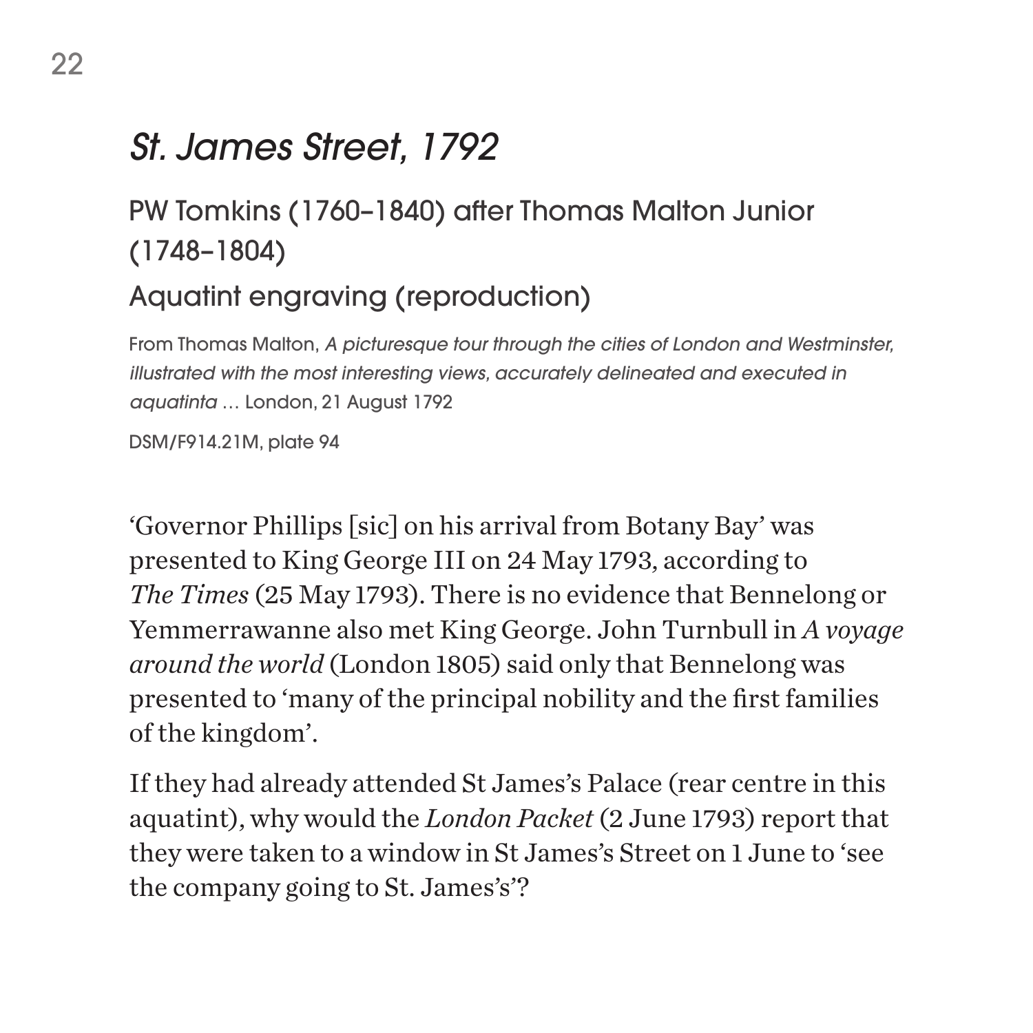## *St. James Street, 1792*

### PW Tomkins (1760–1840) after Thomas Malton Junior (1748–1804)

### Aquatint engraving (reproduction)

From Thomas Malton, *A picturesque tour through the cities of London and Westminster, illustrated with the most interesting views, accurately delineated and executed in aquatinta* … London, 21 August 1792

DSM/F914.21M, plate 94

'Governor Phillips [sic] on his arrival from Botany Bay' was presented to King George III on 24 May 1793, according to *The Times* (25 May 1793). There is no evidence that Bennelong or Yemmerrawanne also met King George. John Turnbull in *A voyage around the world* (London 1805) said only that Bennelong was presented to 'many of the principal nobility and the first families of the kingdom'.

If they had already attended St James's Palace (rear centre in this aquatint), why would the *London Packet* (2 June 1793) report that they were taken to a window in St James's Street on 1 June to 'see the company going to St. James's'?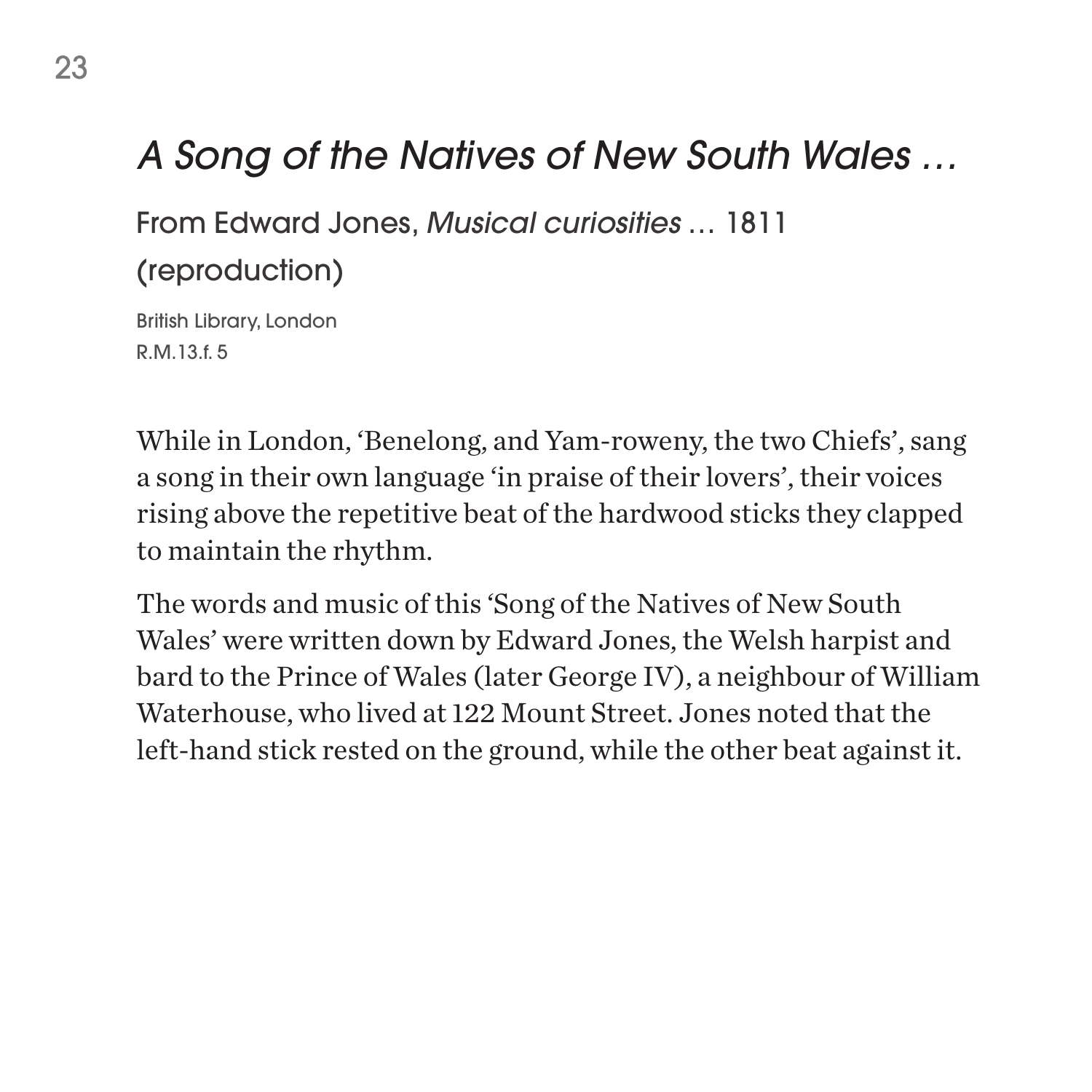## *A Song of the Natives of New South Wales …*

From Edward Jones, *Musical curiosities* … 1811 (reproduction)

British Library, London
R.M.13.f. 5

While in London, 'Benelong, and Yam-roweny, the two Chiefs', sang a song in their own language 'in praise of their lovers', their voices rising above the repetitive beat of the hardwood sticks they clapped to maintain the rhythm.

The words and music of this 'Song of the Natives of New South Wales' were written down by Edward Jones, the Welsh harpist and bard to the Prince of Wales (later George IV), a neighbour of William Waterhouse, who lived at 122 Mount Street. Jones noted that the left-hand stick rested on the ground, while the other beat against it.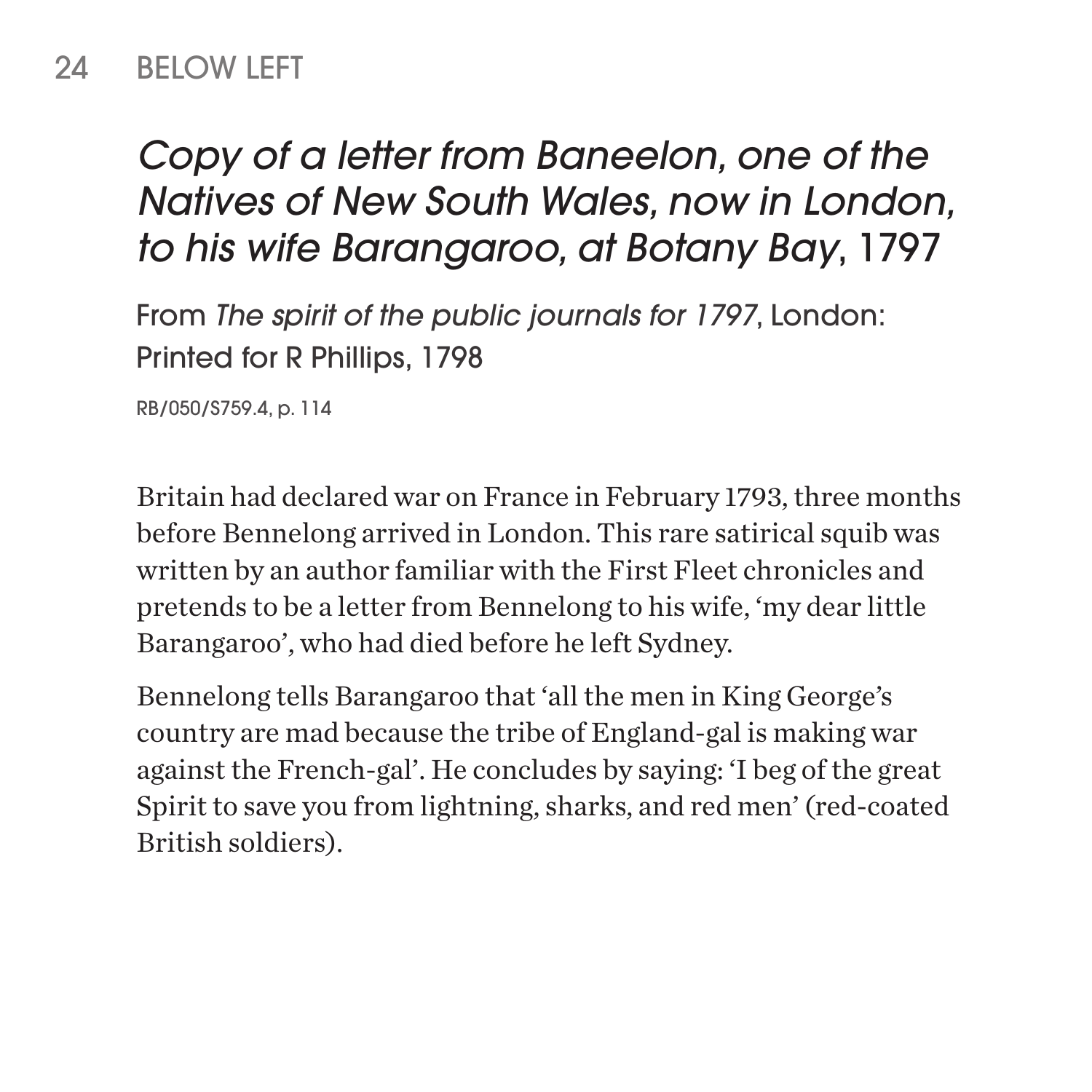24 BELOW LEFT

## *Copy of a letter from Baneelon, one of the Natives of New South Wales, now in London, to his wife Barangaroo, at Botany Bay*, 1797

From *The spirit of the public journals for 1797*, London: Printed for R Phillips, 1798

RB/050/S759.4, p. 114

Britain had declared war on France in February 1793, three months before Bennelong arrived in London. This rare satirical squib was written by an author familiar with the First Fleet chronicles and pretends to be a letter from Bennelong to his wife, 'my dear little Barangaroo', who had died before he left Sydney.

Bennelong tells Barangaroo that 'all the men in King George's country are mad because the tribe of England-gal is making war against the French-gal'. He concludes by saying: 'I beg of the great Spirit to save you from lightning, sharks, and red men' (red-coated British soldiers).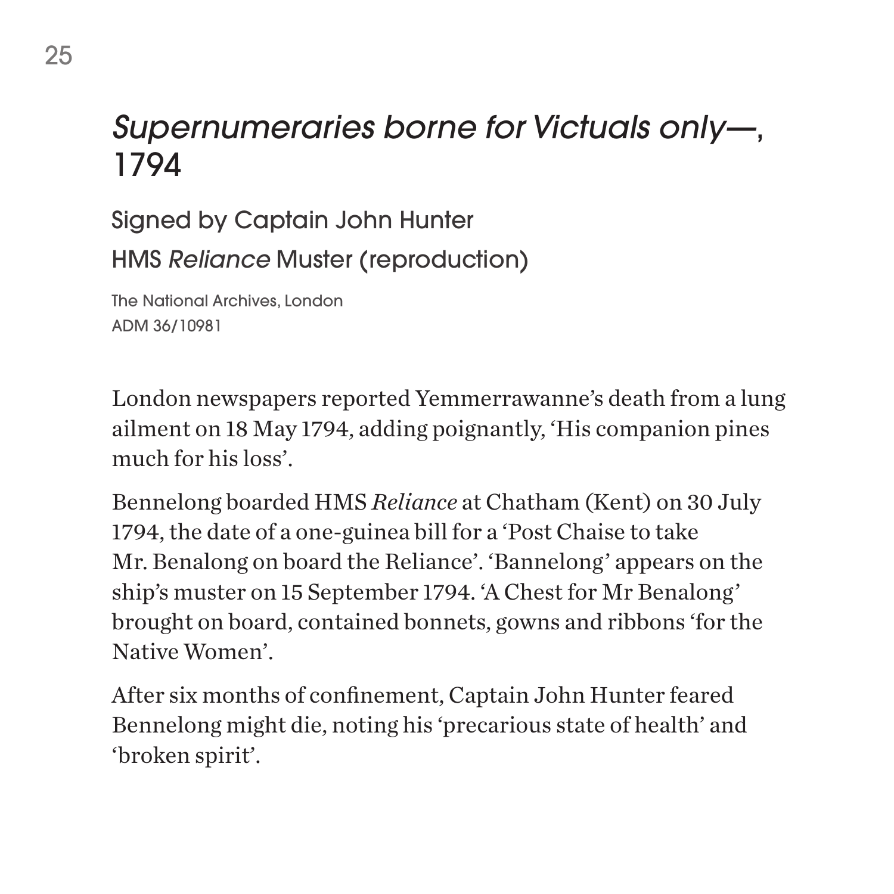## *Supernumeraries borne for Victuals only—*, 1794

Signed by Captain John Hunter

HMS *Reliance* Muster (reproduction)

The National Archives, London
ADM 36/10981

London newspapers reported Yemmerrawanne's death from a lung ailment on 18 May 1794, adding poignantly, 'His companion pines much for his loss'.

Bennelong boarded HMS *Reliance* at Chatham (Kent) on 30 July 1794, the date of a one-guinea bill for a 'Post Chaise to take Mr. Benalong on board the Reliance'. 'Bannelong' appears on the ship's muster on 15 September 1794. 'A Chest for Mr Benalong' brought on board, contained bonnets, gowns and ribbons 'for the Native Women'.

After six months of confinement, Captain John Hunter feared Bennelong might die, noting his 'precarious state of health' and 'broken spirit'.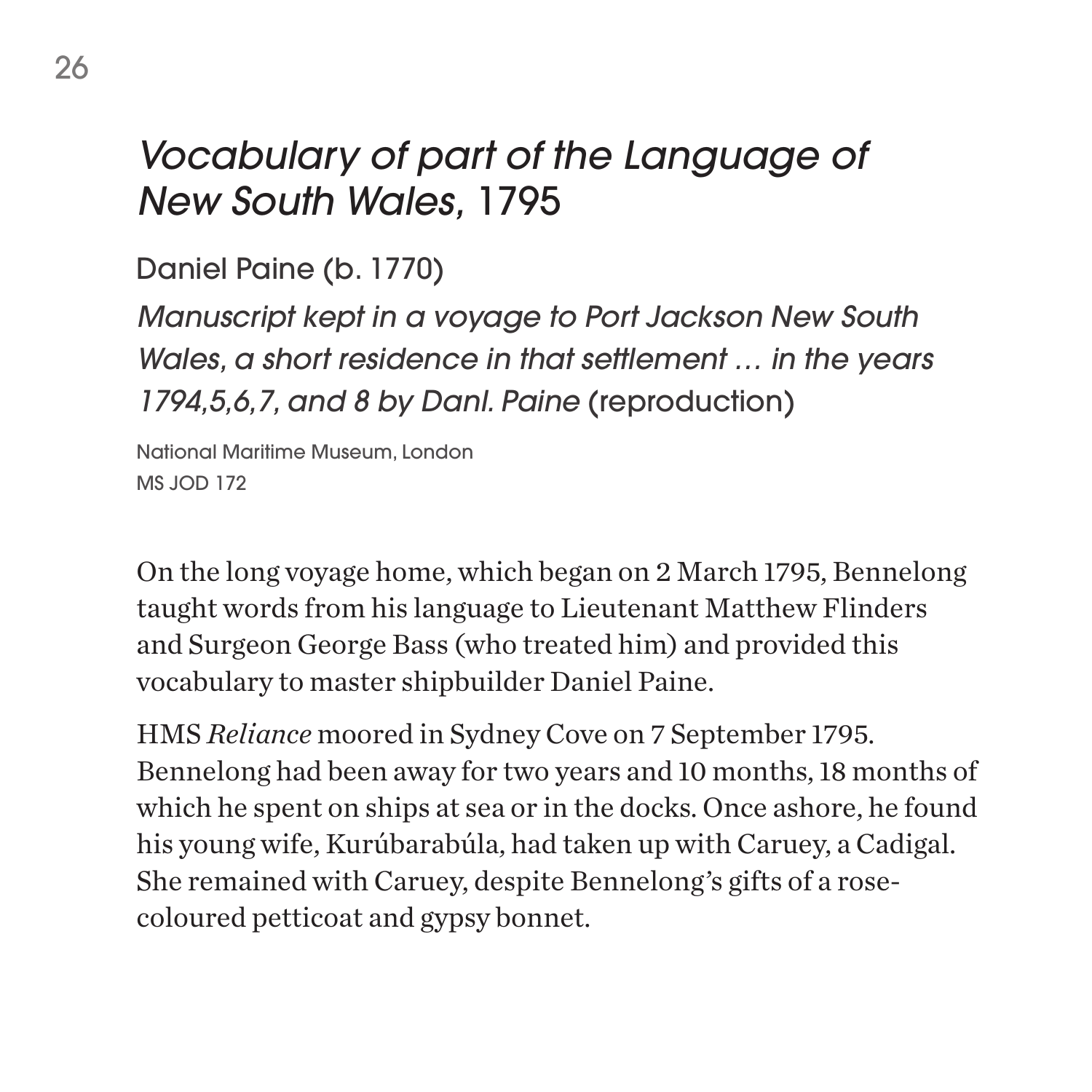# *Vocabulary of part of the Language of New South Wales,* 1795

Daniel Paine (b. 1770)

*Manuscript kept in a voyage to Port Jackson New South Wales, a short residence in that settlement … in the years 1794,5,6,7, and 8 by Danl. Paine* (reproduction)

National Maritime Museum, London
MS JOD 172

On the long voyage home, which began on 2 March 1795, Bennelong taught words from his language to Lieutenant Matthew Flinders and Surgeon George Bass (who treated him) and provided this vocabulary to master shipbuilder Daniel Paine.

HMS *Reliance* moored in Sydney Cove on 7 September 1795. Bennelong had been away for two years and 10 months, 18 months of which he spent on ships at sea or in the docks. Once ashore, he found his young wife, Kurúbarabúla, had taken up with Caruey, a Cadigal. She remained with Caruey, despite Bennelong's gifts of a rose-coloured petticoat and gypsy bonnet.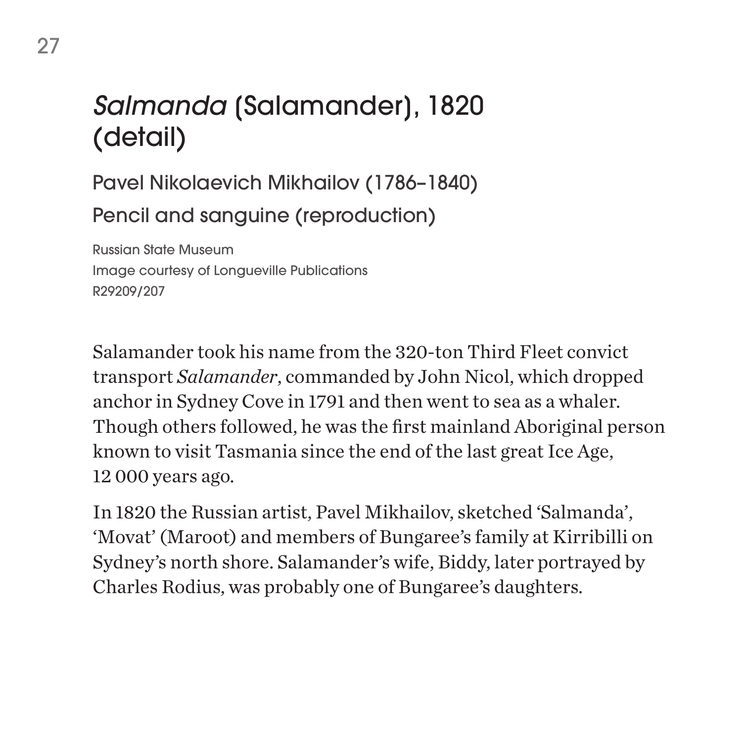# *Salmanda* (Salamander), 1820 (detail)

Pavel Nikolaevich Mikhailov (1786–1840)

Pencil and sanguine (reproduction)

Russian State Museum
Image courtesy of Longueville Publications
R29209/207

Salamander took his name from the 320-ton Third Fleet convict transport *Salamander*, commanded by John Nicol, which dropped anchor in Sydney Cove in 1791 and then went to sea as a whaler. Though others followed, he was the first mainland Aboriginal person known to visit Tasmania since the end of the last great Ice Age, 12 000 years ago.

In 1820 the Russian artist, Pavel Mikhailov, sketched 'Salmanda', 'Movat' (Maroot) and members of Bungaree's family at Kirribilli on Sydney's north shore. Salamander's wife, Biddy, later portrayed by Charles Rodius, was probably one of Bungaree's daughters.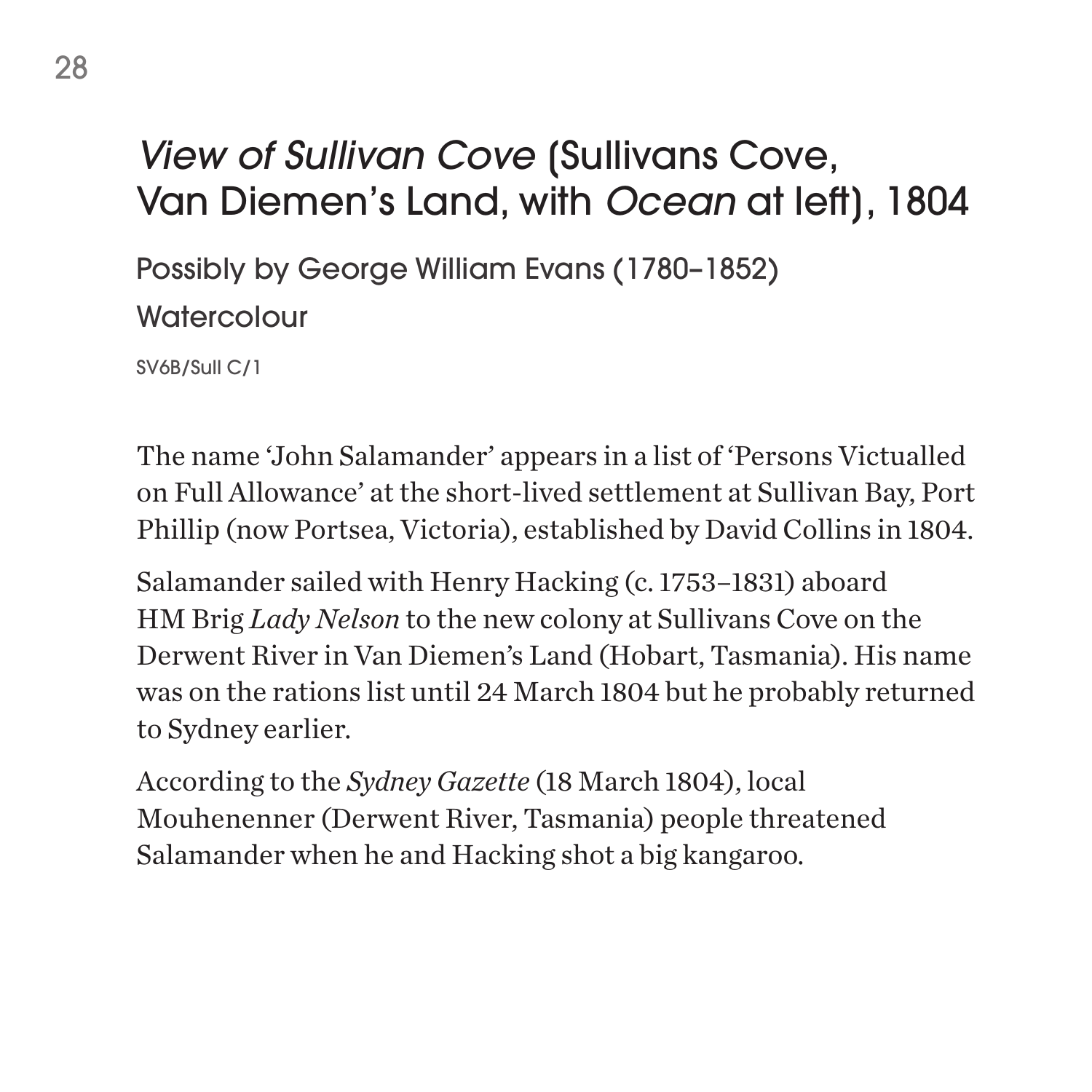## *View of Sullivan Cove* (Sullivans Cove, Van Diemen's Land, with *Ocean* at left), 1804

Possibly by George William Evans (1780–1852)

Watercolour

SV6B/Sull C/1

The name 'John Salamander' appears in a list of 'Persons Victualled on Full Allowance' at the short-lived settlement at Sullivan Bay, Port Phillip (now Portsea, Victoria), established by David Collins in 1804.

Salamander sailed with Henry Hacking (c. 1753–1831) aboard HM Brig *Lady Nelson* to the new colony at Sullivans Cove on the Derwent River in Van Diemen's Land (Hobart, Tasmania). His name was on the rations list until 24 March 1804 but he probably returned to Sydney earlier.

According to the *Sydney Gazette* (18 March 1804), local Mouhenenner (Derwent River, Tasmania) people threatened Salamander when he and Hacking shot a big kangaroo.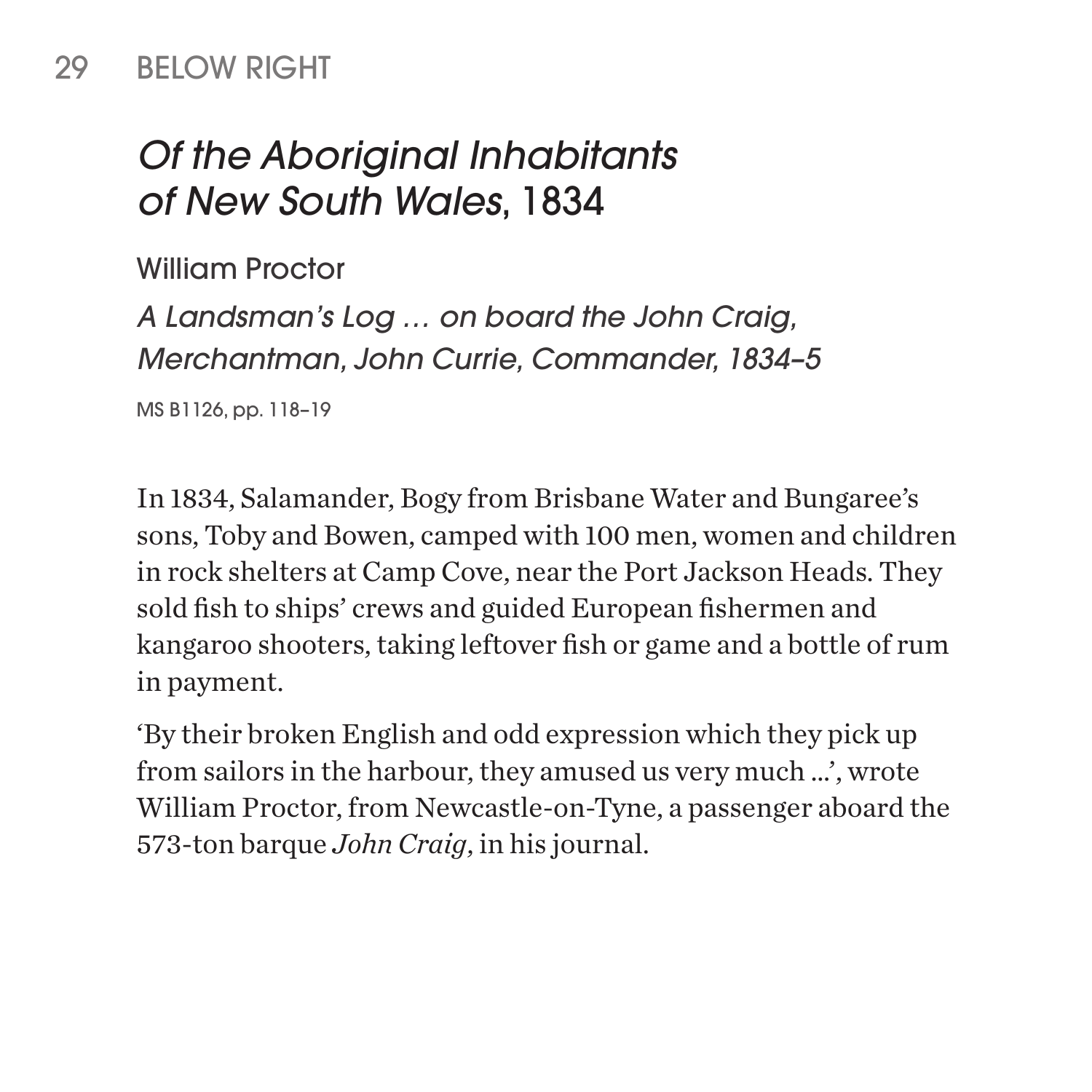29 BELOW RIGHT

## *Of the Aboriginal Inhabitants of New South Wales*, 1834

William Proctor

*A Landsman's Log … on board the John Craig, Merchantman, John Currie, Commander, 1834–5*

MS B1126, pp. 118–19

In 1834, Salamander, Bogy from Brisbane Water and Bungaree's sons, Toby and Bowen, camped with 100 men, women and children in rock shelters at Camp Cove, near the Port Jackson Heads. They sold fish to ships' crews and guided European fishermen and kangaroo shooters, taking leftover fish or game and a bottle of rum in payment.

'By their broken English and odd expression which they pick up from sailors in the harbour, they amused us very much …', wrote William Proctor, from Newcastle-on-Tyne, a passenger aboard the 573-ton barque *John Craig*, in his journal.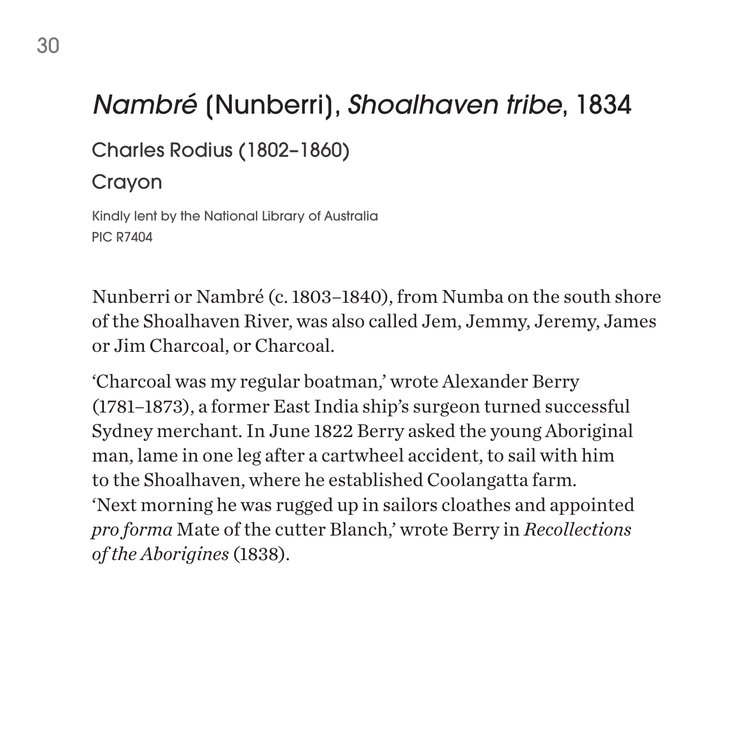# *Nambré* (Nunberri), *Shoalhaven tribe*, 1834

Charles Rodius (1802–1860)

Crayon

Kindly lent by the National Library of Australia
PIC R7404

Nunberri or Nambré (c. 1803–1840), from Numba on the south shore of the Shoalhaven River, was also called Jem, Jemmy, Jeremy, James or Jim Charcoal, or Charcoal.

'Charcoal was my regular boatman,' wrote Alexander Berry (1781–1873), a former East India ship's surgeon turned successful Sydney merchant. In June 1822 Berry asked the young Aboriginal man, lame in one leg after a cartwheel accident, to sail with him to the Shoalhaven, where he established Coolangatta farm. 'Next morning he was rugged up in sailors cloathes and appointed *pro forma* Mate of the cutter Blanch,' wrote Berry in *Recollections of the Aborigines* (1838).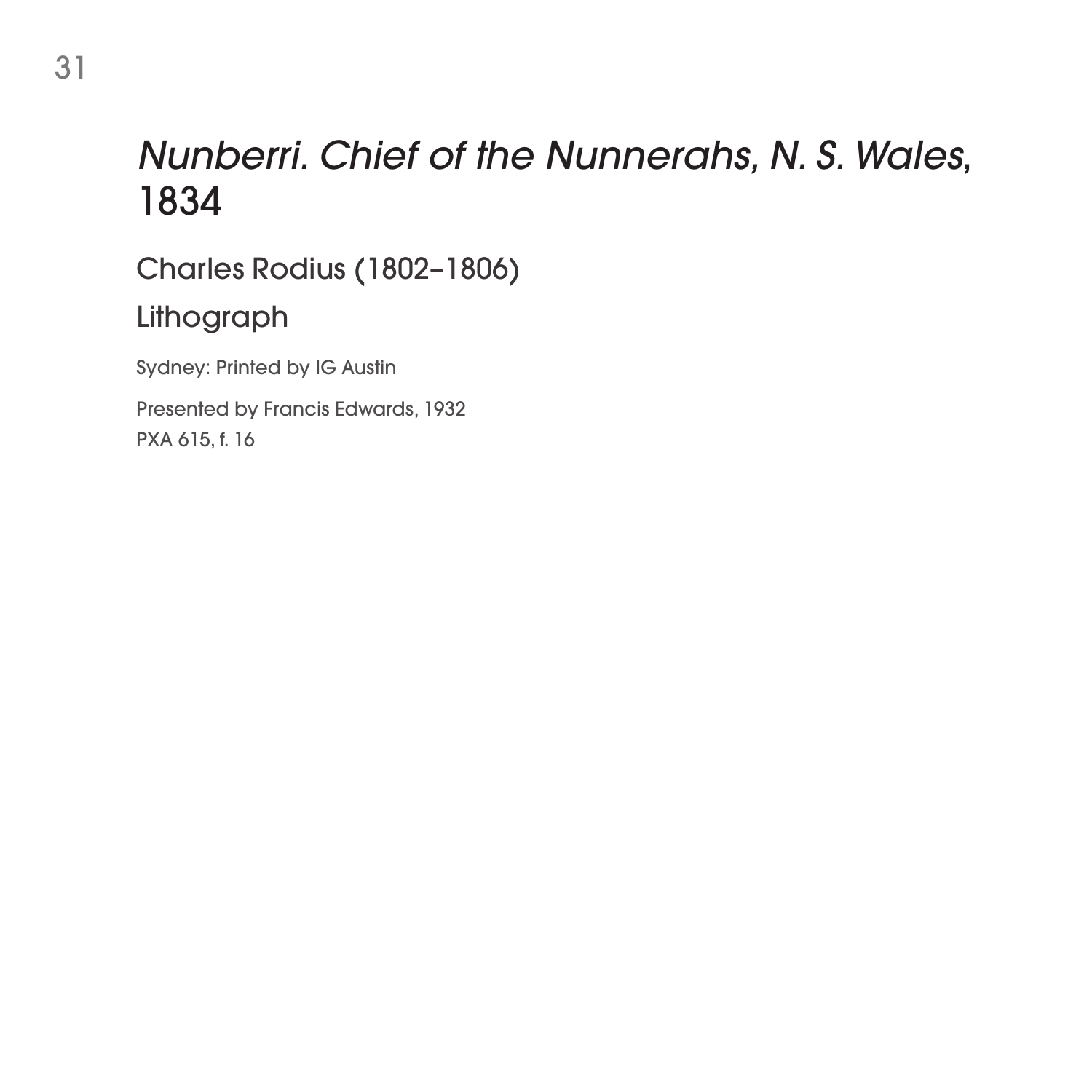# *Nunberri. Chief of the Nunnerahs, N. S. Wales*, 1834

Charles Rodius (1802–1806)

Lithograph

Sydney: Printed by IG Austin

Presented by Francis Edwards, 1932
PXA 615, f. 16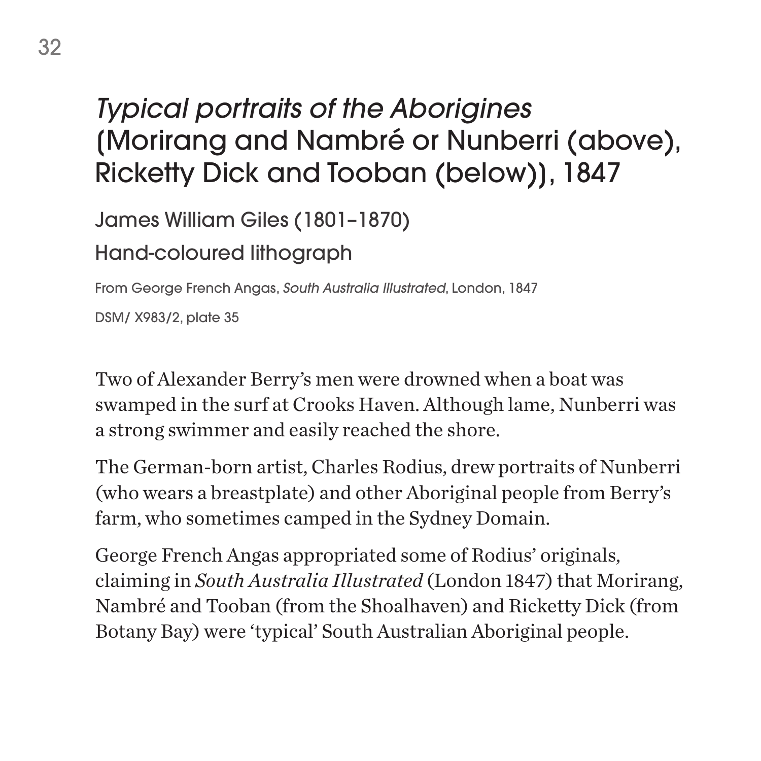## *Typical portraits of the Aborigines* (Morirang and Nambré or Nunberri (above), Ricketty Dick and Tooban (below)), 1847

James William Giles (1801–1870)

Hand-coloured lithograph

From George French Angas, *South Australia Illustrated*, London, 1847

DSM/ X983/2, plate 35

Two of Alexander Berry's men were drowned when a boat was swamped in the surf at Crooks Haven. Although lame, Nunberri was a strong swimmer and easily reached the shore.

The German-born artist, Charles Rodius, drew portraits of Nunberri (who wears a breastplate) and other Aboriginal people from Berry's farm, who sometimes camped in the Sydney Domain.

George French Angas appropriated some of Rodius' originals, claiming in *South Australia Illustrated* (London 1847) that Morirang, Nambré and Tooban (from the Shoalhaven) and Ricketty Dick (from Botany Bay) were 'typical' South Australian Aboriginal people.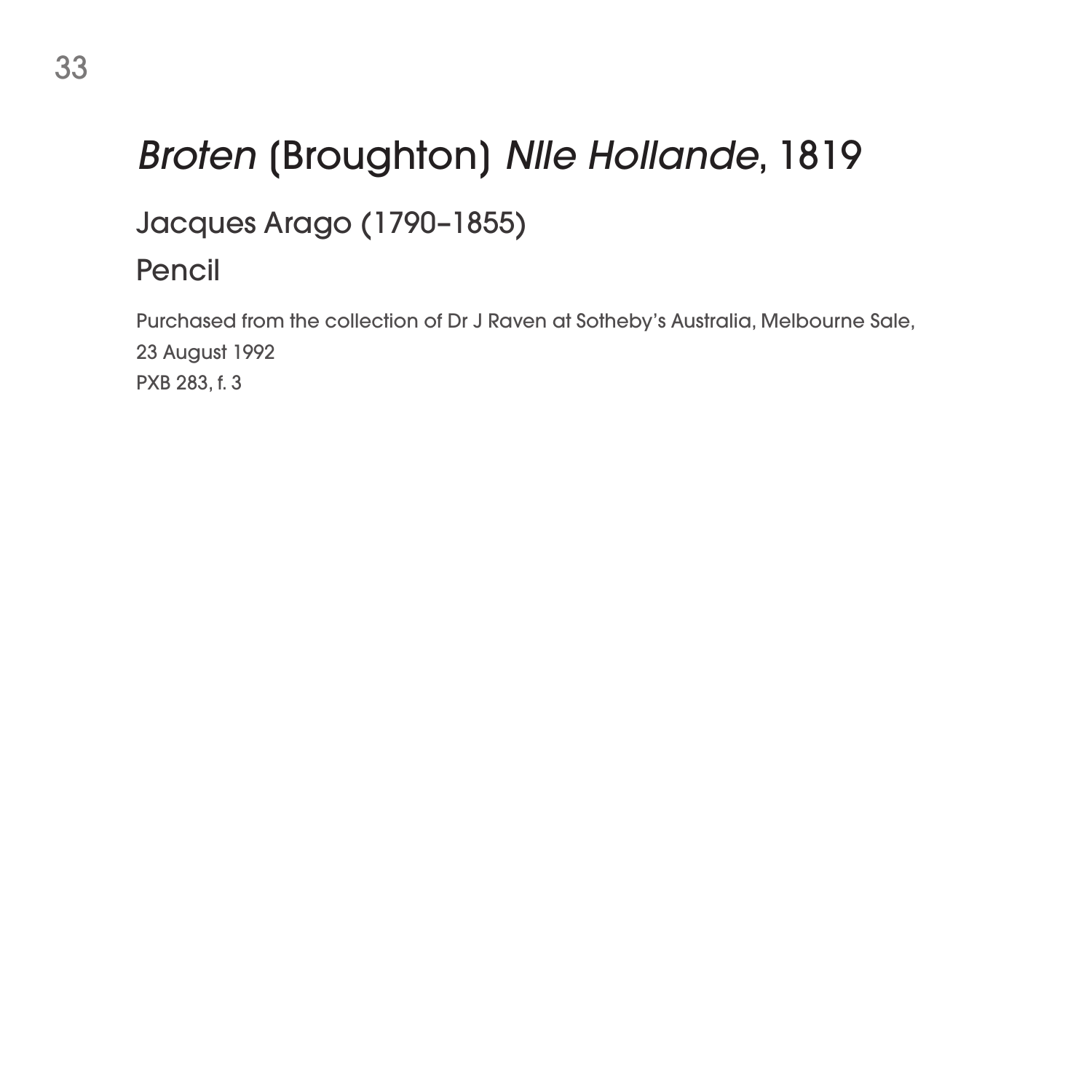# *Broten* (Broughton) *Nlle Hollande*, 1819

## Jacques Arago (1790–1855)

## Pencil

Purchased from the collection of Dr J Raven at Sotheby's Australia, Melbourne Sale, 23 August 1992
PXB 283, f. 3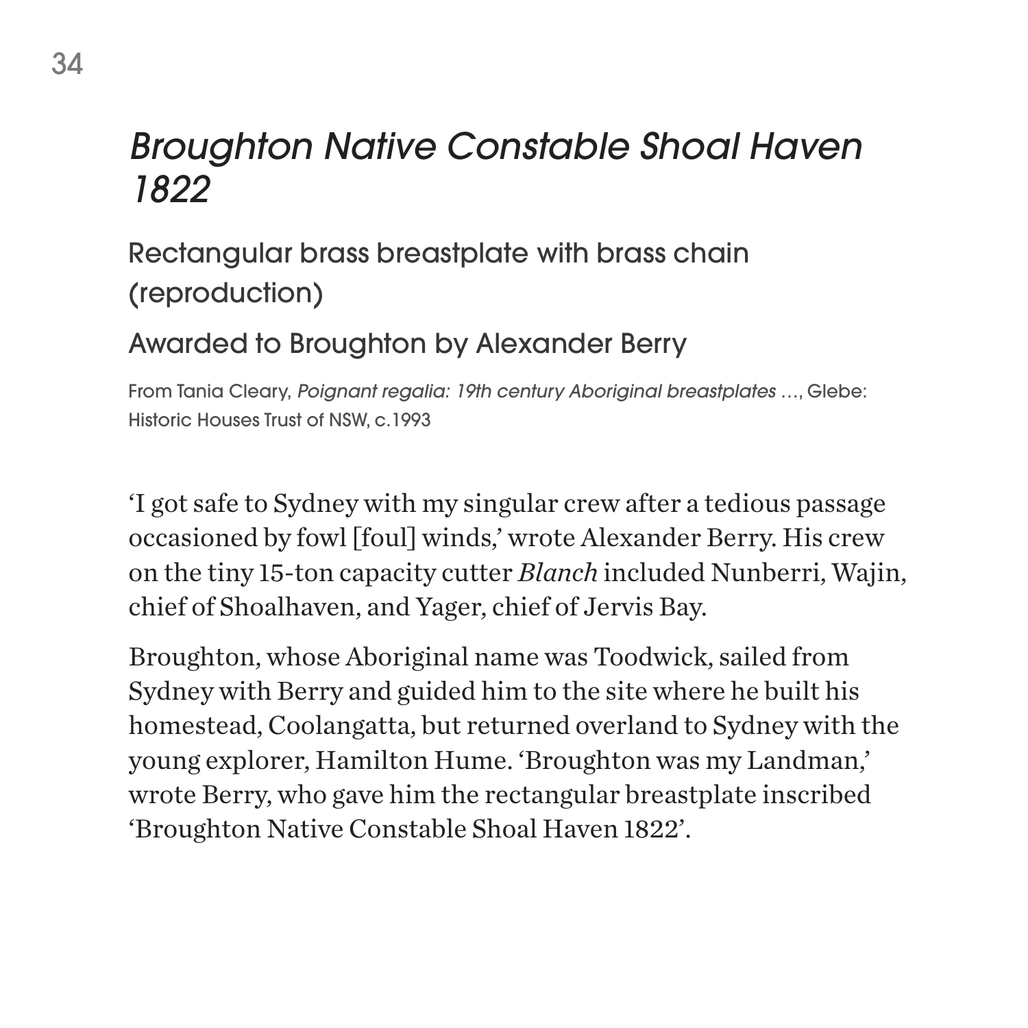# *Broughton Native Constable Shoal Haven 1822*

## Rectangular brass breastplate with brass chain (reproduction)

## Awarded to Broughton by Alexander Berry

From Tania Cleary, *Poignant regalia: 19th century Aboriginal breastplates …*, Glebe: Historic Houses Trust of NSW, c.1993

'I got safe to Sydney with my singular crew after a tedious passage occasioned by fowl [foul] winds,' wrote Alexander Berry. His crew on the tiny 15-ton capacity cutter *Blanch* included Nunberri, Wajin, chief of Shoalhaven, and Yager, chief of Jervis Bay.

Broughton, whose Aboriginal name was Toodwick, sailed from Sydney with Berry and guided him to the site where he built his homestead, Coolangatta, but returned overland to Sydney with the young explorer, Hamilton Hume. 'Broughton was my Landman,' wrote Berry, who gave him the rectangular breastplate inscribed 'Broughton Native Constable Shoal Haven 1822'.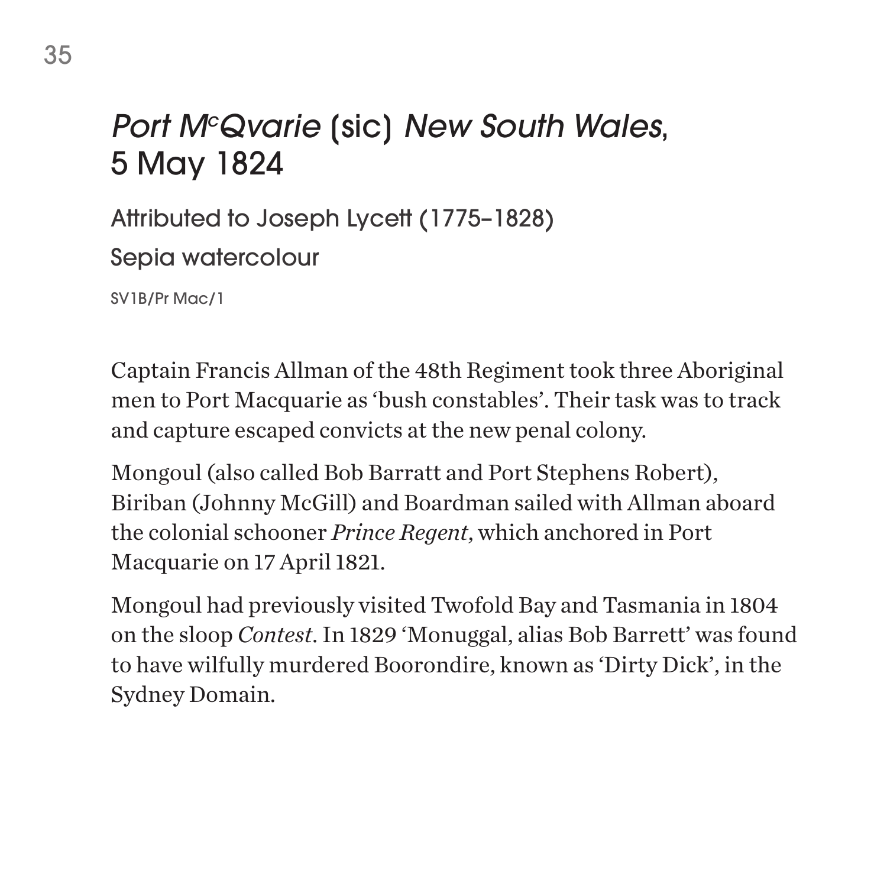# *Port M^cQvarie* (sic) *New South Wales*, 5 May 1824

Attributed to Joseph Lycett (1775–1828)

Sepia watercolour

SV1B/Pr Mac/1

Captain Francis Allman of the 48th Regiment took three Aboriginal men to Port Macquarie as 'bush constables'. Their task was to track and capture escaped convicts at the new penal colony.

Mongoul (also called Bob Barratt and Port Stephens Robert), Biriban (Johnny McGill) and Boardman sailed with Allman aboard the colonial schooner *Prince Regent*, which anchored in Port Macquarie on 17 April 1821.

Mongoul had previously visited Twofold Bay and Tasmania in 1804 on the sloop *Contest*. In 1829 'Monuggal, alias Bob Barrett' was found to have wilfully murdered Boorondire, known as 'Dirty Dick', in the Sydney Domain.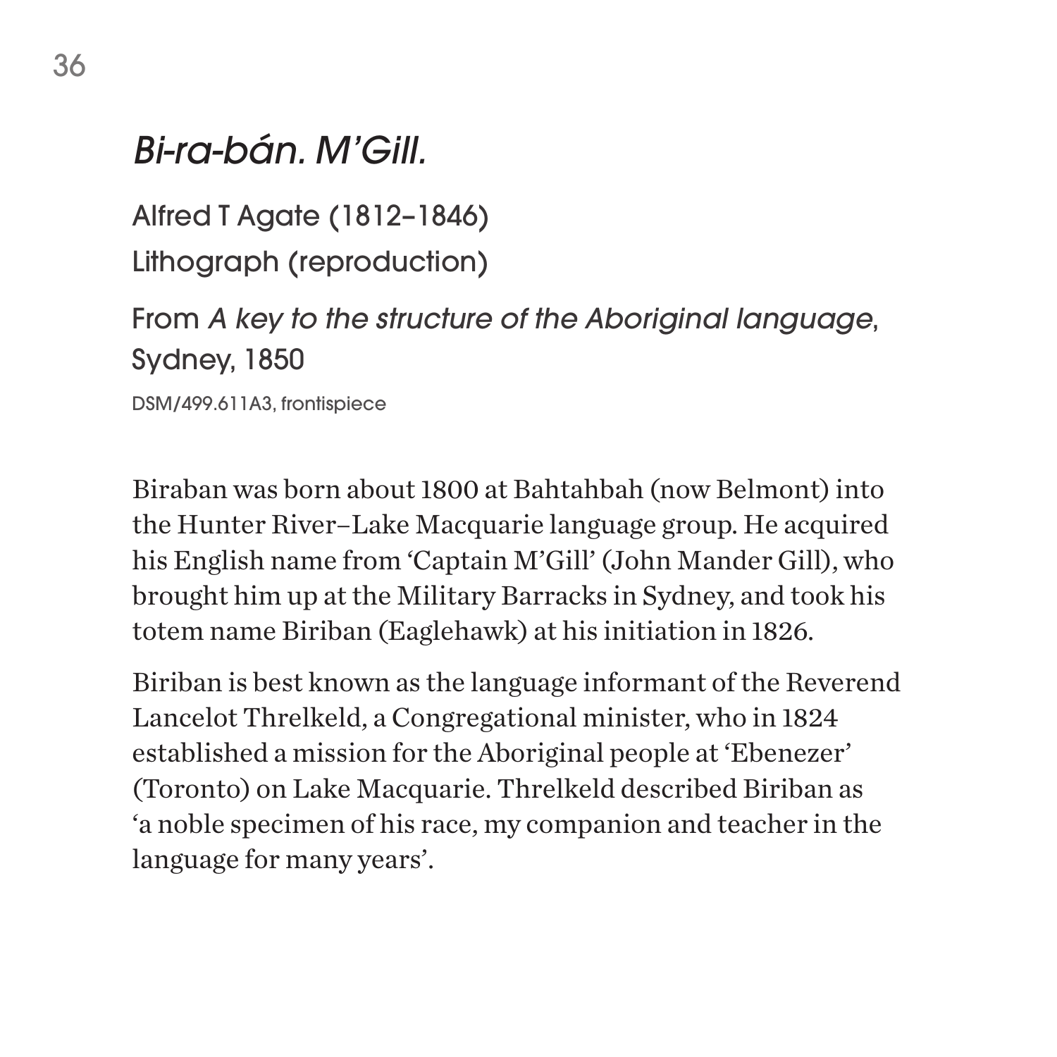## *Bi-ra-bán. M'Gill.*

Alfred T Agate (1812–1846)

Lithograph (reproduction)

From *A key to the structure of the Aboriginal language*, Sydney, 1850

DSM/499.611A3, frontispiece

Biraban was born about 1800 at Bahtahbah (now Belmont) into the Hunter River–Lake Macquarie language group. He acquired his English name from 'Captain M'Gill' (John Mander Gill), who brought him up at the Military Barracks in Sydney, and took his totem name Biriban (Eaglehawk) at his initiation in 1826.

Biriban is best known as the language informant of the Reverend Lancelot Threlkeld, a Congregational minister, who in 1824 established a mission for the Aboriginal people at 'Ebenezer' (Toronto) on Lake Macquarie. Threlkeld described Biriban as 'a noble specimen of his race, my companion and teacher in the language for many years'.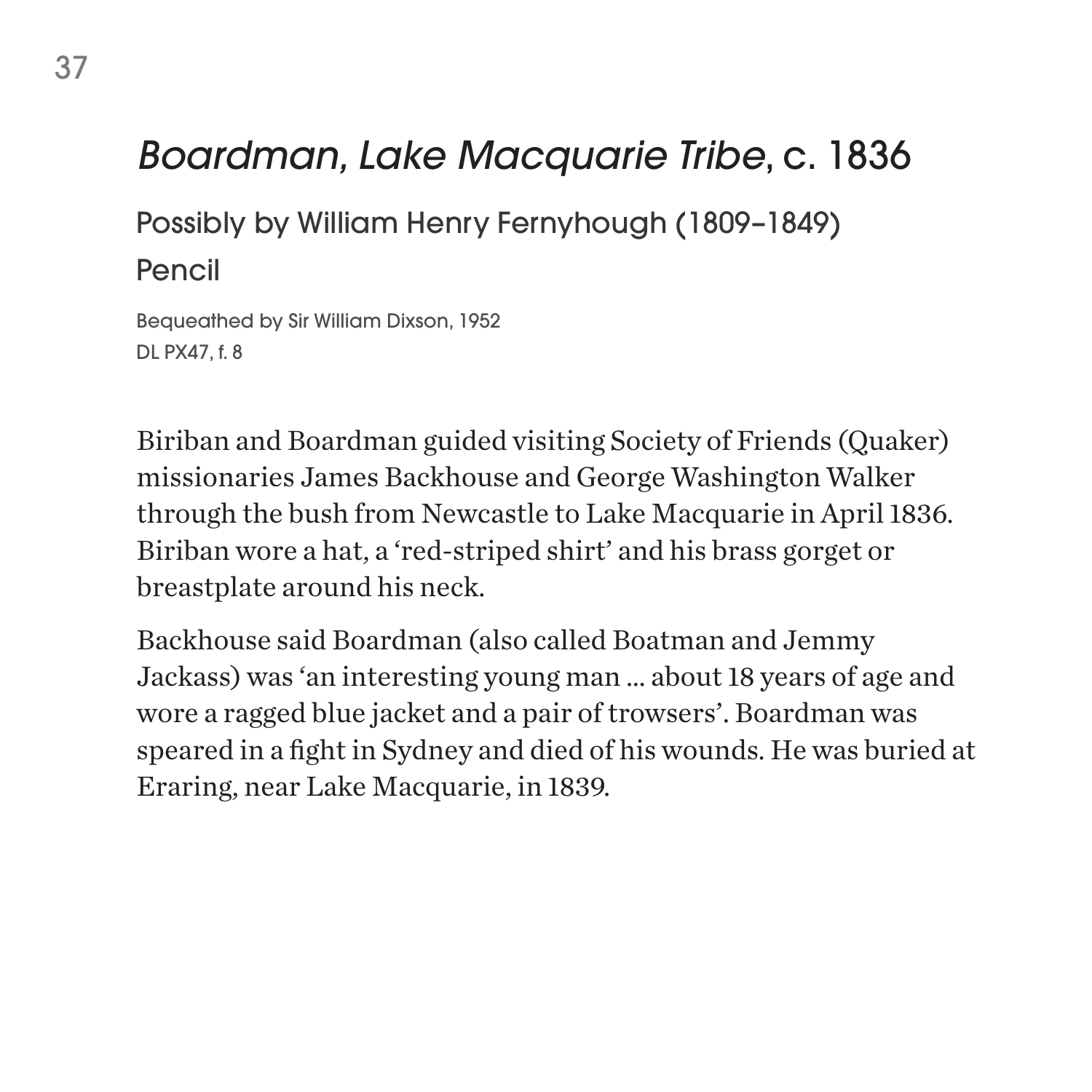# *Boardman, Lake Macquarie Tribe*, c. 1836

Possibly by William Henry Fernyhough (1809–1849)

Pencil

Bequeathed by Sir William Dixson, 1952
DL PX47, f. 8

Biriban and Boardman guided visiting Society of Friends (Quaker) missionaries James Backhouse and George Washington Walker through the bush from Newcastle to Lake Macquarie in April 1836. Biriban wore a hat, a 'red-striped shirt' and his brass gorget or breastplate around his neck.

Backhouse said Boardman (also called Boatman and Jemmy Jackass) was 'an interesting young man ... about 18 years of age and wore a ragged blue jacket and a pair of trowsers'. Boardman was speared in a fight in Sydney and died of his wounds. He was buried at Eraring, near Lake Macquarie, in 1839.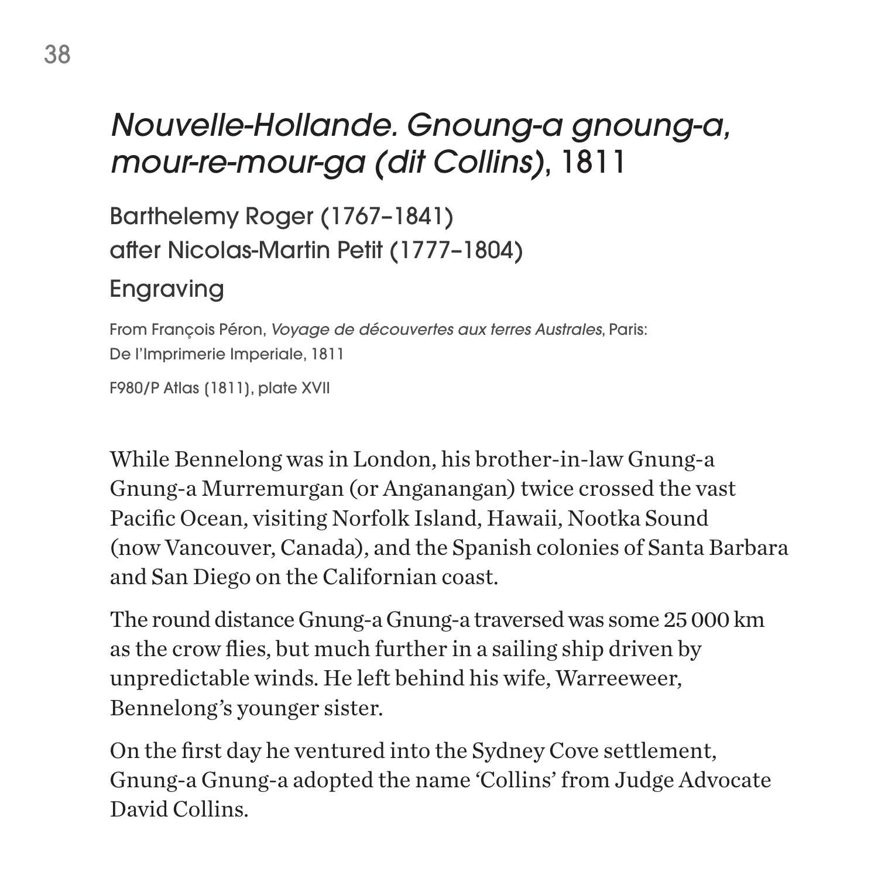## *Nouvelle-Hollande. Gnoung-a gnoung-a, mour-re-mour-ga (dit Collins)*, 1811

Barthelemy Roger (1767–1841)
after Nicolas-Martin Petit (1777–1804)
Engraving

From François Péron, *Voyage de découvertes aux terres Australes*, Paris: De l'Imprimerie Imperiale, 1811

F980/P Atlas (1811), plate XVII

While Bennelong was in London, his brother-in-law Gnung-a Gnung-a Murremurgan (or Anganangan) twice crossed the vast Pacific Ocean, visiting Norfolk Island, Hawaii, Nootka Sound (now Vancouver, Canada), and the Spanish colonies of Santa Barbara and San Diego on the Californian coast.

The round distance Gnung-a Gnung-a traversed was some 25 000 km as the crow flies, but much further in a sailing ship driven by unpredictable winds. He left behind his wife, Warreeweer, Bennelong's younger sister.

On the first day he ventured into the Sydney Cove settlement, Gnung-a Gnung-a adopted the name 'Collins' from Judge Advocate David Collins.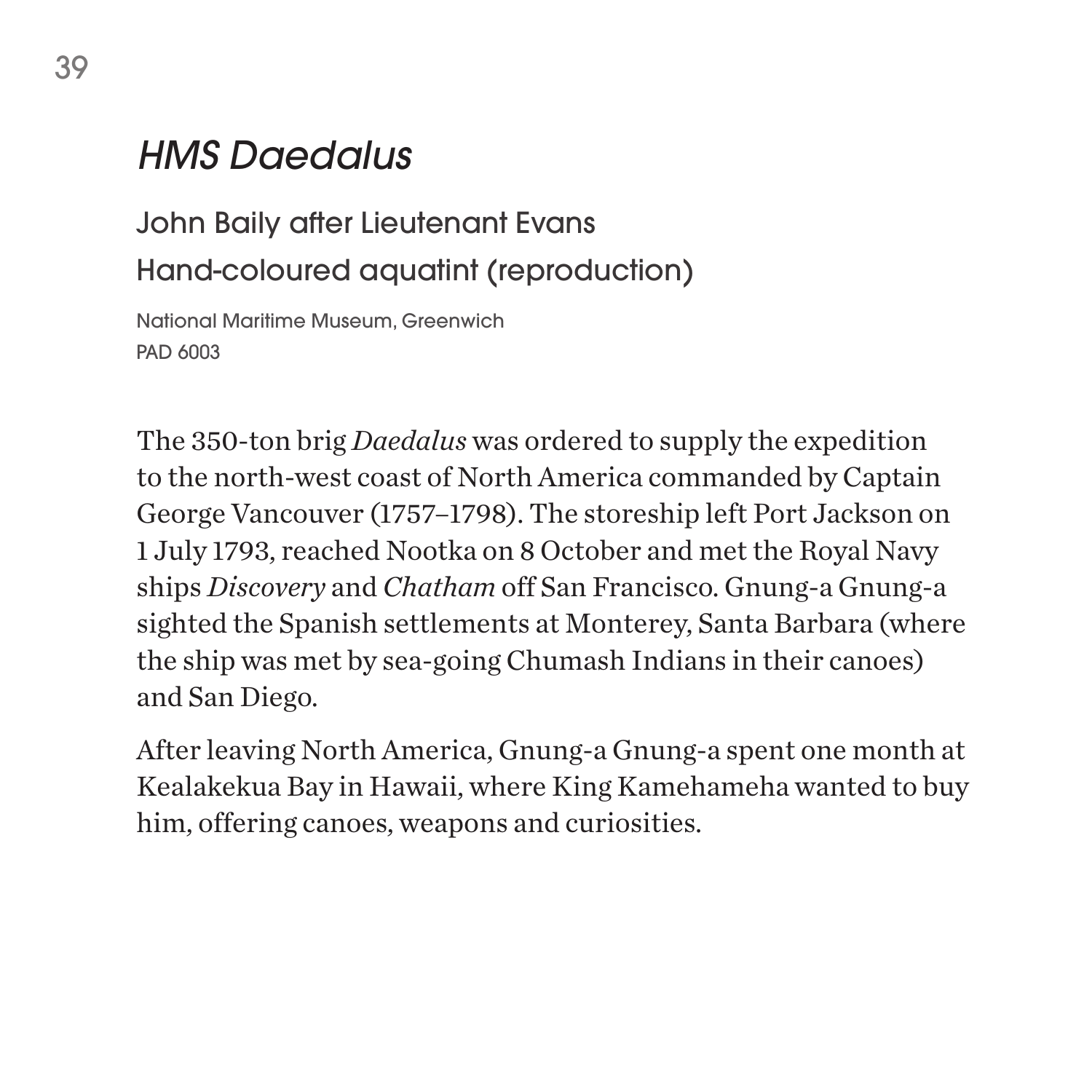# *HMS Daedalus*

John Baily after Lieutenant Evans
Hand-coloured aquatint (reproduction)

National Maritime Museum, Greenwich
PAD 6003

The 350-ton brig *Daedalus* was ordered to supply the expedition to the north-west coast of North America commanded by Captain George Vancouver (1757–1798). The storeship left Port Jackson on 1 July 1793, reached Nootka on 8 October and met the Royal Navy ships *Discovery* and *Chatham* off San Francisco. Gnung-a Gnung-a sighted the Spanish settlements at Monterey, Santa Barbara (where the ship was met by sea-going Chumash Indians in their canoes) and San Diego.

After leaving North America, Gnung-a Gnung-a spent one month at Kealakekua Bay in Hawaii, where King Kamehameha wanted to buy him, offering canoes, weapons and curiosities.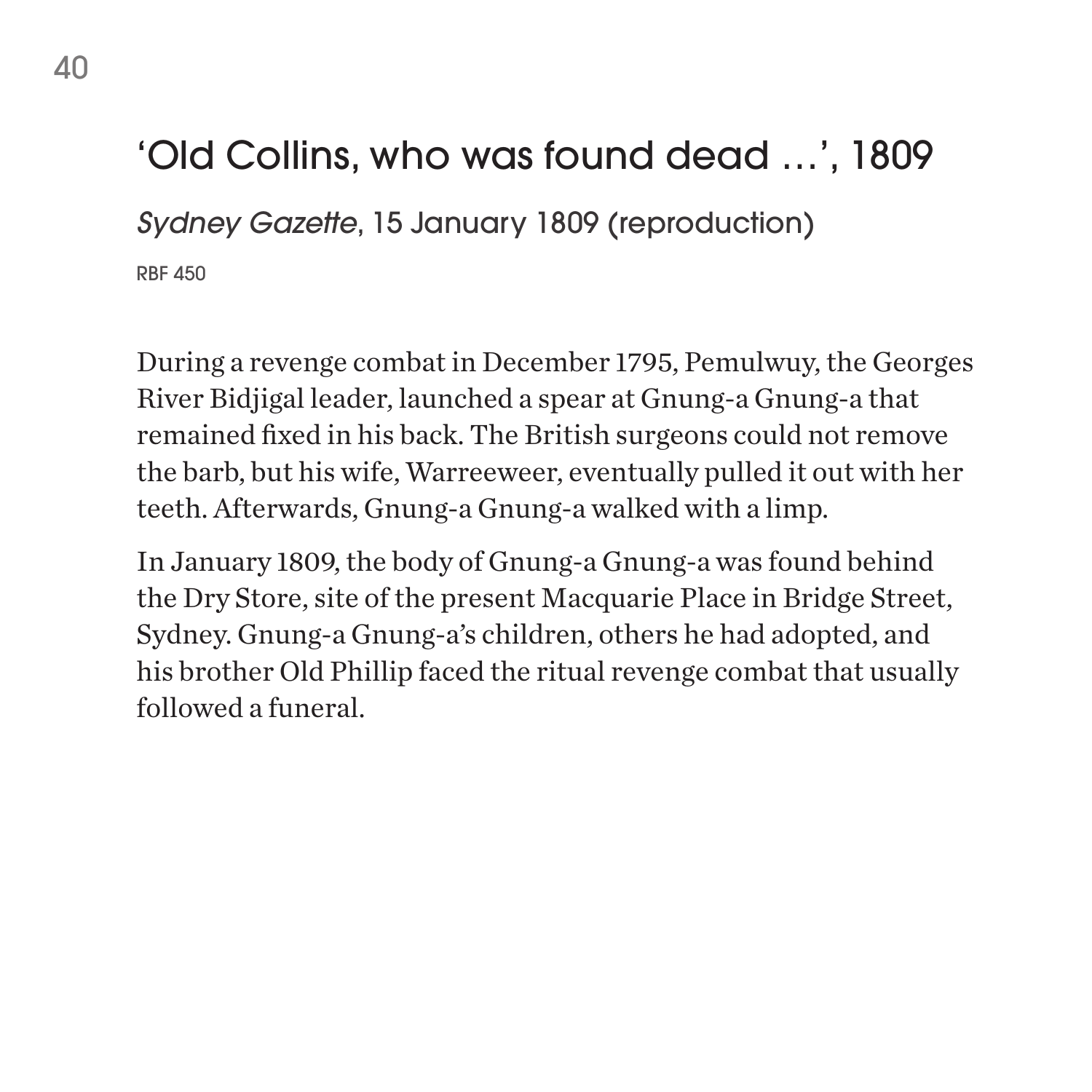## ‘Old Collins, who was found dead …’, 1809

*Sydney Gazette*, 15 January 1809 (reproduction)

RBF 450

During a revenge combat in December 1795, Pemulwuy, the Georges River Bidjigal leader, launched a spear at Gnung-a Gnung-a that remained fixed in his back. The British surgeons could not remove the barb, but his wife, Warreeweer, eventually pulled it out with her teeth. Afterwards, Gnung-a Gnung-a walked with a limp.

In January 1809, the body of Gnung-a Gnung-a was found behind the Dry Store, site of the present Macquarie Place in Bridge Street, Sydney. Gnung-a Gnung-a’s children, others he had adopted, and his brother Old Phillip faced the ritual revenge combat that usually followed a funeral.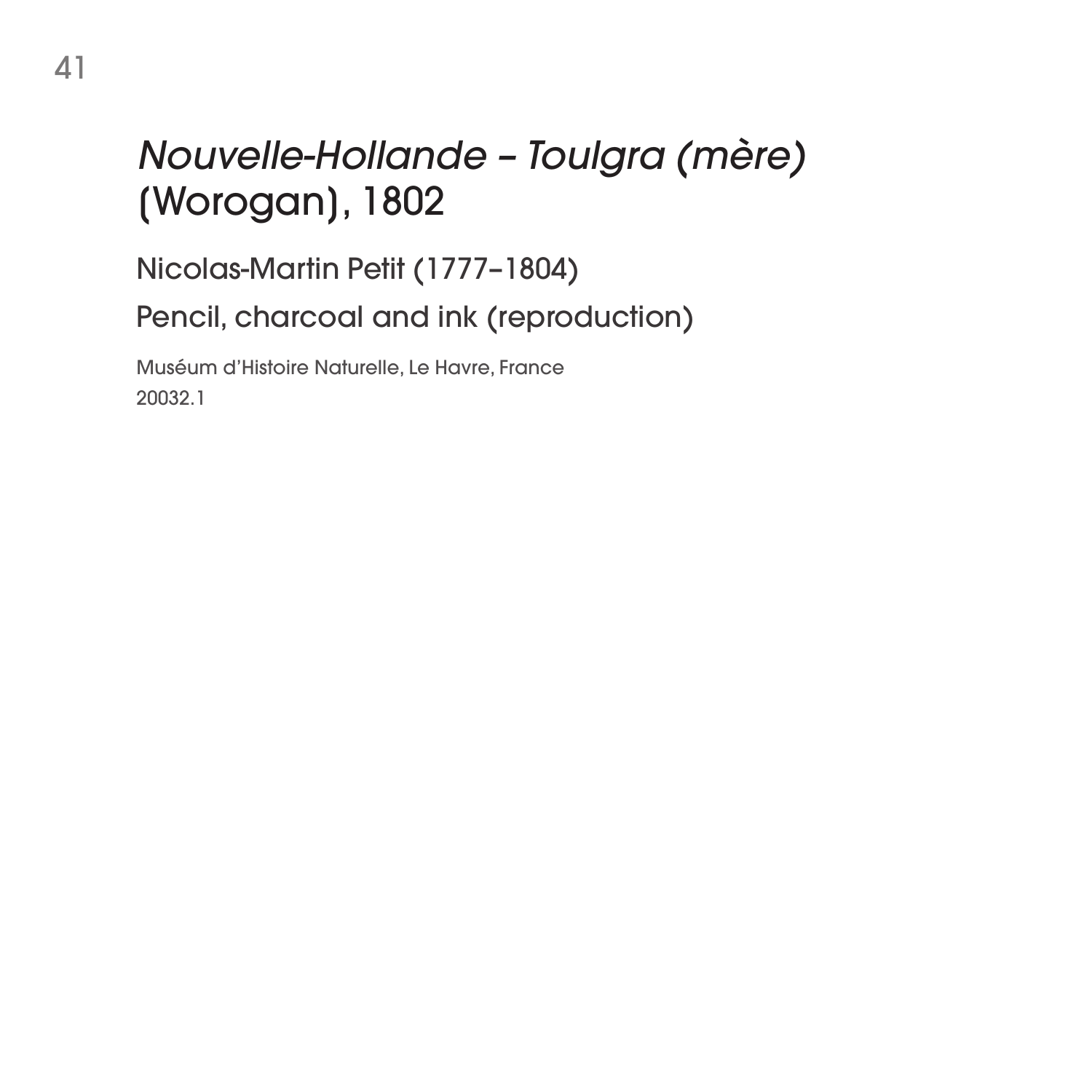# *Nouvelle-Hollande – Toulgra (mère)* (Worogan), 1802

Nicolas-Martin Petit (1777–1804)

Pencil, charcoal and ink (reproduction)

Muséum d'Histoire Naturelle, Le Havre, France
20032.1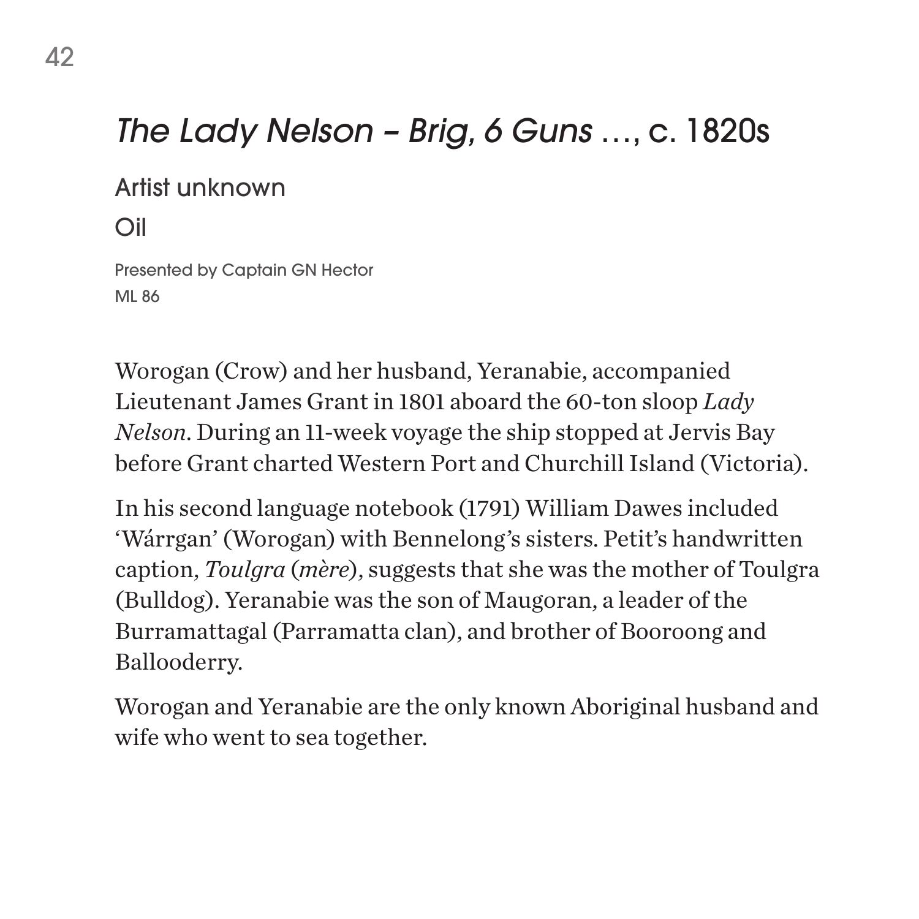# *The Lady Nelson – Brig, 6 Guns* …, c. 1820s

Artist unknown

Oil

Presented by Captain GN Hector
ML 86

Worogan (Crow) and her husband, Yeranabie, accompanied Lieutenant James Grant in 1801 aboard the 60-ton sloop *Lady Nelson*. During an 11-week voyage the ship stopped at Jervis Bay before Grant charted Western Port and Churchill Island (Victoria).

In his second language notebook (1791) William Dawes included 'Wárrgan' (Worogan) with Bennelong's sisters. Petit's handwritten caption, *Toulgra* (*mère*), suggests that she was the mother of Toulgra (Bulldog). Yeranabie was the son of Maugoran, a leader of the Burramattagal (Parramatta clan), and brother of Booroong and Ballooderry.

Worogan and Yeranabie are the only known Aboriginal husband and wife who went to sea together.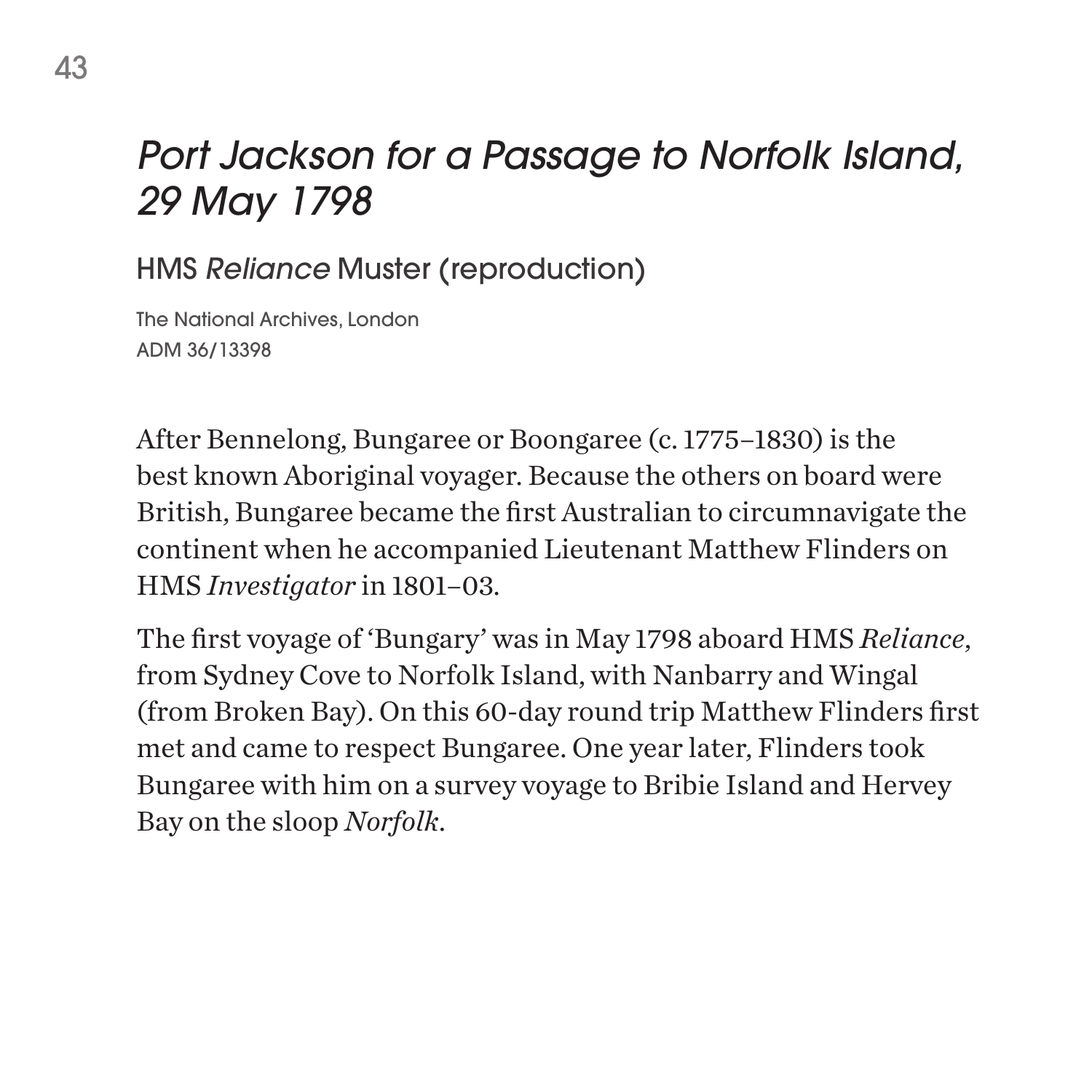## *Port Jackson for a Passage to Norfolk Island, 29 May 1798*

### HMS *Reliance* Muster (reproduction)

The National Archives, London
ADM 36/13398

After Bennelong, Bungaree or Boongaree (c. 1775–1830) is the best known Aboriginal voyager. Because the others on board were British, Bungaree became the first Australian to circumnavigate the continent when he accompanied Lieutenant Matthew Flinders on HMS *Investigator* in 1801–03.

The first voyage of 'Bungary' was in May 1798 aboard HMS *Reliance*, from Sydney Cove to Norfolk Island, with Nanbarry and Wingal (from Broken Bay). On this 60-day round trip Matthew Flinders first met and came to respect Bungaree. One year later, Flinders took Bungaree with him on a survey voyage to Bribie Island and Hervey Bay on the sloop *Norfolk*.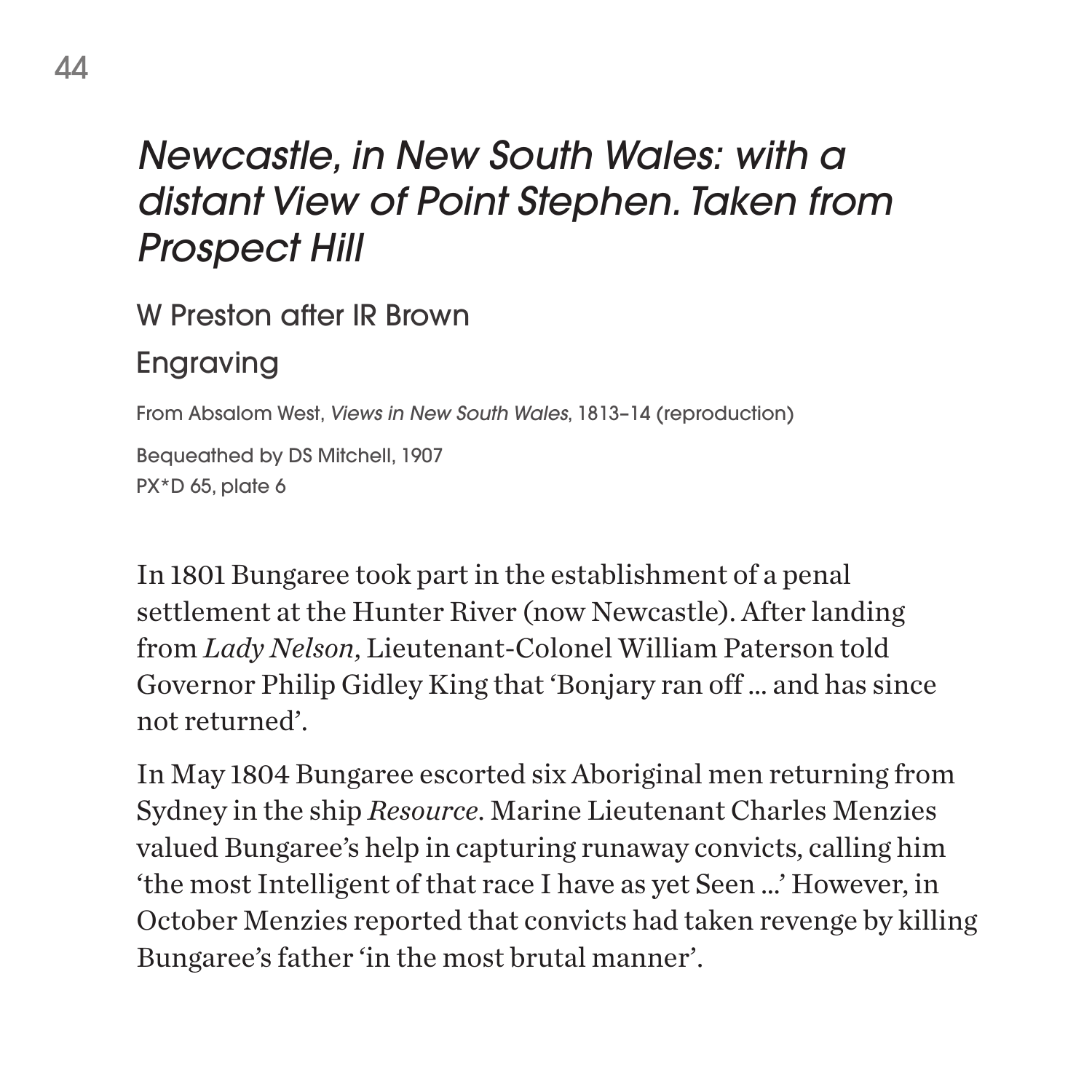## *Newcastle, in New South Wales: with a distant View of Point Stephen. Taken from Prospect Hill*

W Preston after IR Brown

Engraving

From Absalom West, *Views in New South Wales*, 1813–14 (reproduction)

Bequeathed by DS Mitchell, 1907
PX*D 65, plate 6

In 1801 Bungaree took part in the establishment of a penal settlement at the Hunter River (now Newcastle). After landing from *Lady Nelson*, Lieutenant-Colonel William Paterson told Governor Philip Gidley King that 'Bonjary ran off … and has since not returned'.

In May 1804 Bungaree escorted six Aboriginal men returning from Sydney in the ship *Resource*. Marine Lieutenant Charles Menzies valued Bungaree's help in capturing runaway convicts, calling him 'the most Intelligent of that race I have as yet Seen …' However, in October Menzies reported that convicts had taken revenge by killing Bungaree's father 'in the most brutal manner'.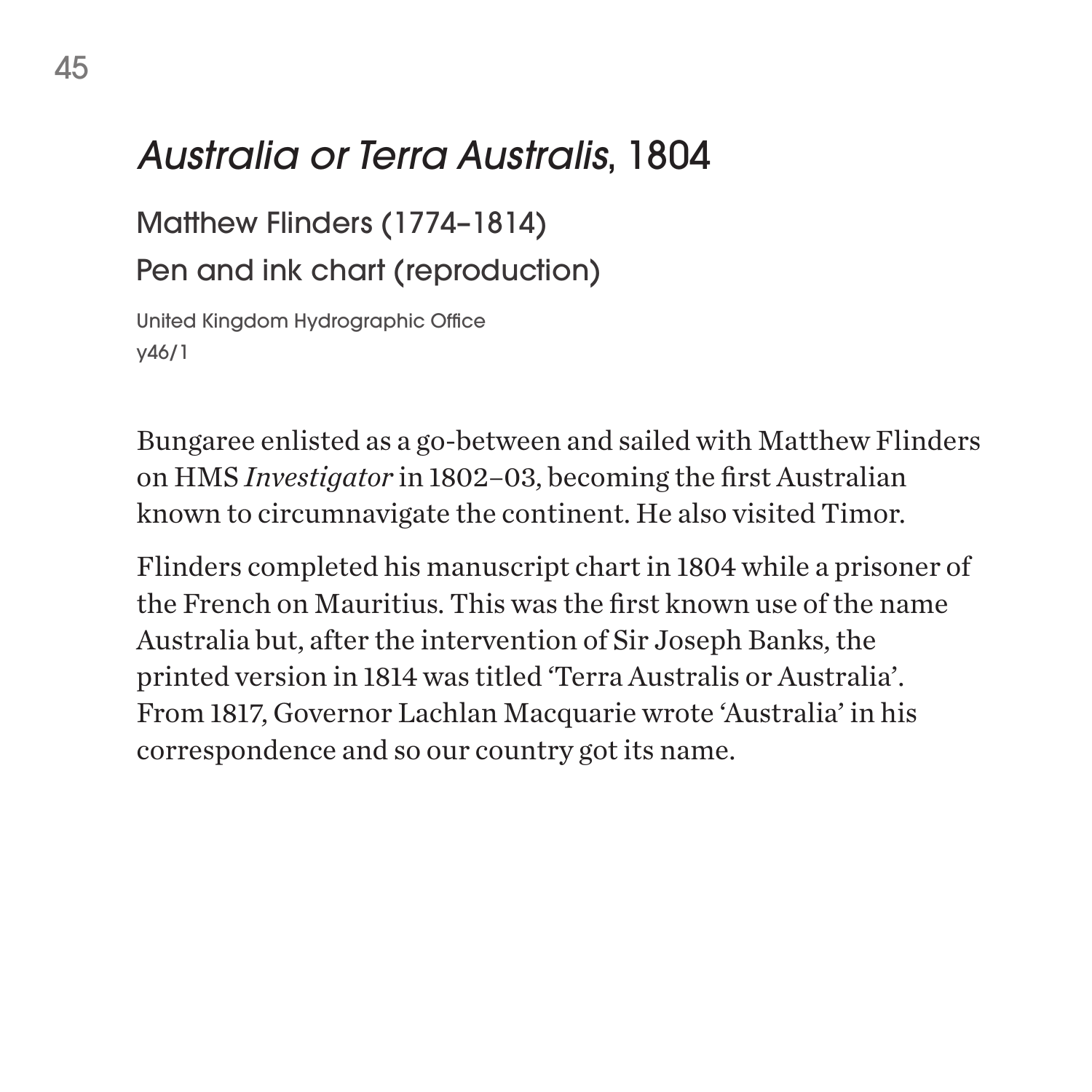# *Australia or Terra Australis*, 1804

Matthew Flinders (1774–1814)

Pen and ink chart (reproduction)

United Kingdom Hydrographic Office
y46/1

Bungaree enlisted as a go-between and sailed with Matthew Flinders on HMS *Investigator* in 1802–03, becoming the first Australian known to circumnavigate the continent. He also visited Timor.

Flinders completed his manuscript chart in 1804 while a prisoner of the French on Mauritius. This was the first known use of the name Australia but, after the intervention of Sir Joseph Banks, the printed version in 1814 was titled 'Terra Australis or Australia'. From 1817, Governor Lachlan Macquarie wrote 'Australia' in his correspondence and so our country got its name.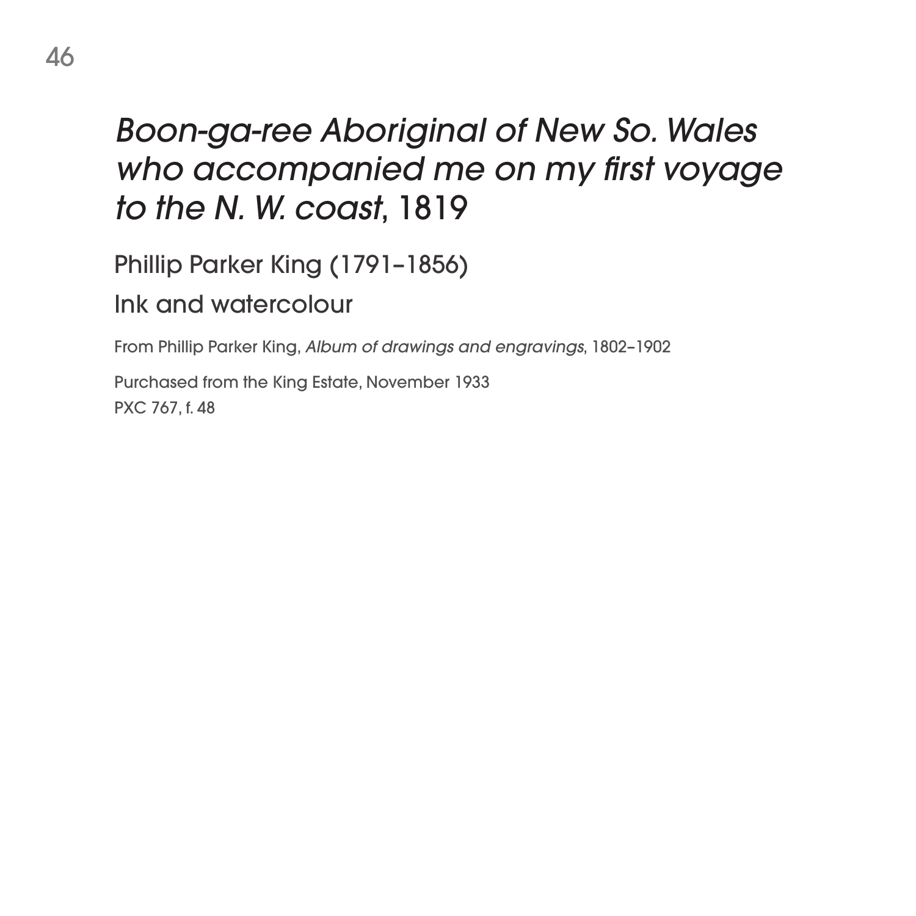# *Boon-ga-ree Aboriginal of New So. Wales who accompanied me on my first voyage to the N. W. coast*, 1819

Phillip Parker King (1791–1856)

Ink and watercolour

From Phillip Parker King, *Album of drawings and engravings*, 1802–1902

Purchased from the King Estate, November 1933
PXC 767, f. 48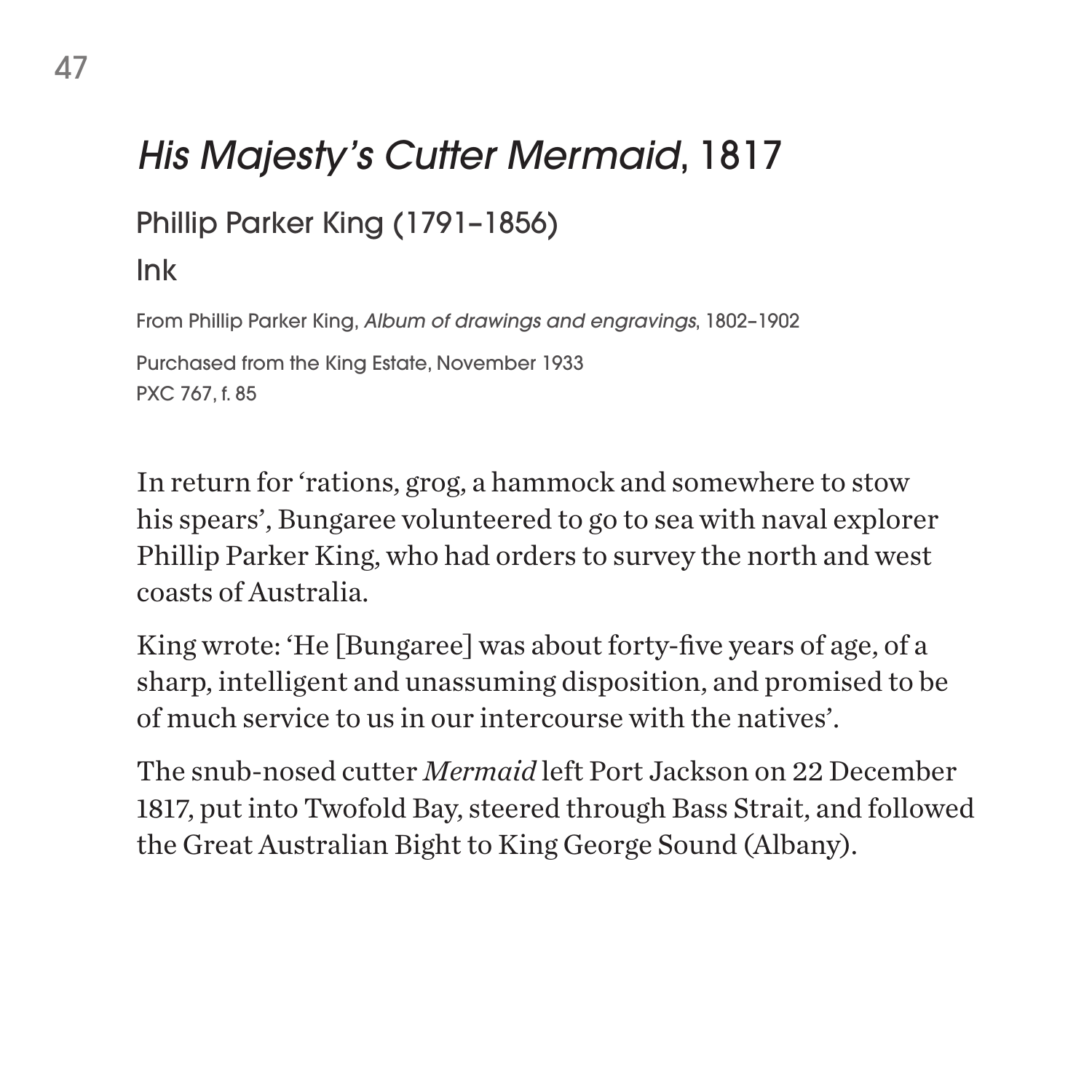## *His Majesty's Cutter Mermaid*, 1817

### Phillip Parker King (1791–1856)

### Ink

From Phillip Parker King, *Album of drawings and engravings*, 1802–1902

Purchased from the King Estate, November 1933
PXC 767, f. 85

In return for 'rations, grog, a hammock and somewhere to stow his spears', Bungaree volunteered to go to sea with naval explorer Phillip Parker King, who had orders to survey the north and west coasts of Australia.

King wrote: 'He [Bungaree] was about forty-five years of age, of a sharp, intelligent and unassuming disposition, and promised to be of much service to us in our intercourse with the natives'.

The snub-nosed cutter *Mermaid* left Port Jackson on 22 December 1817, put into Twofold Bay, steered through Bass Strait, and followed the Great Australian Bight to King George Sound (Albany).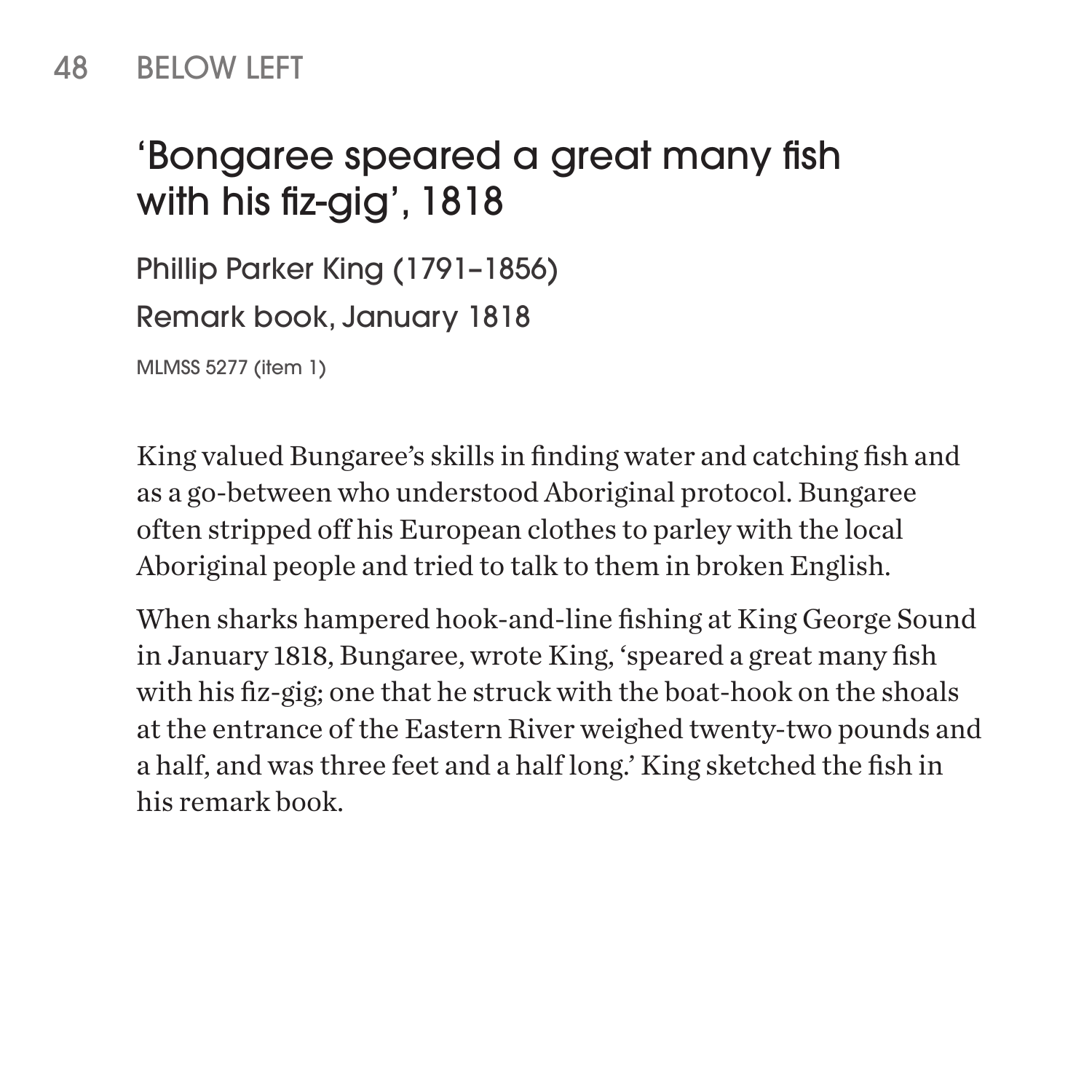48 BELOW LEFT

## 'Bongaree speared a great many fish with his fiz-gig', 1818

Phillip Parker King (1791–1856)

Remark book, January 1818

MLMSS 5277 (item 1)

King valued Bungaree's skills in finding water and catching fish and as a go-between who understood Aboriginal protocol. Bungaree often stripped off his European clothes to parley with the local Aboriginal people and tried to talk to them in broken English.

When sharks hampered hook-and-line fishing at King George Sound in January 1818, Bungaree, wrote King, 'speared a great many fish with his fiz-gig; one that he struck with the boat-hook on the shoals at the entrance of the Eastern River weighed twenty-two pounds and a half, and was three feet and a half long.' King sketched the fish in his remark book.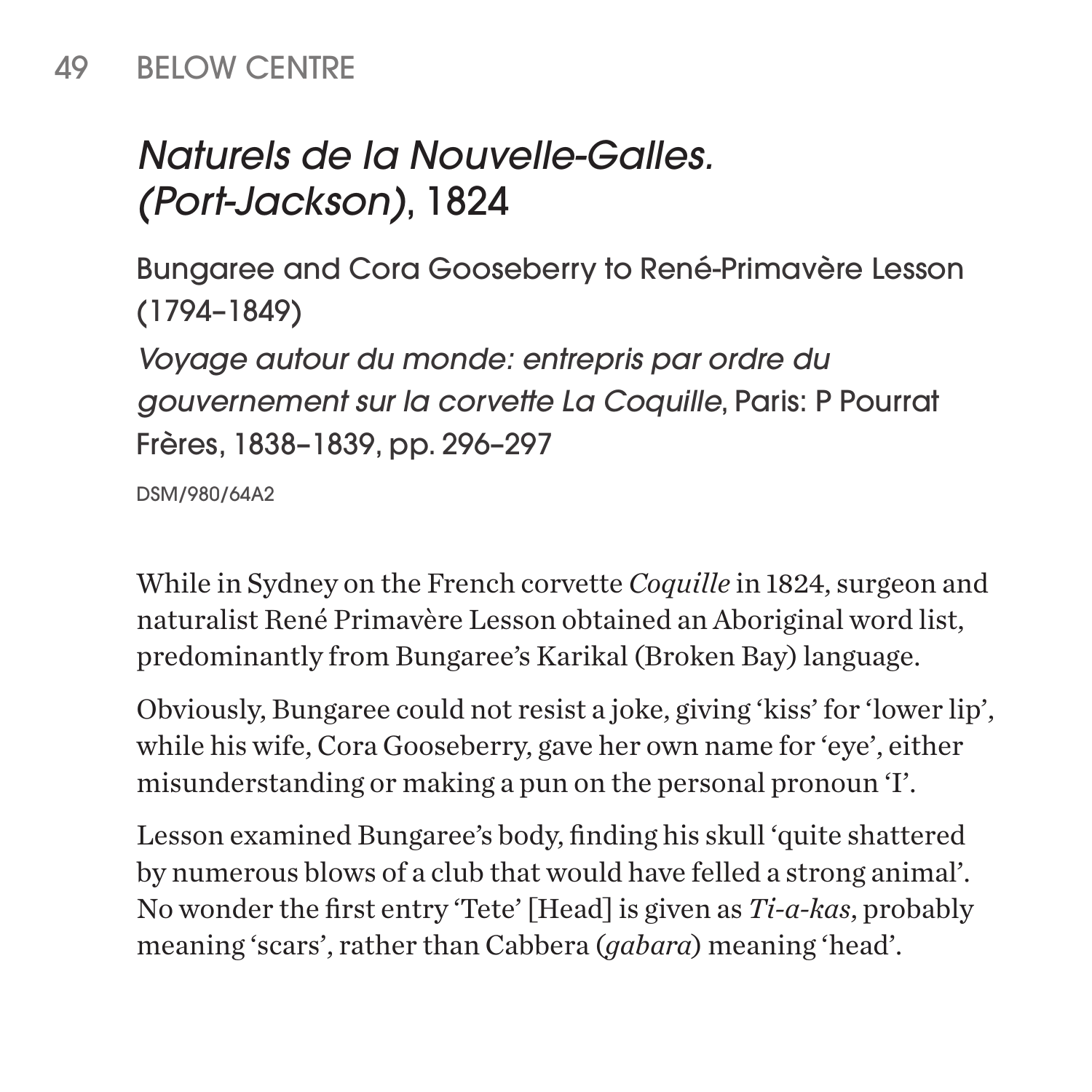49 BELOW CENTRE

## *Naturels de la Nouvelle-Galles. (Port-Jackson)*, 1824

Bungaree and Cora Gooseberry to René-Primavère Lesson (1794–1849)

*Voyage autour du monde: entrepris par ordre du gouvernement sur la corvette La Coquille*, Paris: P Pourrat Frères, 1838–1839, pp. 296–297

DSM/980/64A2

While in Sydney on the French corvette *Coquille* in 1824, surgeon and naturalist René Primavère Lesson obtained an Aboriginal word list, predominantly from Bungaree's Karikal (Broken Bay) language.

Obviously, Bungaree could not resist a joke, giving 'kiss' for 'lower lip', while his wife, Cora Gooseberry, gave her own name for 'eye', either misunderstanding or making a pun on the personal pronoun 'I'.

Lesson examined Bungaree's body, finding his skull 'quite shattered by numerous blows of a club that would have felled a strong animal'. No wonder the first entry 'Tete' [Head] is given as *Ti-a-kas*, probably meaning 'scars', rather than Cabbera (*gabara*) meaning 'head'.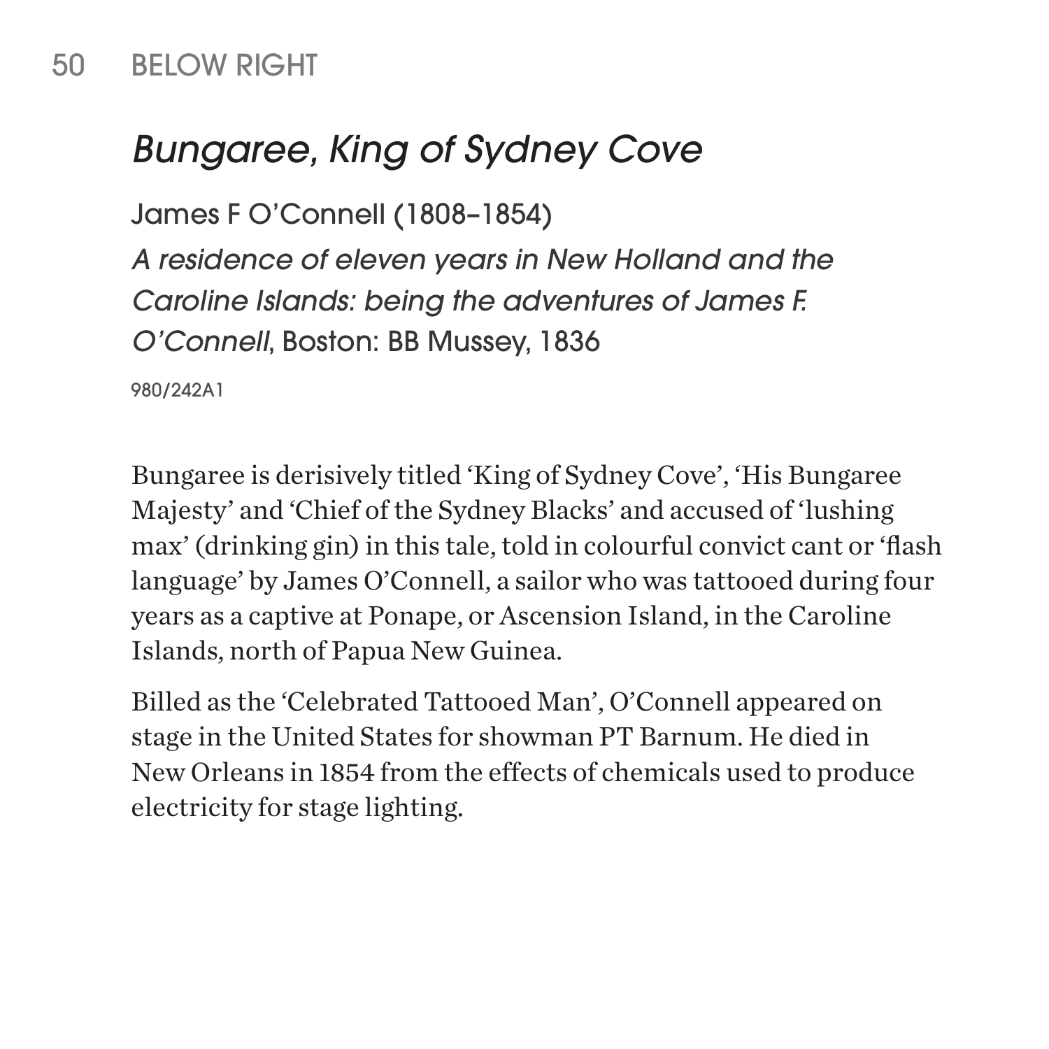50 BELOW RIGHT

## *Bungaree, King of Sydney Cove*

James F O'Connell (1808–1854)

*A residence of eleven years in New Holland and the Caroline Islands: being the adventures of James F. O'Connell*, Boston: BB Mussey, 1836

980/242A1

Bungaree is derisively titled 'King of Sydney Cove', 'His Bungaree Majesty' and 'Chief of the Sydney Blacks' and accused of 'lushing max' (drinking gin) in this tale, told in colourful convict cant or 'flash language' by James O'Connell, a sailor who was tattooed during four years as a captive at Ponape, or Ascension Island, in the Caroline Islands, north of Papua New Guinea.

Billed as the 'Celebrated Tattooed Man', O'Connell appeared on stage in the United States for showman PT Barnum. He died in New Orleans in 1854 from the effects of chemicals used to produce electricity for stage lighting.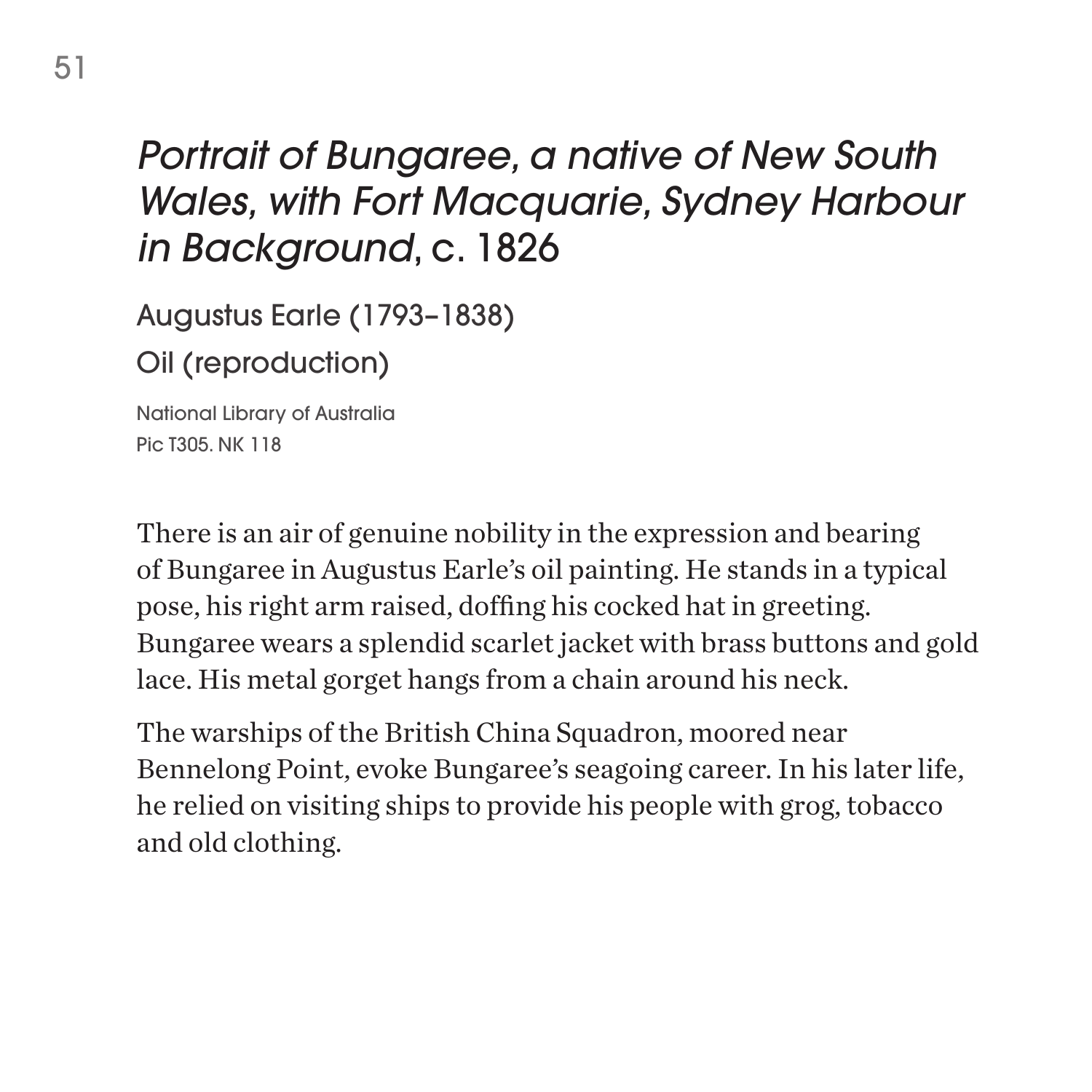## *Portrait of Bungaree, a native of New South Wales, with Fort Macquarie, Sydney Harbour in Background*, c. 1826

Augustus Earle (1793–1838)

Oil (reproduction)

National Library of Australia
Pic T305. NK 118

There is an air of genuine nobility in the expression and bearing of Bungaree in Augustus Earle's oil painting. He stands in a typical pose, his right arm raised, doffing his cocked hat in greeting. Bungaree wears a splendid scarlet jacket with brass buttons and gold lace. His metal gorget hangs from a chain around his neck.

The warships of the British China Squadron, moored near Bennelong Point, evoke Bungaree's seagoing career. In his later life, he relied on visiting ships to provide his people with grog, tobacco and old clothing.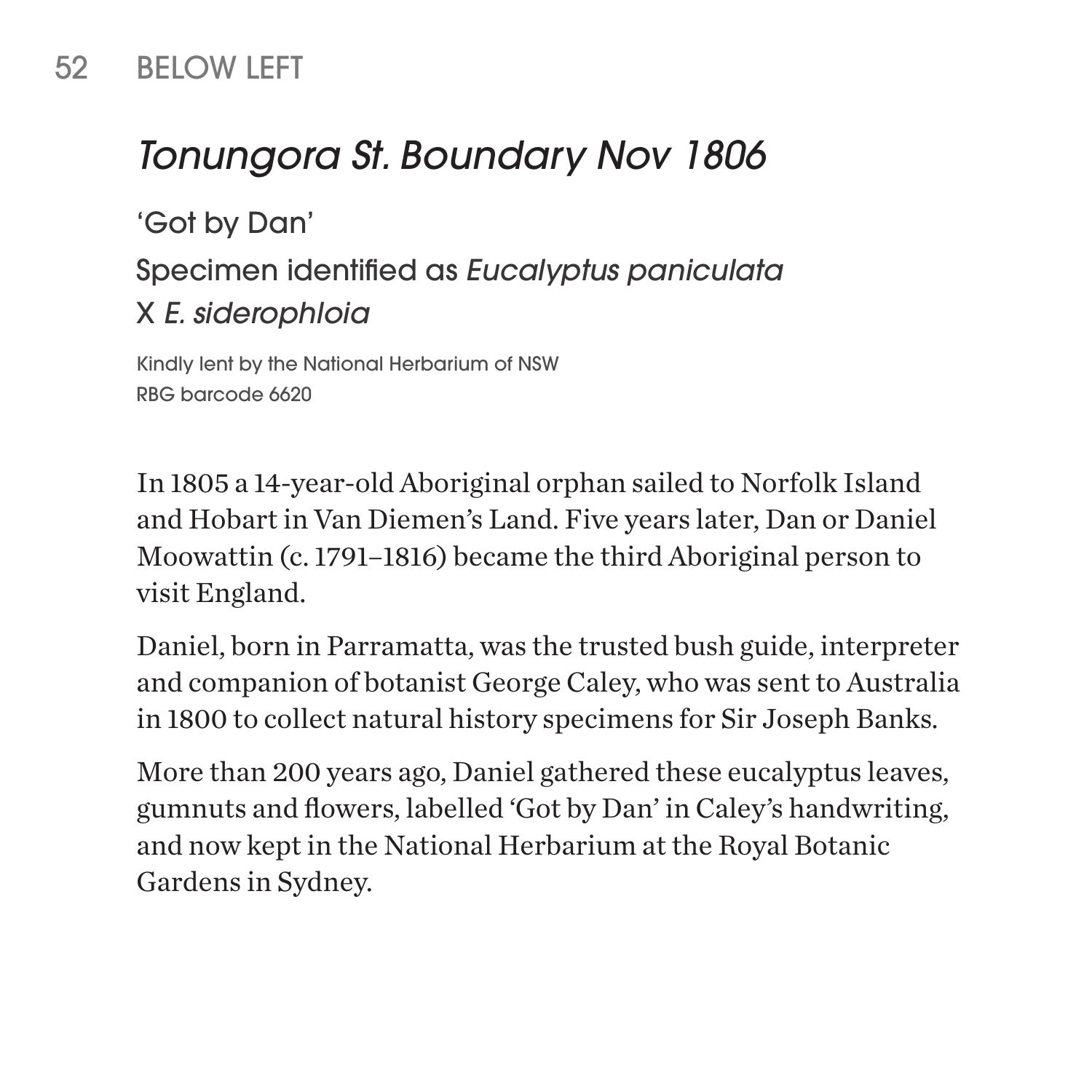52 BELOW LEFT

## *Tonungora St. Boundary Nov 1806*

'Got by Dan'

Specimen identified as *Eucalyptus paniculata* X *E. siderophloia*

Kindly lent by the National Herbarium of NSW
RBG barcode 6620

In 1805 a 14-year-old Aboriginal orphan sailed to Norfolk Island and Hobart in Van Diemen's Land. Five years later, Dan or Daniel Moowattin (c. 1791–1816) became the third Aboriginal person to visit England.

Daniel, born in Parramatta, was the trusted bush guide, interpreter and companion of botanist George Caley, who was sent to Australia in 1800 to collect natural history specimens for Sir Joseph Banks.

More than 200 years ago, Daniel gathered these eucalyptus leaves, gumnuts and flowers, labelled 'Got by Dan' in Caley's handwriting, and now kept in the National Herbarium at the Royal Botanic Gardens in Sydney.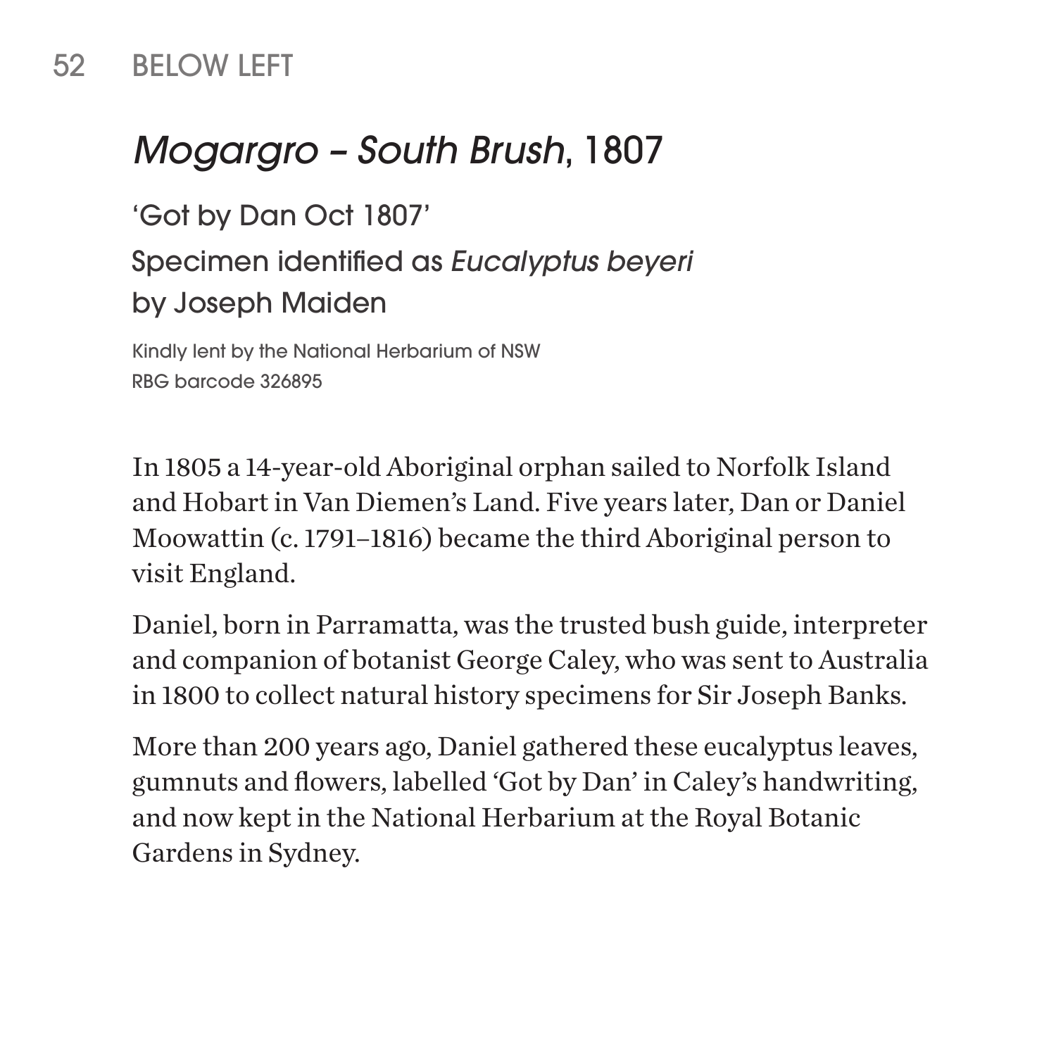BELOW LEFT

## *Mogargro – South Brush*, 1807

'Got by Dan Oct 1807'

Specimen identified as *Eucalyptus beyeri* by Joseph Maiden

Kindly lent by the National Herbarium of NSW
RBG barcode 326895

In 1805 a 14-year-old Aboriginal orphan sailed to Norfolk Island and Hobart in Van Diemen's Land. Five years later, Dan or Daniel Moowattin (c. 1791–1816) became the third Aboriginal person to visit England.

Daniel, born in Parramatta, was the trusted bush guide, interpreter and companion of botanist George Caley, who was sent to Australia in 1800 to collect natural history specimens for Sir Joseph Banks.

More than 200 years ago, Daniel gathered these eucalyptus leaves, gumnuts and flowers, labelled 'Got by Dan' in Caley's handwriting, and now kept in the National Herbarium at the Royal Botanic Gardens in Sydney.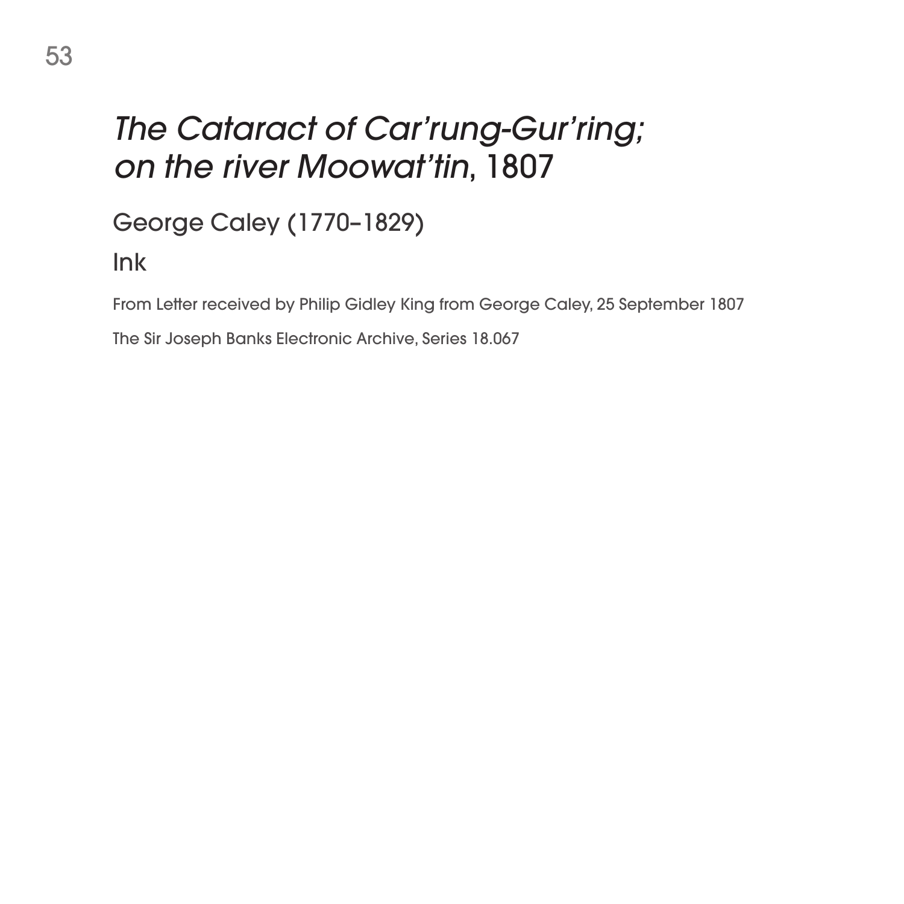## *The Cataract of Car'rung-Gur'ring; on the river Moowat'tin*, 1807

George Caley (1770–1829)

Ink

From Letter received by Philip Gidley King from George Caley, 25 September 1807

The Sir Joseph Banks Electronic Archive, Series 18.067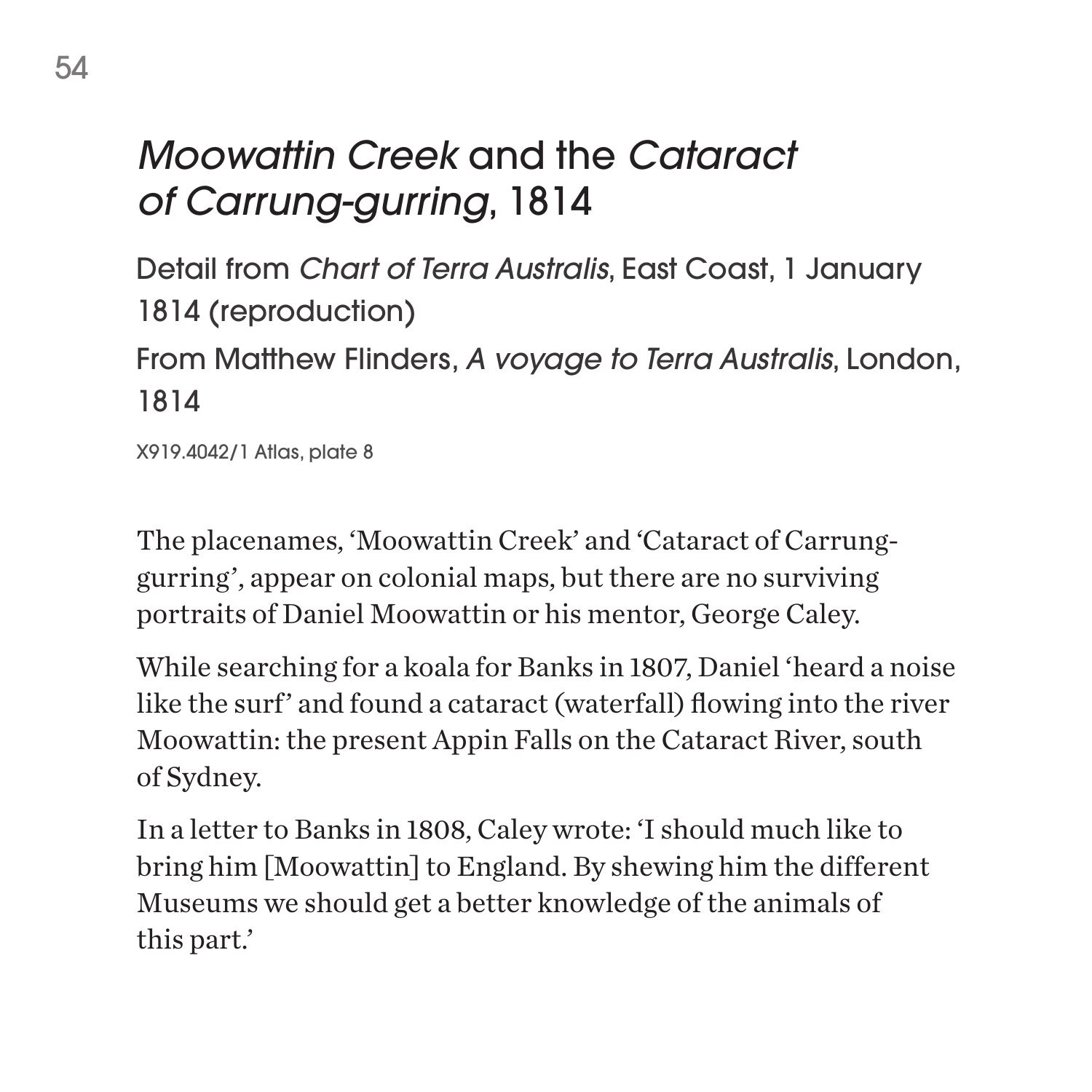# *Moowattin Creek* and the *Cataract of Carrung-gurring*, 1814

Detail from *Chart of Terra Australis*, East Coast, 1 January 1814 (reproduction)

From Matthew Flinders, *A voyage to Terra Australis*, London, 1814

X919.4042/1 Atlas, plate 8

The placenames, 'Moowattin Creek' and 'Cataract of Carrung-gurring', appear on colonial maps, but there are no surviving portraits of Daniel Moowattin or his mentor, George Caley.

While searching for a koala for Banks in 1807, Daniel 'heard a noise like the surf' and found a cataract (waterfall) flowing into the river Moowattin: the present Appin Falls on the Cataract River, south of Sydney.

In a letter to Banks in 1808, Caley wrote: 'I should much like to bring him [Moowattin] to England. By shewing him the different Museums we should get a better knowledge of the animals of this part.'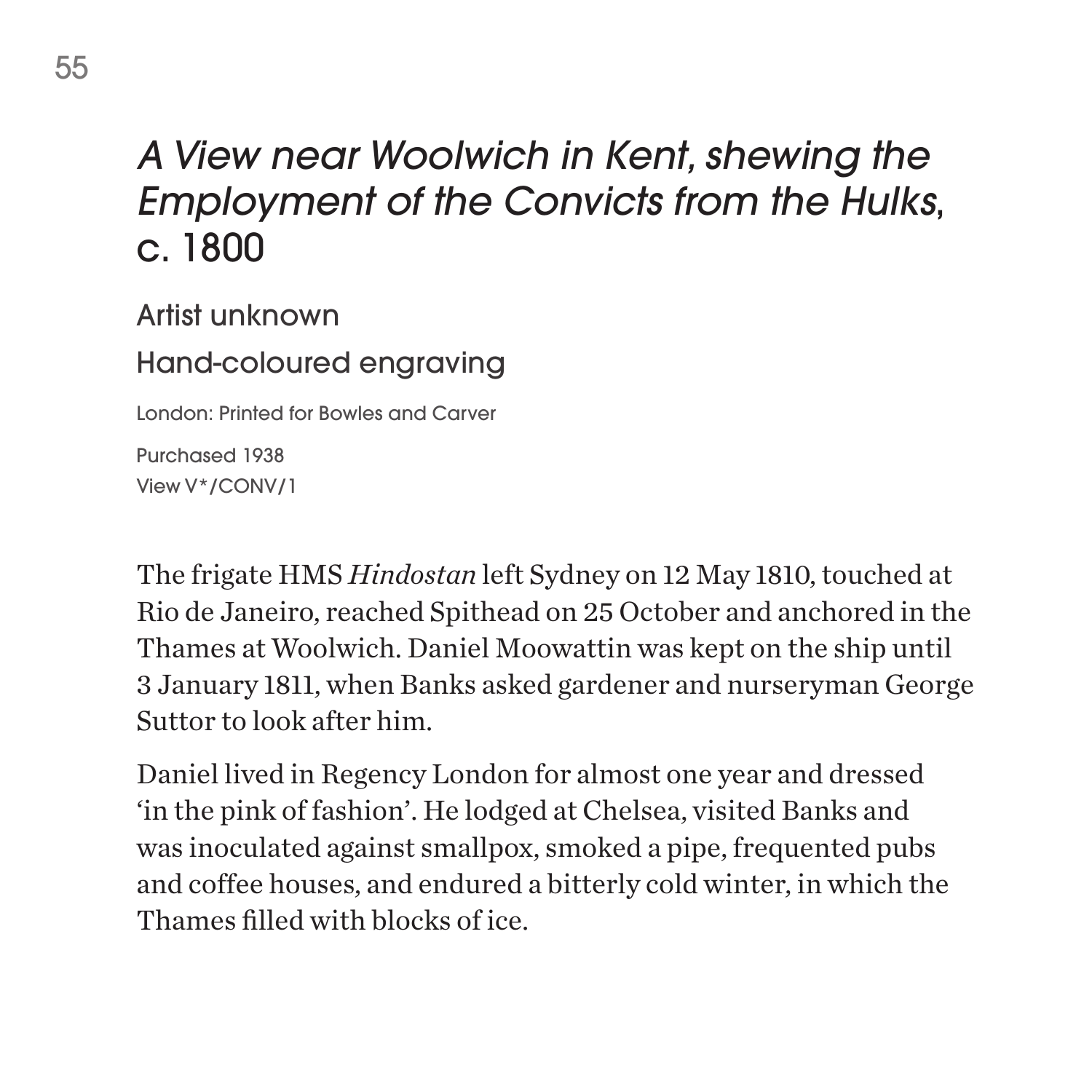## *A View near Woolwich in Kent, shewing the Employment of the Convicts from the Hulks*, c. 1800

Artist unknown

Hand-coloured engraving

London: Printed for Bowles and Carver

Purchased 1938
View V*/CONV/1

The frigate HMS *Hindostan* left Sydney on 12 May 1810, touched at Rio de Janeiro, reached Spithead on 25 October and anchored in the Thames at Woolwich. Daniel Moowattin was kept on the ship until 3 January 1811, when Banks asked gardener and nurseryman George Suttor to look after him.

Daniel lived in Regency London for almost one year and dressed 'in the pink of fashion'. He lodged at Chelsea, visited Banks and was inoculated against smallpox, smoked a pipe, frequented pubs and coffee houses, and endured a bitterly cold winter, in which the Thames filled with blocks of ice.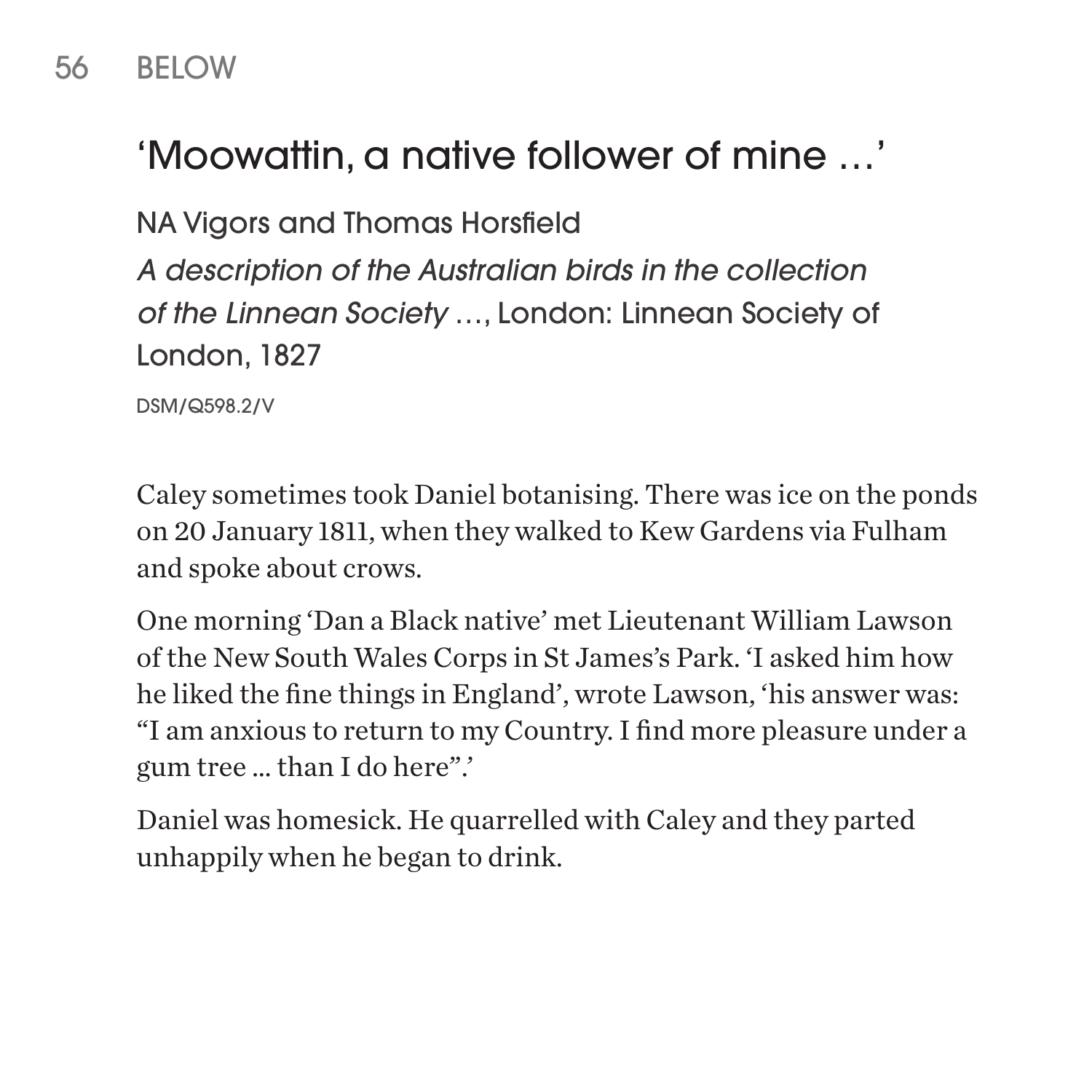## 'Moowattin, a native follower of mine …'

NA Vigors and Thomas Horsfield

*A description of the Australian birds in the collection of the Linnean Society* …, London: Linnean Society of London, 1827

DSM/Q598.2/V

Caley sometimes took Daniel botanising. There was ice on the ponds on 20 January 1811, when they walked to Kew Gardens via Fulham and spoke about crows.

One morning 'Dan a Black native' met Lieutenant William Lawson of the New South Wales Corps in St James's Park. 'I asked him how he liked the fine things in England', wrote Lawson, 'his answer was: "I am anxious to return to my Country. I find more pleasure under a gum tree ... than I do here".'

Daniel was homesick. He quarrelled with Caley and they parted unhappily when he began to drink.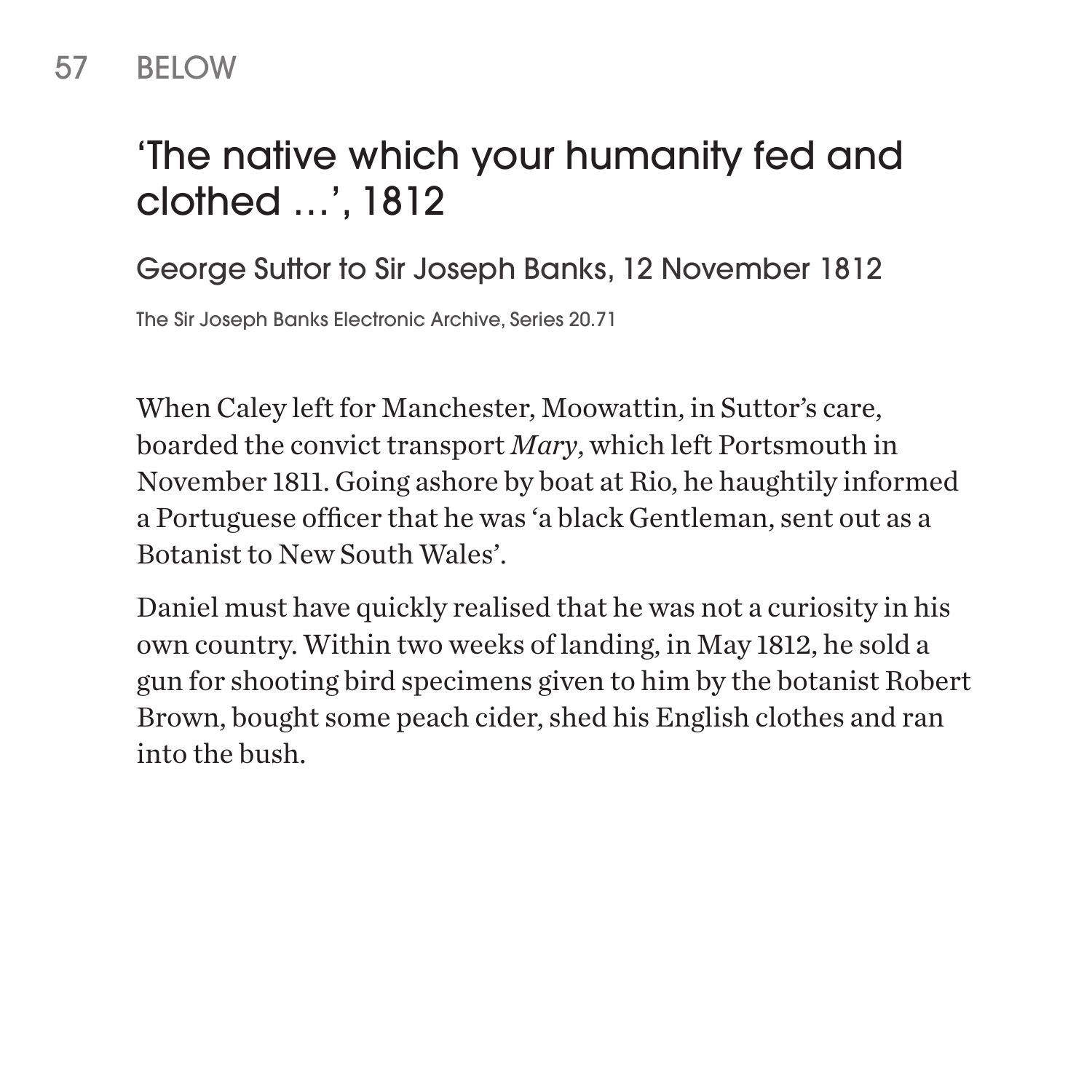## 'The native which your humanity fed and clothed …', 1812

### George Suttor to Sir Joseph Banks, 12 November 1812

The Sir Joseph Banks Electronic Archive, Series 20.71

When Caley left for Manchester, Moowattin, in Suttor's care, boarded the convict transport *Mary*, which left Portsmouth in November 1811. Going ashore by boat at Rio, he haughtily informed a Portuguese officer that he was 'a black Gentleman, sent out as a Botanist to New South Wales'.

Daniel must have quickly realised that he was not a curiosity in his own country. Within two weeks of landing, in May 1812, he sold a gun for shooting bird specimens given to him by the botanist Robert Brown, bought some peach cider, shed his English clothes and ran into the bush.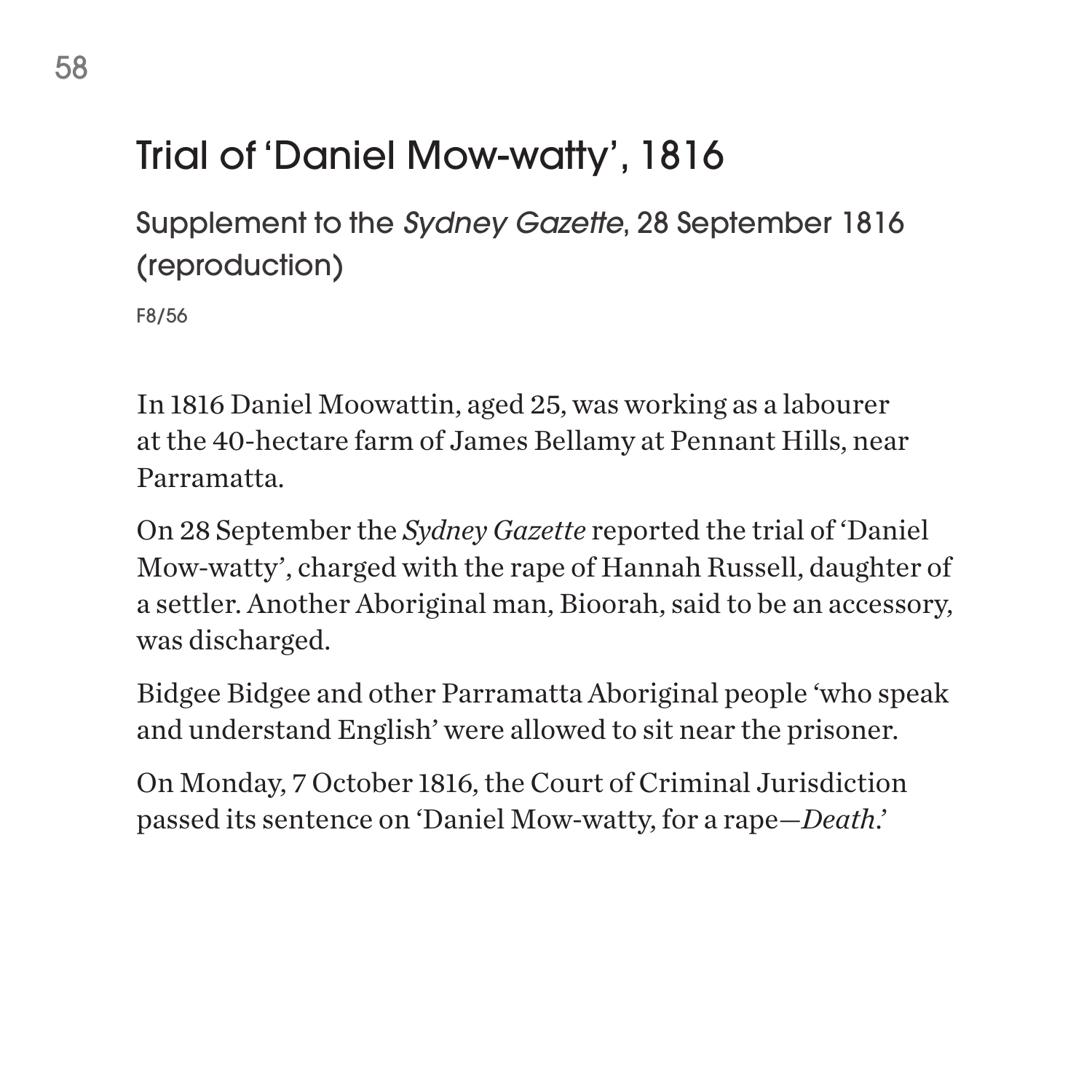# Trial of 'Daniel Mow-watty', 1816

## Supplement to the *Sydney Gazette*, 28 September 1816 (reproduction)

F8/56

In 1816 Daniel Moowattin, aged 25, was working as a labourer at the 40-hectare farm of James Bellamy at Pennant Hills, near Parramatta.

On 28 September the *Sydney Gazette* reported the trial of 'Daniel Mow-watty', charged with the rape of Hannah Russell, daughter of a settler. Another Aboriginal man, Bioorah, said to be an accessory, was discharged.

Bidgee Bidgee and other Parramatta Aboriginal people 'who speak and understand English' were allowed to sit near the prisoner.

On Monday, 7 October 1816, the Court of Criminal Jurisdiction passed its sentence on 'Daniel Mow-watty, for a rape—*Death*.'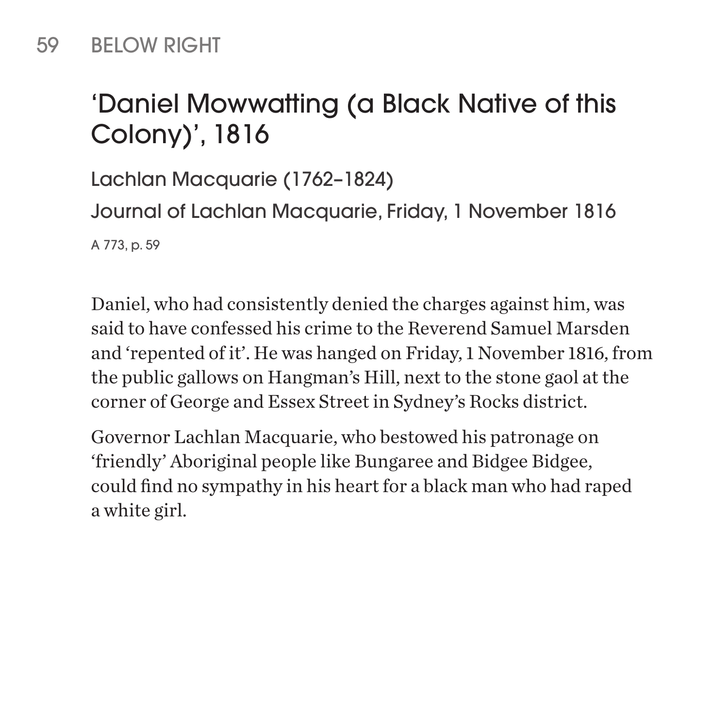59 BELOW RIGHT

## ‘Daniel Mowwatting (a Black Native of this Colony)’, 1816

Lachlan Macquarie (1762–1824)

Journal of Lachlan Macquarie, Friday, 1 November 1816

A 773, p. 59

Daniel, who had consistently denied the charges against him, was said to have confessed his crime to the Reverend Samuel Marsden and ‘repented of it’. He was hanged on Friday, 1 November 1816, from the public gallows on Hangman’s Hill, next to the stone gaol at the corner of George and Essex Street in Sydney’s Rocks district.

Governor Lachlan Macquarie, who bestowed his patronage on ‘friendly’ Aboriginal people like Bungaree and Bidgee Bidgee, could find no sympathy in his heart for a black man who had raped a white girl.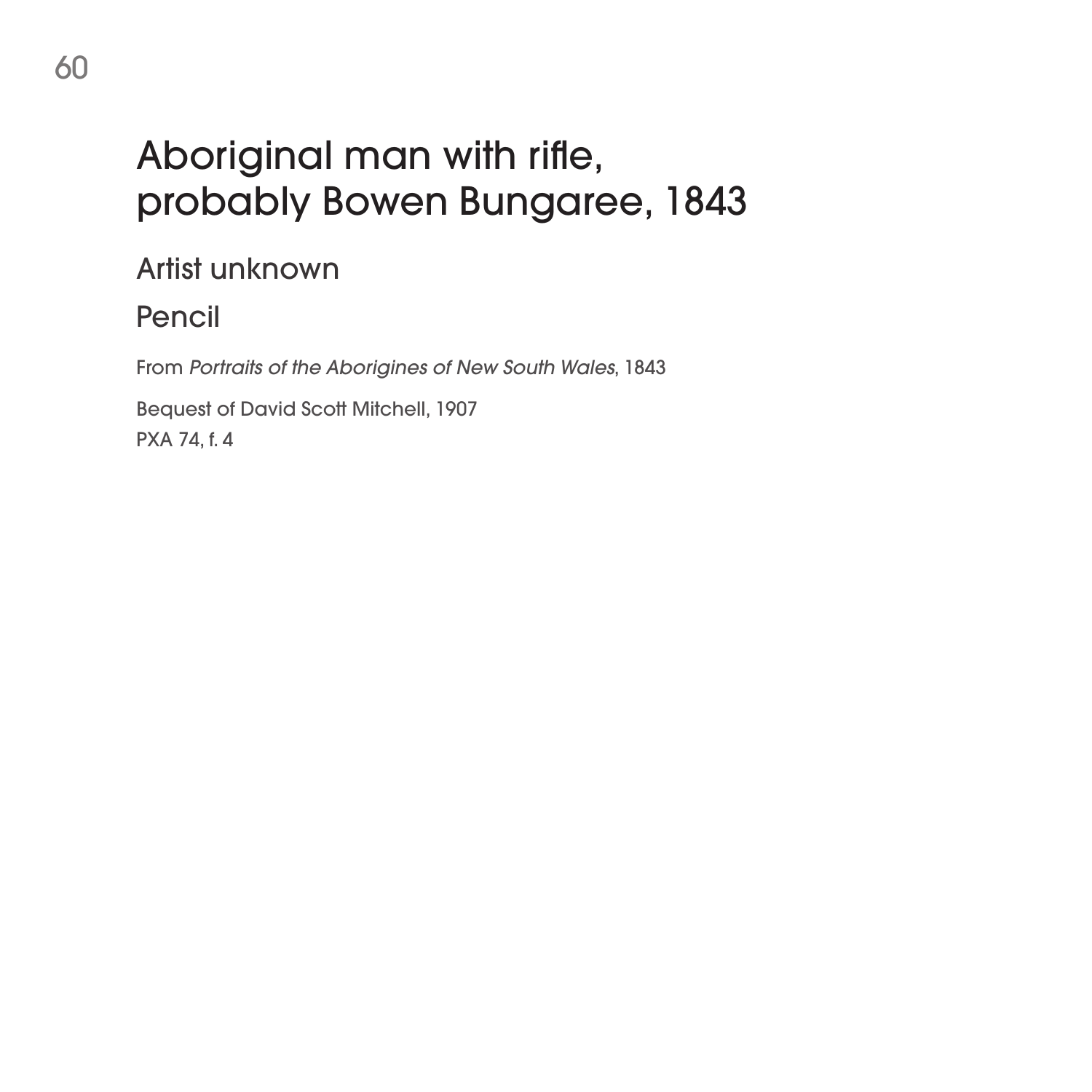# Aboriginal man with rifle, probably Bowen Bungaree, 1843

Artist unknown

Pencil

From *Portraits of the Aborigines of New South Wales*, 1843

Bequest of David Scott Mitchell, 1907
PXA 74, f. 4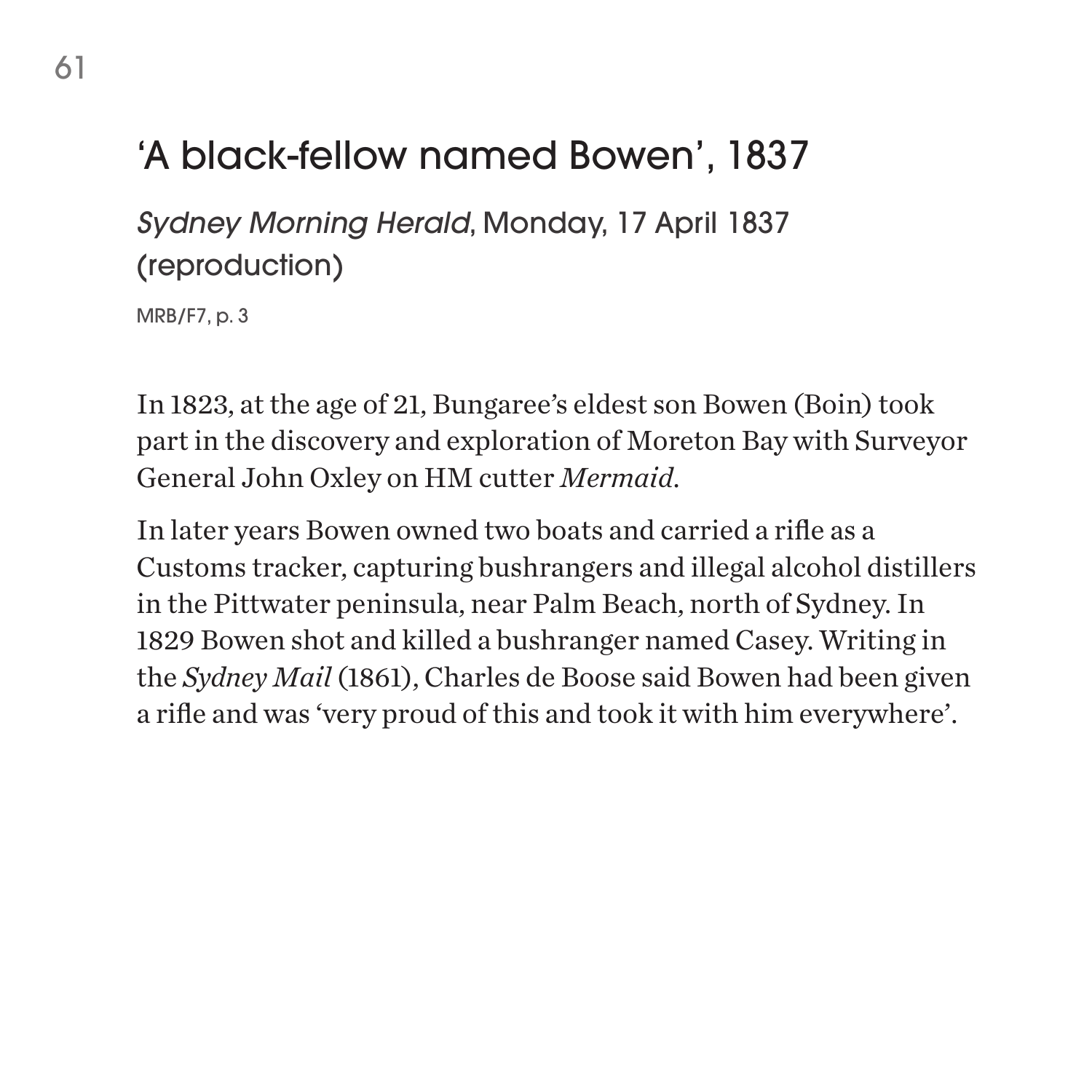## 'A black-fellow named Bowen', 1837

*Sydney Morning Herald*, Monday, 17 April 1837 (reproduction)

MRB/F7, p. 3

In 1823, at the age of 21, Bungaree's eldest son Bowen (Boin) took part in the discovery and exploration of Moreton Bay with Surveyor General John Oxley on HM cutter *Mermaid*.

In later years Bowen owned two boats and carried a rifle as a Customs tracker, capturing bushrangers and illegal alcohol distillers in the Pittwater peninsula, near Palm Beach, north of Sydney. In 1829 Bowen shot and killed a bushranger named Casey. Writing in the *Sydney Mail* (1861), Charles de Boose said Bowen had been given a rifle and was 'very proud of this and took it with him everywhere'.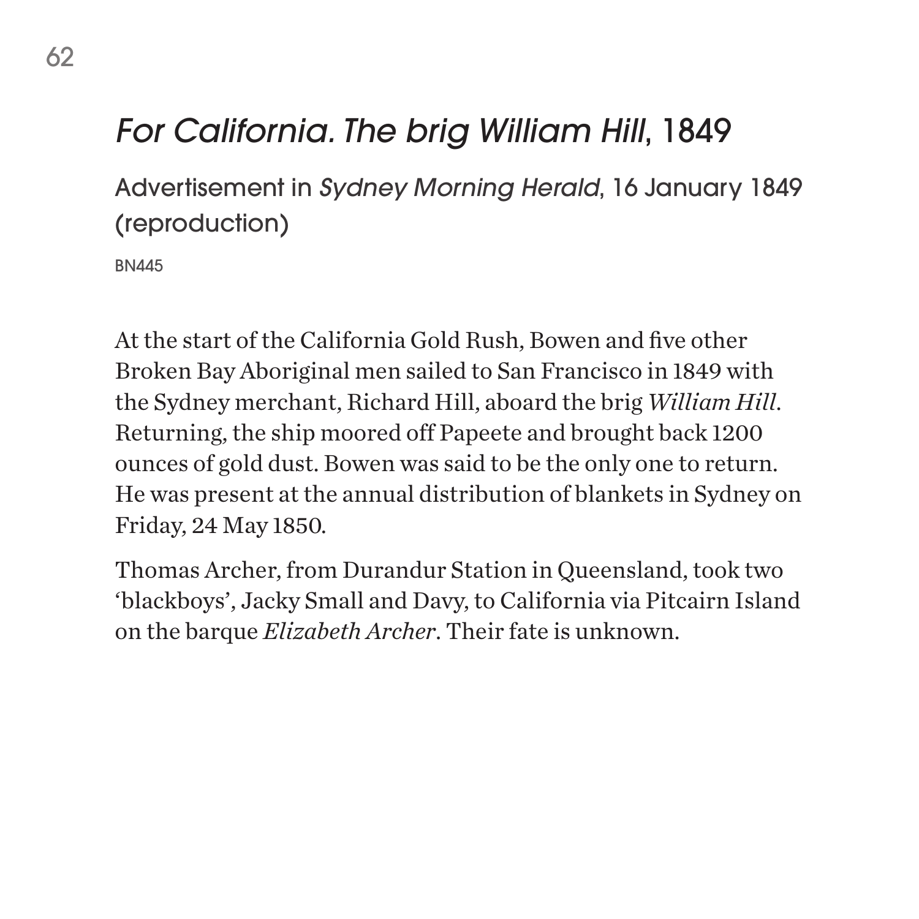# *For California. The brig William Hill*, 1849

## Advertisement in *Sydney Morning Herald*, 16 January 1849 (reproduction)

BN445

At the start of the California Gold Rush, Bowen and five other Broken Bay Aboriginal men sailed to San Francisco in 1849 with the Sydney merchant, Richard Hill, aboard the brig *William Hill*. Returning, the ship moored off Papeete and brought back 1200 ounces of gold dust. Bowen was said to be the only one to return. He was present at the annual distribution of blankets in Sydney on Friday, 24 May 1850.

Thomas Archer, from Durandur Station in Queensland, took two 'blackboys', Jacky Small and Davy, to California via Pitcairn Island on the barque *Elizabeth Archer*. Their fate is unknown.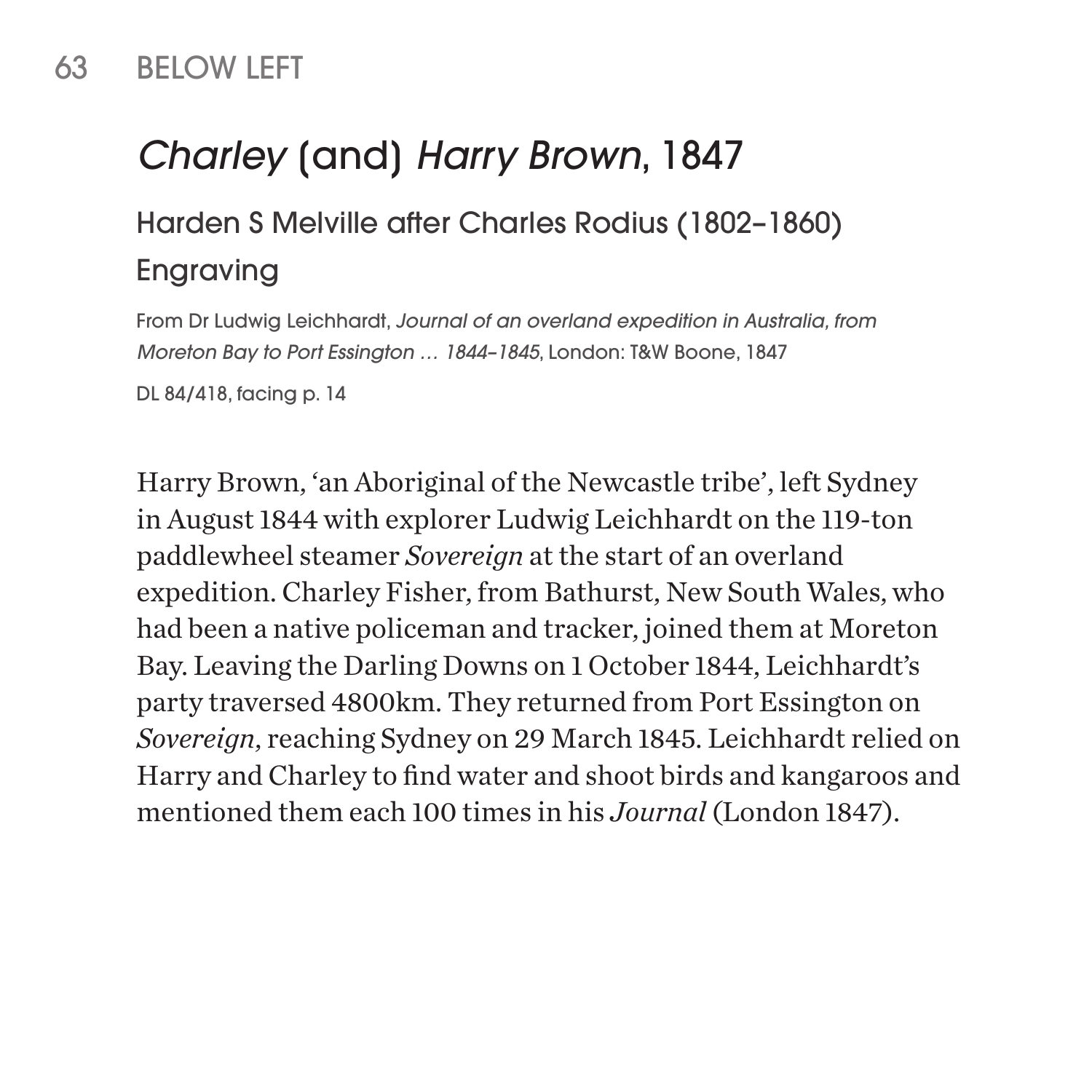## 63 BELOW LEFT

# *Charley* (and) *Harry Brown*, 1847

### Harden S Melville after Charles Rodius (1802–1860)

### Engraving

From Dr Ludwig Leichhardt, *Journal of an overland expedition in Australia, from Moreton Bay to Port Essington … 1844–1845*, London: T&W Boone, 1847

DL 84/418, facing p. 14

Harry Brown, 'an Aboriginal of the Newcastle tribe', left Sydney in August 1844 with explorer Ludwig Leichhardt on the 119-ton paddlewheel steamer *Sovereign* at the start of an overland expedition. Charley Fisher, from Bathurst, New South Wales, who had been a native policeman and tracker, joined them at Moreton Bay. Leaving the Darling Downs on 1 October 1844, Leichhardt's party traversed 4800km. They returned from Port Essington on *Sovereign*, reaching Sydney on 29 March 1845. Leichhardt relied on Harry and Charley to find water and shoot birds and kangaroos and mentioned them each 100 times in his *Journal* (London 1847).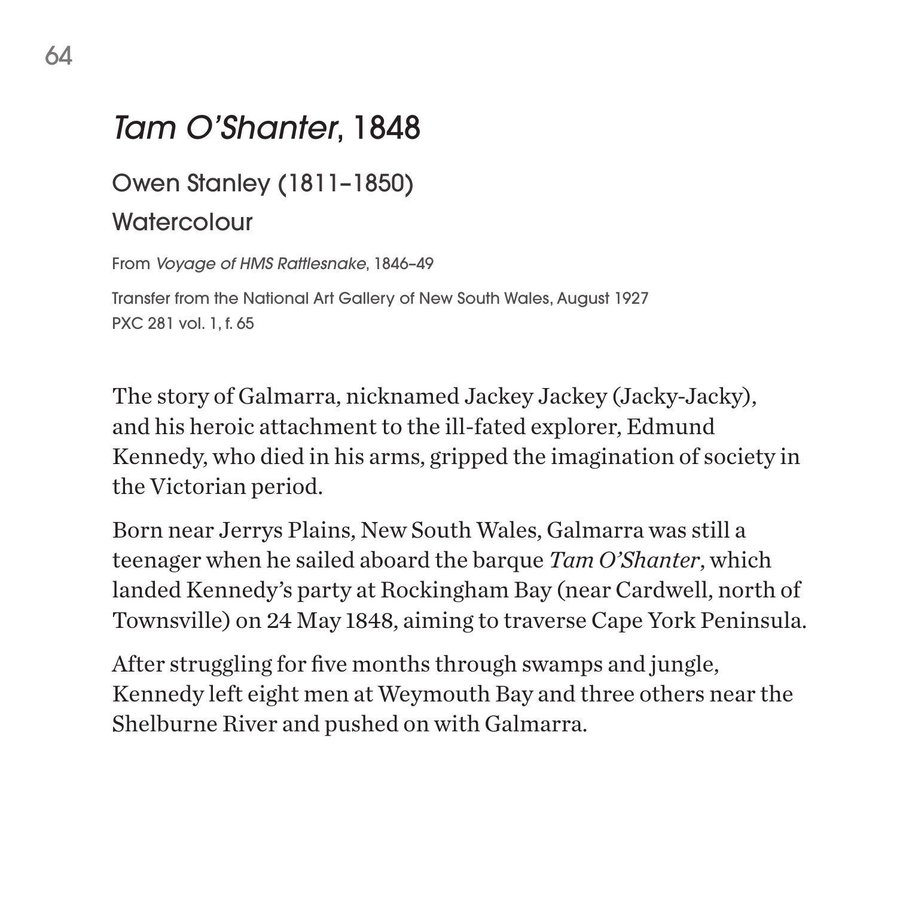# *Tam O'Shanter*, 1848

## Owen Stanley (1811–1850)

## Watercolour

From *Voyage of HMS Rattlesnake*, 1846–49

Transfer from the National Art Gallery of New South Wales, August 1927
PXC 281 vol. 1, f. 65

The story of Galmarra, nicknamed Jackey Jackey (Jacky-Jacky), and his heroic attachment to the ill-fated explorer, Edmund Kennedy, who died in his arms, gripped the imagination of society in the Victorian period.

Born near Jerrys Plains, New South Wales, Galmarra was still a teenager when he sailed aboard the barque *Tam O'Shanter*, which landed Kennedy's party at Rockingham Bay (near Cardwell, north of Townsville) on 24 May 1848, aiming to traverse Cape York Peninsula.

After struggling for five months through swamps and jungle, Kennedy left eight men at Weymouth Bay and three others near the Shelburne River and pushed on with Galmarra.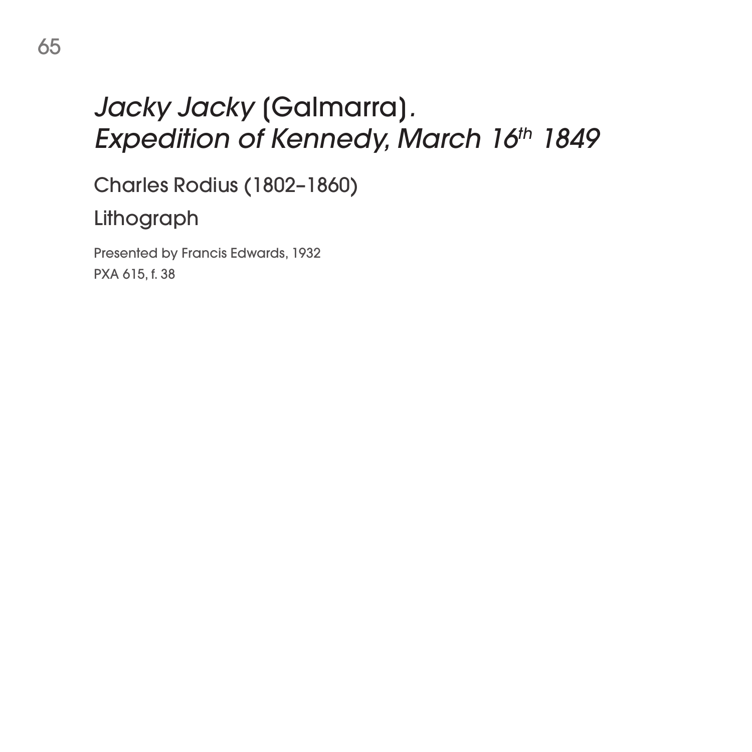# *Jacky Jacky* (Galmarra). *Expedition of Kennedy, March 16th 1849*

Charles Rodius (1802–1860)

Lithograph

Presented by Francis Edwards, 1932
PXA 615, f. 38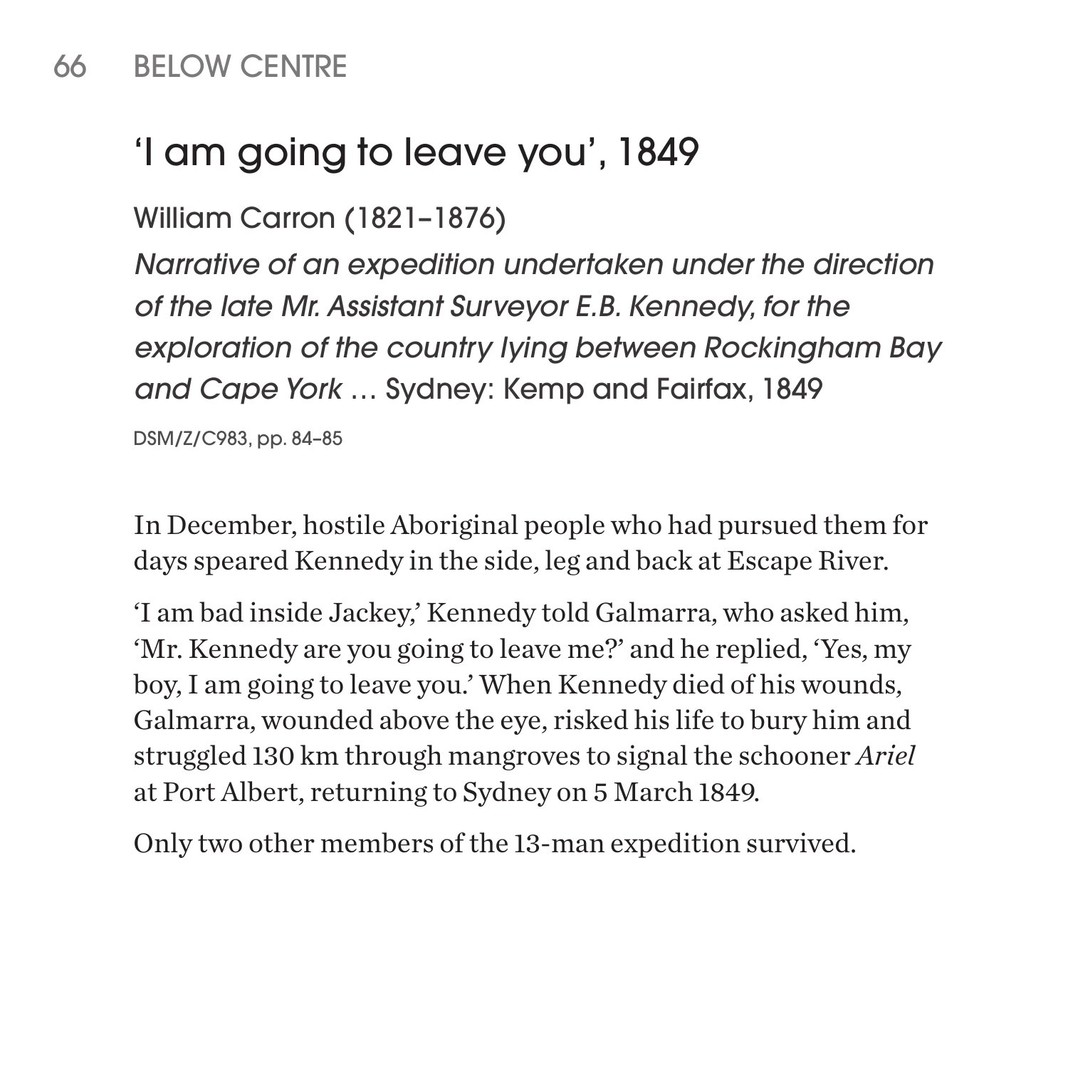## 'I am going to leave you', 1849

William Carron (1821–1876)

*Narrative of an expedition undertaken under the direction of the late Mr. Assistant Surveyor E.B. Kennedy, for the exploration of the country lying between Rockingham Bay and Cape York* … Sydney: Kemp and Fairfax, 1849

DSM/Z/C983, pp. 84–85

In December, hostile Aboriginal people who had pursued them for days speared Kennedy in the side, leg and back at Escape River.

'I am bad inside Jackey,' Kennedy told Galmarra, who asked him, 'Mr. Kennedy are you going to leave me?' and he replied, 'Yes, my boy, I am going to leave you.' When Kennedy died of his wounds, Galmarra, wounded above the eye, risked his life to bury him and struggled 130 km through mangroves to signal the schooner *Ariel* at Port Albert, returning to Sydney on 5 March 1849.

Only two other members of the 13-man expedition survived.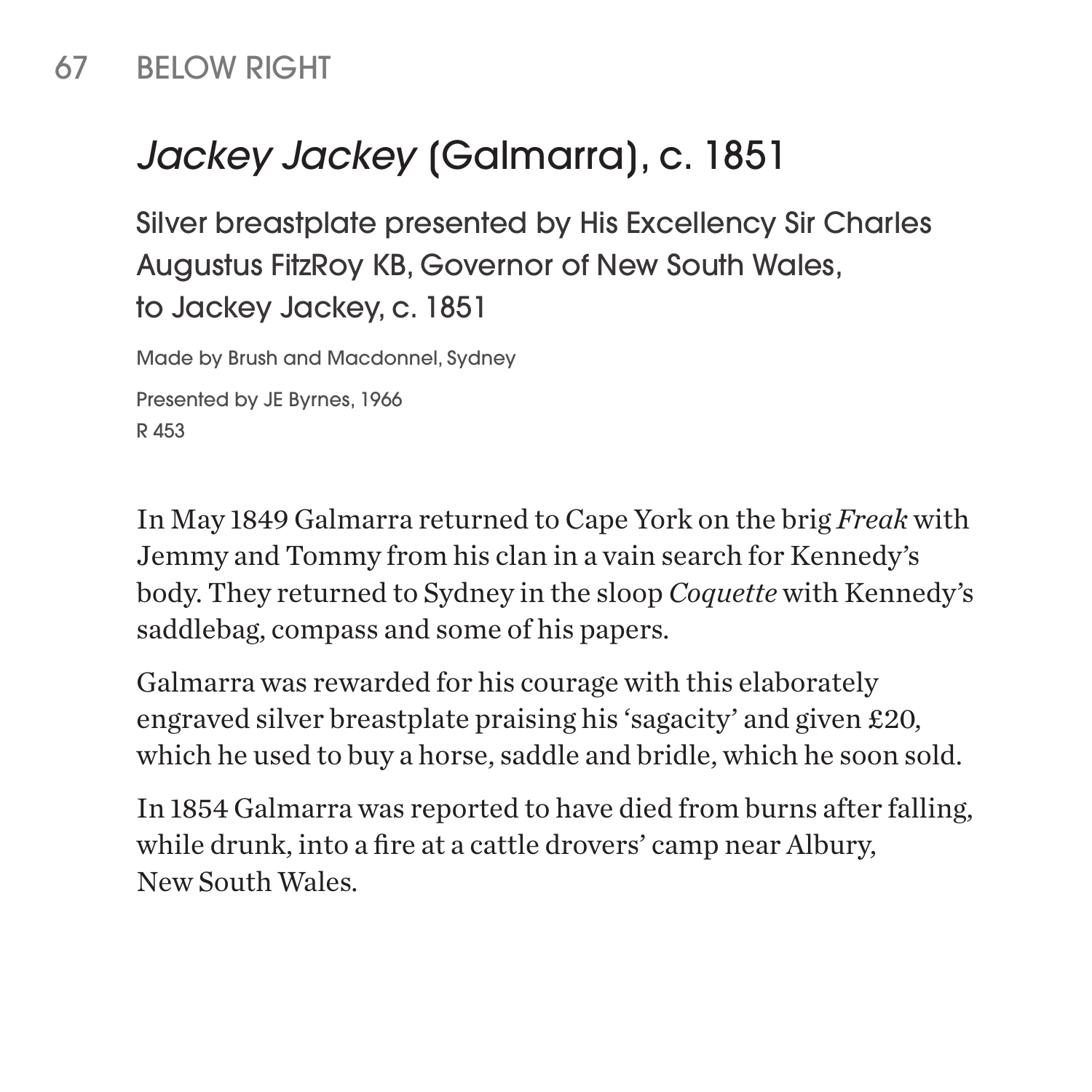67 BELOW RIGHT

# *Jackey Jackey* (Galmarra), c. 1851

## Silver breastplate presented by His Excellency Sir Charles Augustus FitzRoy KB, Governor of New South Wales, to Jackey Jackey, c. 1851

Made by Brush and Macdonnel, Sydney

Presented by JE Byrnes, 1966
R 453

In May 1849 Galmarra returned to Cape York on the brig *Freak* with Jemmy and Tommy from his clan in a vain search for Kennedy's body. They returned to Sydney in the sloop *Coquette* with Kennedy's saddlebag, compass and some of his papers.

Galmarra was rewarded for his courage with this elaborately engraved silver breastplate praising his 'sagacity' and given £20, which he used to buy a horse, saddle and bridle, which he soon sold.

In 1854 Galmarra was reported to have died from burns after falling, while drunk, into a fire at a cattle drovers' camp near Albury, New South Wales.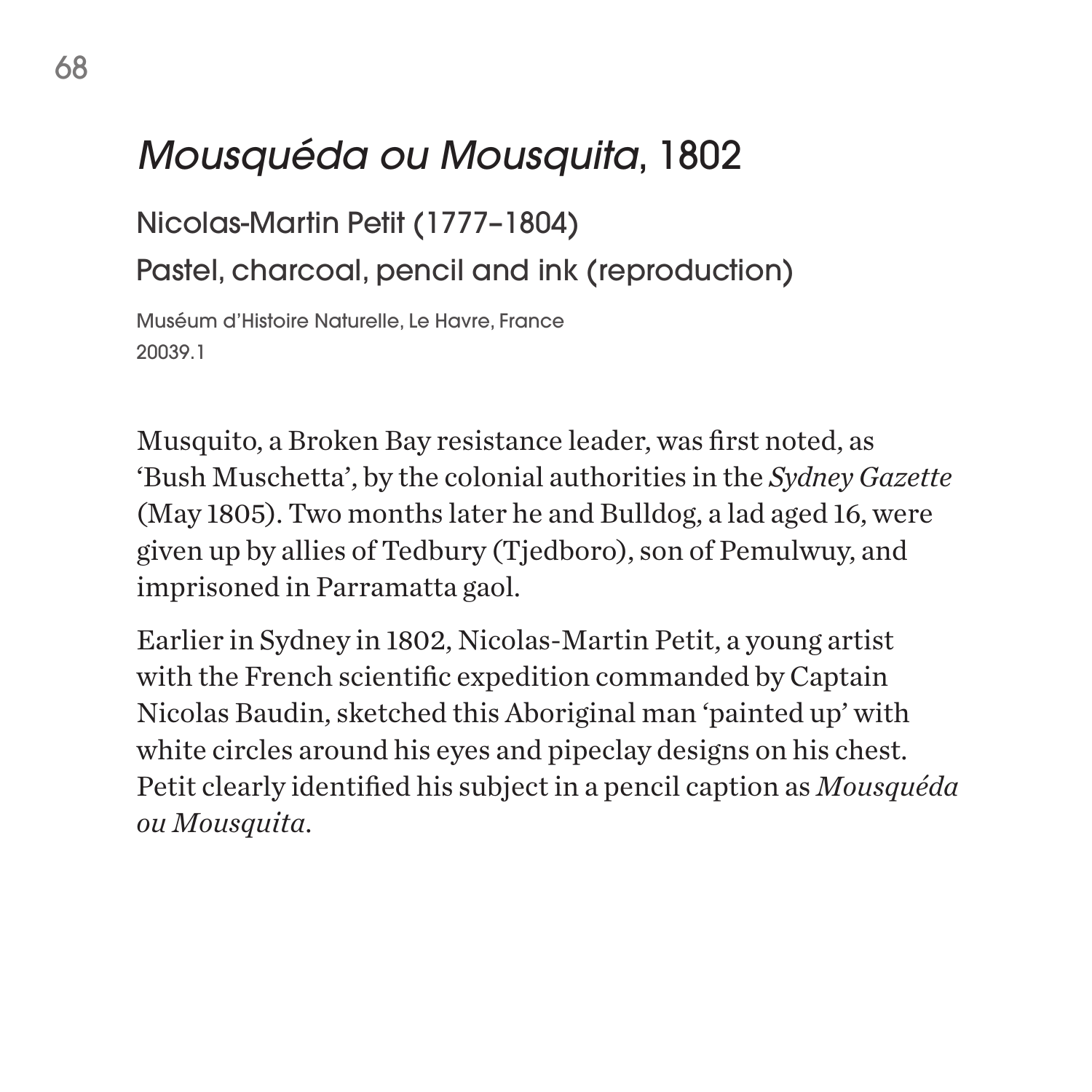# *Mousquéda ou Mousquita*, 1802

Nicolas-Martin Petit (1777–1804)

Pastel, charcoal, pencil and ink (reproduction)

Muséum d'Histoire Naturelle, Le Havre, France
20039.1

Musquito, a Broken Bay resistance leader, was first noted, as 'Bush Muschetta', by the colonial authorities in the *Sydney Gazette* (May 1805). Two months later he and Bulldog, a lad aged 16, were given up by allies of Tedbury (Tjedboro), son of Pemulwuy, and imprisoned in Parramatta gaol.

Earlier in Sydney in 1802, Nicolas-Martin Petit, a young artist with the French scientific expedition commanded by Captain Nicolas Baudin, sketched this Aboriginal man 'painted up' with white circles around his eyes and pipeclay designs on his chest. Petit clearly identified his subject in a pencil caption as *Mousquéda ou Mousquita*.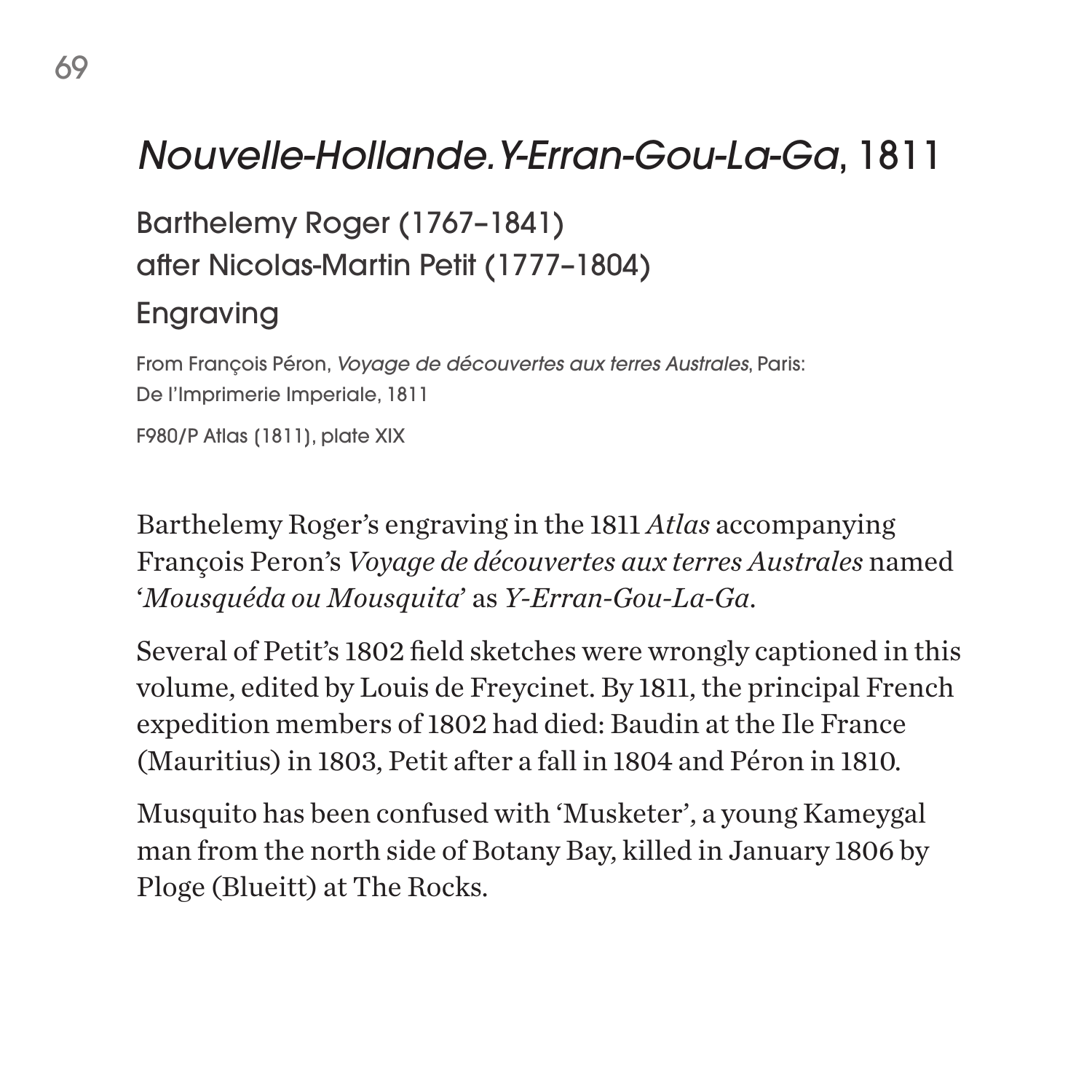# *Nouvelle-Hollande. Y-Erran-Gou-La-Ga*, 1811

## Barthelemy Roger (1767–1841)
## after Nicolas-Martin Petit (1777–1804)
## Engraving

From François Péron, *Voyage de découvertes aux terres Australes*, Paris: De l'Imprimerie Imperiale, 1811

F980/P Atlas (1811), plate XIX

Barthelemy Roger's engraving in the 1811 *Atlas* accompanying François Peron's *Voyage de découvertes aux terres Australes* named '*Mousquéda ou Mousquita*' as *Y-Erran-Gou-La-Ga*.

Several of Petit's 1802 field sketches were wrongly captioned in this volume, edited by Louis de Freycinet. By 1811, the principal French expedition members of 1802 had died: Baudin at the Ile France (Mauritius) in 1803, Petit after a fall in 1804 and Péron in 1810.

Musquito has been confused with 'Musketer', a young Kameygal man from the north side of Botany Bay, killed in January 1806 by Ploge (Blueitt) at The Rocks.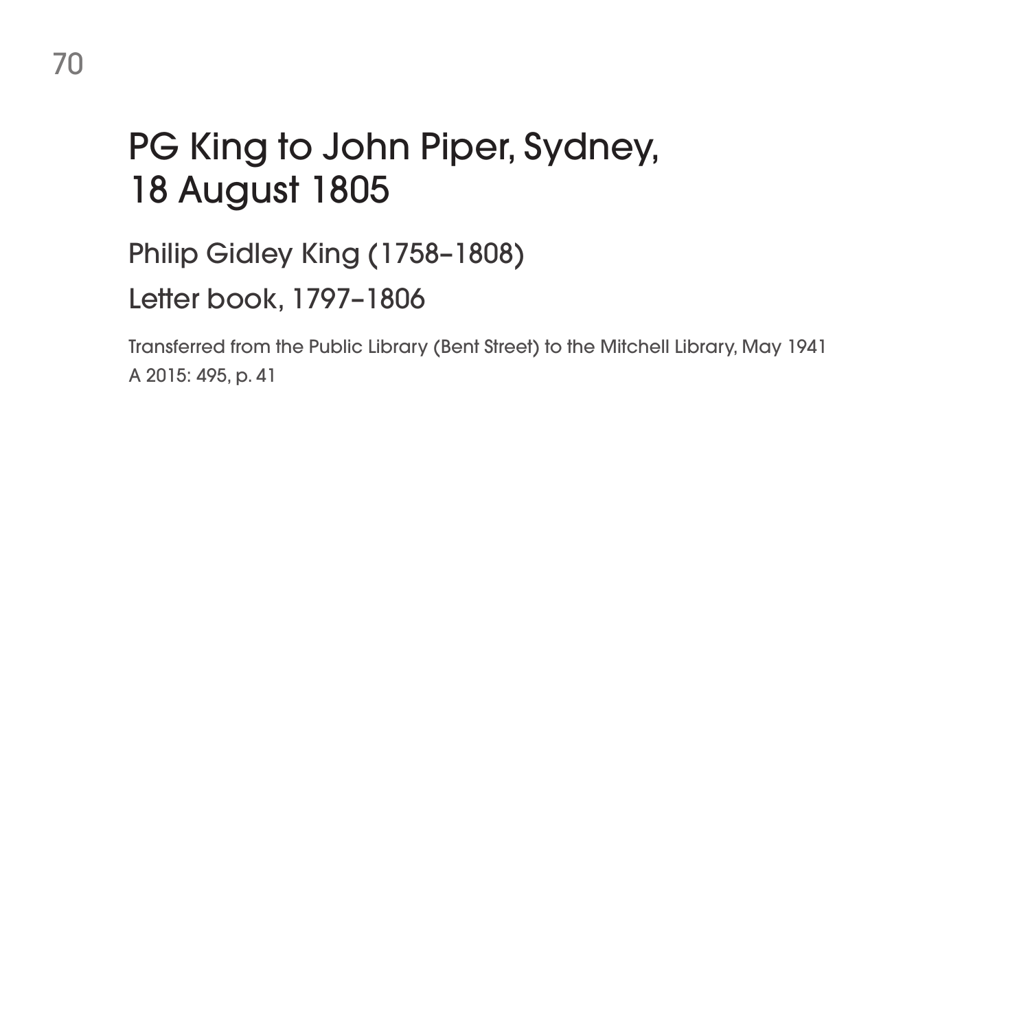# PG King to John Piper, Sydney, 18 August 1805

Philip Gidley King (1758–1808)

Letter book, 1797–1806

Transferred from the Public Library (Bent Street) to the Mitchell Library, May 1941
A 2015: 495, p. 41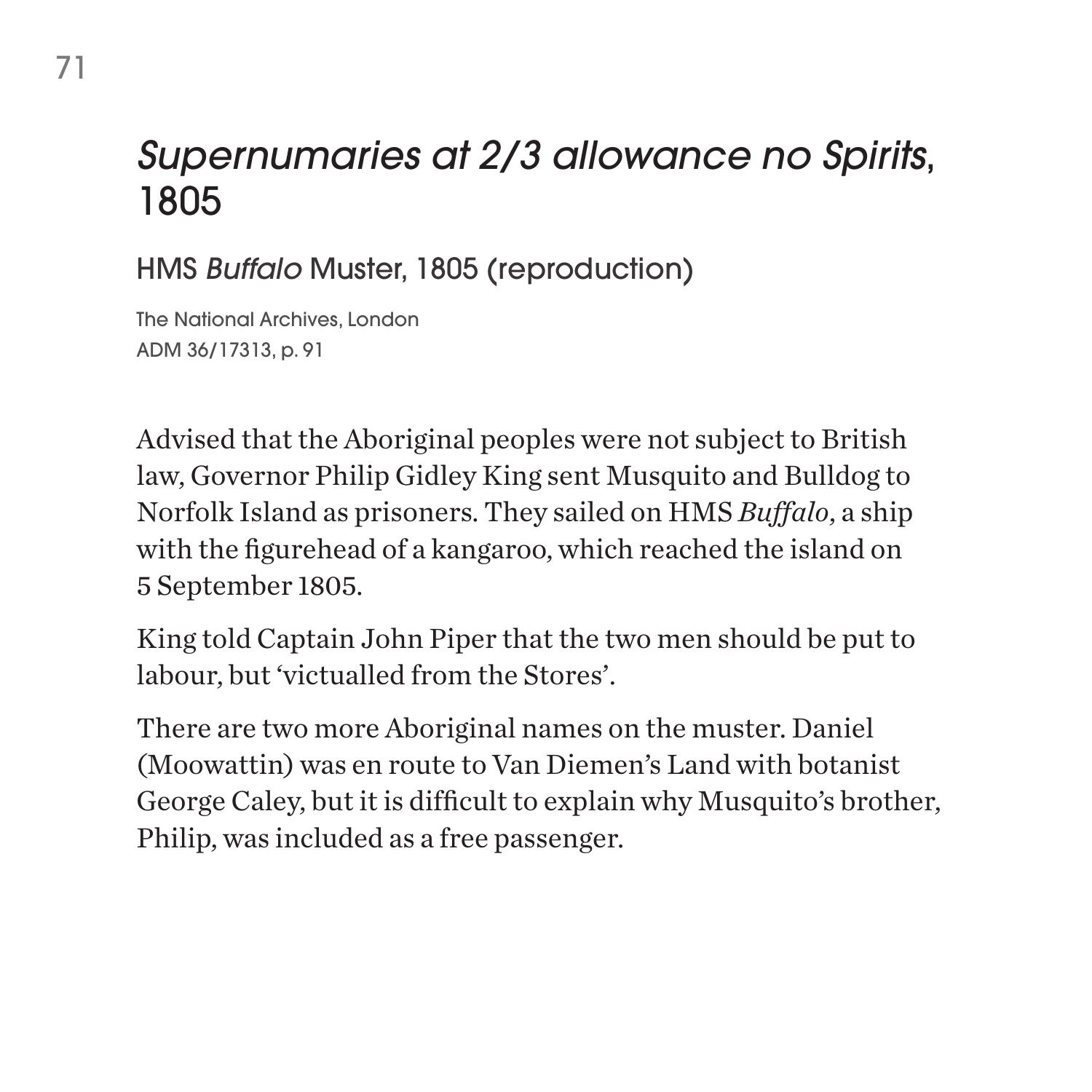# *Supernumaries at 2/3 allowance no Spirits*, 1805

## HMS *Buffalo* Muster, 1805 (reproduction)

The National Archives, London
ADM 36/17313, p. 91

Advised that the Aboriginal peoples were not subject to British law, Governor Philip Gidley King sent Musquito and Bulldog to Norfolk Island as prisoners. They sailed on HMS *Buffalo*, a ship with the figurehead of a kangaroo, which reached the island on 5 September 1805.

King told Captain John Piper that the two men should be put to labour, but 'victualled from the Stores'.

There are two more Aboriginal names on the muster. Daniel (Moowattin) was en route to Van Diemen's Land with botanist George Caley, but it is difficult to explain why Musquito's brother, Philip, was included as a free passenger.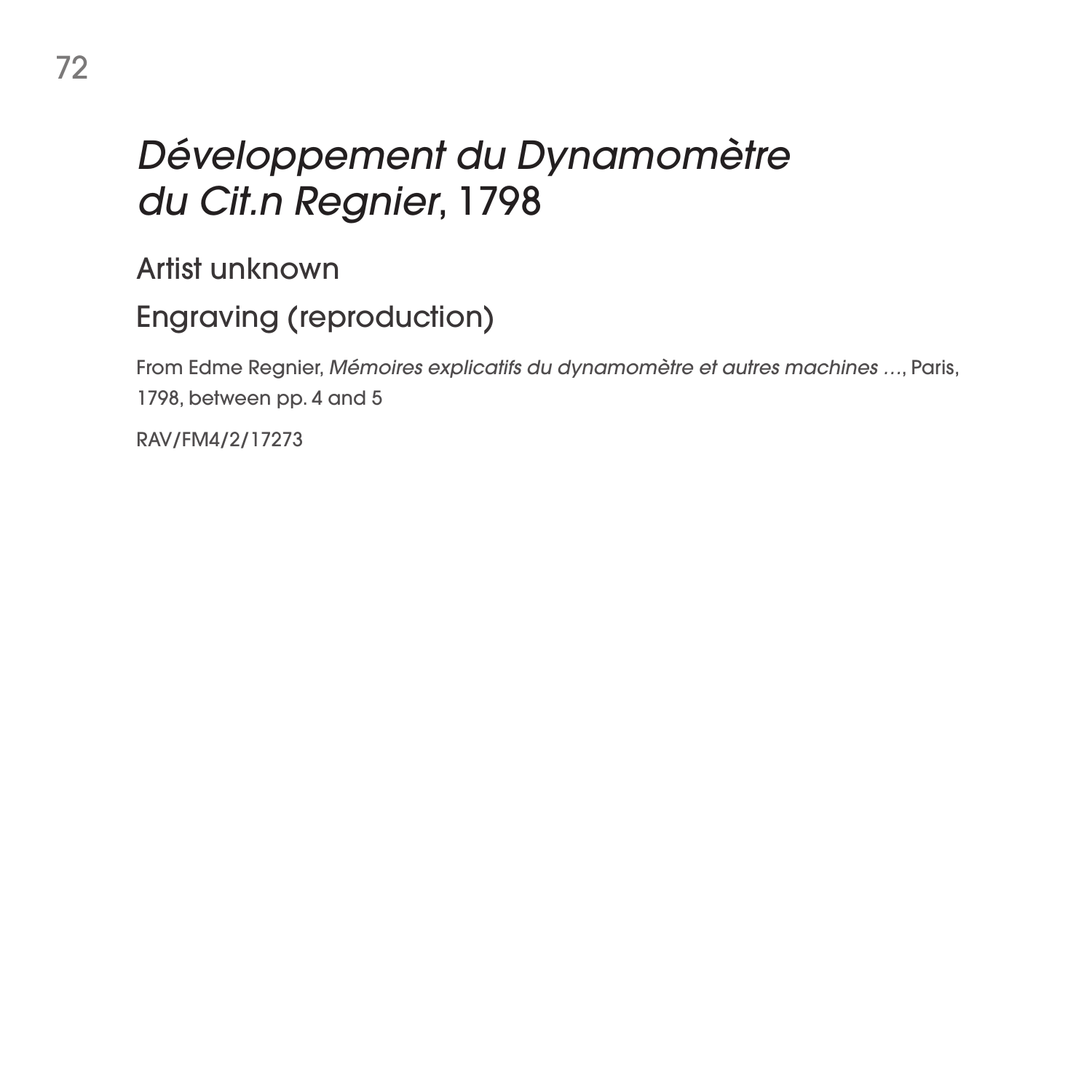# *Développement du Dynamomètre du Cit.n Regnier*, 1798

Artist unknown

Engraving (reproduction)

From Edme Regnier, *Mémoires explicatifs du dynamomètre et autres machines …*, Paris, 1798, between pp. 4 and 5

RAV/FM4/2/17273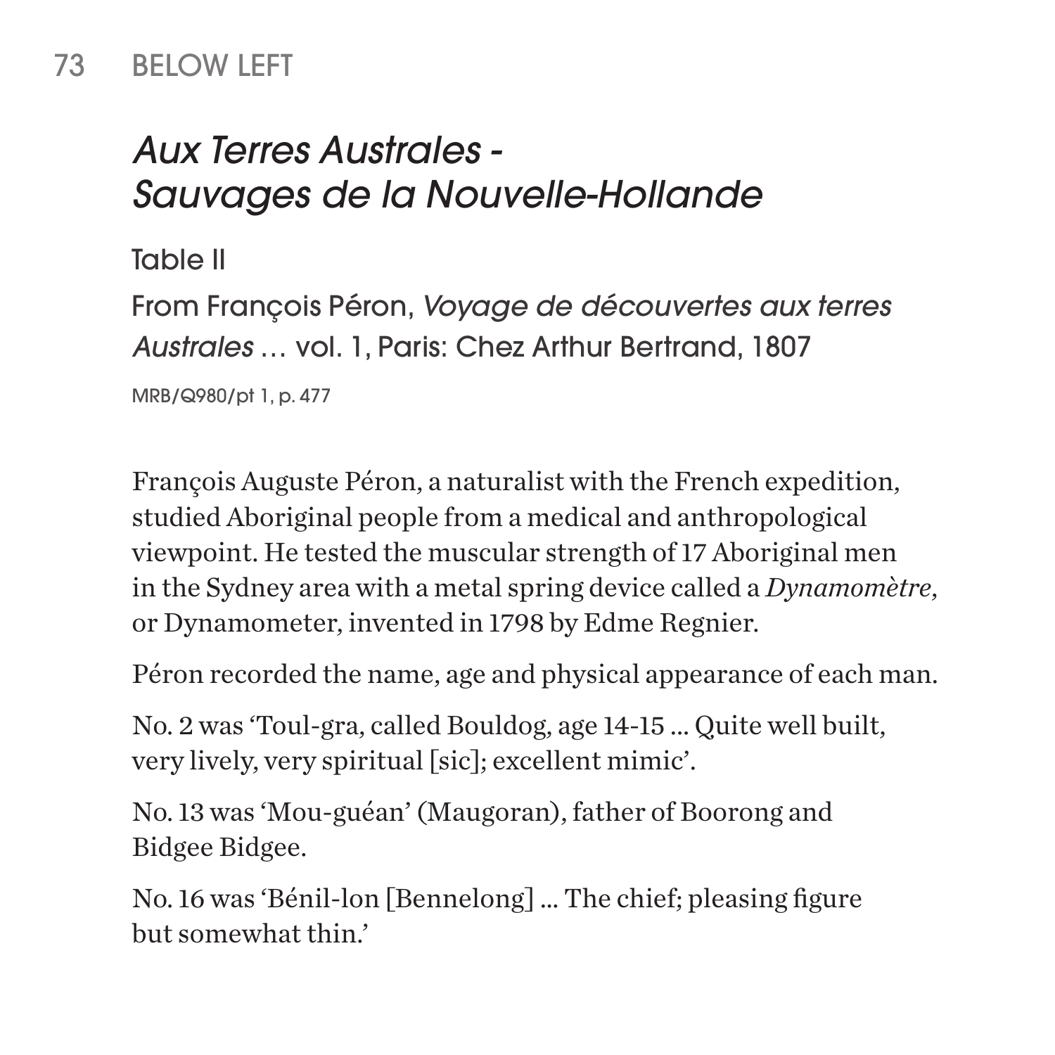73 BELOW LEFT

## *Aux Terres Australes - Sauvages de la Nouvelle-Hollande*

Table II

From François Péron, *Voyage de découvertes aux terres Australes* … vol. 1, Paris: Chez Arthur Bertrand, 1807

MRB/Q980/pt 1, p. 477

François Auguste Péron, a naturalist with the French expedition, studied Aboriginal people from a medical and anthropological viewpoint. He tested the muscular strength of 17 Aboriginal men in the Sydney area with a metal spring device called a *Dynamomètre*, or Dynamometer, invented in 1798 by Edme Regnier.

Péron recorded the name, age and physical appearance of each man.

No. 2 was 'Toul-gra, called Bouldog, age 14-15 ... Quite well built, very lively, very spiritual [sic]; excellent mimic'.

No. 13 was 'Mou-guéan' (Maugoran), father of Boorong and Bidgee Bidgee.

No. 16 was 'Bénil-lon [Bennelong] ... The chief; pleasing figure but somewhat thin.'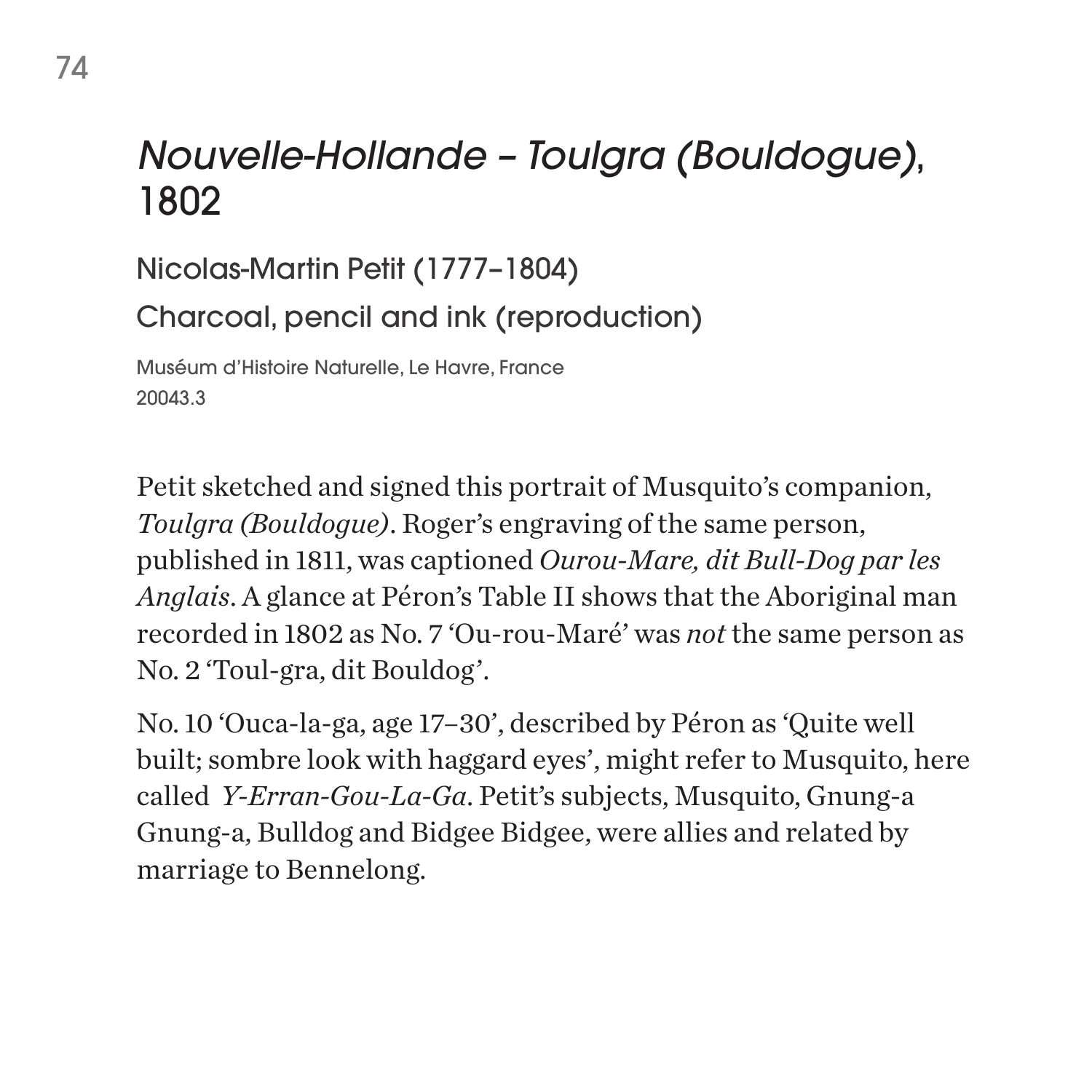# *Nouvelle-Hollande – Toulgra (Bouldogue)*, 1802

Nicolas-Martin Petit (1777–1804)

Charcoal, pencil and ink (reproduction)

Muséum d'Histoire Naturelle, Le Havre, France
20043.3

Petit sketched and signed this portrait of Musquito's companion, *Toulgra (Bouldogue)*. Roger's engraving of the same person, published in 1811, was captioned *Ourou-Mare, dit Bull-Dog par les Anglais*. A glance at Péron's Table II shows that the Aboriginal man recorded in 1802 as No. 7 'Ou-rou-Maré' was *not* the same person as No. 2 'Toul-gra, dit Bouldog'.

No. 10 'Ouca-la-ga, age 17–30', described by Péron as 'Quite well built; sombre look with haggard eyes', might refer to Musquito, here called *Y-Erran-Gou-La-Ga*. Petit's subjects, Musquito, Gnung-a Gnung-a, Bulldog and Bidgee Bidgee, were allies and related by marriage to Bennelong.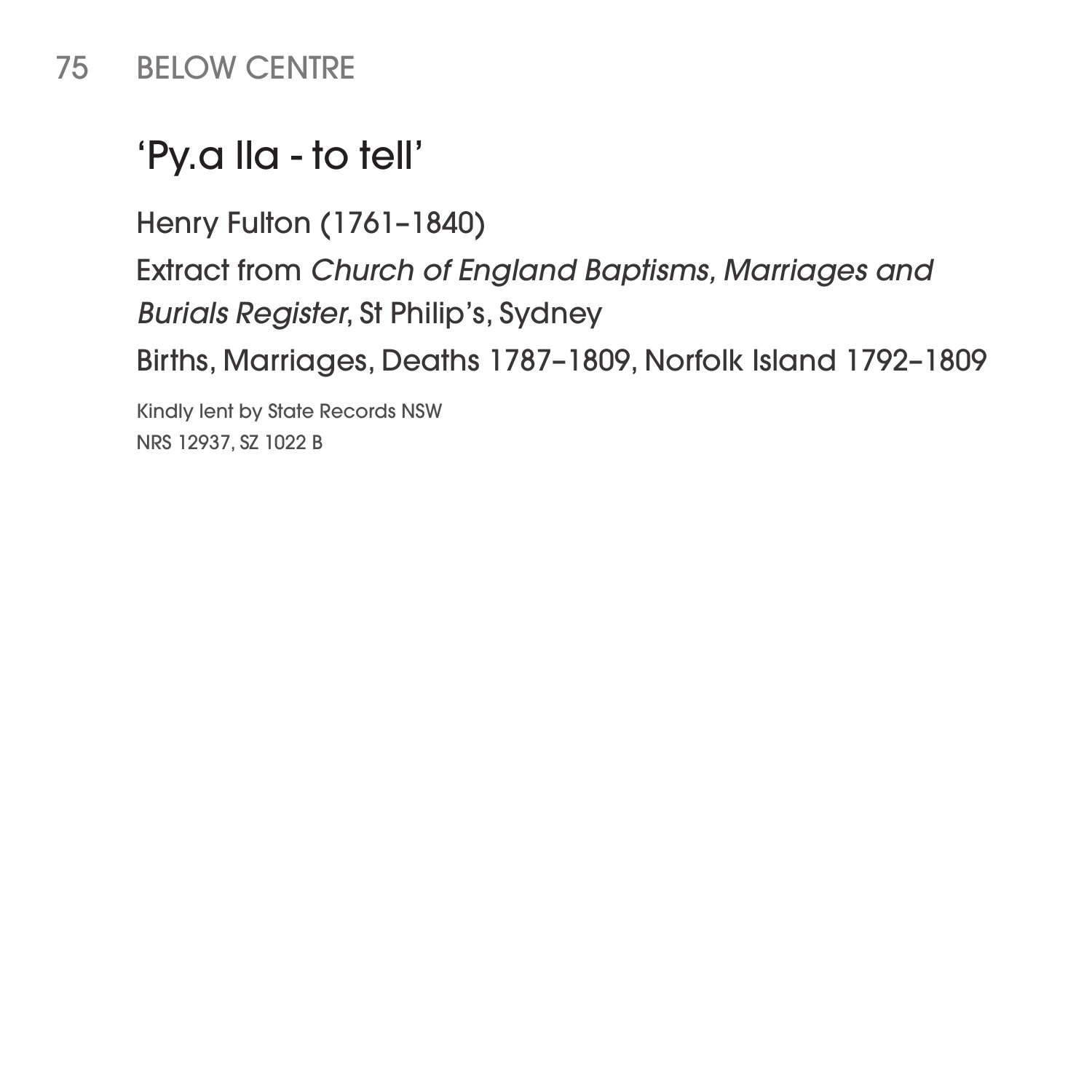## 75 BELOW CENTRE

### 'Py.a lla - to tell'

Henry Fulton (1761–1840)

Extract from *Church of England Baptisms, Marriages and Burials Register*, St Philip's, Sydney

Births, Marriages, Deaths 1787–1809, Norfolk Island 1792–1809

Kindly lent by State Records NSW
NRS 12937, SZ 1022 B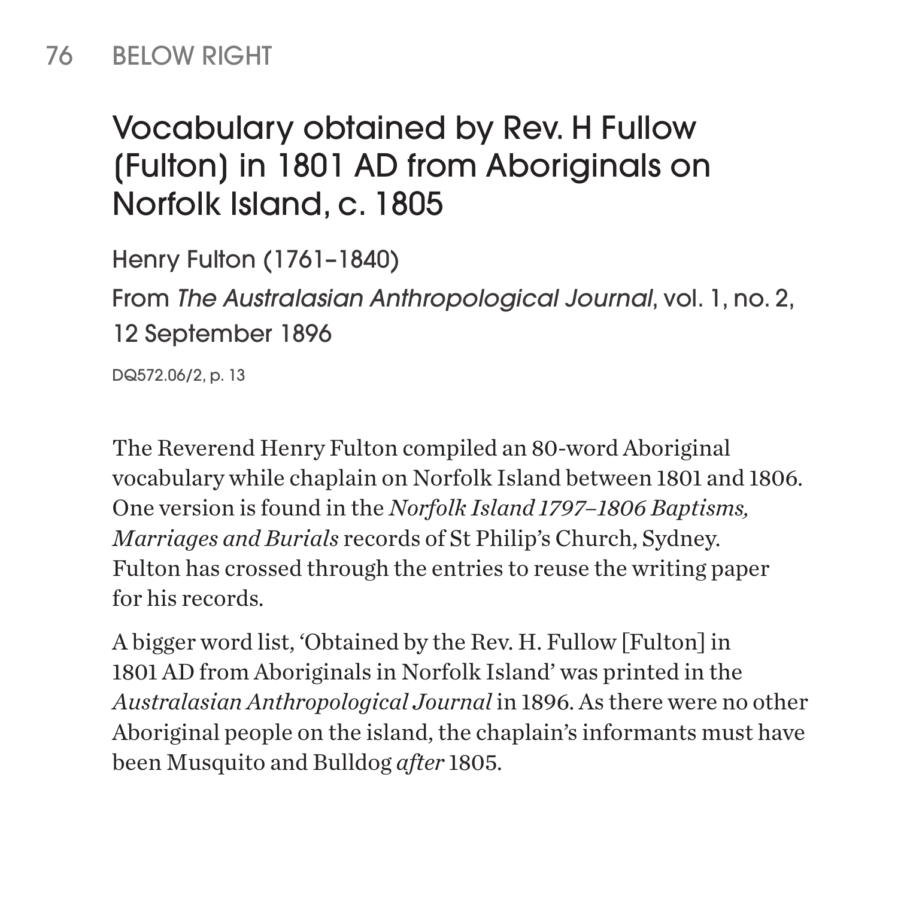76 BELOW RIGHT

## Vocabulary obtained by Rev. H Fullow (Fulton) in 1801 AD from Aboriginals on Norfolk Island, c. 1805

Henry Fulton (1761–1840)

From *The Australasian Anthropological Journal*, vol. 1, no. 2, 12 September 1896

DQ572.06/2, p. 13

The Reverend Henry Fulton compiled an 80-word Aboriginal vocabulary while chaplain on Norfolk Island between 1801 and 1806. One version is found in the *Norfolk Island 1797–1806 Baptisms, Marriages and Burials* records of St Philip's Church, Sydney. Fulton has crossed through the entries to reuse the writing paper for his records.

A bigger word list, 'Obtained by the Rev. H. Fullow [Fulton] in 1801 AD from Aboriginals in Norfolk Island' was printed in the *Australasian Anthropological Journal* in 1896. As there were no other Aboriginal people on the island, the chaplain's informants must have been Musquito and Bulldog *after* 1805.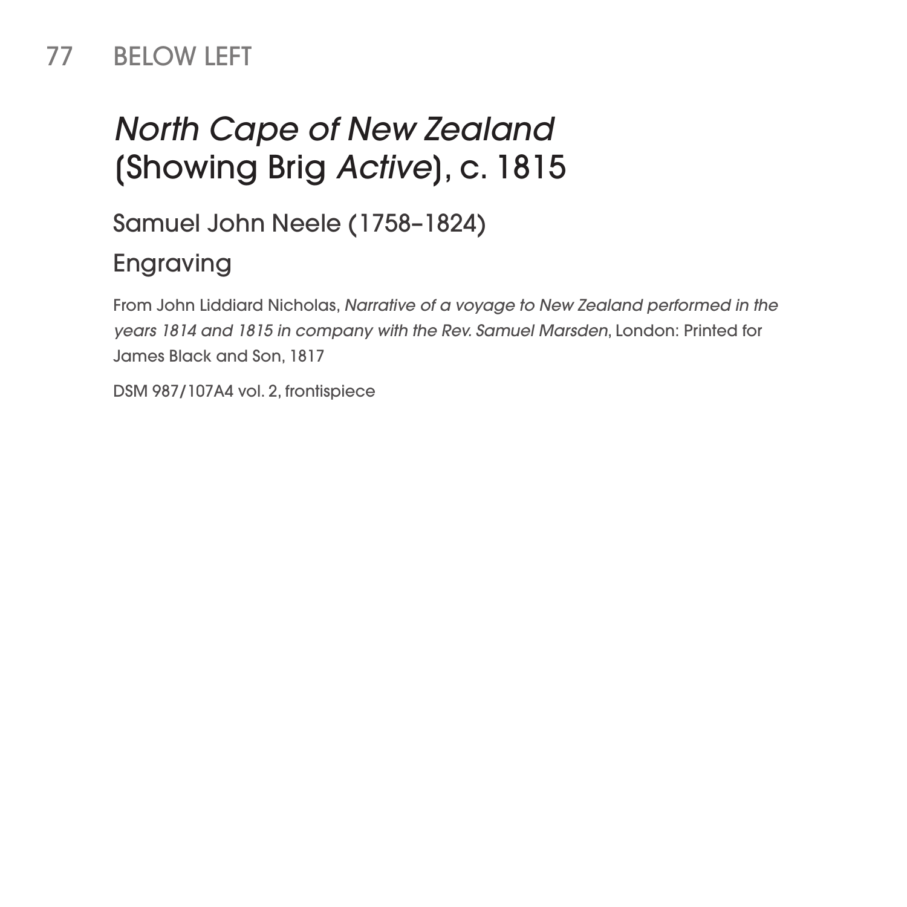77 BELOW LEFT

# *North Cape of New Zealand* (Showing Brig *Active*), c. 1815

## Samuel John Neele (1758–1824)

## Engraving

From John Liddiard Nicholas, *Narrative of a voyage to New Zealand performed in the years 1814 and 1815 in company with the Rev. Samuel Marsden*, London: Printed for James Black and Son, 1817

DSM 987/107A4 vol. 2, frontispiece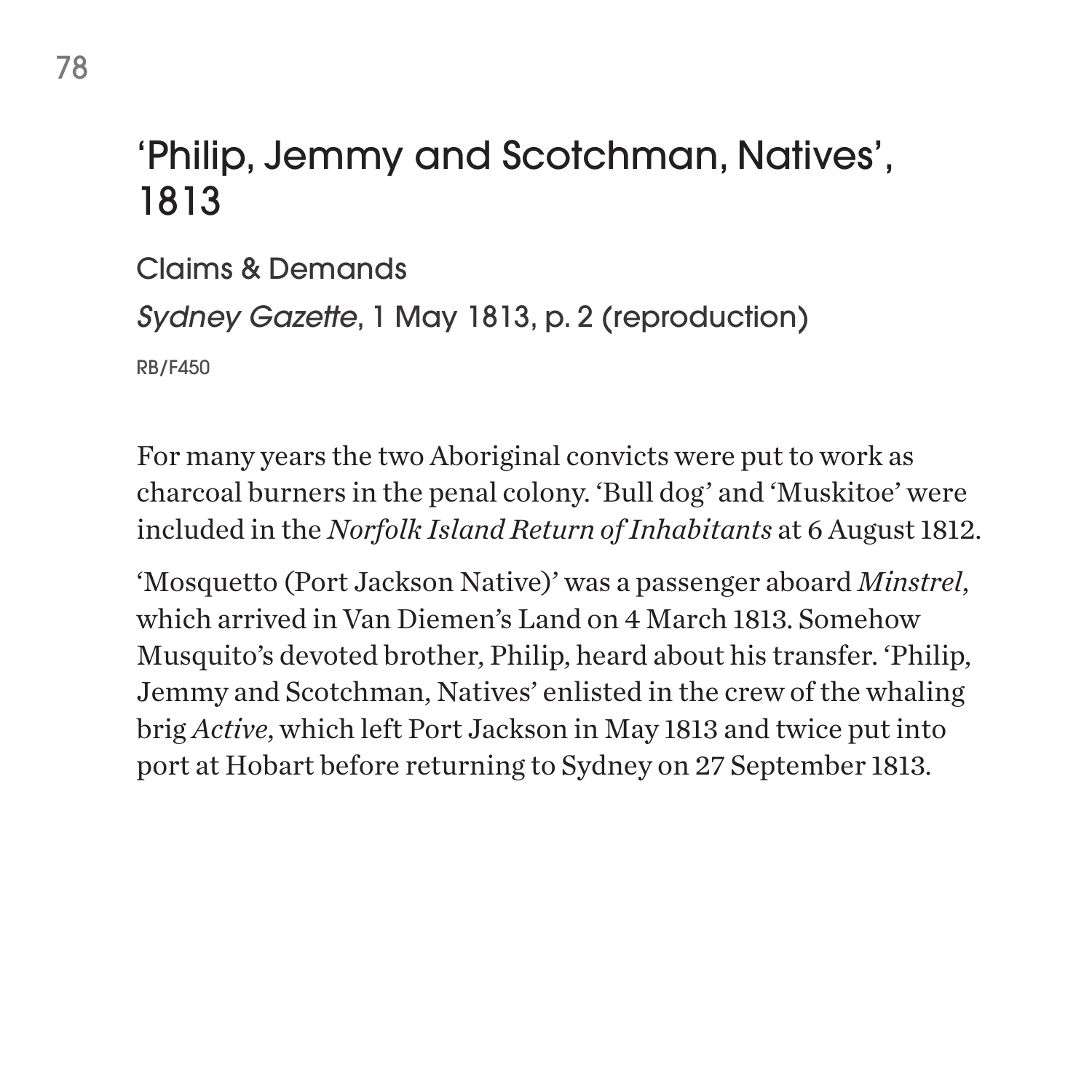# 'Philip, Jemmy and Scotchman, Natives', 1813

Claims & Demands

*Sydney Gazette*, 1 May 1813, p. 2 (reproduction)

RB/F450

For many years the two Aboriginal convicts were put to work as charcoal burners in the penal colony. 'Bull dog' and 'Muskitoe' were included in the *Norfolk Island Return of Inhabitants* at 6 August 1812.

'Mosquetto (Port Jackson Native)' was a passenger aboard *Minstrel*, which arrived in Van Diemen's Land on 4 March 1813. Somehow Musquito's devoted brother, Philip, heard about his transfer. 'Philip, Jemmy and Scotchman, Natives' enlisted in the crew of the whaling brig *Active*, which left Port Jackson in May 1813 and twice put into port at Hobart before returning to Sydney on 27 September 1813.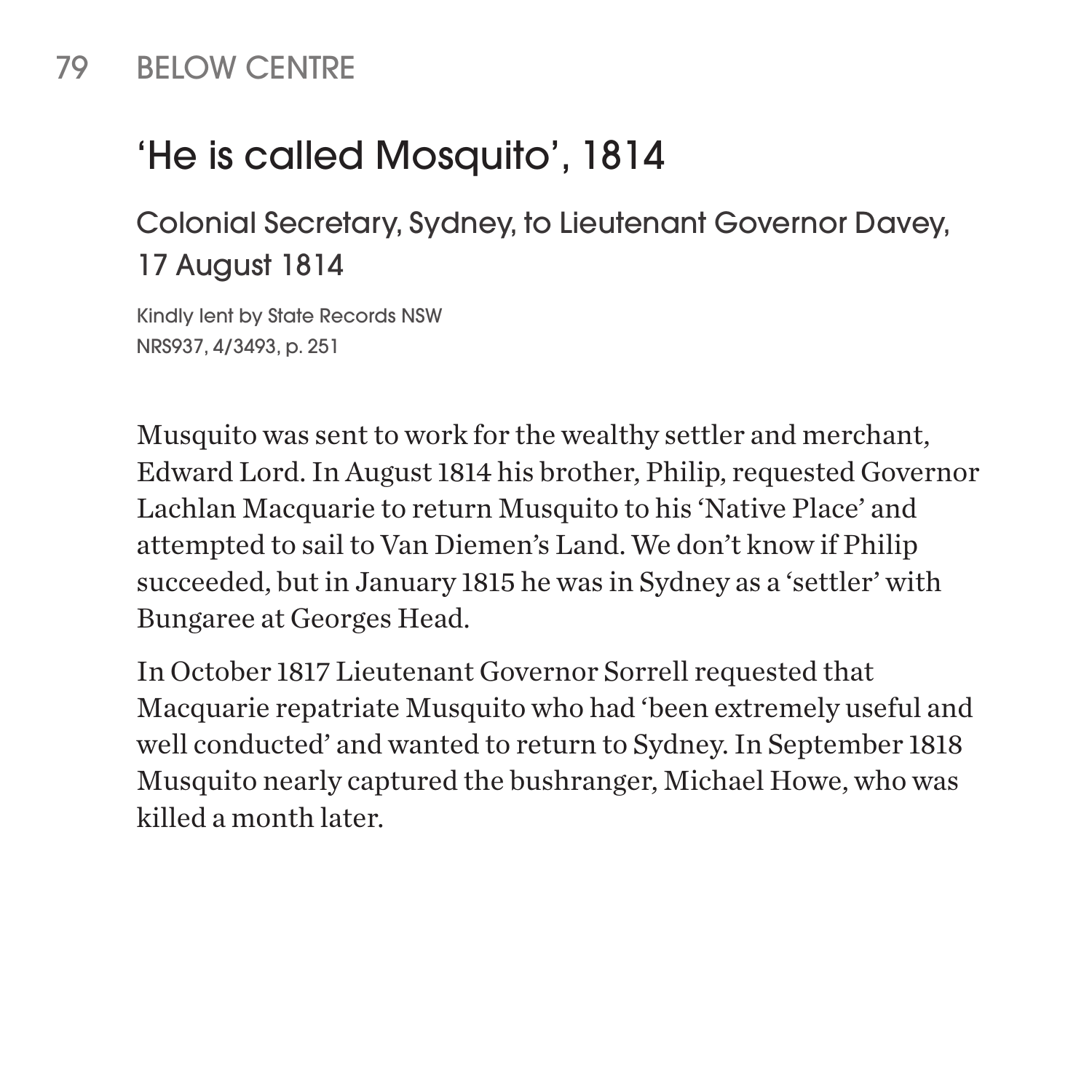79 BELOW CENTRE

## 'He is called Mosquito', 1814

### Colonial Secretary, Sydney, to Lieutenant Governor Davey, 17 August 1814

Kindly lent by State Records NSW
NRS937, 4/3493, p. 251

Musquito was sent to work for the wealthy settler and merchant, Edward Lord. In August 1814 his brother, Philip, requested Governor Lachlan Macquarie to return Musquito to his 'Native Place' and attempted to sail to Van Diemen's Land. We don't know if Philip succeeded, but in January 1815 he was in Sydney as a 'settler' with Bungaree at Georges Head.

In October 1817 Lieutenant Governor Sorrell requested that Macquarie repatriate Musquito who had 'been extremely useful and well conducted' and wanted to return to Sydney. In September 1818 Musquito nearly captured the bushranger, Michael Howe, who was killed a month later.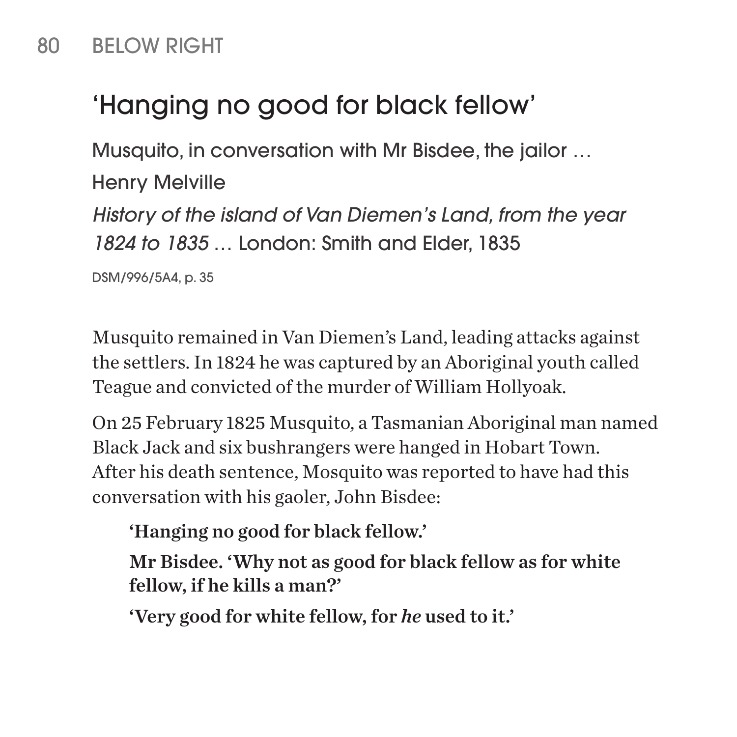## 'Hanging no good for black fellow'

Musquito, in conversation with Mr Bisdee, the jailor …

Henry Melville

*History of the island of Van Diemen's Land, from the year 1824 to 1835* … London: Smith and Elder, 1835

DSM/996/5A4, p. 35

Musquito remained in Van Diemen's Land, leading attacks against the settlers. In 1824 he was captured by an Aboriginal youth called Teague and convicted of the murder of William Hollyoak.

On 25 February 1825 Musquito, a Tasmanian Aboriginal man named Black Jack and six bushrangers were hanged in Hobart Town. After his death sentence, Mosquito was reported to have had this conversation with his gaoler, John Bisdee:

> **'Hanging no good for black fellow.'**
>
> **Mr Bisdee. 'Why not as good for black fellow as for white fellow, if he kills a man?'**
>
> **'Very good for white fellow, for *he* used to it.'**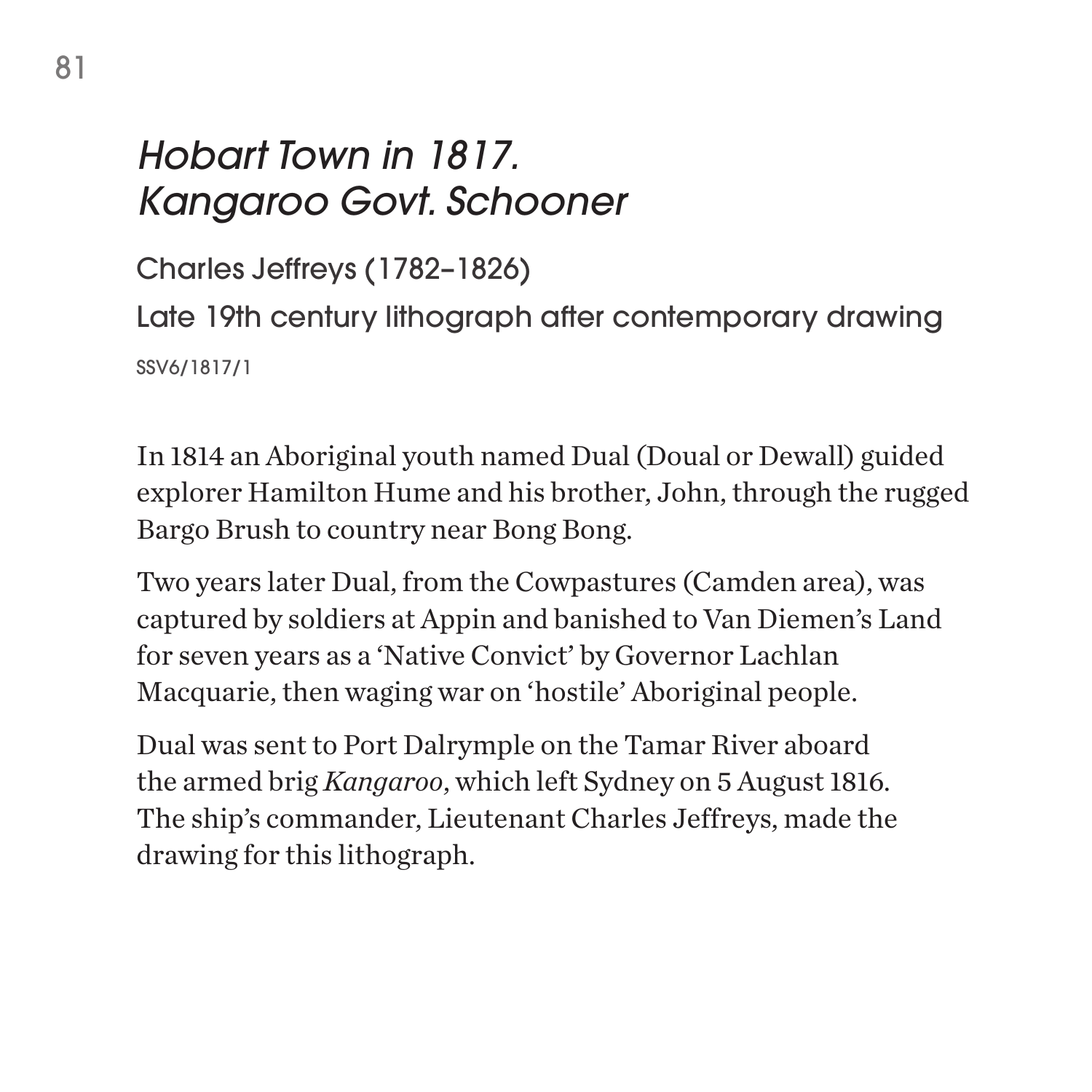# *Hobart Town in 1817. Kangaroo Govt. Schooner*

Charles Jeffreys (1782–1826)

Late 19th century lithograph after contemporary drawing

SSV6/1817/1

In 1814 an Aboriginal youth named Dual (Doual or Dewall) guided explorer Hamilton Hume and his brother, John, through the rugged Bargo Brush to country near Bong Bong.

Two years later Dual, from the Cowpastures (Camden area), was captured by soldiers at Appin and banished to Van Diemen's Land for seven years as a 'Native Convict' by Governor Lachlan Macquarie, then waging war on 'hostile' Aboriginal people.

Dual was sent to Port Dalrymple on the Tamar River aboard the armed brig *Kangaroo,* which left Sydney on 5 August 1816. The ship's commander, Lieutenant Charles Jeffreys, made the drawing for this lithograph.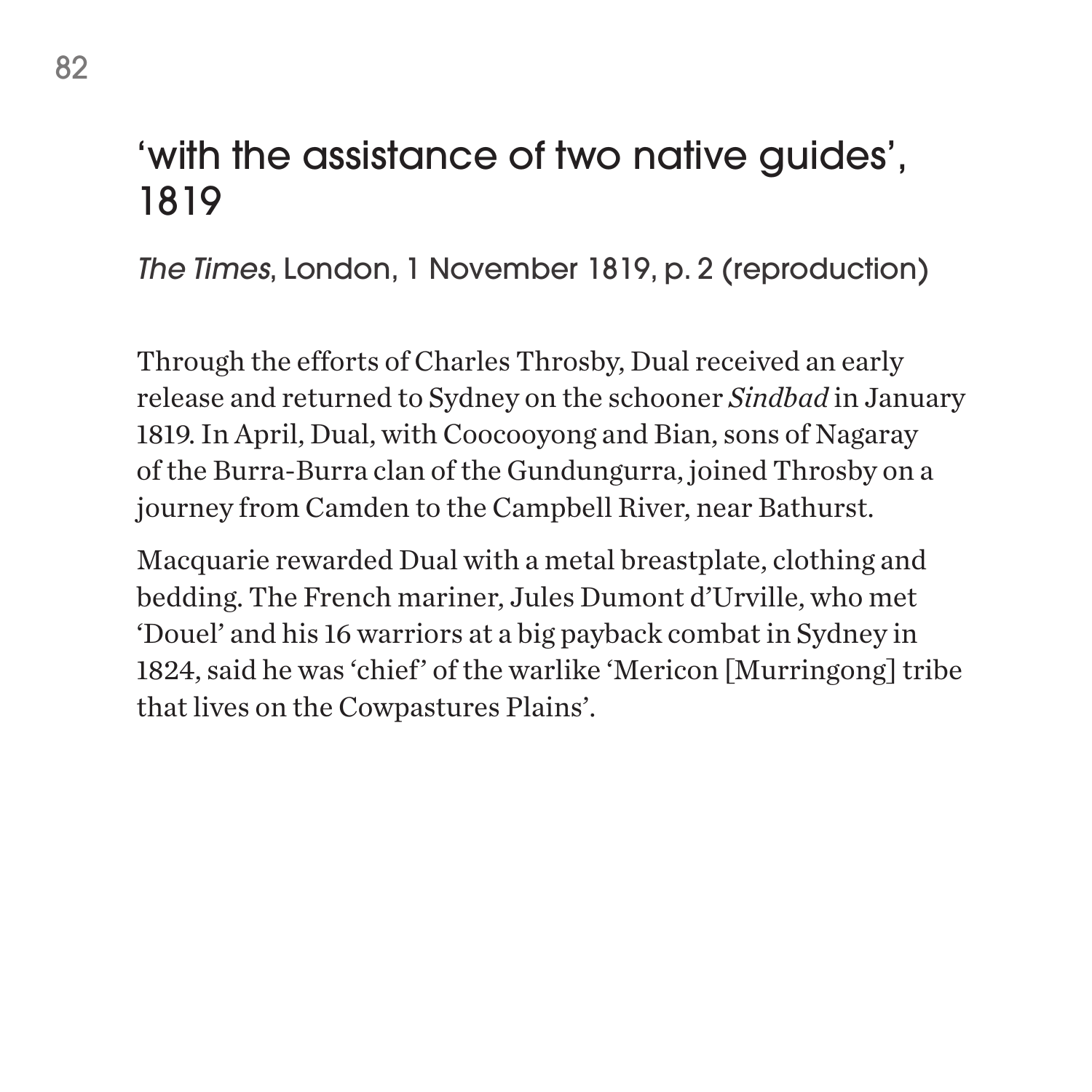## ‘with the assistance of two native guides’, 1819

*The Times*, London, 1 November 1819, p. 2 (reproduction)

Through the efforts of Charles Throsby, Dual received an early release and returned to Sydney on the schooner *Sindbad* in January 1819. In April, Dual, with Coocooyong and Bian, sons of Nagaray of the Burra-Burra clan of the Gundungurra, joined Throsby on a journey from Camden to the Campbell River, near Bathurst.

Macquarie rewarded Dual with a metal breastplate, clothing and bedding. The French mariner, Jules Dumont d’Urville, who met ‘Douel’ and his 16 warriors at a big payback combat in Sydney in 1824, said he was ‘chief’ of the warlike ‘Mericon [Murringong] tribe that lives on the Cowpastures Plains’.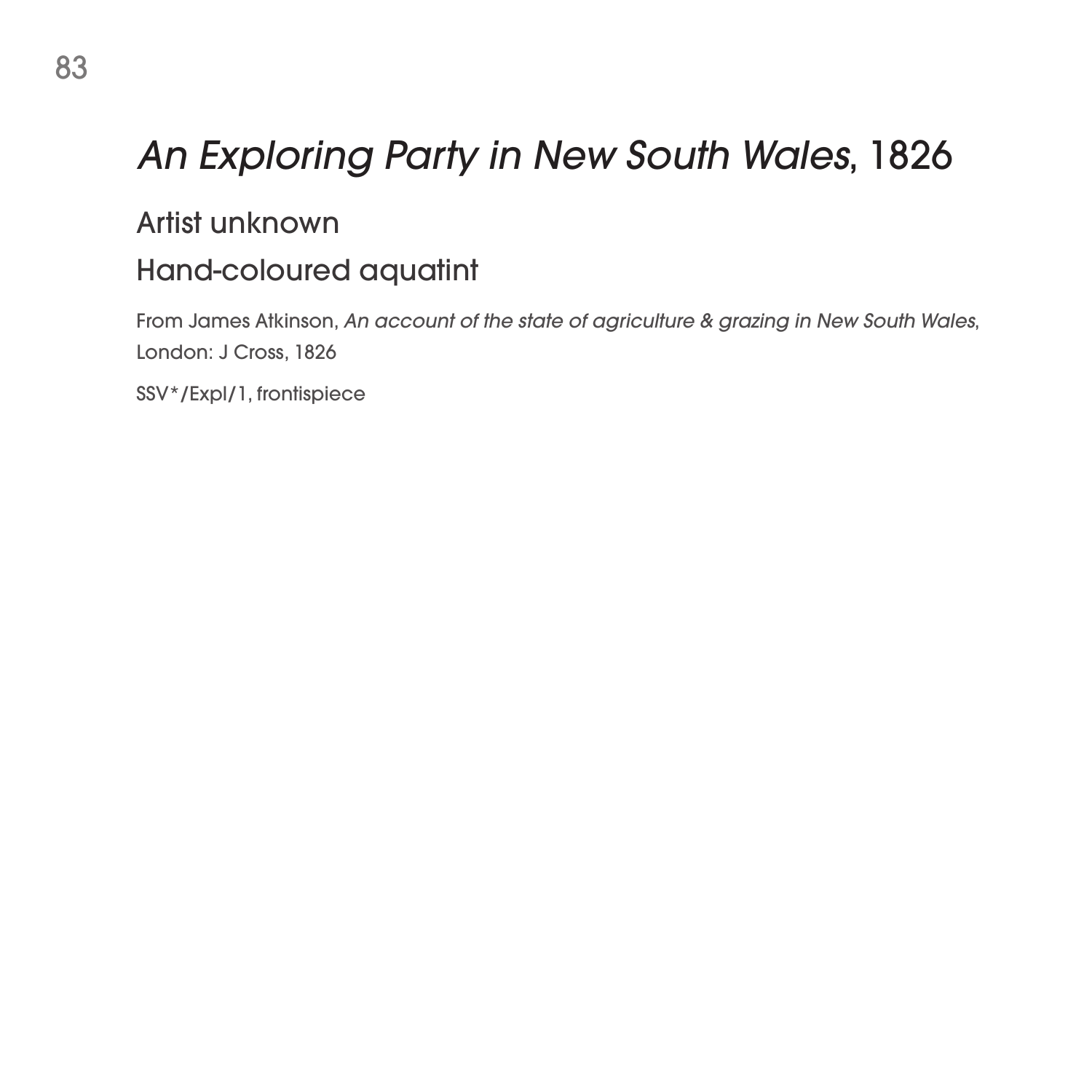# *An Exploring Party in New South Wales*, 1826

Artist unknown

Hand-coloured aquatint

From James Atkinson, *An account of the state of agriculture & grazing in New South Wales*, London: J Cross, 1826

SSV*/Expl/1, frontispiece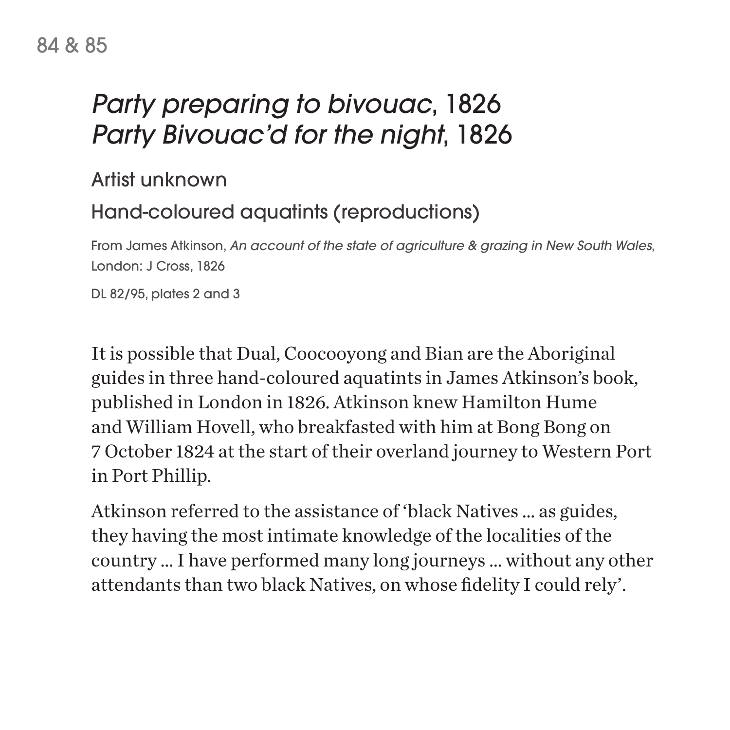84 & 85

# *Party preparing to bivouac*, 1826
# *Party Bivouac'd for the night*, 1826

## Artist unknown

## Hand-coloured aquatints (reproductions)

From James Atkinson, *An account of the state of agriculture & grazing in New South Wales*, London: J Cross, 1826

DL 82/95, plates 2 and 3

It is possible that Dual, Coocooyong and Bian are the Aboriginal guides in three hand-coloured aquatints in James Atkinson's book, published in London in 1826. Atkinson knew Hamilton Hume and William Hovell, who breakfasted with him at Bong Bong on 7 October 1824 at the start of their overland journey to Western Port in Port Phillip.

Atkinson referred to the assistance of 'black Natives … as guides, they having the most intimate knowledge of the localities of the country … I have performed many long journeys … without any other attendants than two black Natives, on whose fidelity I could rely'.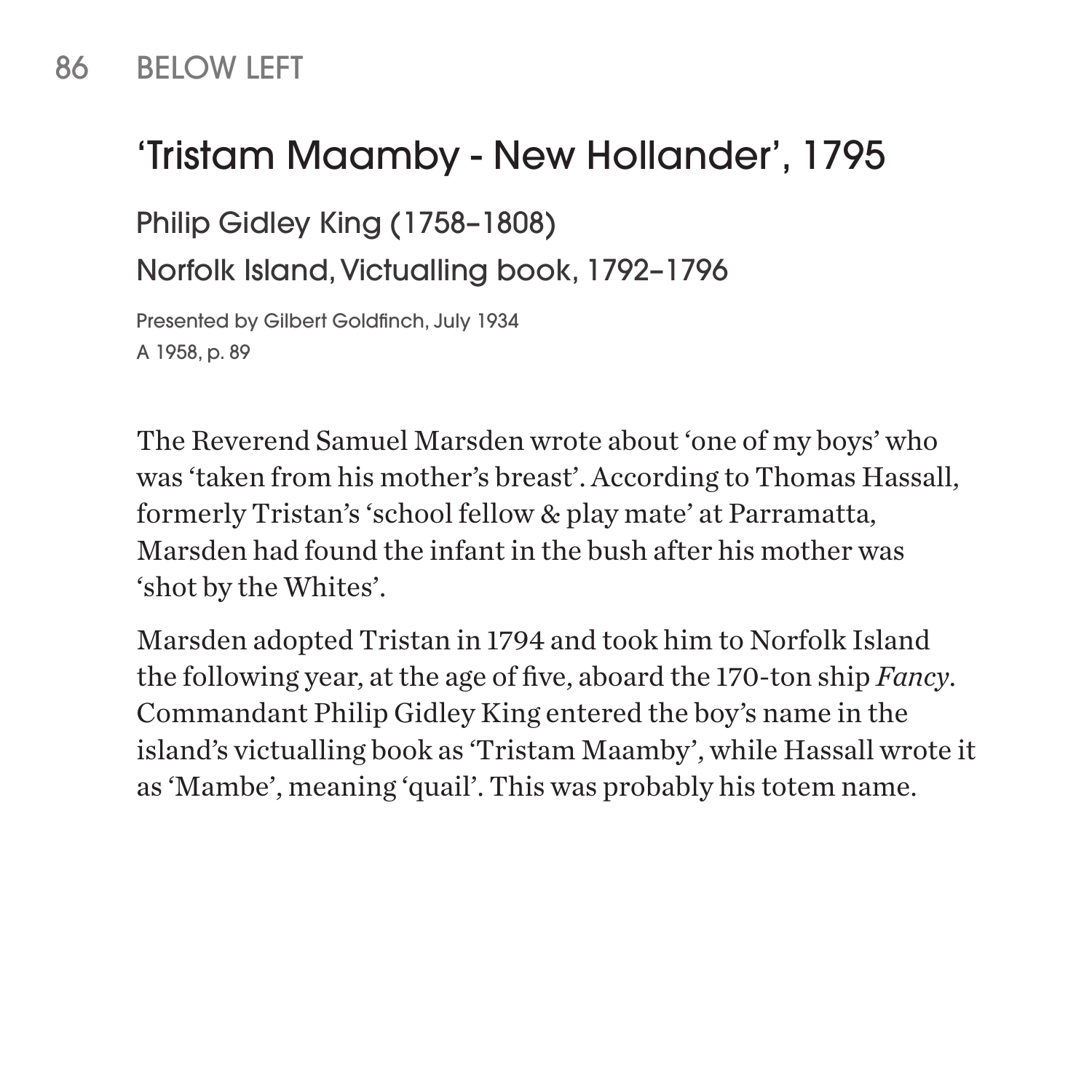86 BELOW LEFT

## 'Tristam Maamby - New Hollander', 1795

### Philip Gidley King (1758–1808)

### Norfolk Island, Victualling book, 1792–1796

Presented by Gilbert Goldfinch, July 1934
A 1958, p. 89

The Reverend Samuel Marsden wrote about 'one of my boys' who was 'taken from his mother's breast'. According to Thomas Hassall, formerly Tristan's 'school fellow & play mate' at Parramatta, Marsden had found the infant in the bush after his mother was 'shot by the Whites'.

Marsden adopted Tristan in 1794 and took him to Norfolk Island the following year, at the age of five, aboard the 170-ton ship *Fancy*. Commandant Philip Gidley King entered the boy's name in the island's victualling book as 'Tristam Maamby', while Hassall wrote it as 'Mambe', meaning 'quail'. This was probably his totem name.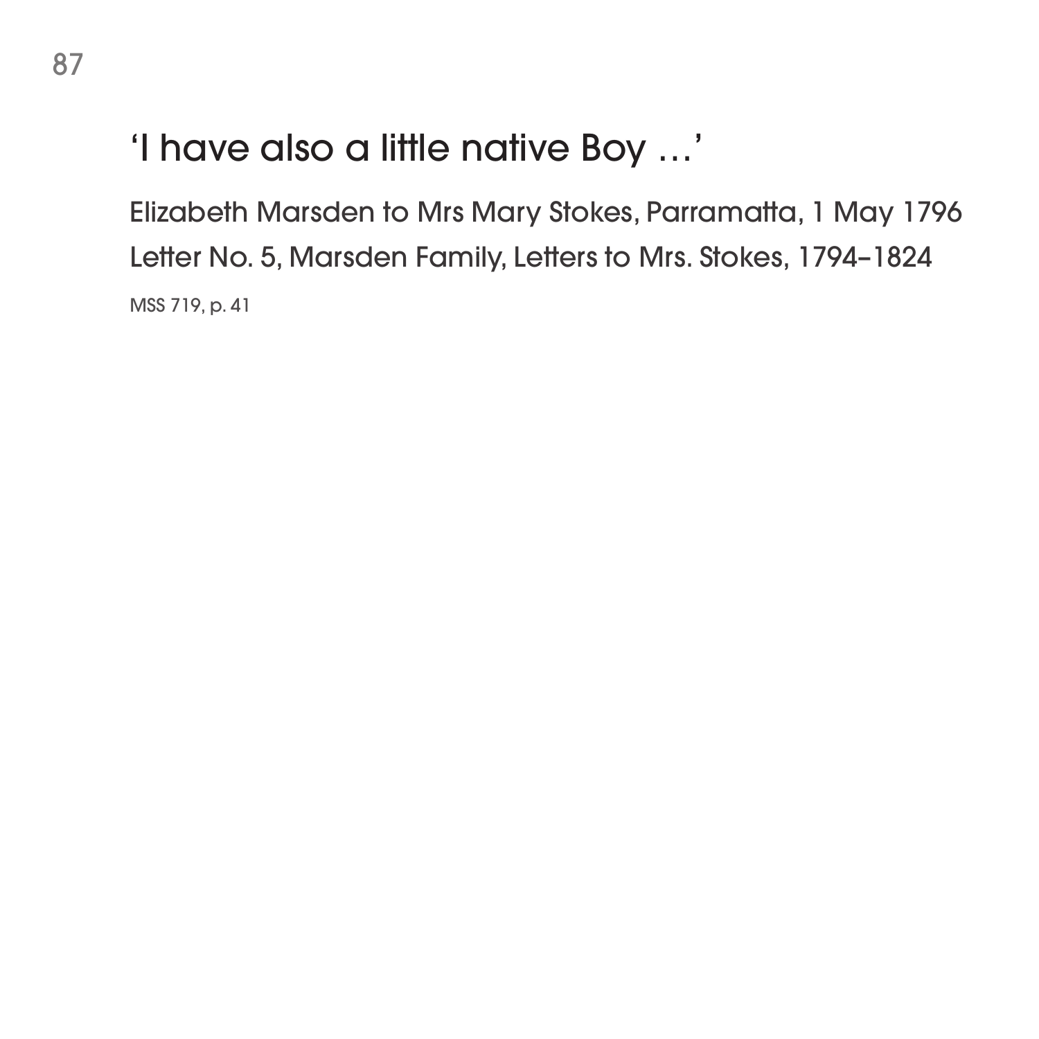## ‘I have also a little native Boy …’

Elizabeth Marsden to Mrs Mary Stokes, Parramatta, 1 May 1796

Letter No. 5, Marsden Family, Letters to Mrs. Stokes, 1794–1824

MSS 719, p. 41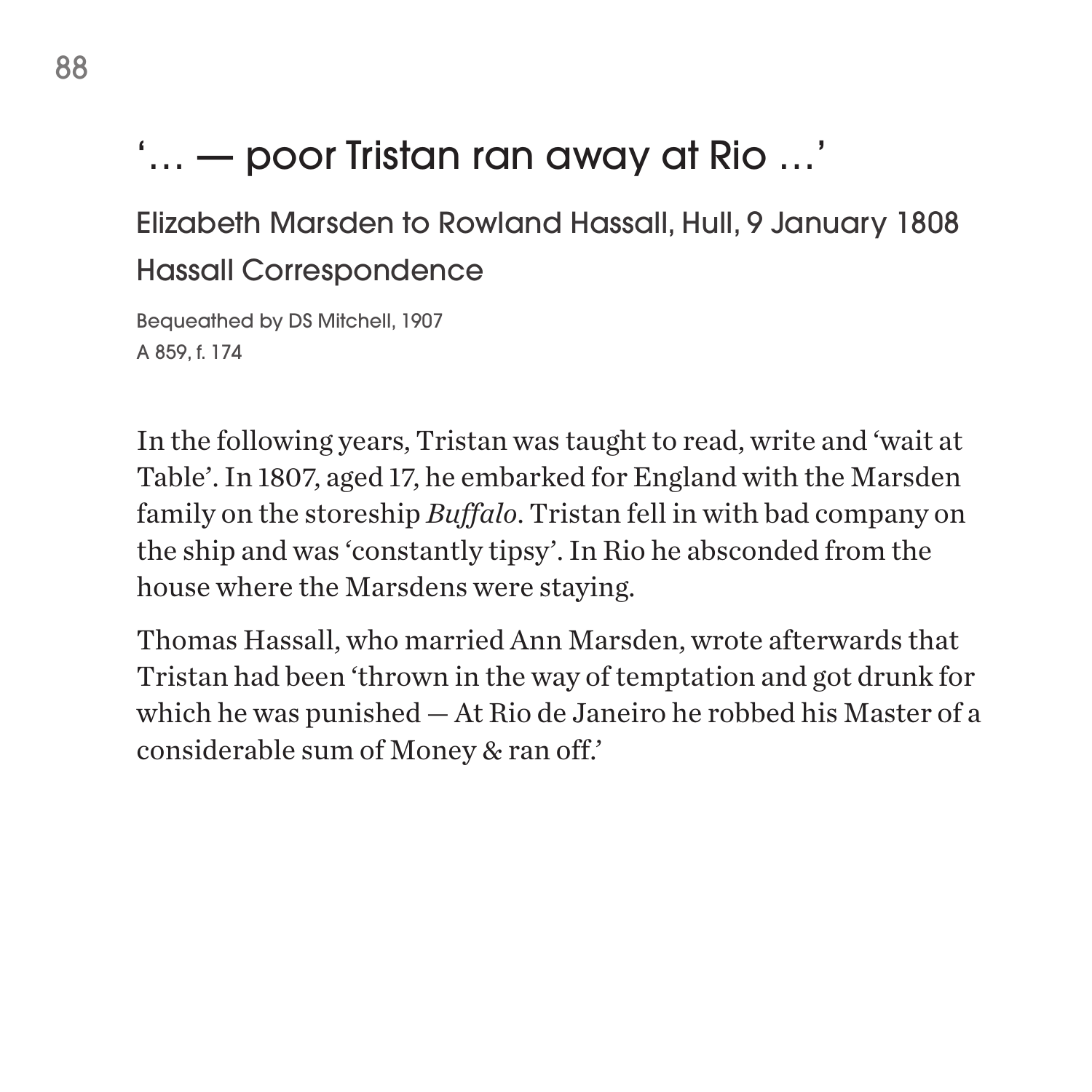# '… — poor Tristan ran away at Rio …'

## Elizabeth Marsden to Rowland Hassall, Hull, 9 January 1808
## Hassall Correspondence

Bequeathed by DS Mitchell, 1907
A 859, f. 174

In the following years, Tristan was taught to read, write and 'wait at Table'. In 1807, aged 17, he embarked for England with the Marsden family on the storeship *Buffalo*. Tristan fell in with bad company on the ship and was 'constantly tipsy'. In Rio he absconded from the house where the Marsdens were staying.

Thomas Hassall, who married Ann Marsden, wrote afterwards that Tristan had been 'thrown in the way of temptation and got drunk for which he was punished — At Rio de Janeiro he robbed his Master of a considerable sum of Money & ran off.'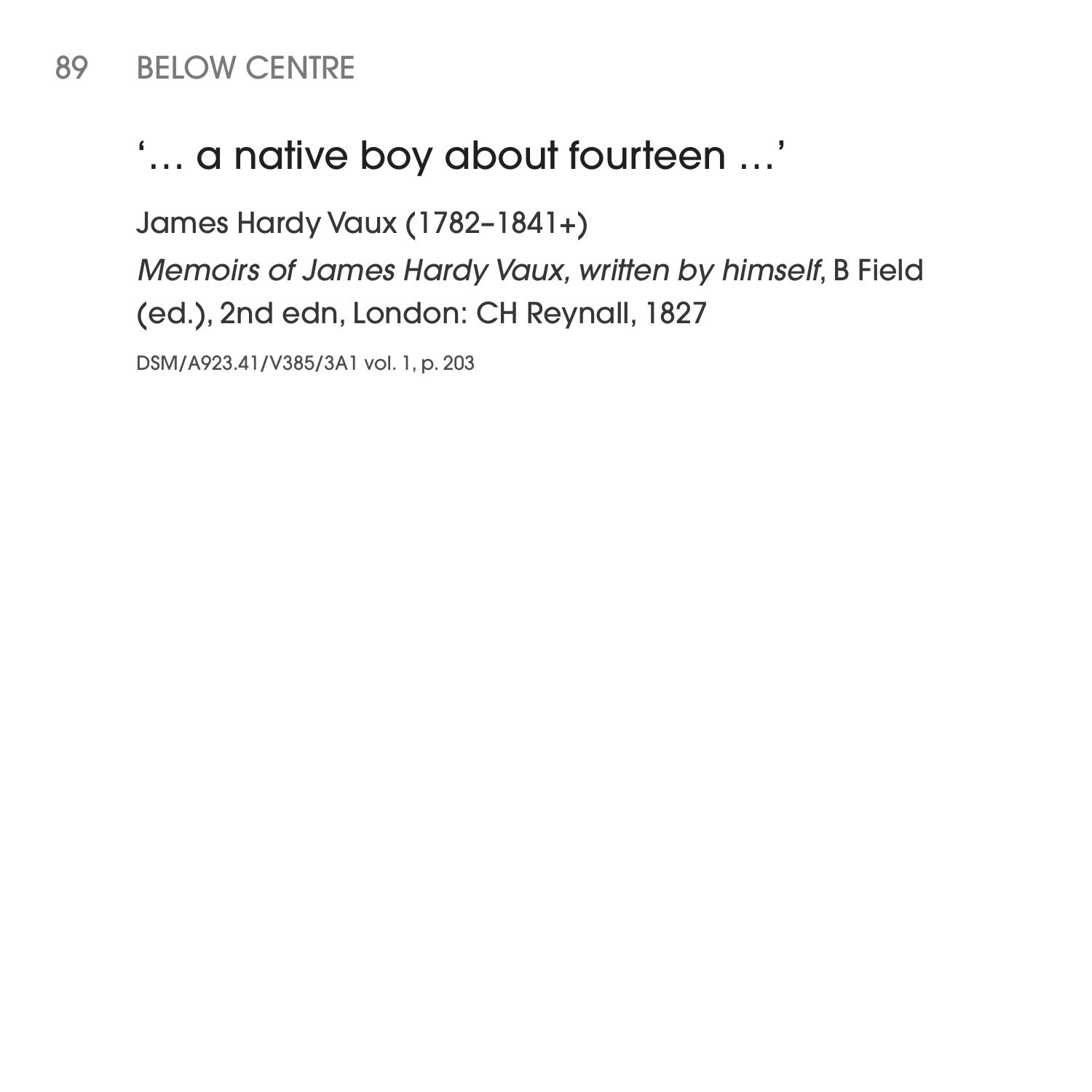89 BELOW CENTRE

## '… a native boy about fourteen …'

James Hardy Vaux (1782–1841+)

*Memoirs of James Hardy Vaux, written by himself*, B Field (ed.), 2nd edn, London: CH Reynall, 1827

DSM/A923.41/V385/3A1 vol. 1, p. 203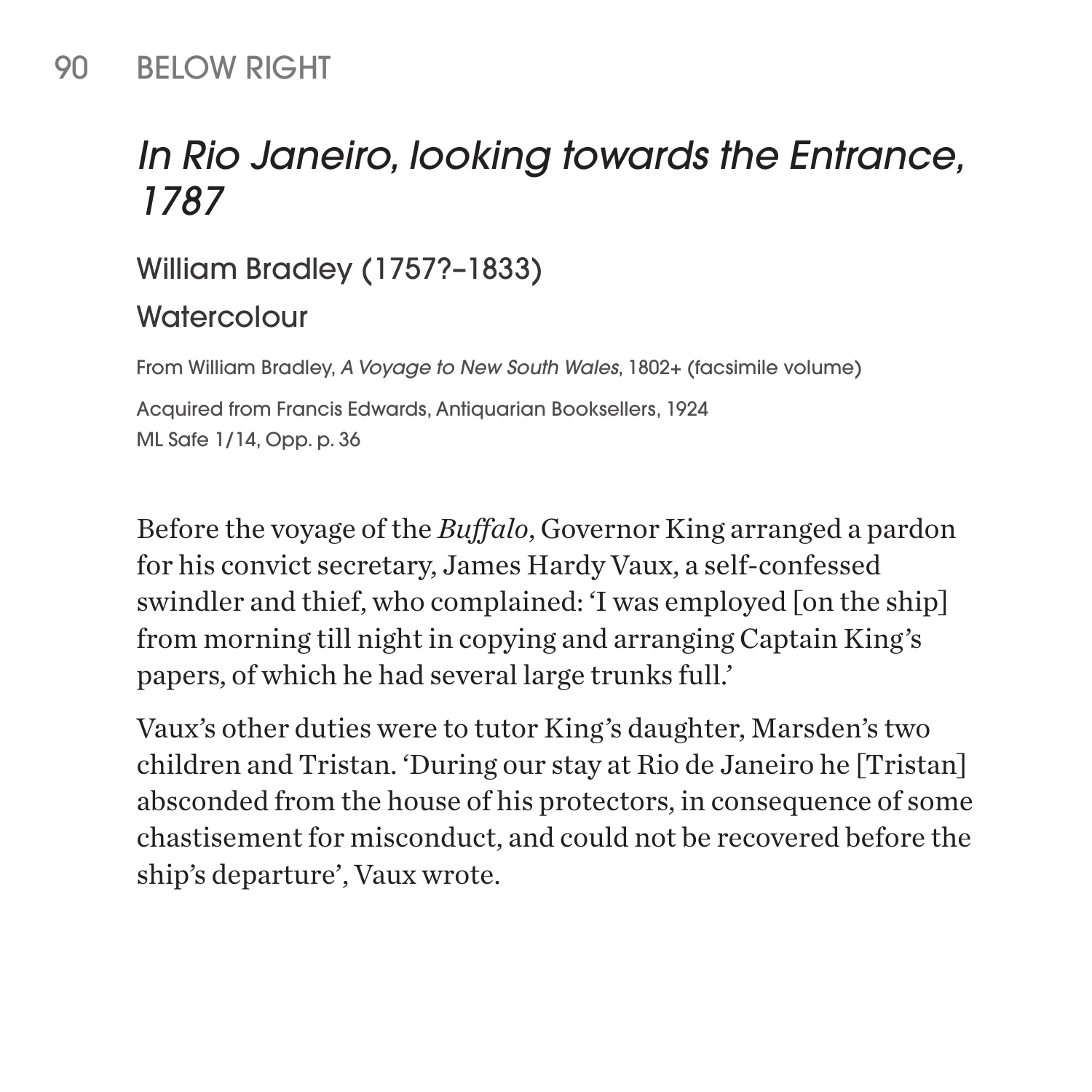## 90 BELOW RIGHT

# *In Rio Janeiro, looking towards the Entrance, 1787*

William Bradley (1757?–1833)

Watercolour

From William Bradley, *A Voyage to New South Wales*, 1802+ (facsimile volume)

Acquired from Francis Edwards, Antiquarian Booksellers, 1924
ML Safe 1/14, Opp. p. 36

Before the voyage of the *Buffalo*, Governor King arranged a pardon for his convict secretary, James Hardy Vaux, a self-confessed swindler and thief, who complained: 'I was employed [on the ship] from morning till night in copying and arranging Captain King's papers, of which he had several large trunks full.'

Vaux's other duties were to tutor King's daughter, Marsden's two children and Tristan. 'During our stay at Rio de Janeiro he [Tristan] absconded from the house of his protectors, in consequence of some chastisement for misconduct, and could not be recovered before the ship's departure', Vaux wrote.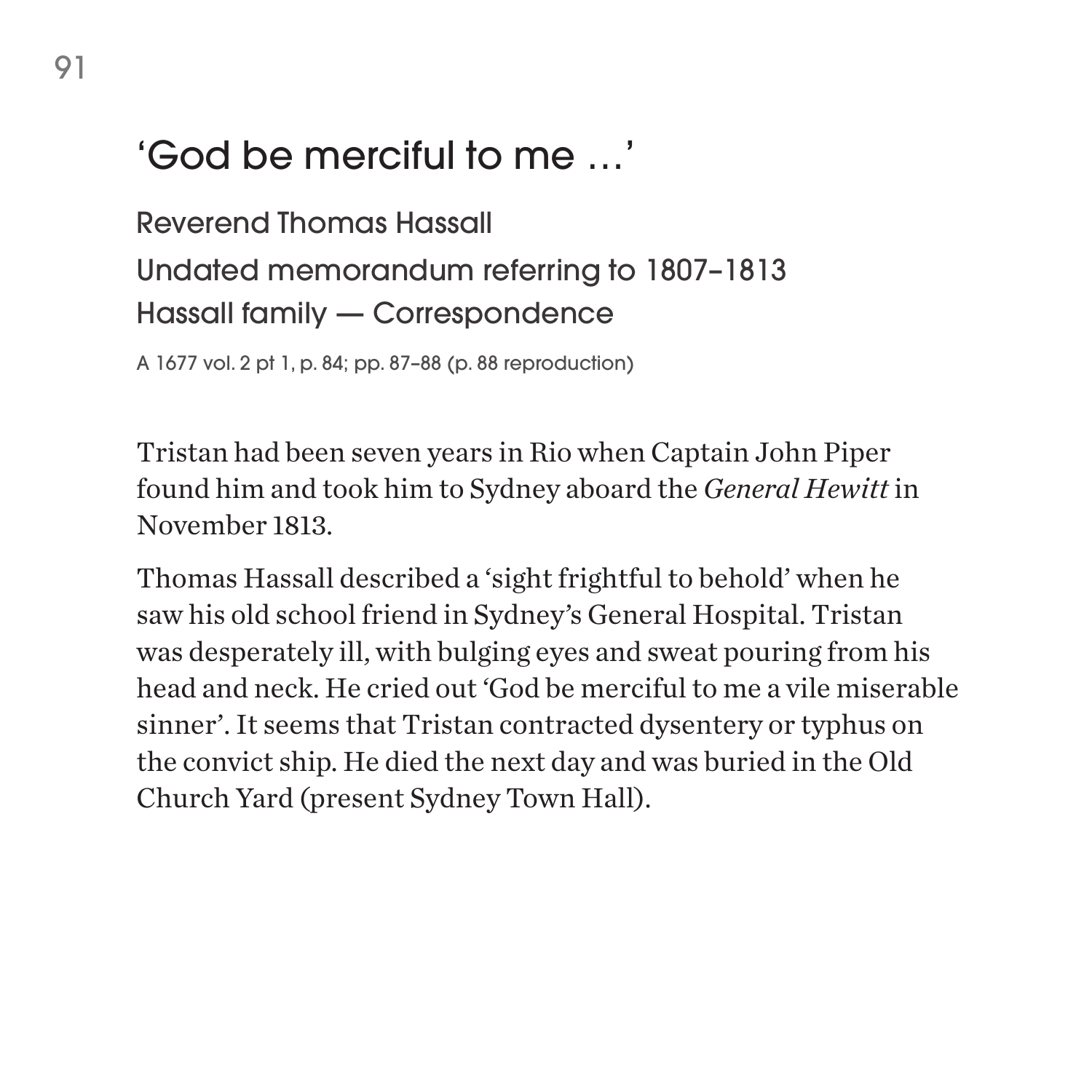# 'God be merciful to me …'

Reverend Thomas Hassall

Undated memorandum referring to 1807–1813

Hassall family — Correspondence

A 1677 vol. 2 pt 1, p. 84; pp. 87–88 (p. 88 reproduction)

Tristan had been seven years in Rio when Captain John Piper found him and took him to Sydney aboard the *General Hewitt* in November 1813.

Thomas Hassall described a 'sight frightful to behold' when he saw his old school friend in Sydney's General Hospital. Tristan was desperately ill, with bulging eyes and sweat pouring from his head and neck. He cried out 'God be merciful to me a vile miserable sinner'. It seems that Tristan contracted dysentery or typhus on the convict ship. He died the next day and was buried in the Old Church Yard (present Sydney Town Hall).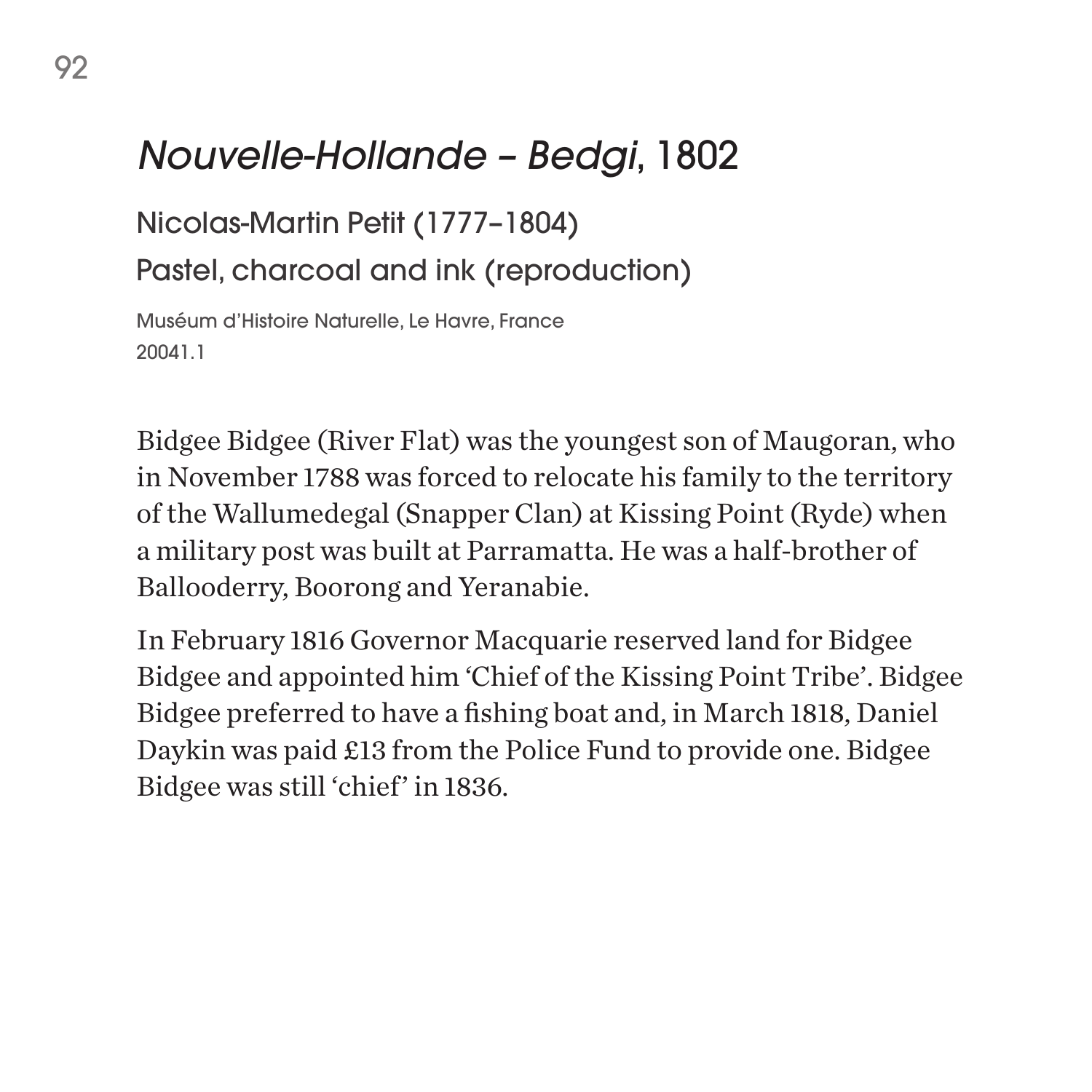# *Nouvelle-Hollande – Bedgi*, 1802

Nicolas-Martin Petit (1777–1804)

Pastel, charcoal and ink (reproduction)

Muséum d'Histoire Naturelle, Le Havre, France
20041.1

Bidgee Bidgee (River Flat) was the youngest son of Maugoran, who in November 1788 was forced to relocate his family to the territory of the Wallumedegal (Snapper Clan) at Kissing Point (Ryde) when a military post was built at Parramatta. He was a half-brother of Ballooderry, Boorong and Yeranabie.

In February 1816 Governor Macquarie reserved land for Bidgee Bidgee and appointed him 'Chief of the Kissing Point Tribe'. Bidgee Bidgee preferred to have a fishing boat and, in March 1818, Daniel Daykin was paid £13 from the Police Fund to provide one. Bidgee Bidgee was still 'chief' in 1836.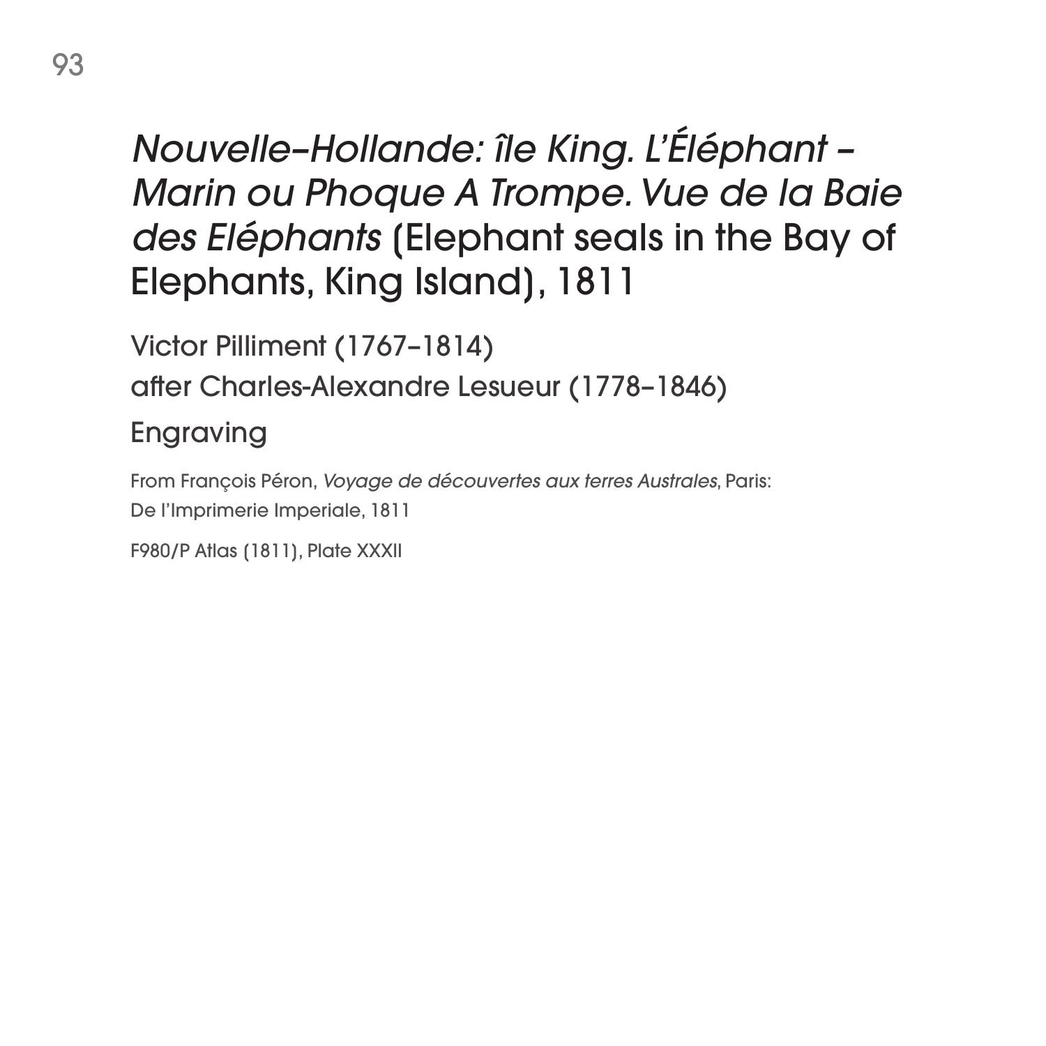## *Nouvelle–Hollande: île King. L'Éléphant – Marin ou Phoque A Trompe. Vue de la Baie des Eléphants* (Elephant seals in the Bay of Elephants, King Island), 1811

Victor Pilliment (1767–1814)

after Charles-Alexandre Lesueur (1778–1846)

Engraving

From François Péron, *Voyage de découvertes aux terres Australes*, Paris: De l'Imprimerie Imperiale, 1811

F980/P Atlas (1811), Plate XXXII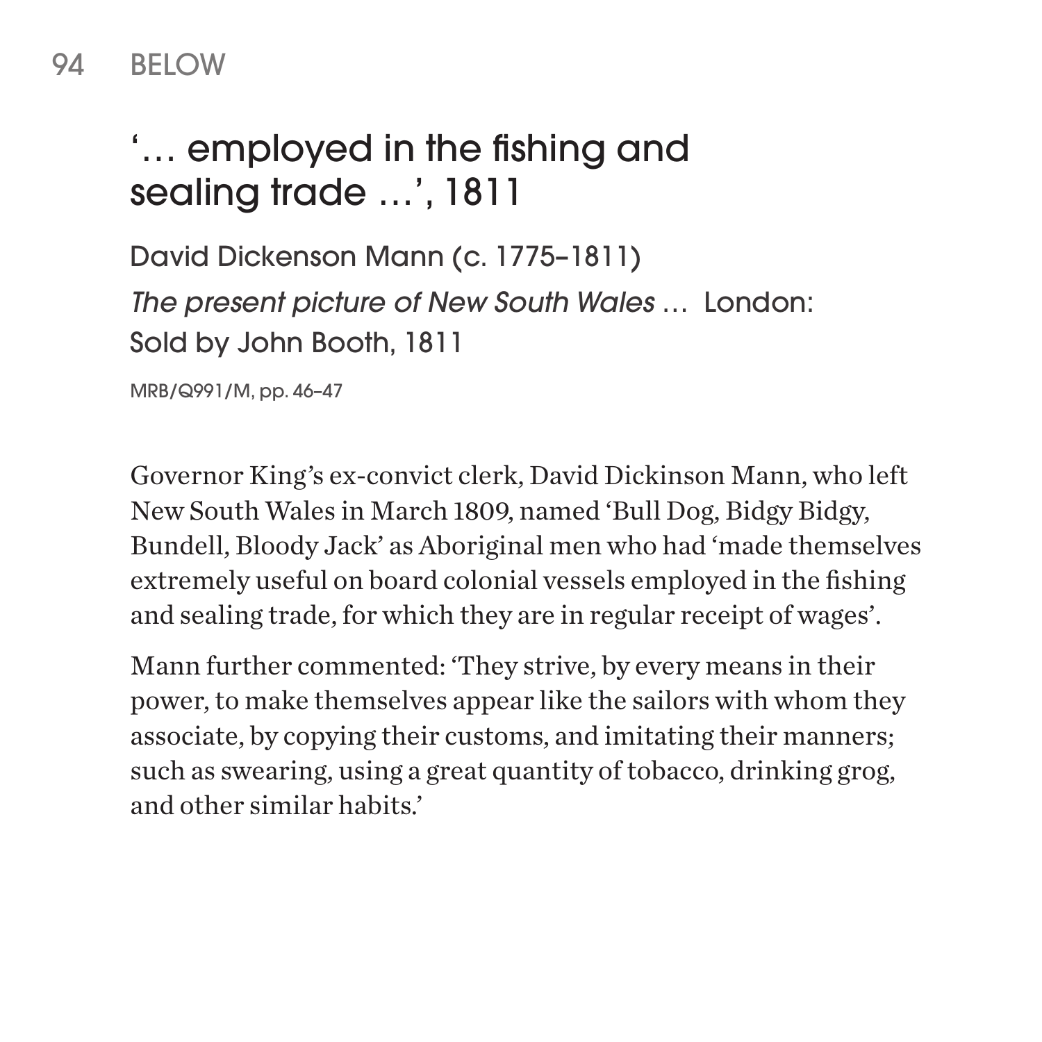## '… employed in the fishing and sealing trade …', 1811

David Dickenson Mann (c. 1775–1811)

*The present picture of New South Wales* … London: Sold by John Booth, 1811

MRB/Q991/M, pp. 46–47

Governor King's ex-convict clerk, David Dickinson Mann, who left New South Wales in March 1809, named 'Bull Dog, Bidgy Bidgy, Bundell, Bloody Jack' as Aboriginal men who had 'made themselves extremely useful on board colonial vessels employed in the fishing and sealing trade, for which they are in regular receipt of wages'.

Mann further commented: 'They strive, by every means in their power, to make themselves appear like the sailors with whom they associate, by copying their customs, and imitating their manners; such as swearing, using a great quantity of tobacco, drinking grog, and other similar habits.'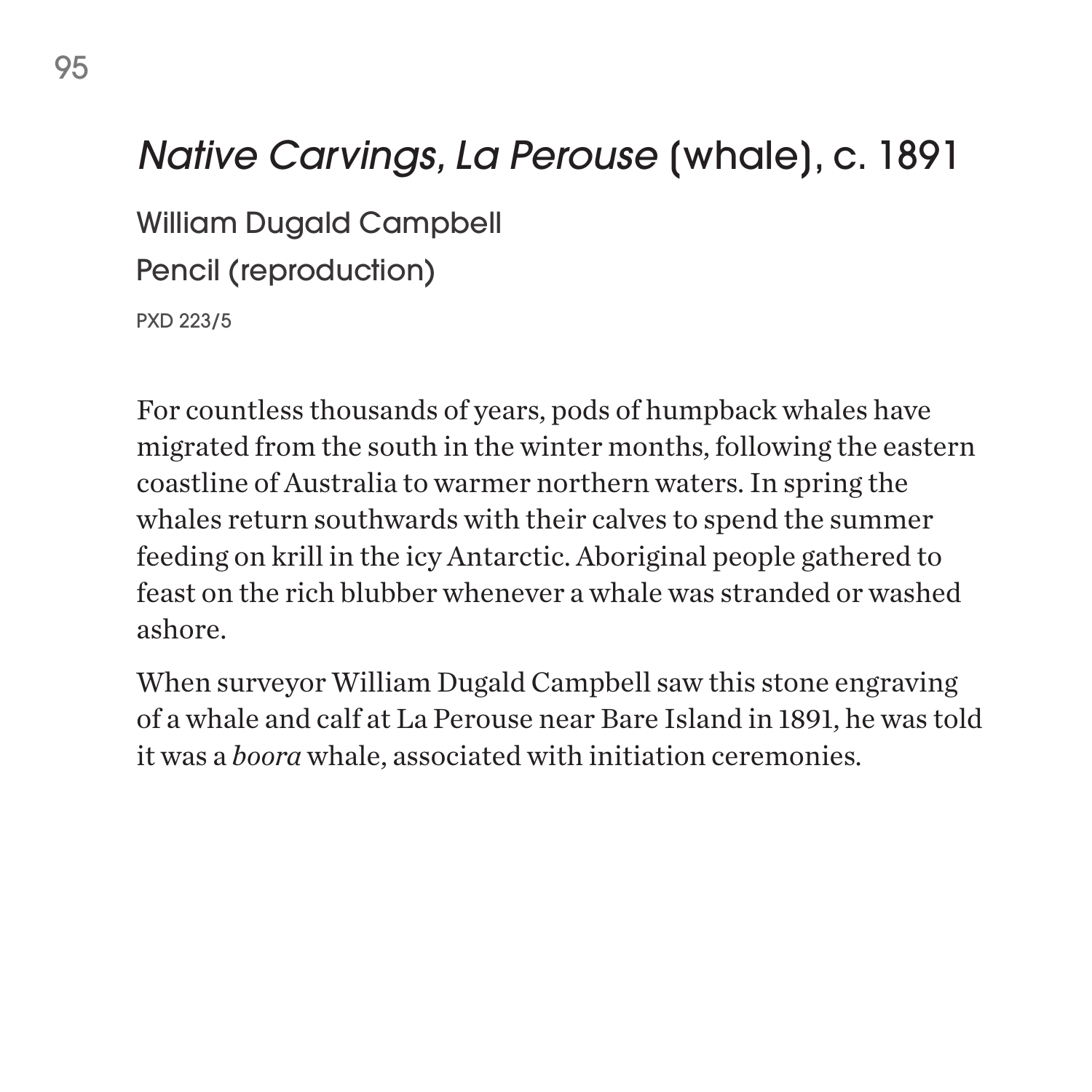# *Native Carvings, La Perouse* (whale), c. 1891

William Dugald Campbell

Pencil (reproduction)

PXD 223/5

For countless thousands of years, pods of humpback whales have migrated from the south in the winter months, following the eastern coastline of Australia to warmer northern waters. In spring the whales return southwards with their calves to spend the summer feeding on krill in the icy Antarctic. Aboriginal people gathered to feast on the rich blubber whenever a whale was stranded or washed ashore.

When surveyor William Dugald Campbell saw this stone engraving of a whale and calf at La Perouse near Bare Island in 1891, he was told it was a *boora* whale, associated with initiation ceremonies.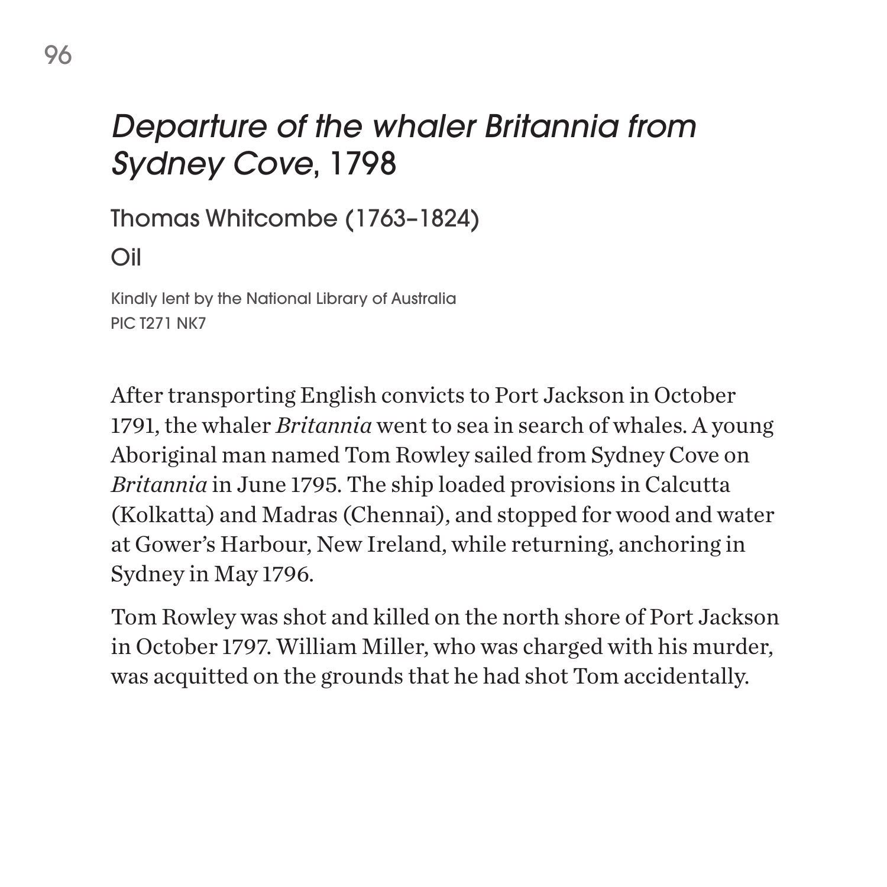# *Departure of the whaler Britannia from Sydney Cove*, 1798

Thomas Whitcombe (1763–1824)

Oil

Kindly lent by the National Library of Australia
PIC T271 NK7

After transporting English convicts to Port Jackson in October 1791, the whaler *Britannia* went to sea in search of whales. A young Aboriginal man named Tom Rowley sailed from Sydney Cove on *Britannia* in June 1795. The ship loaded provisions in Calcutta (Kolkatta) and Madras (Chennai), and stopped for wood and water at Gower's Harbour, New Ireland, while returning, anchoring in Sydney in May 1796.

Tom Rowley was shot and killed on the north shore of Port Jackson in October 1797. William Miller, who was charged with his murder, was acquitted on the grounds that he had shot Tom accidentally.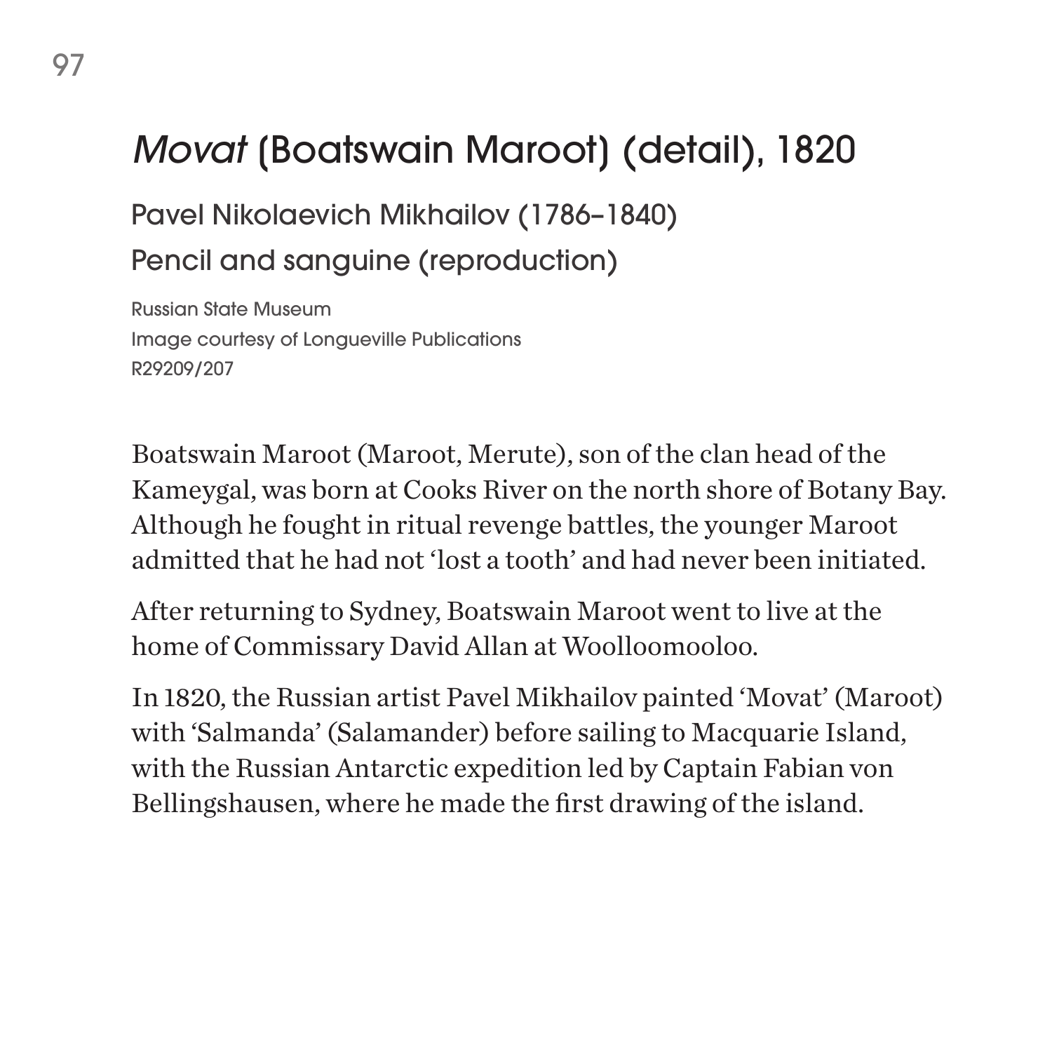# *Movat* (Boatswain Maroot) (detail), 1820

Pavel Nikolaevich Mikhailov (1786–1840)

Pencil and sanguine (reproduction)

Russian State Museum
Image courtesy of Longueville Publications
R29209/207

Boatswain Maroot (Maroot, Merute), son of the clan head of the Kameygal, was born at Cooks River on the north shore of Botany Bay. Although he fought in ritual revenge battles, the younger Maroot admitted that he had not 'lost a tooth' and had never been initiated.

After returning to Sydney, Boatswain Maroot went to live at the home of Commissary David Allan at Woolloomooloo.

In 1820, the Russian artist Pavel Mikhailov painted 'Movat' (Maroot) with 'Salmanda' (Salamander) before sailing to Macquarie Island, with the Russian Antarctic expedition led by Captain Fabian von Bellingshausen, where he made the first drawing of the island.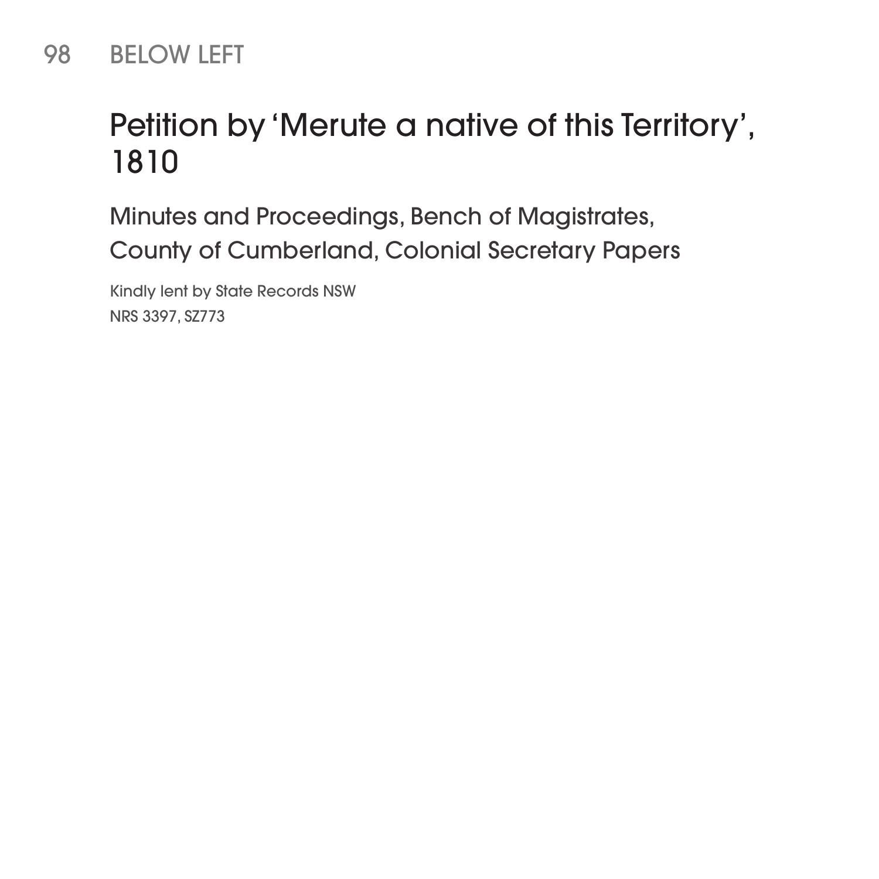BELOW LEFT

# Petition by 'Merute a native of this Territory', 1810

## Minutes and Proceedings, Bench of Magistrates, County of Cumberland, Colonial Secretary Papers

Kindly lent by State Records NSW
NRS 3397, SZ773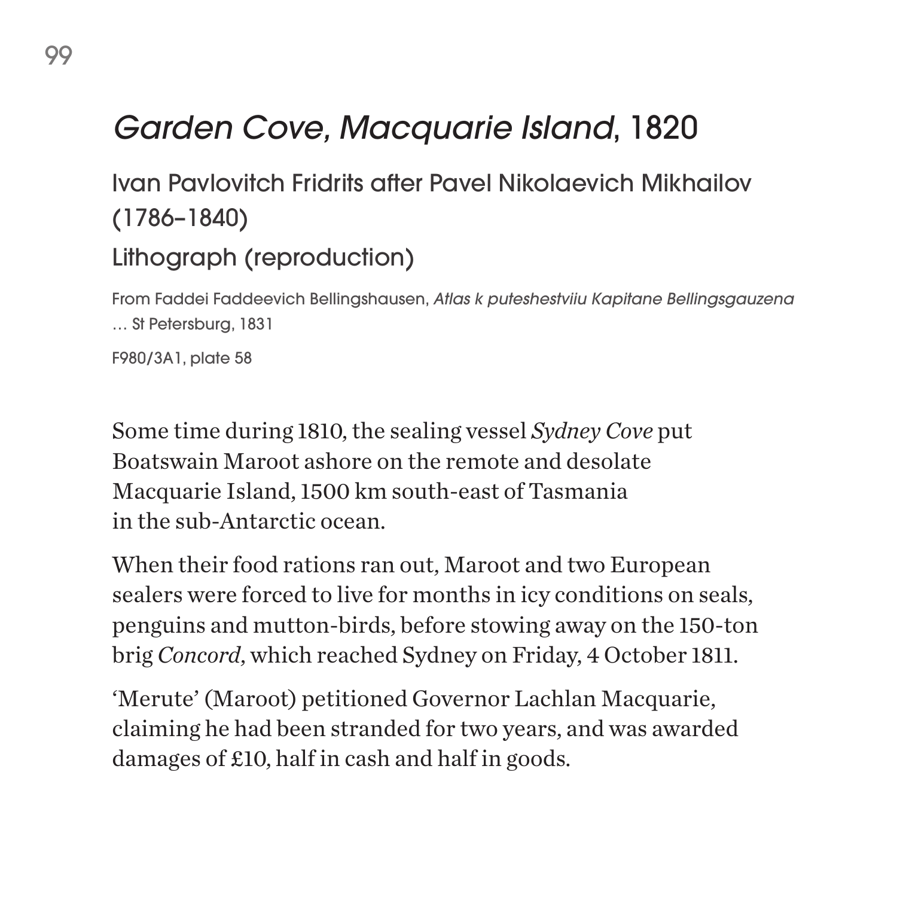# *Garden Cove, Macquarie Island*, 1820

## Ivan Pavlovitch Fridrits after Pavel Nikolaevich Mikhailov (1786–1840)

## Lithograph (reproduction)

From Faddei Faddeevich Bellingshausen, *Atlas k puteshestviiu Kapitane Bellingsgauzena* … St Petersburg, 1831

F980/3A1, plate 58

Some time during 1810, the sealing vessel *Sydney Cove* put Boatswain Maroot ashore on the remote and desolate Macquarie Island, 1500 km south-east of Tasmania in the sub-Antarctic ocean.

When their food rations ran out, Maroot and two European sealers were forced to live for months in icy conditions on seals, penguins and mutton-birds, before stowing away on the 150-ton brig *Concord*, which reached Sydney on Friday, 4 October 1811.

'Merute' (Maroot) petitioned Governor Lachlan Macquarie, claiming he had been stranded for two years, and was awarded damages of £10, half in cash and half in goods.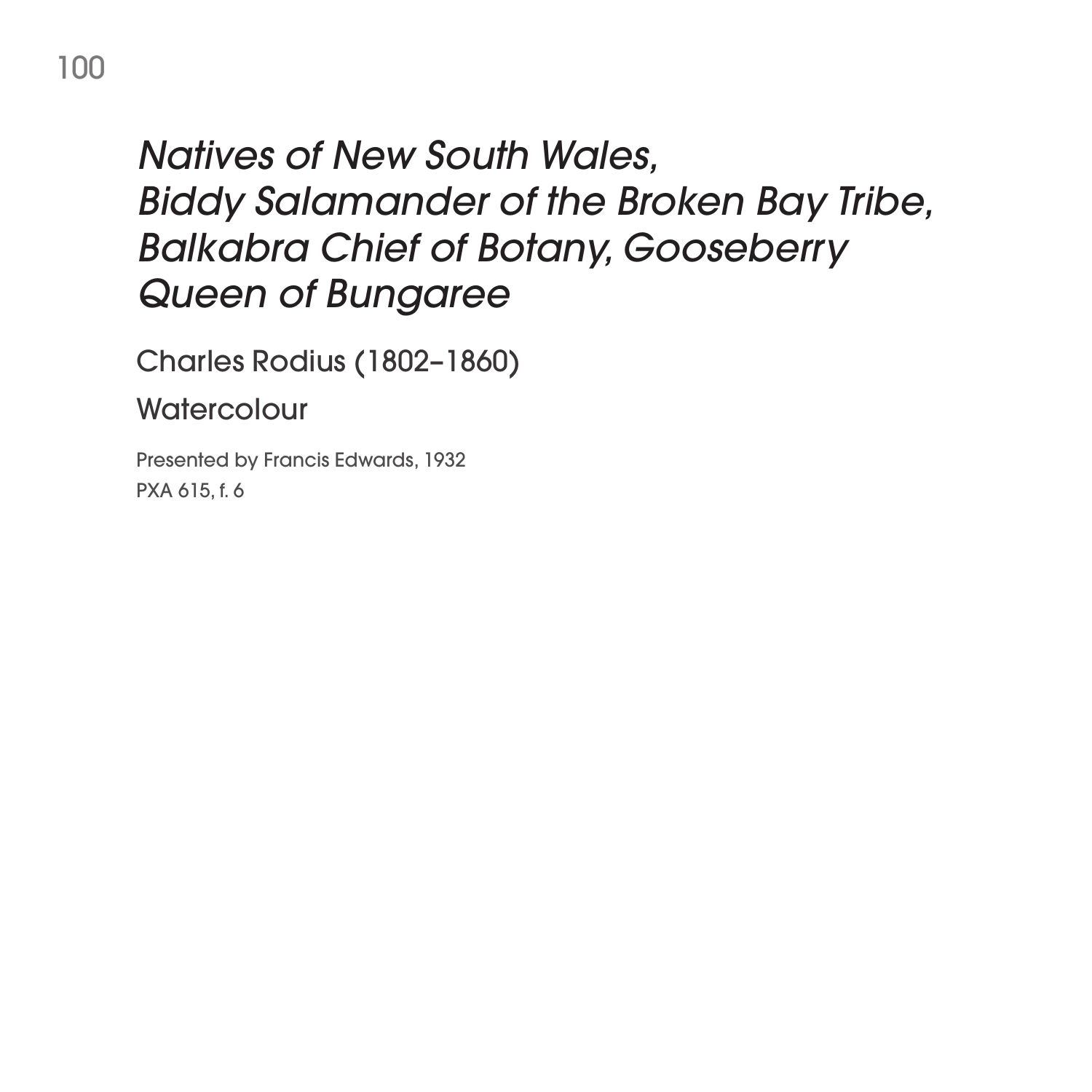# *Natives of New South Wales, Biddy Salamander of the Broken Bay Tribe, Balkabra Chief of Botany, Gooseberry Queen of Bungaree*

Charles Rodius (1802–1860)

Watercolour

Presented by Francis Edwards, 1932
PXA 615, f. 6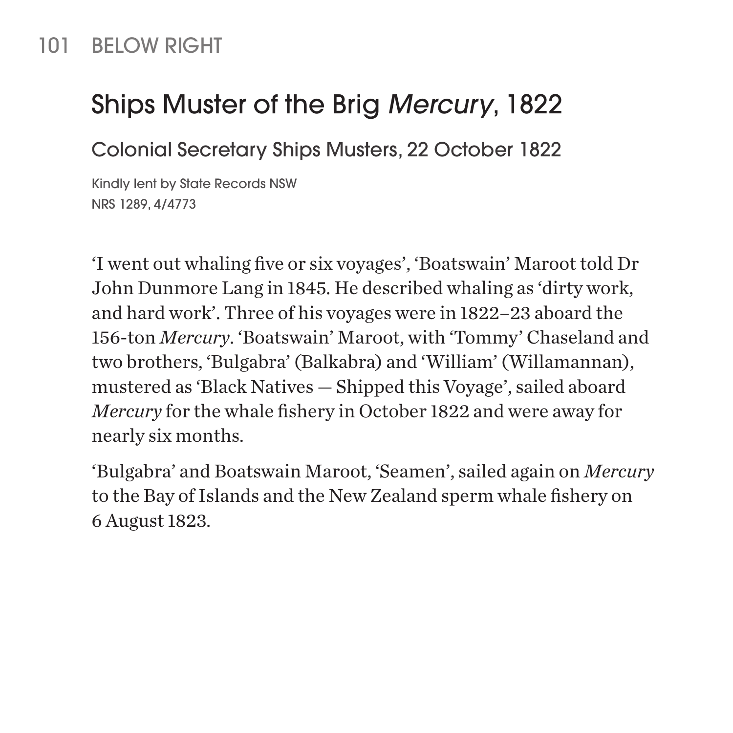101 BELOW RIGHT

## Ships Muster of the Brig *Mercury*, 1822

### Colonial Secretary Ships Musters, 22 October 1822

Kindly lent by State Records NSW
NRS 1289, 4/4773

'I went out whaling five or six voyages', 'Boatswain' Maroot told Dr John Dunmore Lang in 1845. He described whaling as 'dirty work, and hard work'. Three of his voyages were in 1822–23 aboard the 156-ton *Mercury*. 'Boatswain' Maroot, with 'Tommy' Chaseland and two brothers, 'Bulgabra' (Balkabra) and 'William' (Willamannan), mustered as 'Black Natives — Shipped this Voyage', sailed aboard *Mercury* for the whale fishery in October 1822 and were away for nearly six months.

'Bulgabra' and Boatswain Maroot, 'Seamen', sailed again on *Mercury* to the Bay of Islands and the New Zealand sperm whale fishery on 6 August 1823.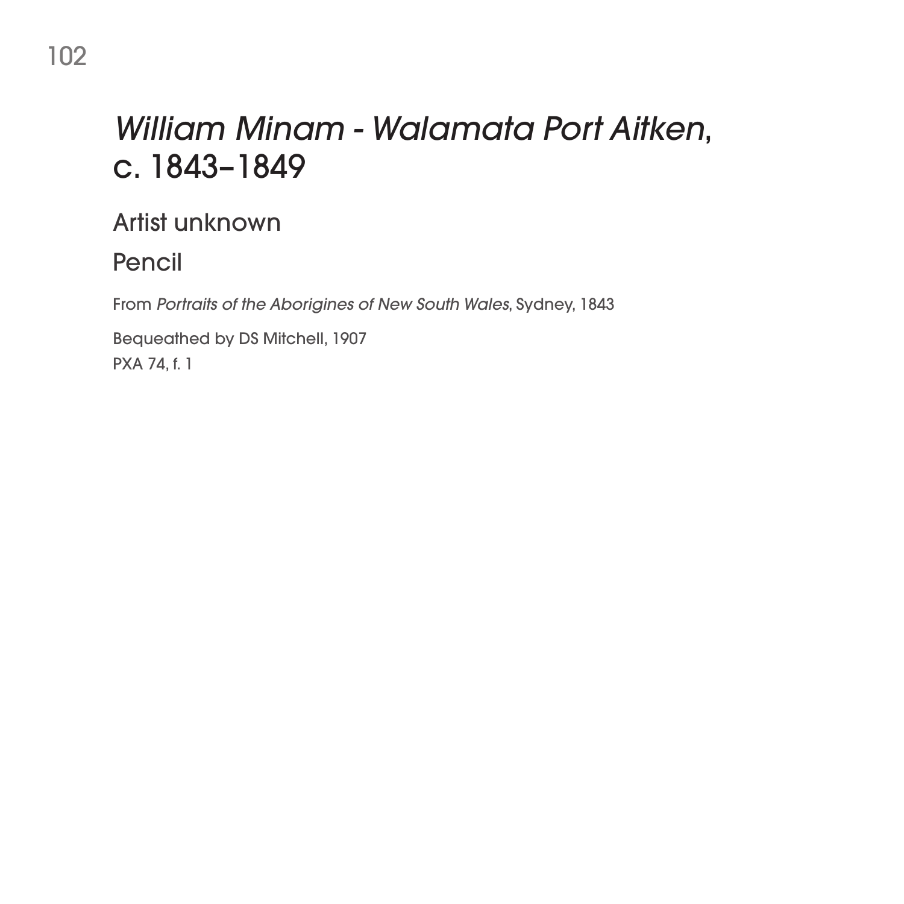# *William Minam - Walamata Port Aitken*, c. 1843–1849

Artist unknown

Pencil

From *Portraits of the Aborigines of New South Wales*, Sydney, 1843

Bequeathed by DS Mitchell, 1907
PXA 74, f. 1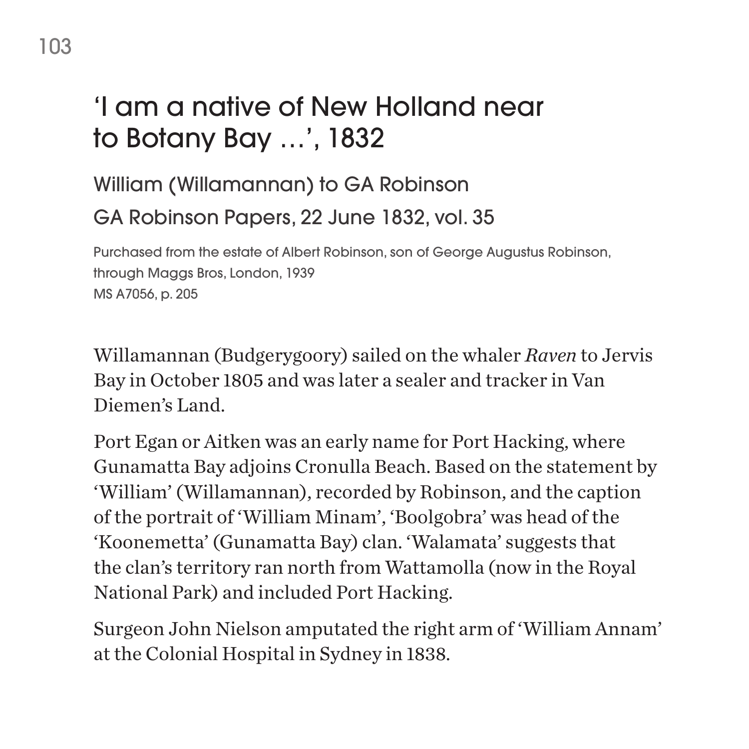# 'I am a native of New Holland near to Botany Bay …', 1832

## William (Willamannan) to GA Robinson

## GA Robinson Papers, 22 June 1832, vol. 35

Purchased from the estate of Albert Robinson, son of George Augustus Robinson, through Maggs Bros, London, 1939
MS A7056, p. 205

Willamannan (Budgerygoory) sailed on the whaler *Raven* to Jervis Bay in October 1805 and was later a sealer and tracker in Van Diemen's Land.

Port Egan or Aitken was an early name for Port Hacking, where Gunamatta Bay adjoins Cronulla Beach. Based on the statement by 'William' (Willamannan), recorded by Robinson, and the caption of the portrait of 'William Minam', 'Boolgobra' was head of the 'Koonemetta' (Gunamatta Bay) clan. 'Walamata' suggests that the clan's territory ran north from Wattamolla (now in the Royal National Park) and included Port Hacking.

Surgeon John Nielson amputated the right arm of 'William Annam' at the Colonial Hospital in Sydney in 1838.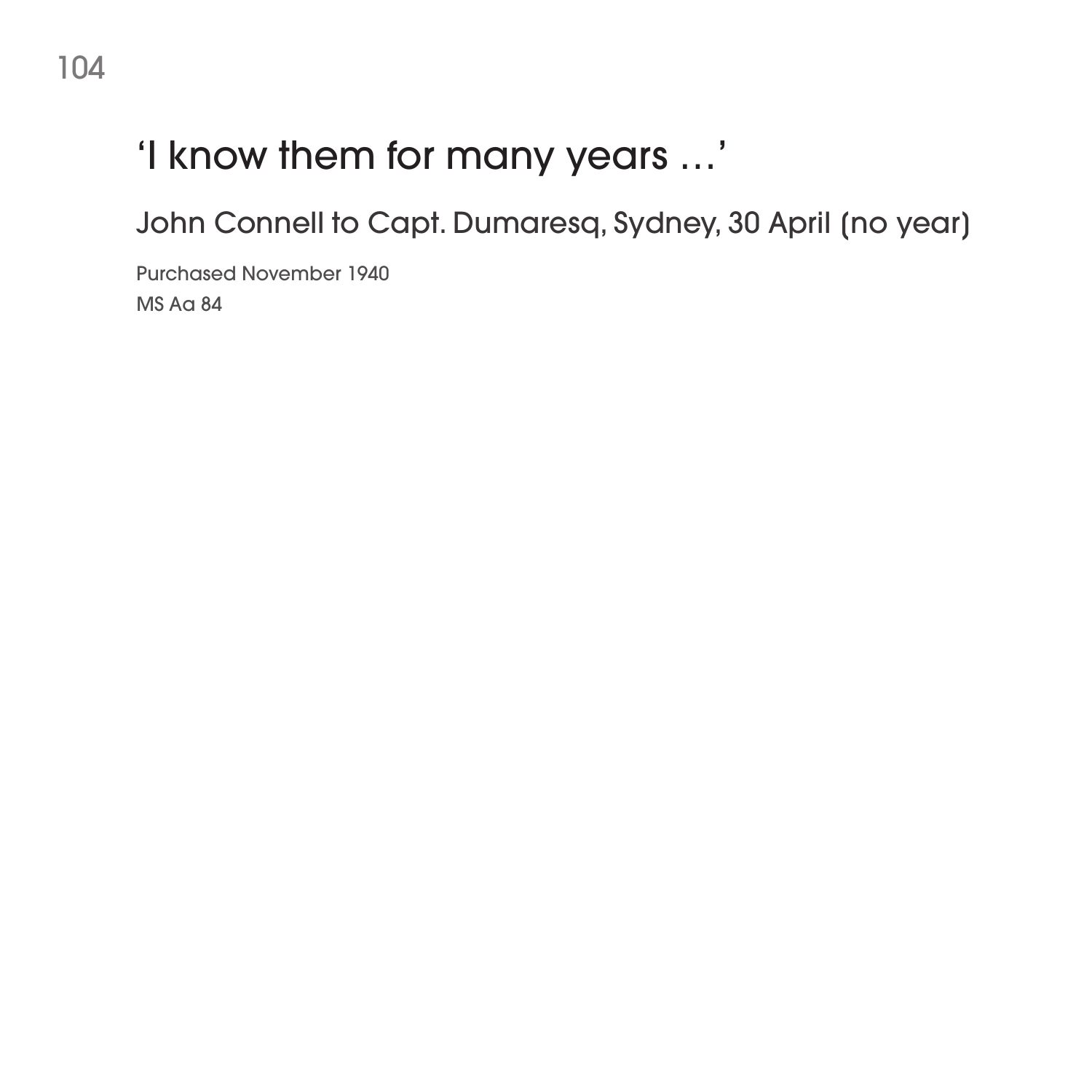# ‘I know them for many years …’

## John Connell to Capt. Dumaresq, Sydney, 30 April (no year)

Purchased November 1940
MS Aa 84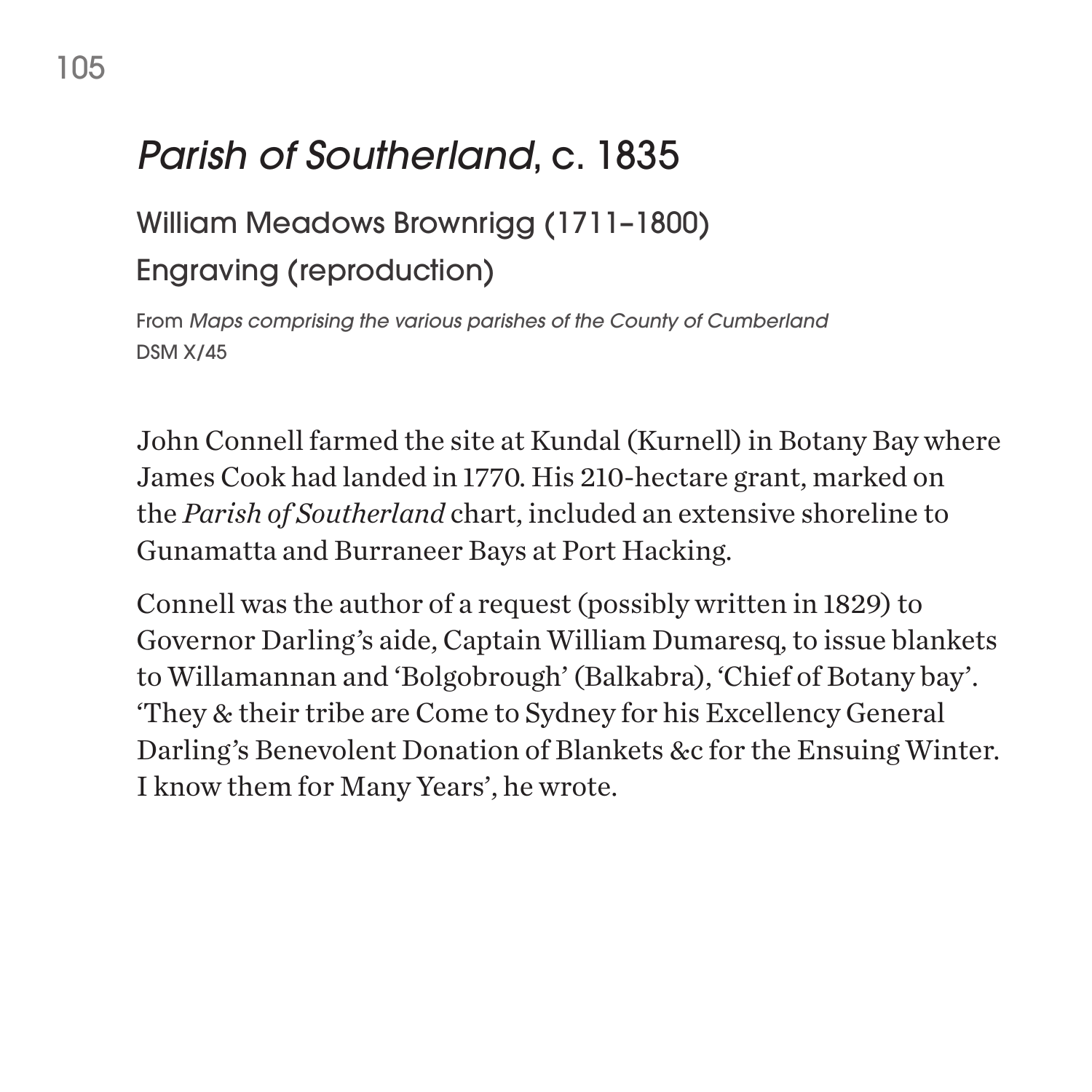# *Parish of Southerland*, c. 1835

William Meadows Brownrigg (1711–1800)

Engraving (reproduction)

From *Maps comprising the various parishes of the County of Cumberland*
DSM X/45

John Connell farmed the site at Kundal (Kurnell) in Botany Bay where James Cook had landed in 1770. His 210-hectare grant, marked on the *Parish of Southerland* chart, included an extensive shoreline to Gunamatta and Burraneer Bays at Port Hacking.

Connell was the author of a request (possibly written in 1829) to Governor Darling's aide, Captain William Dumaresq, to issue blankets to Willamannan and 'Bolgobrough' (Balkabra), 'Chief of Botany bay'. 'They & their tribe are Come to Sydney for his Excellency General Darling's Benevolent Donation of Blankets &c for the Ensuing Winter. I know them for Many Years', he wrote.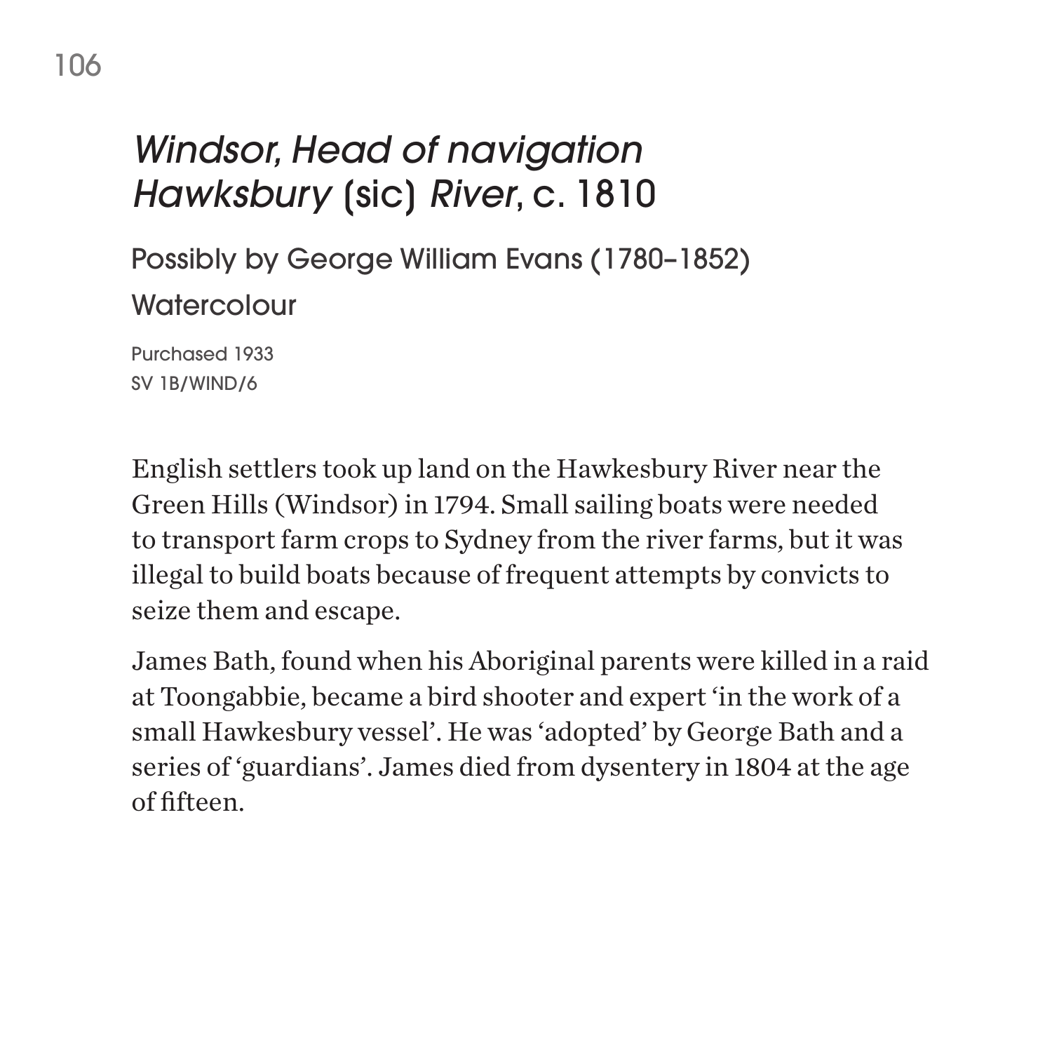# *Windsor, Head of navigation Hawksbury* (sic) *River*, c. 1810

Possibly by George William Evans (1780–1852)

Watercolour

Purchased 1933
SV 1B/WIND/6

English settlers took up land on the Hawkesbury River near the Green Hills (Windsor) in 1794. Small sailing boats were needed to transport farm crops to Sydney from the river farms, but it was illegal to build boats because of frequent attempts by convicts to seize them and escape.

James Bath, found when his Aboriginal parents were killed in a raid at Toongabbie, became a bird shooter and expert 'in the work of a small Hawkesbury vessel'. He was 'adopted' by George Bath and a series of 'guardians'. James died from dysentery in 1804 at the age of fifteen.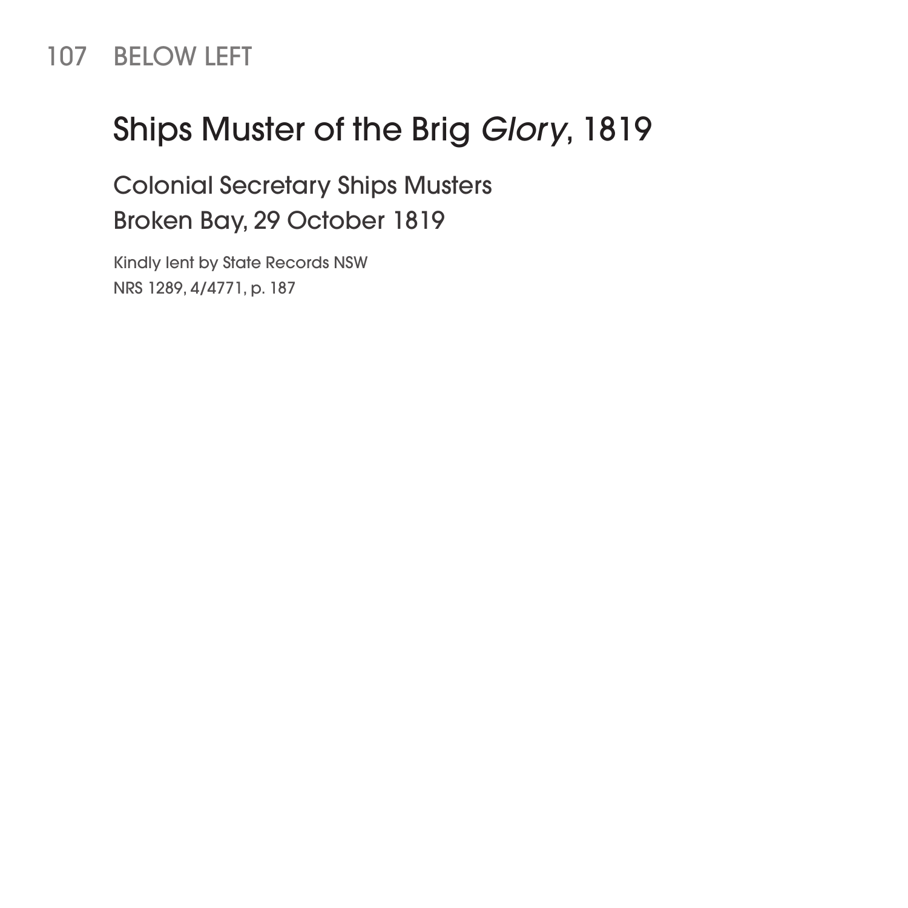107 BELOW LEFT

# Ships Muster of the Brig *Glory*, 1819

## Colonial Secretary Ships Musters
## Broken Bay, 29 October 1819

Kindly lent by State Records NSW
NRS 1289, 4/4771, p. 187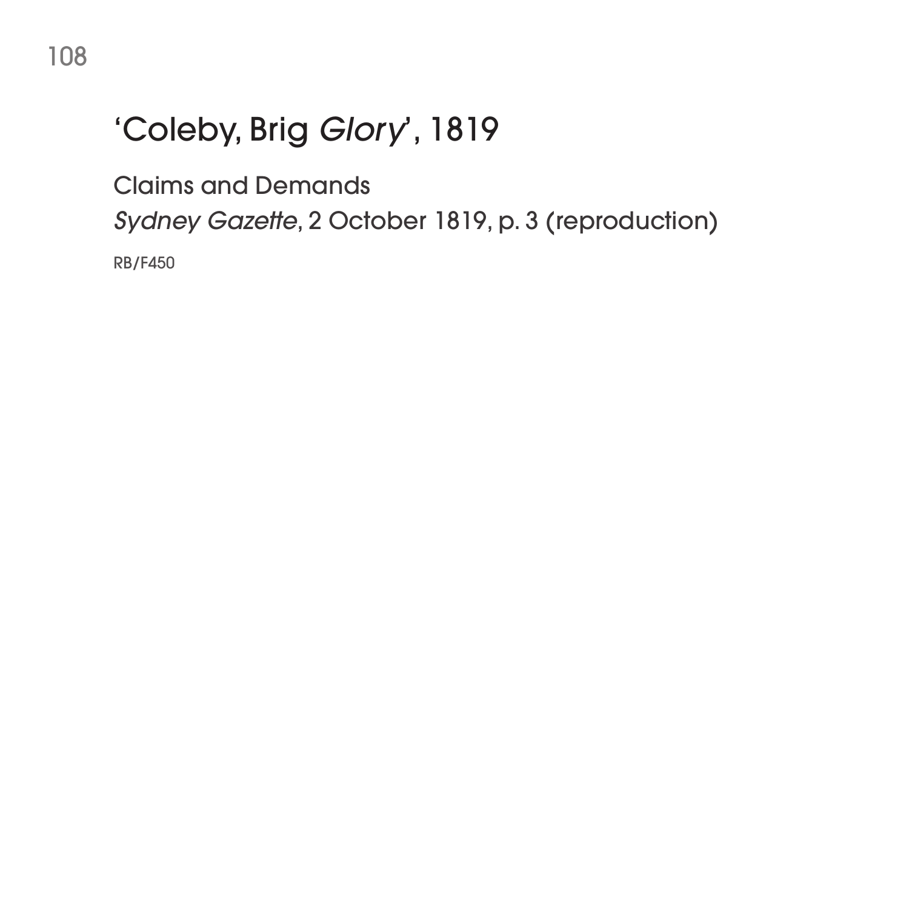# 'Coleby, Brig *Glory*', 1819

Claims and Demands

*Sydney Gazette*, 2 October 1819, p. 3 (reproduction)

RB/F450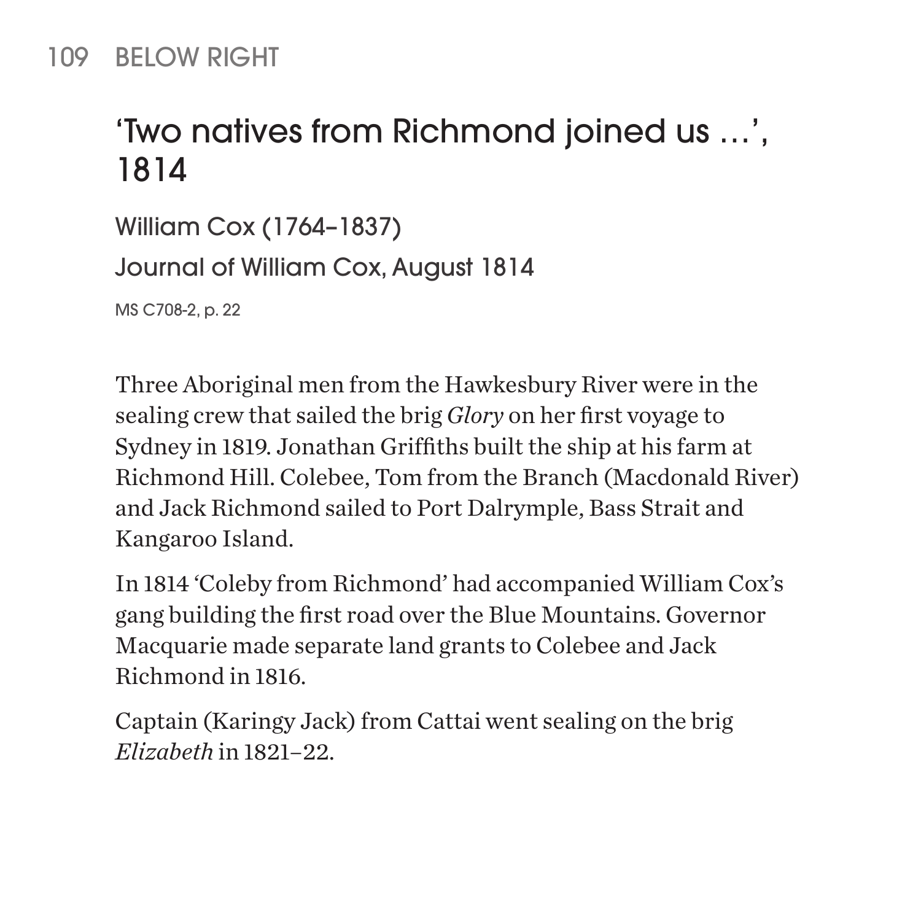109 BELOW RIGHT

## 'Two natives from Richmond joined us …', 1814

William Cox (1764–1837)

Journal of William Cox, August 1814

MS C708-2, p. 22

Three Aboriginal men from the Hawkesbury River were in the sealing crew that sailed the brig *Glory* on her first voyage to Sydney in 1819. Jonathan Griffiths built the ship at his farm at Richmond Hill. Colebee, Tom from the Branch (Macdonald River) and Jack Richmond sailed to Port Dalrymple, Bass Strait and Kangaroo Island.

In 1814 'Coleby from Richmond' had accompanied William Cox's gang building the first road over the Blue Mountains. Governor Macquarie made separate land grants to Colebee and Jack Richmond in 1816.

Captain (Karingy Jack) from Cattai went sealing on the brig *Elizabeth* in 1821–22.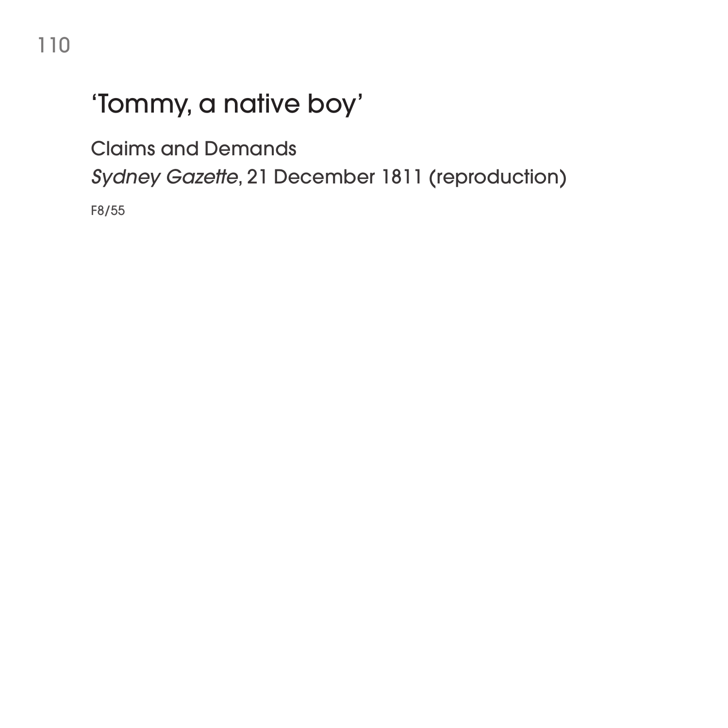# 'Tommy, a native boy'

Claims and Demands

*Sydney Gazette*, 21 December 1811 (reproduction)

F8/55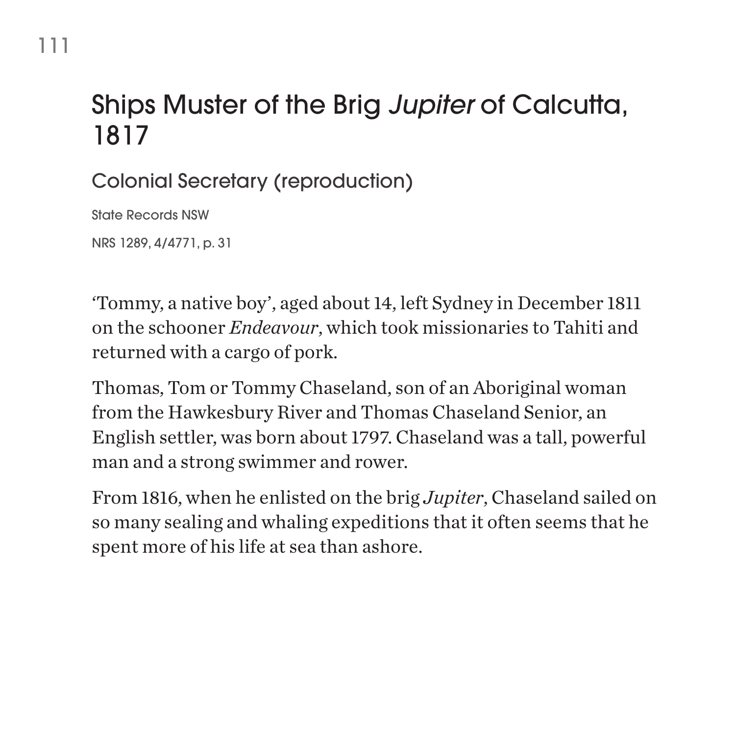# Ships Muster of the Brig *Jupiter* of Calcutta, 1817

## Colonial Secretary (reproduction)

State Records NSW

NRS 1289, 4/4771, p. 31

'Tommy, a native boy', aged about 14, left Sydney in December 1811 on the schooner *Endeavour*, which took missionaries to Tahiti and returned with a cargo of pork.

Thomas, Tom or Tommy Chaseland, son of an Aboriginal woman from the Hawkesbury River and Thomas Chaseland Senior, an English settler, was born about 1797. Chaseland was a tall, powerful man and a strong swimmer and rower.

From 1816, when he enlisted on the brig *Jupiter*, Chaseland sailed on so many sealing and whaling expeditions that it often seems that he spent more of his life at sea than ashore.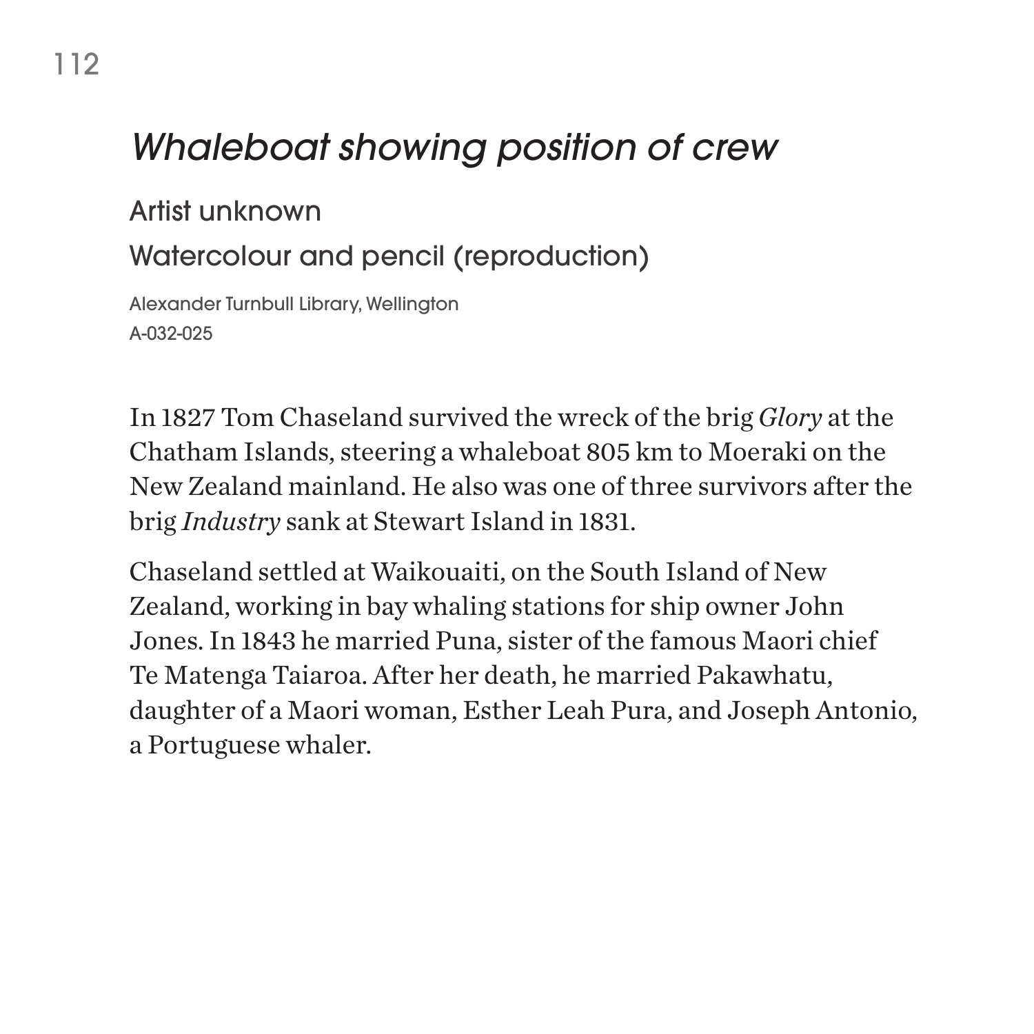# *Whaleboat showing position of crew*

Artist unknown

Watercolour and pencil (reproduction)

Alexander Turnbull Library, Wellington
A-032-025

In 1827 Tom Chaseland survived the wreck of the brig *Glory* at the Chatham Islands, steering a whaleboat 805 km to Moeraki on the New Zealand mainland. He also was one of three survivors after the brig *Industry* sank at Stewart Island in 1831.

Chaseland settled at Waikouaiti, on the South Island of New Zealand, working in bay whaling stations for ship owner John Jones. In 1843 he married Puna, sister of the famous Maori chief Te Matenga Taiaroa. After her death, he married Pakawhatu, daughter of a Maori woman, Esther Leah Pura, and Joseph Antonio, a Portuguese whaler.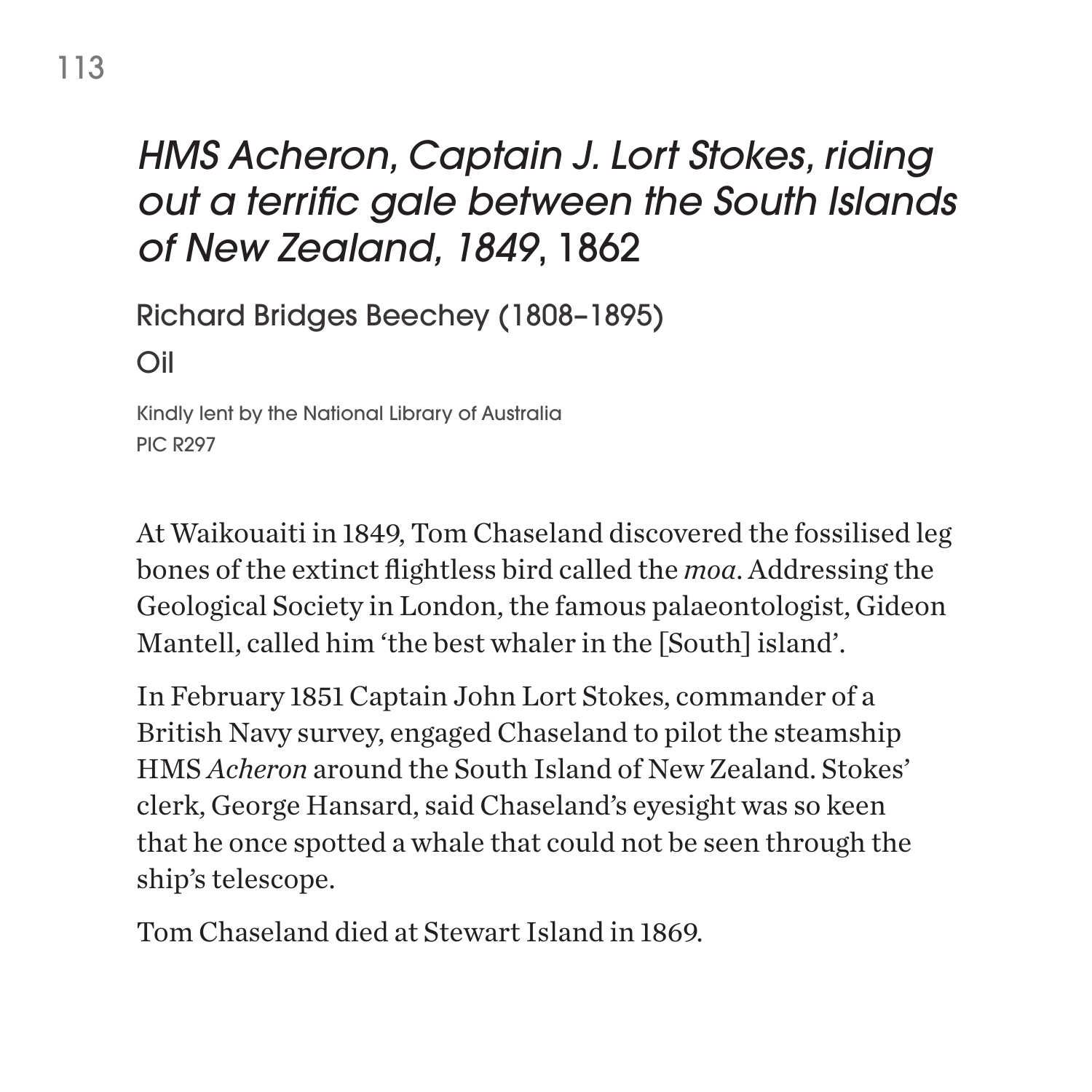# *HMS Acheron, Captain J. Lort Stokes, riding out a terrific gale between the South Islands of New Zealand, 1849*, 1862

Richard Bridges Beechey (1808–1895)

Oil

Kindly lent by the National Library of Australia
PIC R297

At Waikouaiti in 1849, Tom Chaseland discovered the fossilised leg bones of the extinct flightless bird called the *moa*. Addressing the Geological Society in London, the famous palaeontologist, Gideon Mantell, called him 'the best whaler in the [South] island'.

In February 1851 Captain John Lort Stokes, commander of a British Navy survey, engaged Chaseland to pilot the steamship HMS *Acheron* around the South Island of New Zealand. Stokes' clerk, George Hansard, said Chaseland's eyesight was so keen that he once spotted a whale that could not be seen through the ship's telescope.

Tom Chaseland died at Stewart Island in 1869.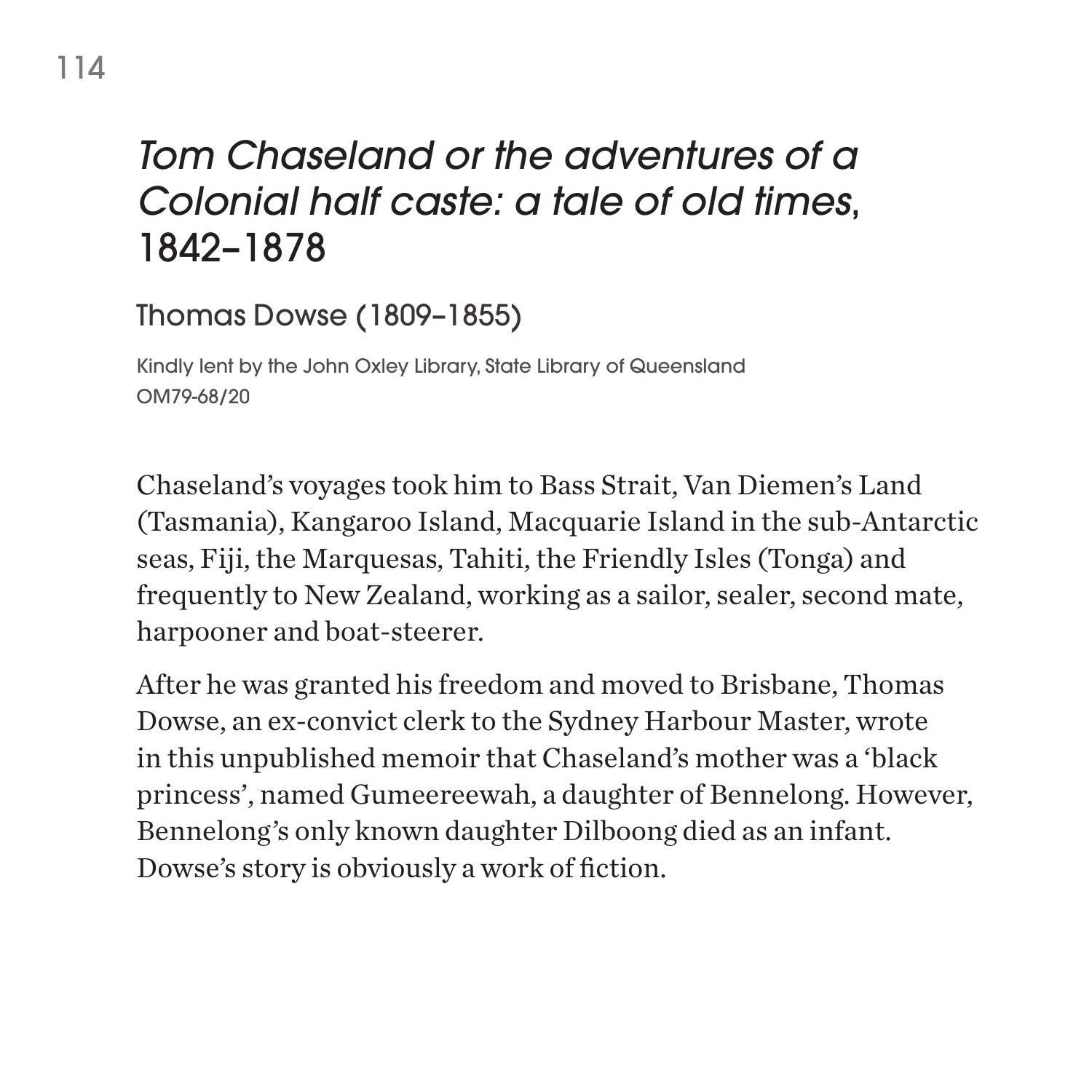## *Tom Chaseland or the adventures of a Colonial half caste: a tale of old times*, 1842–1878

### Thomas Dowse (1809–1855)

Kindly lent by the John Oxley Library, State Library of Queensland
OM79-68/20

Chaseland's voyages took him to Bass Strait, Van Diemen's Land (Tasmania), Kangaroo Island, Macquarie Island in the sub-Antarctic seas, Fiji, the Marquesas, Tahiti, the Friendly Isles (Tonga) and frequently to New Zealand, working as a sailor, sealer, second mate, harpooner and boat-steerer.

After he was granted his freedom and moved to Brisbane, Thomas Dowse, an ex-convict clerk to the Sydney Harbour Master, wrote in this unpublished memoir that Chaseland's mother was a 'black princess', named Gumeereewah, a daughter of Bennelong. However, Bennelong's only known daughter Dilboong died as an infant. Dowse's story is obviously a work of fiction.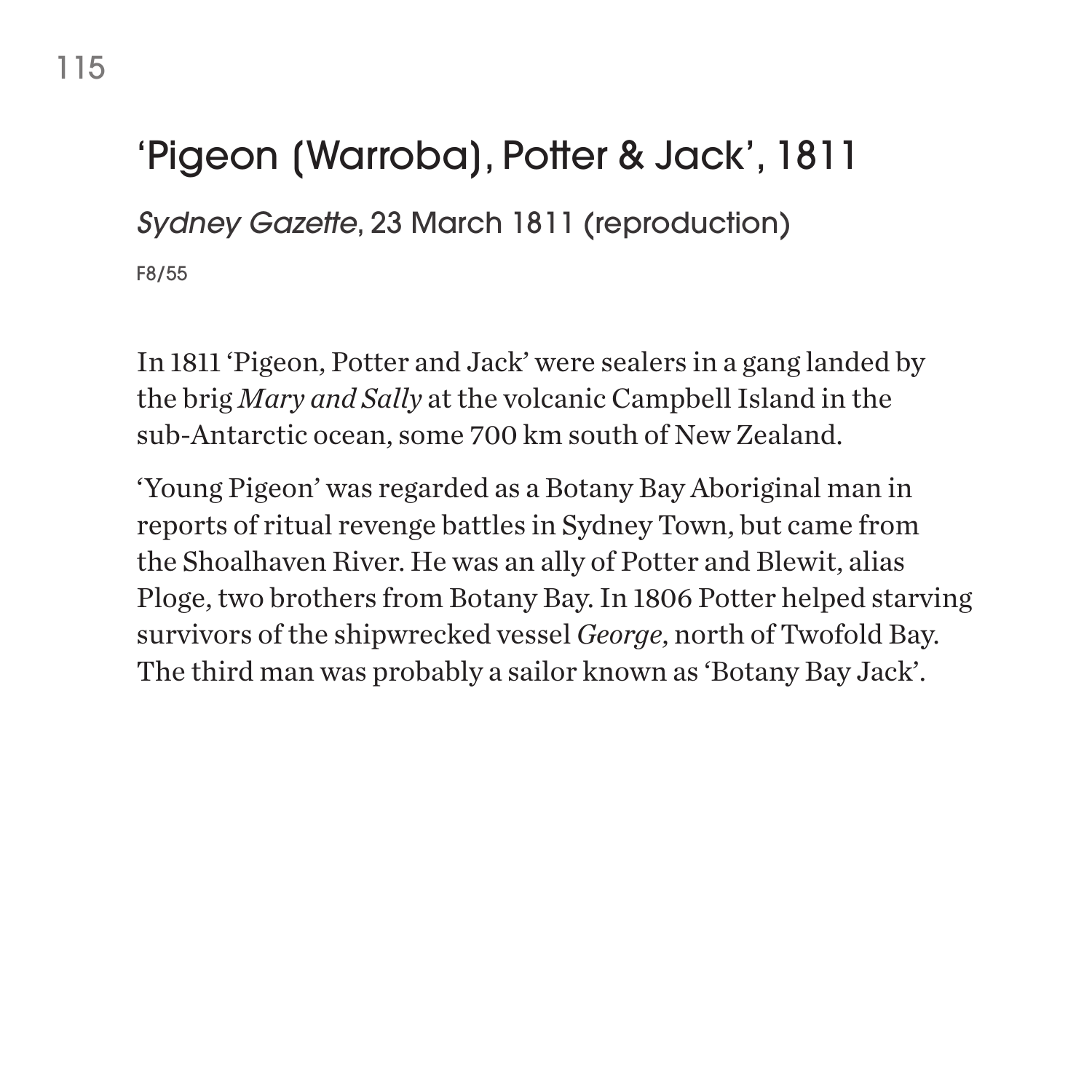## 'Pigeon (Warroba), Potter & Jack', 1811

*Sydney Gazette*, 23 March 1811 (reproduction)

F8/55

In 1811 'Pigeon, Potter and Jack' were sealers in a gang landed by the brig *Mary and Sally* at the volcanic Campbell Island in the sub-Antarctic ocean, some 700 km south of New Zealand.

'Young Pigeon' was regarded as a Botany Bay Aboriginal man in reports of ritual revenge battles in Sydney Town, but came from the Shoalhaven River. He was an ally of Potter and Blewit, alias Ploge, two brothers from Botany Bay. In 1806 Potter helped starving survivors of the shipwrecked vessel *George*, north of Twofold Bay. The third man was probably a sailor known as 'Botany Bay Jack'.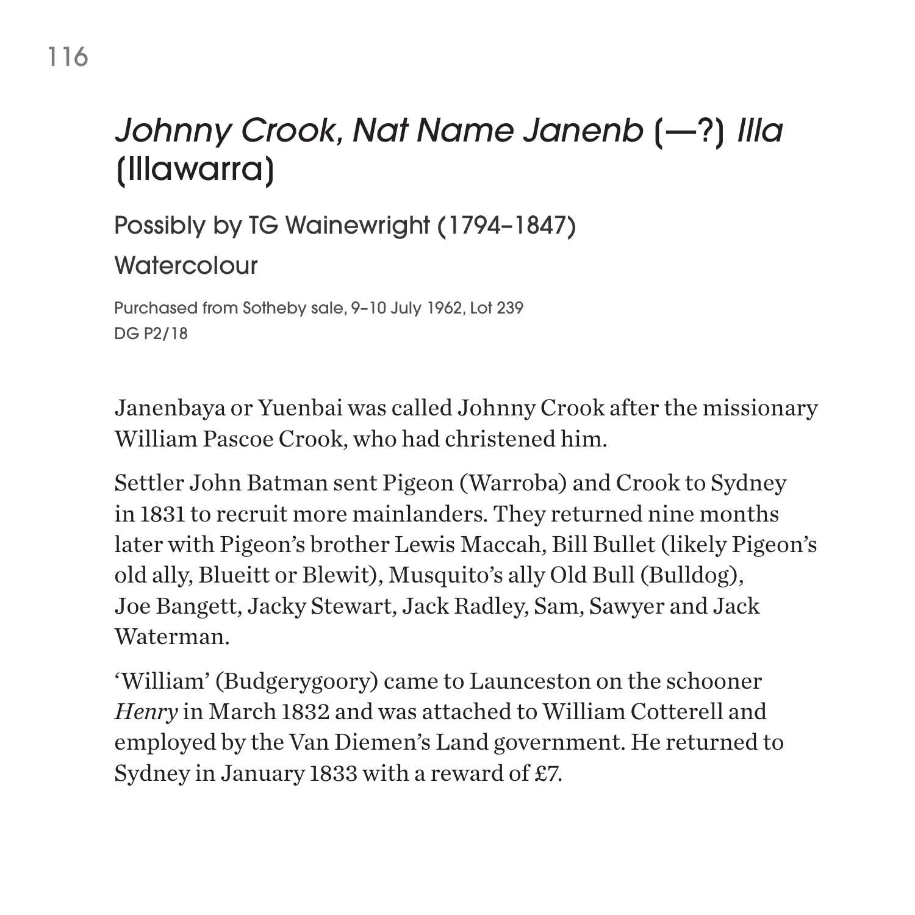# *Johnny Crook, Nat Name Janenb* (—?) *Illa* (Illawarra)

Possibly by TG Wainewright (1794–1847)

Watercolour

Purchased from Sotheby sale, 9–10 July 1962, Lot 239
DG P2/18

Janenbaya or Yuenbai was called Johnny Crook after the missionary William Pascoe Crook, who had christened him.

Settler John Batman sent Pigeon (Warroba) and Crook to Sydney in 1831 to recruit more mainlanders. They returned nine months later with Pigeon's brother Lewis Maccah, Bill Bullet (likely Pigeon's old ally, Blueitt or Blewit), Musquito's ally Old Bull (Bulldog), Joe Bangett, Jacky Stewart, Jack Radley, Sam, Sawyer and Jack Waterman.

'William' (Budgerygoory) came to Launceston on the schooner *Henry* in March 1832 and was attached to William Cotterell and employed by the Van Diemen's Land government. He returned to Sydney in January 1833 with a reward of £7.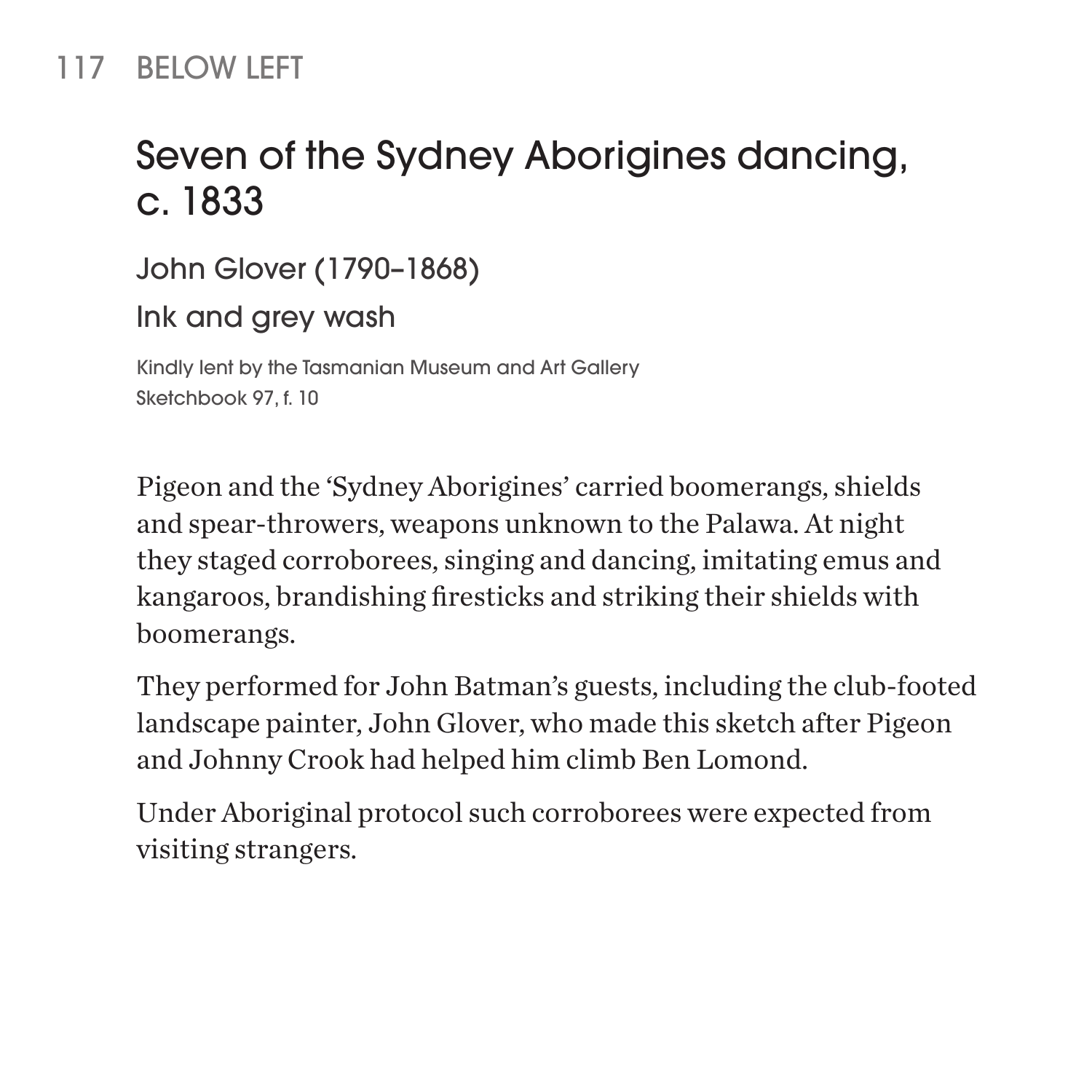117 BELOW LEFT

# Seven of the Sydney Aborigines dancing, c. 1833

John Glover (1790–1868)

Ink and grey wash

Kindly lent by the Tasmanian Museum and Art Gallery
Sketchbook 97, f. 10

Pigeon and the 'Sydney Aborigines' carried boomerangs, shields and spear-throwers, weapons unknown to the Palawa. At night they staged corroborees, singing and dancing, imitating emus and kangaroos, brandishing firesticks and striking their shields with boomerangs.

They performed for John Batman's guests, including the club-footed landscape painter, John Glover, who made this sketch after Pigeon and Johnny Crook had helped him climb Ben Lomond.

Under Aboriginal protocol such corroborees were expected from visiting strangers.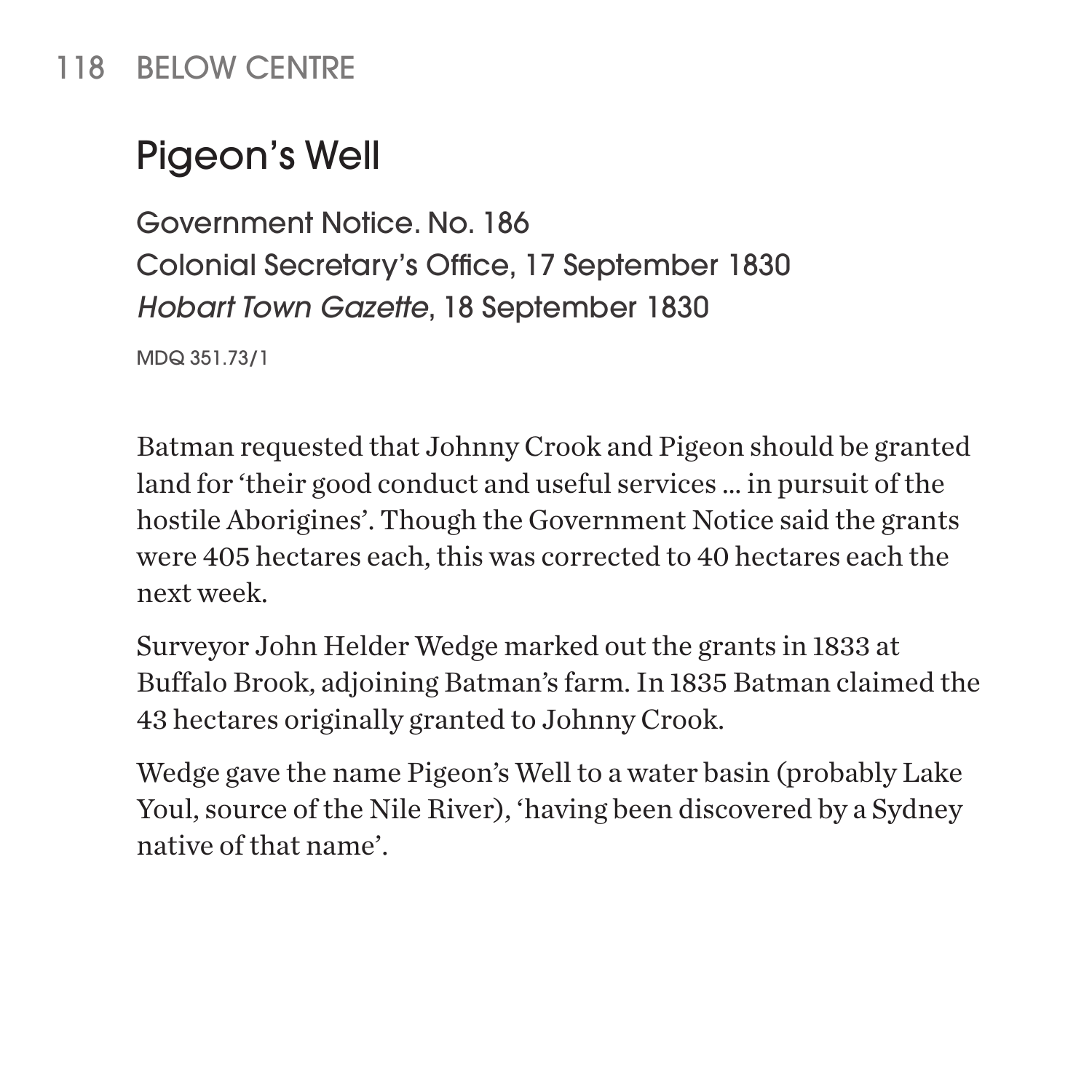## Pigeon's Well

Government Notice. No. 186
Colonial Secretary's Office, 17 September 1830
*Hobart Town Gazette*, 18 September 1830

MDQ 351.73/1

Batman requested that Johnny Crook and Pigeon should be granted land for 'their good conduct and useful services ... in pursuit of the hostile Aborigines'. Though the Government Notice said the grants were 405 hectares each, this was corrected to 40 hectares each the next week.

Surveyor John Helder Wedge marked out the grants in 1833 at Buffalo Brook, adjoining Batman's farm. In 1835 Batman claimed the 43 hectares originally granted to Johnny Crook.

Wedge gave the name Pigeon's Well to a water basin (probably Lake Youl, source of the Nile River), 'having been discovered by a Sydney native of that name'.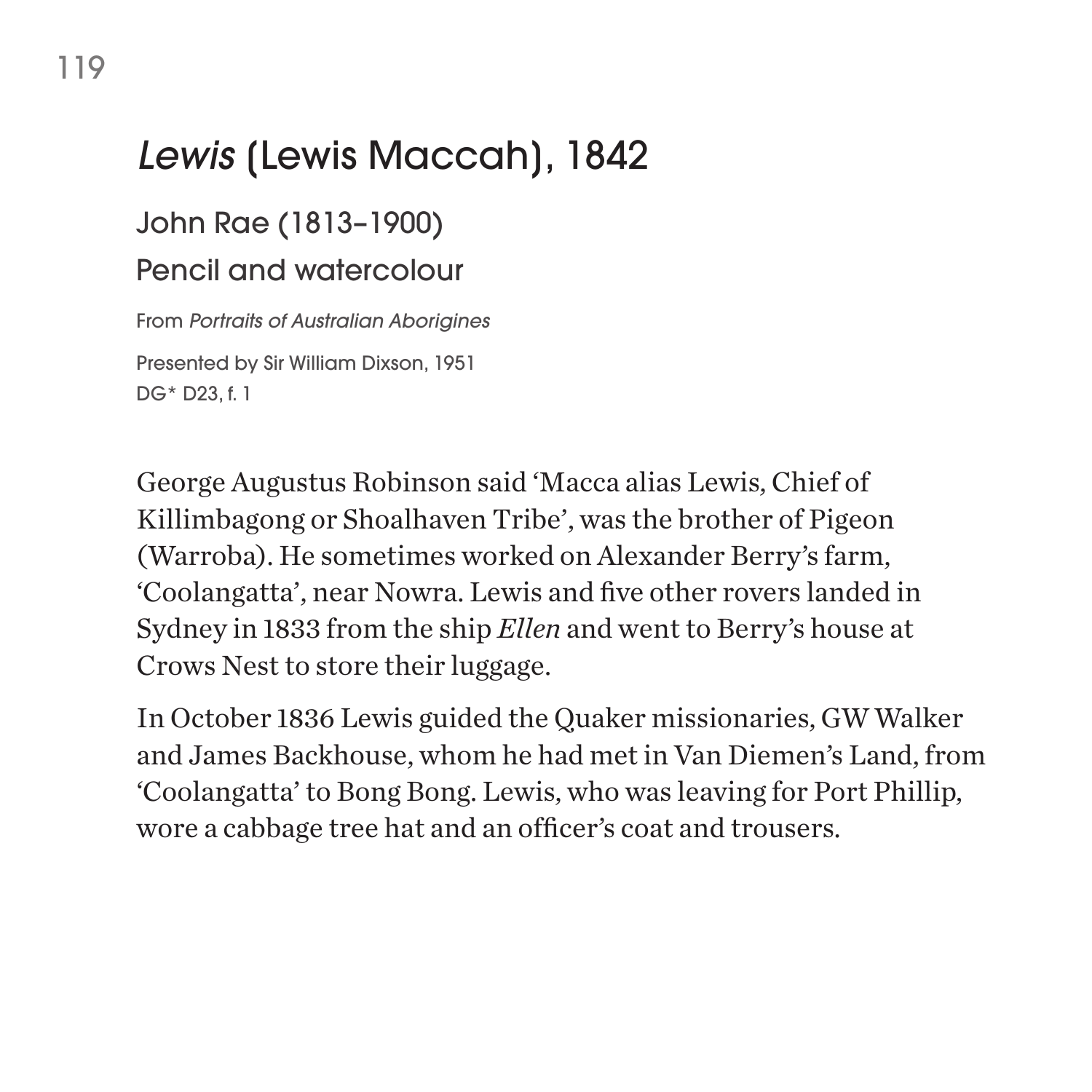# *Lewis* (Lewis Maccah), 1842

## John Rae (1813–1900)

## Pencil and watercolour

From *Portraits of Australian Aborigines*

Presented by Sir William Dixson, 1951
DG* D23, f. 1

George Augustus Robinson said 'Macca alias Lewis, Chief of Killimbagong or Shoalhaven Tribe', was the brother of Pigeon (Warroba). He sometimes worked on Alexander Berry's farm, 'Coolangatta', near Nowra. Lewis and five other rovers landed in Sydney in 1833 from the ship *Ellen* and went to Berry's house at Crows Nest to store their luggage.

In October 1836 Lewis guided the Quaker missionaries, GW Walker and James Backhouse, whom he had met in Van Diemen's Land, from 'Coolangatta' to Bong Bong. Lewis, who was leaving for Port Phillip, wore a cabbage tree hat and an officer's coat and trousers.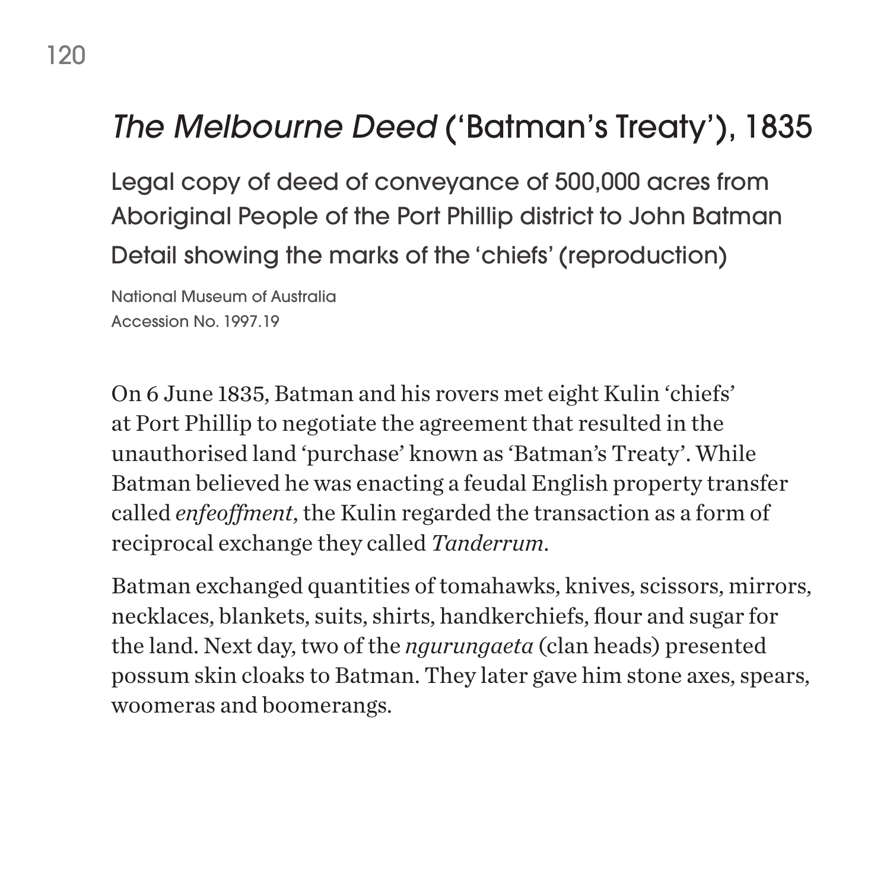# *The Melbourne Deed* ('Batman's Treaty'), 1835

Legal copy of deed of conveyance of 500,000 acres from Aboriginal People of the Port Phillip district to John Batman

Detail showing the marks of the 'chiefs' (reproduction)

National Museum of Australia
Accession No. 1997.19

On 6 June 1835, Batman and his rovers met eight Kulin 'chiefs' at Port Phillip to negotiate the agreement that resulted in the unauthorised land 'purchase' known as 'Batman's Treaty'. While Batman believed he was enacting a feudal English property transfer called *enfeoffment*, the Kulin regarded the transaction as a form of reciprocal exchange they called *Tanderrum*.

Batman exchanged quantities of tomahawks, knives, scissors, mirrors, necklaces, blankets, suits, shirts, handkerchiefs, flour and sugar for the land. Next day, two of the *ngurungaeta* (clan heads) presented possum skin cloaks to Batman. They later gave him stone axes, spears, woomeras and boomerangs.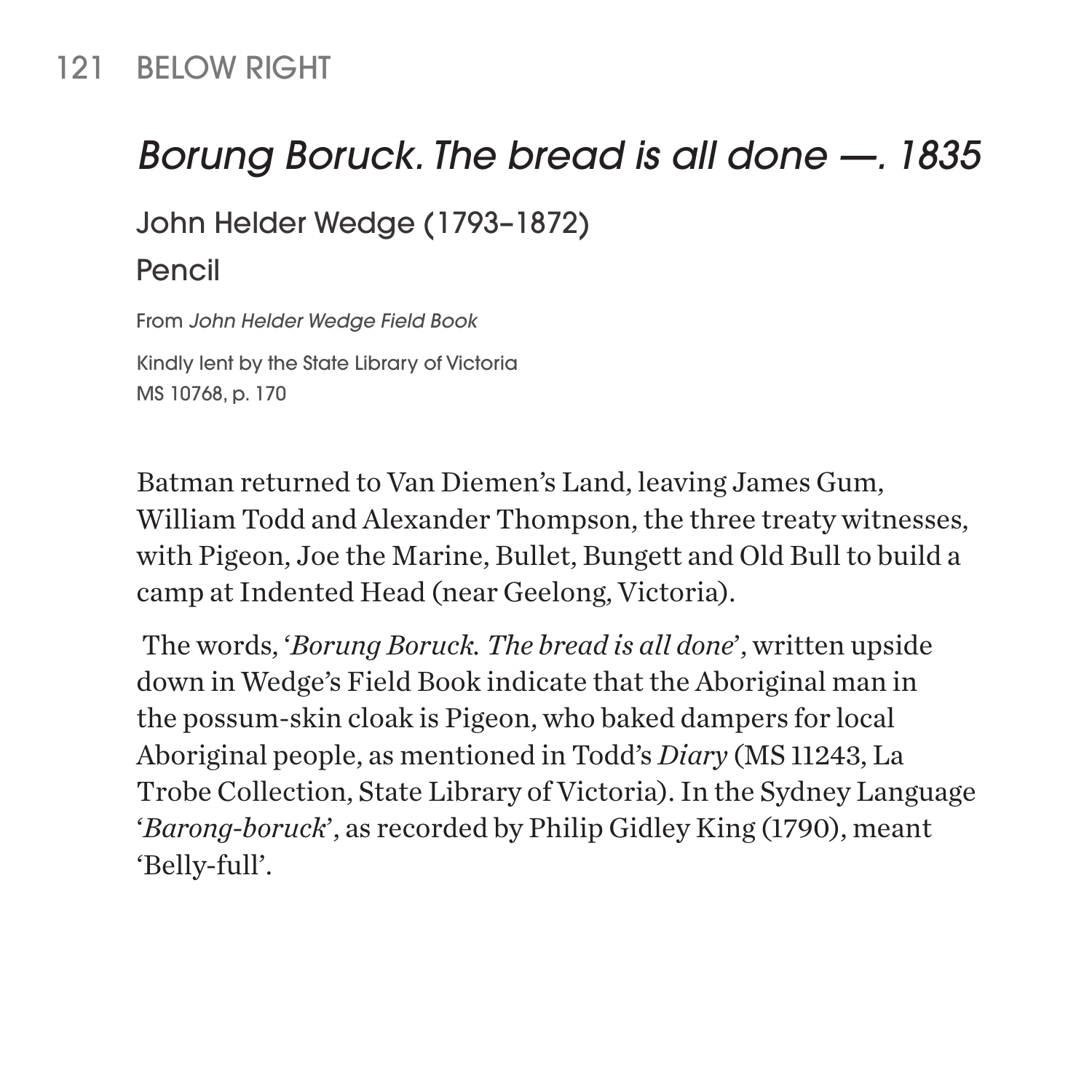121 BELOW RIGHT

# *Borung Boruck. The bread is all done —. 1835*

John Helder Wedge (1793–1872)

Pencil

From *John Helder Wedge Field Book*

Kindly lent by the State Library of Victoria
MS 10768, p. 170

Batman returned to Van Diemen's Land, leaving James Gum, William Todd and Alexander Thompson, the three treaty witnesses, with Pigeon, Joe the Marine, Bullet, Bungett and Old Bull to build a camp at Indented Head (near Geelong, Victoria).

The words, '*Borung Boruck. The bread is all done*', written upside down in Wedge's Field Book indicate that the Aboriginal man in the possum-skin cloak is Pigeon, who baked dampers for local Aboriginal people, as mentioned in Todd's *Diary* (MS 11243, La Trobe Collection, State Library of Victoria). In the Sydney Language '*Barong-boruck*', as recorded by Philip Gidley King (1790), meant 'Belly-full'.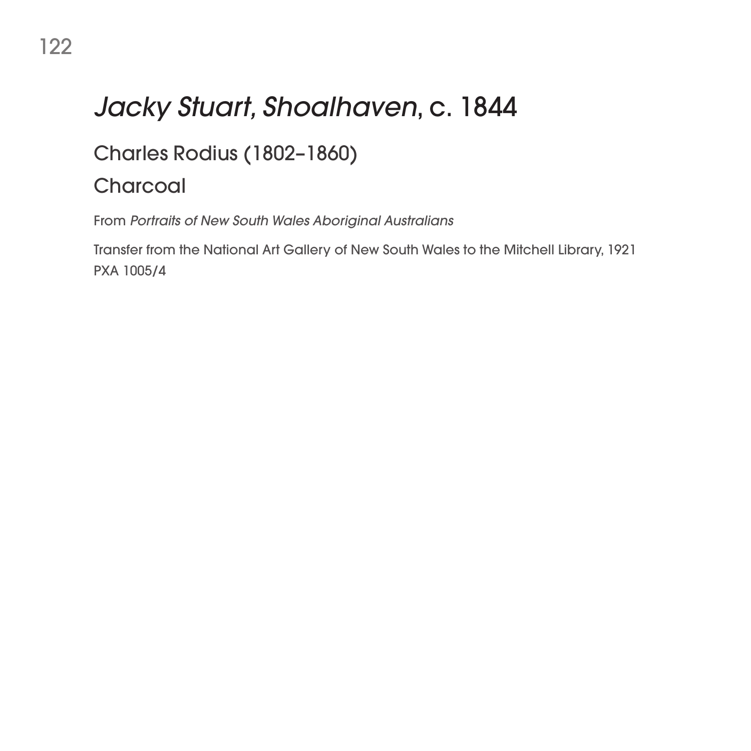# *Jacky Stuart, Shoalhaven*, c. 1844

## Charles Rodius (1802–1860)

## Charcoal

From *Portraits of New South Wales Aboriginal Australians*

Transfer from the National Art Gallery of New South Wales to the Mitchell Library, 1921
PXA 1005/4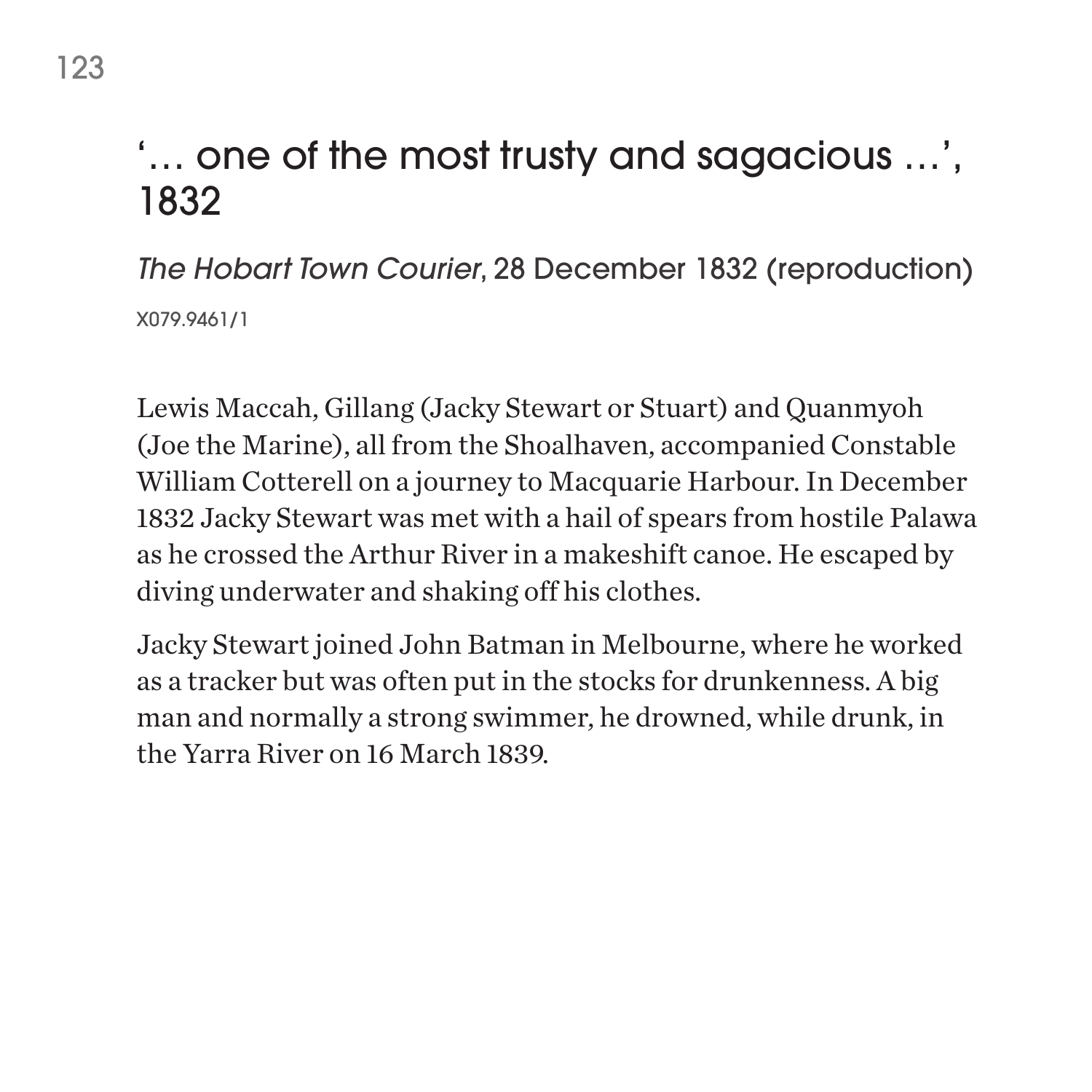## '… one of the most trusty and sagacious …', 1832

*The Hobart Town Courier*, 28 December 1832 (reproduction)

X079.9461/1

Lewis Maccah, Gillang (Jacky Stewart or Stuart) and Quanmyoh (Joe the Marine), all from the Shoalhaven, accompanied Constable William Cotterell on a journey to Macquarie Harbour. In December 1832 Jacky Stewart was met with a hail of spears from hostile Palawa as he crossed the Arthur River in a makeshift canoe. He escaped by diving underwater and shaking off his clothes.

Jacky Stewart joined John Batman in Melbourne, where he worked as a tracker but was often put in the stocks for drunkenness. A big man and normally a strong swimmer, he drowned, while drunk, in the Yarra River on 16 March 1839.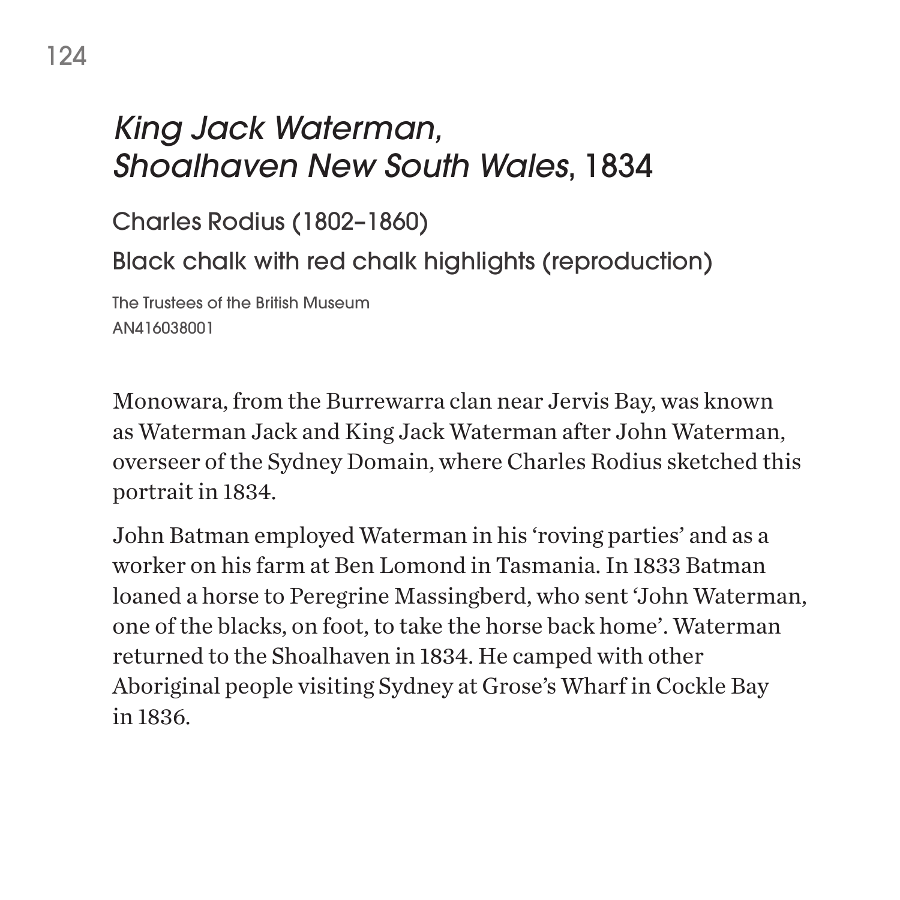## *King Jack Waterman, Shoalhaven New South Wales*, 1834

Charles Rodius (1802–1860)

Black chalk with red chalk highlights (reproduction)

The Trustees of the British Museum
AN416038001

Monowara, from the Burrewarra clan near Jervis Bay, was known as Waterman Jack and King Jack Waterman after John Waterman, overseer of the Sydney Domain, where Charles Rodius sketched this portrait in 1834.

John Batman employed Waterman in his 'roving parties' and as a worker on his farm at Ben Lomond in Tasmania. In 1833 Batman loaned a horse to Peregrine Massingberd, who sent 'John Waterman, one of the blacks, on foot, to take the horse back home'. Waterman returned to the Shoalhaven in 1834. He camped with other Aboriginal people visiting Sydney at Grose's Wharf in Cockle Bay in 1836.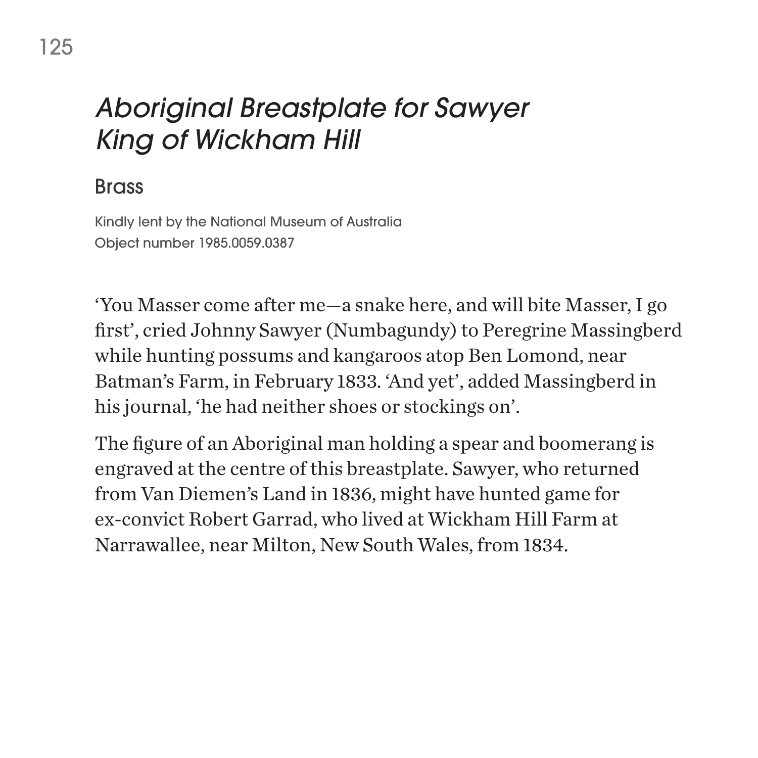# *Aboriginal Breastplate for Sawyer King of Wickham Hill*

## Brass

Kindly lent by the National Museum of Australia
Object number 1985.0059.0387

'You Masser come after me—a snake here, and will bite Masser, I go first', cried Johnny Sawyer (Numbagundy) to Peregrine Massingberd while hunting possums and kangaroos atop Ben Lomond, near Batman's Farm, in February 1833. 'And yet', added Massingberd in his journal, 'he had neither shoes or stockings on'.

The figure of an Aboriginal man holding a spear and boomerang is engraved at the centre of this breastplate. Sawyer, who returned from Van Diemen's Land in 1836, might have hunted game for ex-convict Robert Garrad, who lived at Wickham Hill Farm at Narrawallee, near Milton, New South Wales, from 1834.